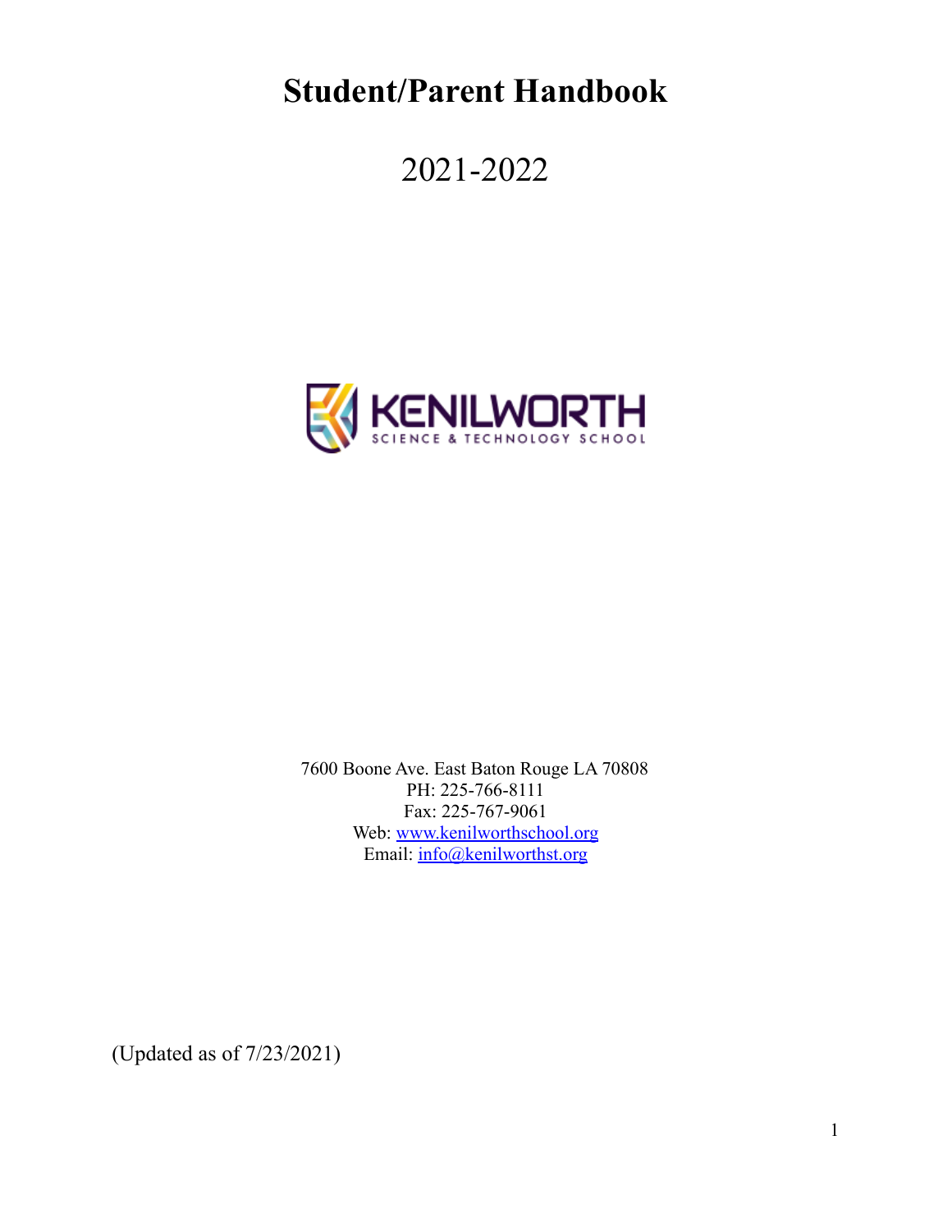# Student/Parent Handbook

2021-2022

KENILWORTH
SCIENCE & TECHNOLOGY SCHOOL

7600 Boone Ave. East Baton Rouge LA 70808
PH: 225-766-8111
Fax: 225-767-9061
Web: www.kenilworthschool.org
Email: info@kenilworthst.org

(Updated as of 7/23/2021)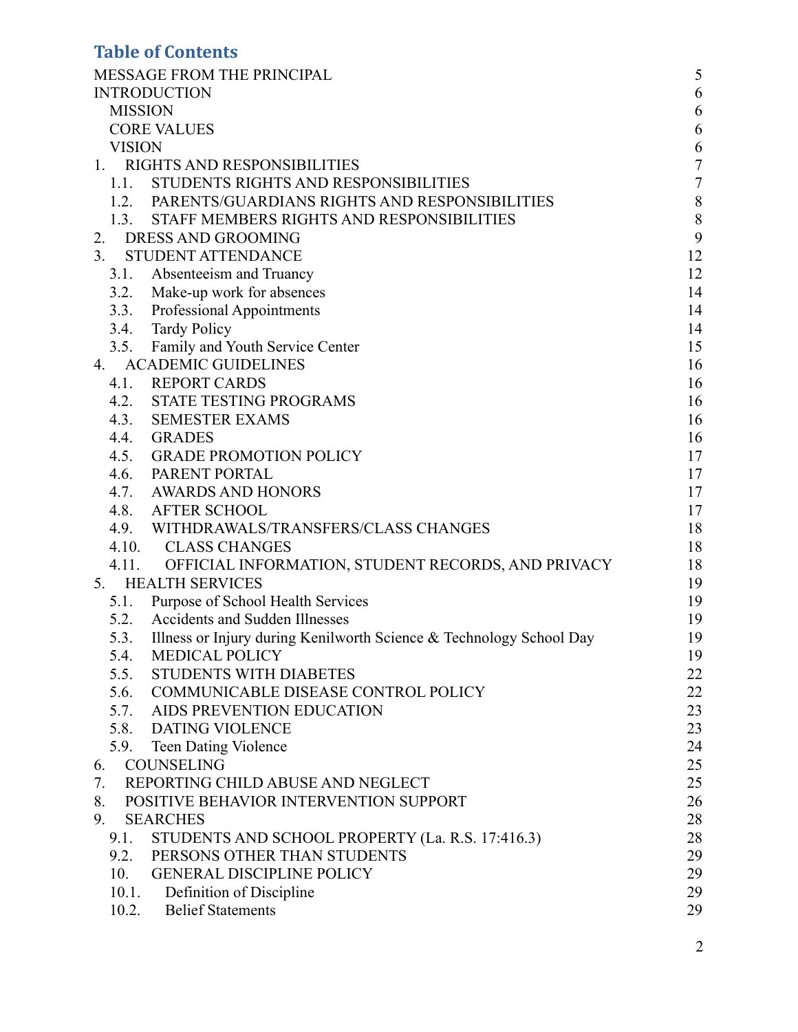## Table of Contents

| | |
|---|---|
| MESSAGE FROM THE PRINCIPAL | 5 |
| INTRODUCTION | 6 |
| MISSION | 6 |
| CORE VALUES | 6 |
| VISION | 6 |
| 1. RIGHTS AND RESPONSIBILITIES | 7 |
| 1.1. STUDENTS RIGHTS AND RESPONSIBILITIES | 7 |
| 1.2. PARENTS/GUARDIANS RIGHTS AND RESPONSIBILITIES | 8 |
| 1.3. STAFF MEMBERS RIGHTS AND RESPONSIBILITIES | 8 |
| 2. DRESS AND GROOMING | 9 |
| 3. STUDENT ATTENDANCE | 12 |
| 3.1. Absenteeism and Truancy | 12 |
| 3.2. Make-up work for absences | 14 |
| 3.3. Professional Appointments | 14 |
| 3.4. Tardy Policy | 14 |
| 3.5. Family and Youth Service Center | 15 |
| 4. ACADEMIC GUIDELINES | 16 |
| 4.1. REPORT CARDS | 16 |
| 4.2. STATE TESTING PROGRAMS | 16 |
| 4.3. SEMESTER EXAMS | 16 |
| 4.4. GRADES | 16 |
| 4.5. GRADE PROMOTION POLICY | 17 |
| 4.6. PARENT PORTAL | 17 |
| 4.7. AWARDS AND HONORS | 17 |
| 4.8. AFTER SCHOOL | 17 |
| 4.9. WITHDRAWALS/TRANSFERS/CLASS CHANGES | 18 |
| 4.10. CLASS CHANGES | 18 |
| 4.11. OFFICIAL INFORMATION, STUDENT RECORDS, AND PRIVACY | 18 |
| 5. HEALTH SERVICES | 19 |
| 5.1. Purpose of School Health Services | 19 |
| 5.2. Accidents and Sudden Illnesses | 19 |
| 5.3. Illness or Injury during Kenilworth Science & Technology School Day | 19 |
| 5.4. MEDICAL POLICY | 19 |
| 5.5. STUDENTS WITH DIABETES | 22 |
| 5.6. COMMUNICABLE DISEASE CONTROL POLICY | 22 |
| 5.7. AIDS PREVENTION EDUCATION | 23 |
| 5.8. DATING VIOLENCE | 23 |
| 5.9. Teen Dating Violence | 24 |
| 6. COUNSELING | 25 |
| 7. REPORTING CHILD ABUSE AND NEGLECT | 25 |
| 8. POSITIVE BEHAVIOR INTERVENTION SUPPORT | 26 |
| 9. SEARCHES | 28 |
| 9.1. STUDENTS AND SCHOOL PROPERTY (La. R.S. 17:416.3) | 28 |
| 9.2. PERSONS OTHER THAN STUDENTS | 29 |
| 10. GENERAL DISCIPLINE POLICY | 29 |
| 10.1. Definition of Discipline | 29 |
| 10.2. Belief Statements | 29 |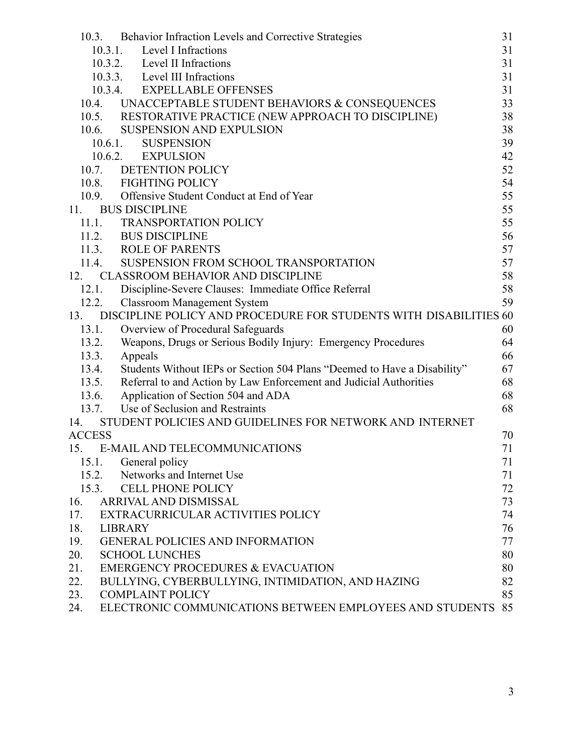| | |
|---|---|
| 10.3. Behavior Infraction Levels and Corrective Strategies | 31 |
| 10.3.1. Level I Infractions | 31 |
| 10.3.2. Level II Infractions | 31 |
| 10.3.3. Level III Infractions | 31 |
| 10.3.4. EXPELLABLE OFFENSES | 31 |
| 10.4. UNACCEPTABLE STUDENT BEHAVIORS & CONSEQUENCES | 33 |
| 10.5. RESTORATIVE PRACTICE (NEW APPROACH TO DISCIPLINE) | 38 |
| 10.6. SUSPENSION AND EXPULSION | 38 |
| 10.6.1. SUSPENSION | 39 |
| 10.6.2. EXPULSION | 42 |
| 10.7. DETENTION POLICY | 52 |
| 10.8. FIGHTING POLICY | 54 |
| 10.9. Offensive Student Conduct at End of Year | 55 |
| 11. BUS DISCIPLINE | 55 |
| 11.1. TRANSPORTATION POLICY | 55 |
| 11.2. BUS DISCIPLINE | 56 |
| 11.3. ROLE OF PARENTS | 57 |
| 11.4. SUSPENSION FROM SCHOOL TRANSPORTATION | 57 |
| 12. CLASSROOM BEHAVIOR AND DISCIPLINE | 58 |
| 12.1. Discipline-Severe Clauses: Immediate Office Referral | 58 |
| 12.2. Classroom Management System | 59 |
| 13. DISCIPLINE POLICY AND PROCEDURE FOR STUDENTS WITH DISABILITIES | 60 |
| 13.1. Overview of Procedural Safeguards | 60 |
| 13.2. Weapons, Drugs or Serious Bodily Injury: Emergency Procedures | 64 |
| 13.3. Appeals | 66 |
| 13.4. Students Without IEPs or Section 504 Plans "Deemed to Have a Disability" | 67 |
| 13.5. Referral to and Action by Law Enforcement and Judicial Authorities | 68 |
| 13.6. Application of Section 504 and ADA | 68 |
| 13.7. Use of Seclusion and Restraints | 68 |
| 14. STUDENT POLICIES AND GUIDELINES FOR NETWORK AND INTERNET ACCESS | 70 |
| 15. E-MAIL AND TELECOMMUNICATIONS | 71 |
| 15.1. General policy | 71 |
| 15.2. Networks and Internet Use | 71 |
| 15.3. CELL PHONE POLICY | 72 |
| 16. ARRIVAL AND DISMISSAL | 73 |
| 17. EXTRACURRICULAR ACTIVITIES POLICY | 74 |
| 18. LIBRARY | 76 |
| 19. GENERAL POLICIES AND INFORMATION | 77 |
| 20. SCHOOL LUNCHES | 80 |
| 21. EMERGENCY PROCEDURES & EVACUATION | 80 |
| 22. BULLYING, CYBERBULLYING, INTIMIDATION, AND HAZING | 82 |
| 23. COMPLAINT POLICY | 85 |
| 24. ELECTRONIC COMMUNICATIONS BETWEEN EMPLOYEES AND STUDENTS | 85 |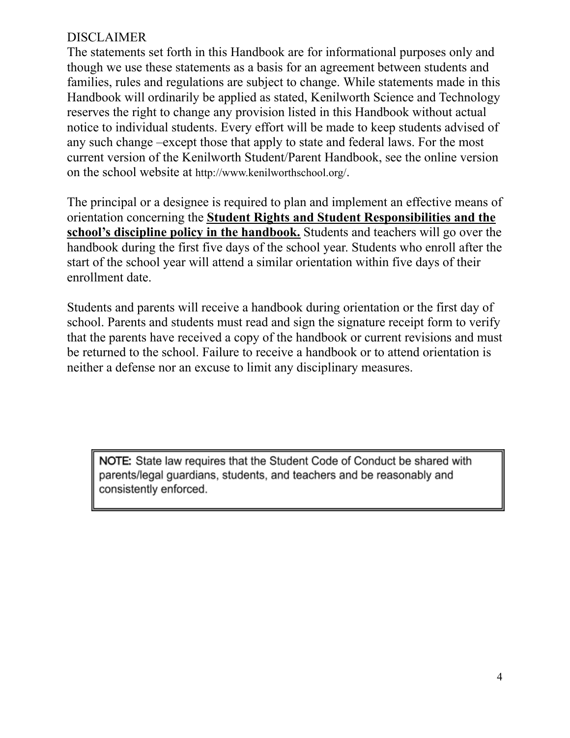## DISCLAIMER

The statements set forth in this Handbook are for informational purposes only and though we use these statements as a basis for an agreement between students and families, rules and regulations are subject to change. While statements made in this Handbook will ordinarily be applied as stated, Kenilworth Science and Technology reserves the right to change any provision listed in this Handbook without actual notice to individual students. Every effort will be made to keep students advised of any such change –except those that apply to state and federal laws. For the most current version of the Kenilworth Student/Parent Handbook, see the online version on the school website at http://www.kenilworthschool.org/.

The principal or a designee is required to plan and implement an effective means of orientation concerning the **Student Rights and Student Responsibilities and the school's discipline policy in the handbook.** Students and teachers will go over the handbook during the first five days of the school year. Students who enroll after the start of the school year will attend a similar orientation within five days of their enrollment date.

Students and parents will receive a handbook during orientation or the first day of school. Parents and students must read and sign the signature receipt form to verify that the parents have received a copy of the handbook or current revisions and must be returned to the school. Failure to receive a handbook or to attend orientation is neither a defense nor an excuse to limit any disciplinary measures.

> **NOTE:** State law requires that the Student Code of Conduct be shared with parents/legal guardians, students, and teachers and be reasonably and consistently enforced.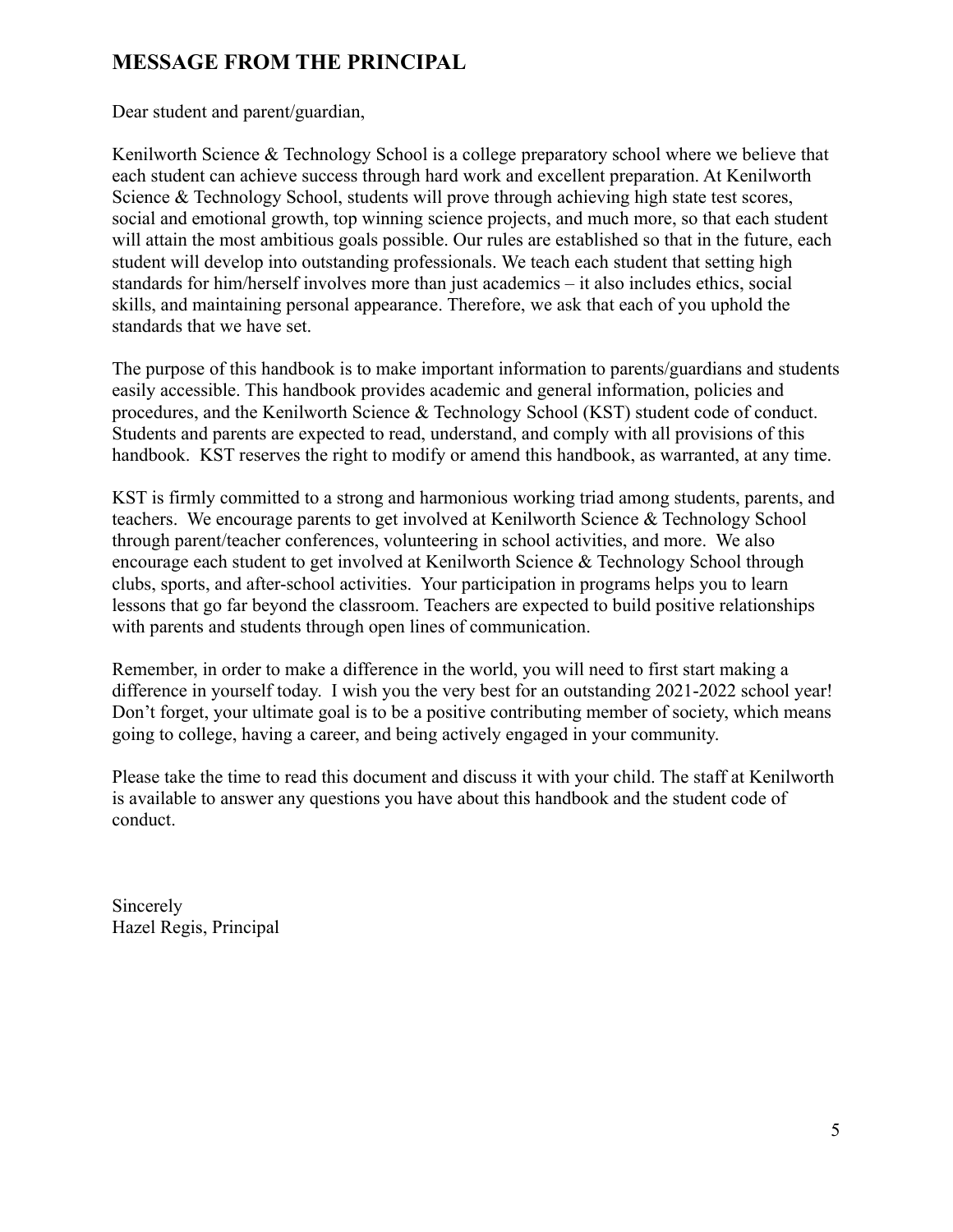## MESSAGE FROM THE PRINCIPAL

Dear student and parent/guardian,

Kenilworth Science & Technology School is a college preparatory school where we believe that each student can achieve success through hard work and excellent preparation. At Kenilworth Science & Technology School, students will prove through achieving high state test scores, social and emotional growth, top winning science projects, and much more, so that each student will attain the most ambitious goals possible. Our rules are established so that in the future, each student will develop into outstanding professionals. We teach each student that setting high standards for him/herself involves more than just academics – it also includes ethics, social skills, and maintaining personal appearance. Therefore, we ask that each of you uphold the standards that we have set.

The purpose of this handbook is to make important information to parents/guardians and students easily accessible. This handbook provides academic and general information, policies and procedures, and the Kenilworth Science & Technology School (KST) student code of conduct. Students and parents are expected to read, understand, and comply with all provisions of this handbook. KST reserves the right to modify or amend this handbook, as warranted, at any time.

KST is firmly committed to a strong and harmonious working triad among students, parents, and teachers. We encourage parents to get involved at Kenilworth Science & Technology School through parent/teacher conferences, volunteering in school activities, and more. We also encourage each student to get involved at Kenilworth Science & Technology School through clubs, sports, and after-school activities. Your participation in programs helps you to learn lessons that go far beyond the classroom. Teachers are expected to build positive relationships with parents and students through open lines of communication.

Remember, in order to make a difference in the world, you will need to first start making a difference in yourself today. I wish you the very best for an outstanding 2021-2022 school year! Don't forget, your ultimate goal is to be a positive contributing member of society, which means going to college, having a career, and being actively engaged in your community.

Please take the time to read this document and discuss it with your child. The staff at Kenilworth is available to answer any questions you have about this handbook and the student code of conduct.

Sincerely
Hazel Regis, Principal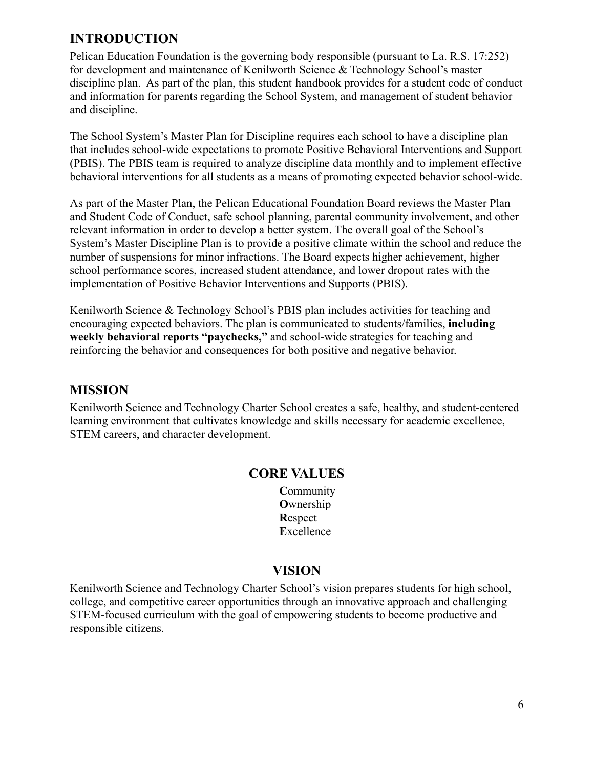## INTRODUCTION

Pelican Education Foundation is the governing body responsible (pursuant to La. R.S. 17:252) for development and maintenance of Kenilworth Science & Technology School's master discipline plan. As part of the plan, this student handbook provides for a student code of conduct and information for parents regarding the School System, and management of student behavior and discipline.

The School System's Master Plan for Discipline requires each school to have a discipline plan that includes school-wide expectations to promote Positive Behavioral Interventions and Support (PBIS). The PBIS team is required to analyze discipline data monthly and to implement effective behavioral interventions for all students as a means of promoting expected behavior school-wide.

As part of the Master Plan, the Pelican Educational Foundation Board reviews the Master Plan and Student Code of Conduct, safe school planning, parental community involvement, and other relevant information in order to develop a better system. The overall goal of the School's System's Master Discipline Plan is to provide a positive climate within the school and reduce the number of suspensions for minor infractions. The Board expects higher achievement, higher school performance scores, increased student attendance, and lower dropout rates with the implementation of Positive Behavior Interventions and Supports (PBIS).

Kenilworth Science & Technology School's PBIS plan includes activities for teaching and encouraging expected behaviors. The plan is communicated to students/families, **including weekly behavioral reports "paychecks,"** and school-wide strategies for teaching and reinforcing the behavior and consequences for both positive and negative behavior.

## MISSION

Kenilworth Science and Technology Charter School creates a safe, healthy, and student-centered learning environment that cultivates knowledge and skills necessary for academic excellence, STEM careers, and character development.

## CORE VALUES

**C**ommunity
**O**wnership
**R**espect
**E**xcellence

## VISION

Kenilworth Science and Technology Charter School's vision prepares students for high school, college, and competitive career opportunities through an innovative approach and challenging STEM-focused curriculum with the goal of empowering students to become productive and responsible citizens.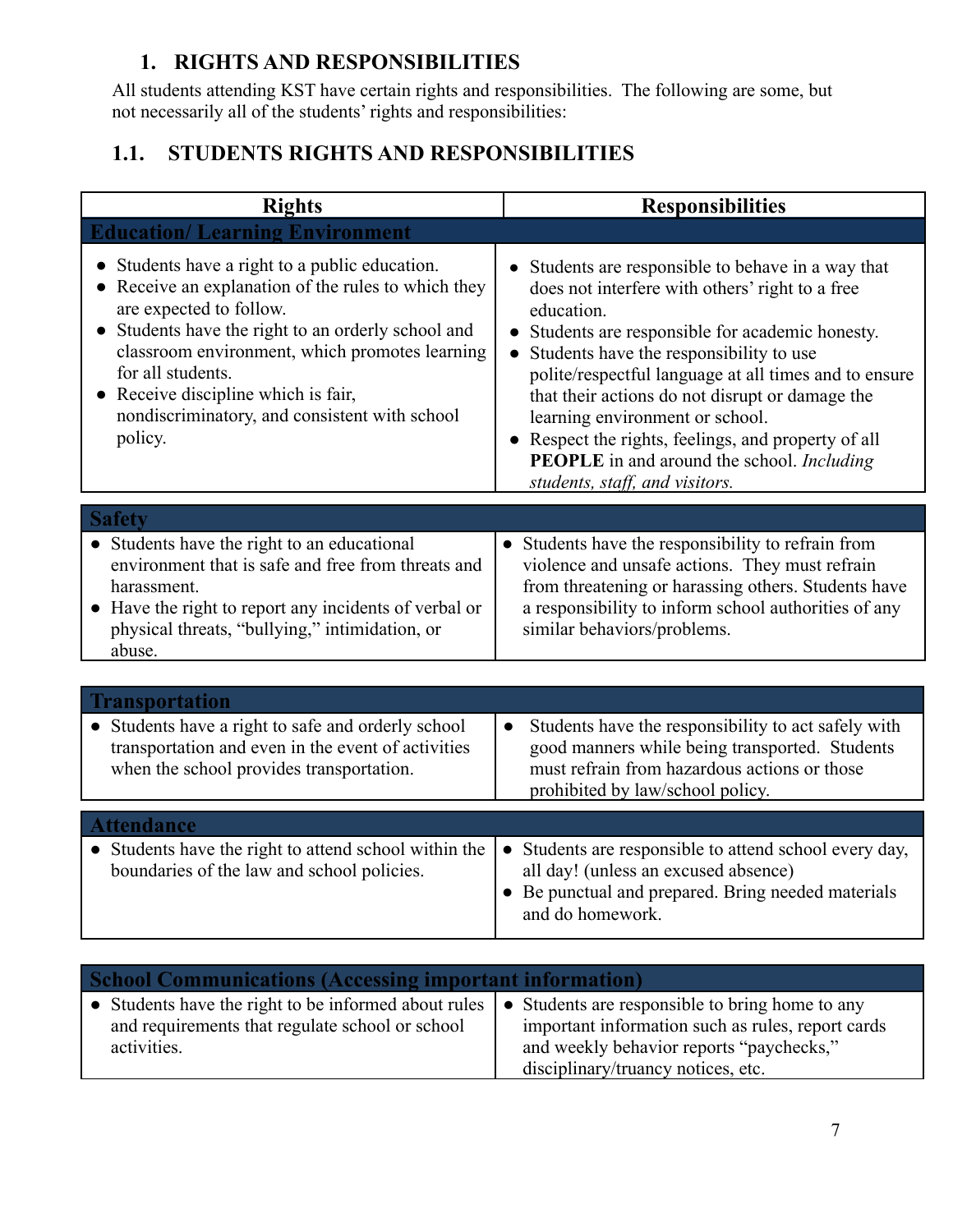## 1. RIGHTS AND RESPONSIBILITIES

All students attending KST have certain rights and responsibilities. The following are some, but not necessarily all of the students' rights and responsibilities:

### 1.1. STUDENTS RIGHTS AND RESPONSIBILITIES

| Rights | Responsibilities |
|---|---|
| **Education/ Learning Environment** | |
| • Students have a right to a public education.<br>• Receive an explanation of the rules to which they are expected to follow.<br>• Students have the right to an orderly school and classroom environment, which promotes learning for all students.<br>• Receive discipline which is fair, nondiscriminatory, and consistent with school policy. | • Students are responsible to behave in a way that does not interfere with others' right to a free education.<br>• Students are responsible for academic honesty.<br>• Students have the responsibility to use polite/respectful language at all times and to ensure that their actions do not disrupt or damage the learning environment or school.<br>• Respect the rights, feelings, and property of all **PEOPLE** in and around the school. *Including students, staff, and visitors.* |
| **Safety** | |
| • Students have the right to an educational environment that is safe and free from threats and harassment.<br>• Have the right to report any incidents of verbal or physical threats, "bullying," intimidation, or abuse. | • Students have the responsibility to refrain from violence and unsafe actions. They must refrain from threatening or harassing others. Students have a responsibility to inform school authorities of any similar behaviors/problems. |
| **Transportation** | |
| • Students have a right to safe and orderly school transportation and even in the event of activities when the school provides transportation. | • Students have the responsibility to act safely with good manners while being transported. Students must refrain from hazardous actions or those prohibited by law/school policy. |
| **Attendance** | |
| • Students have the right to attend school within the boundaries of the law and school policies. | • Students are responsible to attend school every day, all day! (unless an excused absence)<br>• Be punctual and prepared. Bring needed materials and do homework. |
| **School Communications (Accessing important information)** | |
| • Students have the right to be informed about rules and requirements that regulate school or school activities. | • Students are responsible to bring home to any important information such as rules, report cards and weekly behavior reports "paychecks," disciplinary/truancy notices, etc. |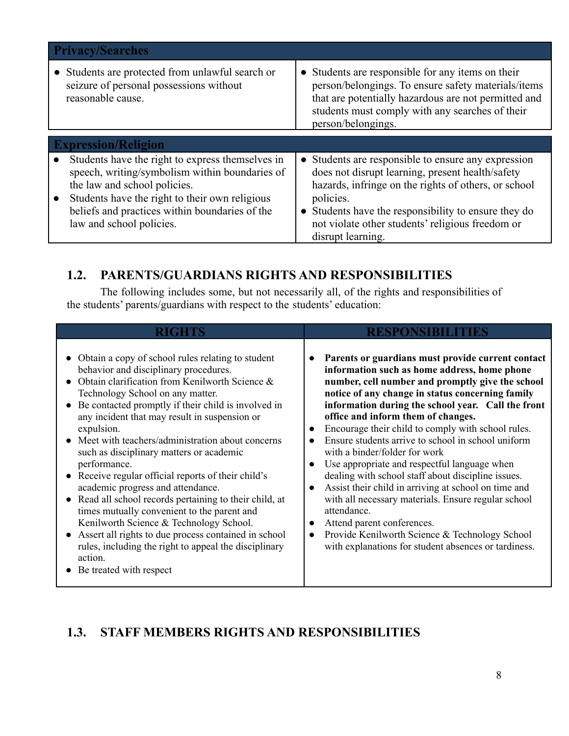| Privacy/Searches | |
|---|---|
| • Students are protected from unlawful search or seizure of personal possessions without reasonable cause. | • Students are responsible for any items on their person/belongings. To ensure safety materials/items that are potentially hazardous are not permitted and students must comply with any searches of their person/belongings. |

| Expression/Religion | |
|---|---|
| • Students have the right to express themselves in speech, writing/symbolism within boundaries of the law and school policies.<br>• Students have the right to their own religious beliefs and practices within boundaries of the law and school policies. | • Students are responsible to ensure any expression does not disrupt learning, present health/safety hazards, infringe on the rights of others, or school policies.<br>• Students have the responsibility to ensure they do not violate other students' religious freedom or disrupt learning. |

## 1.2. PARENTS/GUARDIANS RIGHTS AND RESPONSIBILITIES

The following includes some, but not necessarily all, of the rights and responsibilities of the students' parents/guardians with respect to the students' education:

| RIGHTS | RESPONSIBILITIES |
|---|---|
| • Obtain a copy of school rules relating to student behavior and disciplinary procedures.<br>• Obtain clarification from Kenilworth Science & Technology School on any matter.<br>• Be contacted promptly if their child is involved in any incident that may result in suspension or expulsion.<br>• Meet with teachers/administration about concerns such as disciplinary matters or academic performance.<br>• Receive regular official reports of their child's academic progress and attendance.<br>• Read all school records pertaining to their child, at times mutually convenient to the parent and Kenilworth Science & Technology School.<br>• Assert all rights to due process contained in school rules, including the right to appeal the disciplinary action.<br>• Be treated with respect | • **Parents or guardians must provide current contact information such as home address, home phone number, cell number and promptly give the school notice of any change in status concerning family information during the school year. Call the front office and inform them of changes.**<br>• Encourage their child to comply with school rules.<br>• Ensure students arrive to school in school uniform with a binder/folder for work<br>• Use appropriate and respectful language when dealing with school staff about discipline issues.<br>• Assist their child in arriving at school on time and with all necessary materials. Ensure regular school attendance.<br>• Attend parent conferences.<br>• Provide Kenilworth Science & Technology School with explanations for student absences or tardiness. |

## 1.3. STAFF MEMBERS RIGHTS AND RESPONSIBILITIES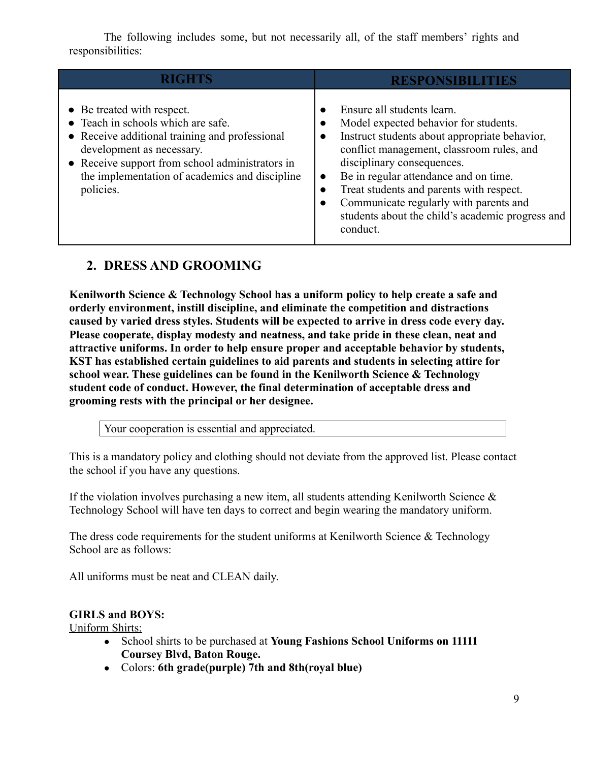The following includes some, but not necessarily all, of the staff members' rights and responsibilities:

| RIGHTS | RESPONSIBILITIES |
|---|---|
| • Be treated with respect.<br>• Teach in schools which are safe.<br>• Receive additional training and professional development as necessary.<br>• Receive support from school administrators in the implementation of academics and discipline policies. | • Ensure all students learn.<br>• Model expected behavior for students.<br>• Instruct students about appropriate behavior, conflict management, classroom rules, and disciplinary consequences.<br>• Be in regular attendance and on time.<br>• Treat students and parents with respect.<br>• Communicate regularly with parents and students about the child's academic progress and conduct. |

## 2. DRESS AND GROOMING

**Kenilworth Science & Technology School has a uniform policy to help create a safe and orderly environment, instill discipline, and eliminate the competition and distractions caused by varied dress styles. Students will be expected to arrive in dress code every day. Please cooperate, display modesty and neatness, and take pride in these clean, neat and attractive uniforms. In order to help ensure proper and acceptable behavior by students, KST has established certain guidelines to aid parents and students in selecting attire for school wear. These guidelines can be found in the Kenilworth Science & Technology student code of conduct. However, the final determination of acceptable dress and grooming rests with the principal or her designee.**

Your cooperation is essential and appreciated.

This is a mandatory policy and clothing should not deviate from the approved list. Please contact the school if you have any questions.

If the violation involves purchasing a new item, all students attending Kenilworth Science & Technology School will have ten days to correct and begin wearing the mandatory uniform.

The dress code requirements for the student uniforms at Kenilworth Science & Technology School are as follows:

All uniforms must be neat and CLEAN daily.

**GIRLS and BOYS:**

Uniform Shirts:

- School shirts to be purchased at **Young Fashions School Uniforms on 11111 Coursey Blvd, Baton Rouge.**
- Colors: **6th grade(purple) 7th and 8th(royal blue)**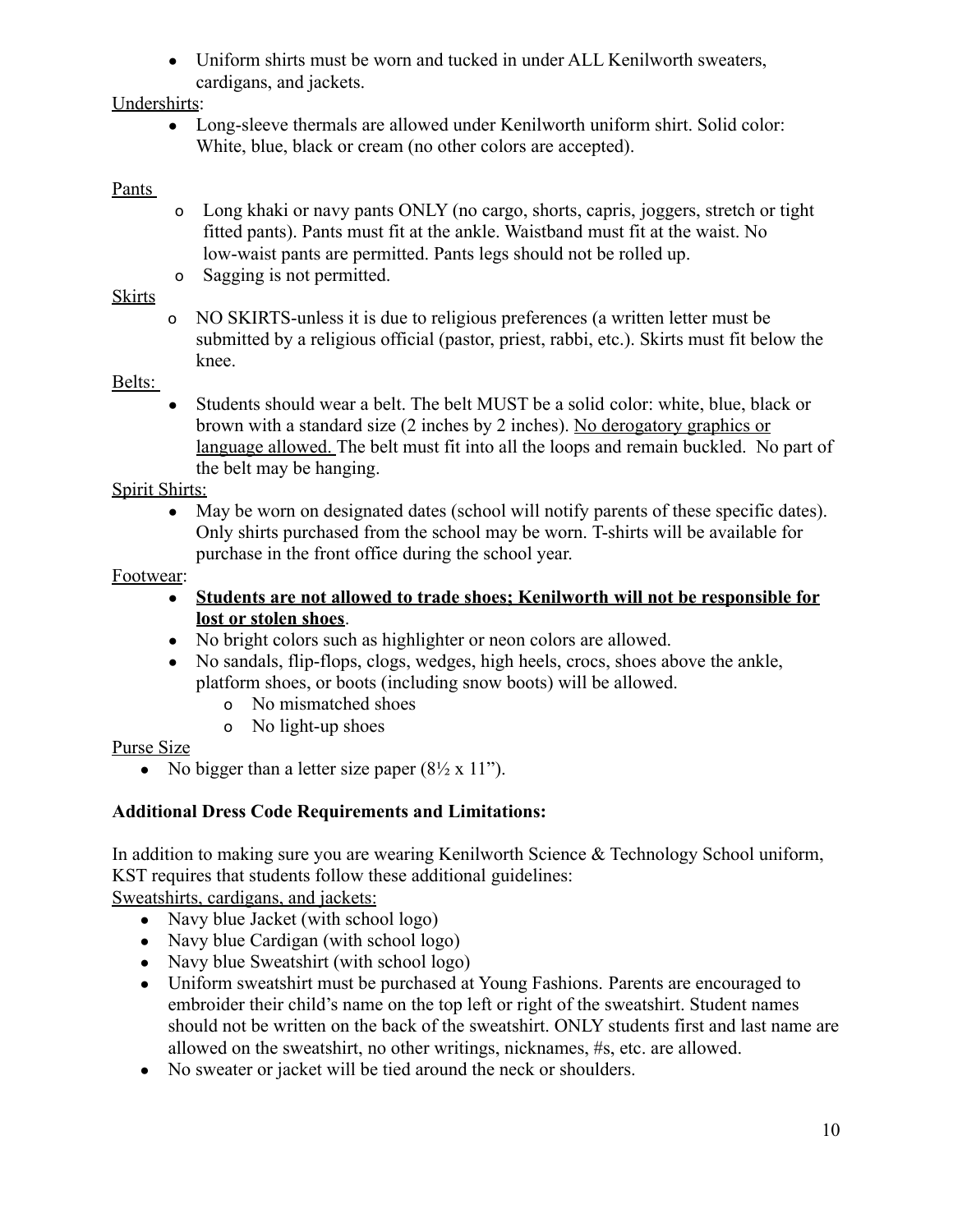- Uniform shirts must be worn and tucked in under ALL Kenilworth sweaters, cardigans, and jackets.

Undershirts:

- Long-sleeve thermals are allowed under Kenilworth uniform shirt. Solid color: White, blue, black or cream (no other colors are accepted).

Pants

- Long khaki or navy pants ONLY (no cargo, shorts, capris, joggers, stretch or tight fitted pants). Pants must fit at the ankle. Waistband must fit at the waist. No low-waist pants are permitted. Pants legs should not be rolled up.
- Sagging is not permitted.

Skirts

- NO SKIRTS-unless it is due to religious preferences (a written letter must be submitted by a religious official (pastor, priest, rabbi, etc.). Skirts must fit below the knee.

Belts:

- Students should wear a belt. The belt MUST be a solid color: white, blue, black or brown with a standard size (2 inches by 2 inches). No derogatory graphics or language allowed. The belt must fit into all the loops and remain buckled. No part of the belt may be hanging.

Spirit Shirts:

- May be worn on designated dates (school will notify parents of these specific dates). Only shirts purchased from the school may be worn. T-shirts will be available for purchase in the front office during the school year.

Footwear:

- **Students are not allowed to trade shoes; Kenilworth will not be responsible for lost or stolen shoes**.
- No bright colors such as highlighter or neon colors are allowed.
- No sandals, flip-flops, clogs, wedges, high heels, crocs, shoes above the ankle, platform shoes, or boots (including snow boots) will be allowed.
  - No mismatched shoes
  - No light-up shoes

Purse Size

- No bigger than a letter size paper (8½ x 11”).

**Additional Dress Code Requirements and Limitations:**

In addition to making sure you are wearing Kenilworth Science & Technology School uniform, KST requires that students follow these additional guidelines:

Sweatshirts, cardigans, and jackets:

- Navy blue Jacket (with school logo)
- Navy blue Cardigan (with school logo)
- Navy blue Sweatshirt (with school logo)
- Uniform sweatshirt must be purchased at Young Fashions. Parents are encouraged to embroider their child’s name on the top left or right of the sweatshirt. Student names should not be written on the back of the sweatshirt. ONLY students first and last name are allowed on the sweatshirt, no other writings, nicknames, #s, etc. are allowed.
- No sweater or jacket will be tied around the neck or shoulders.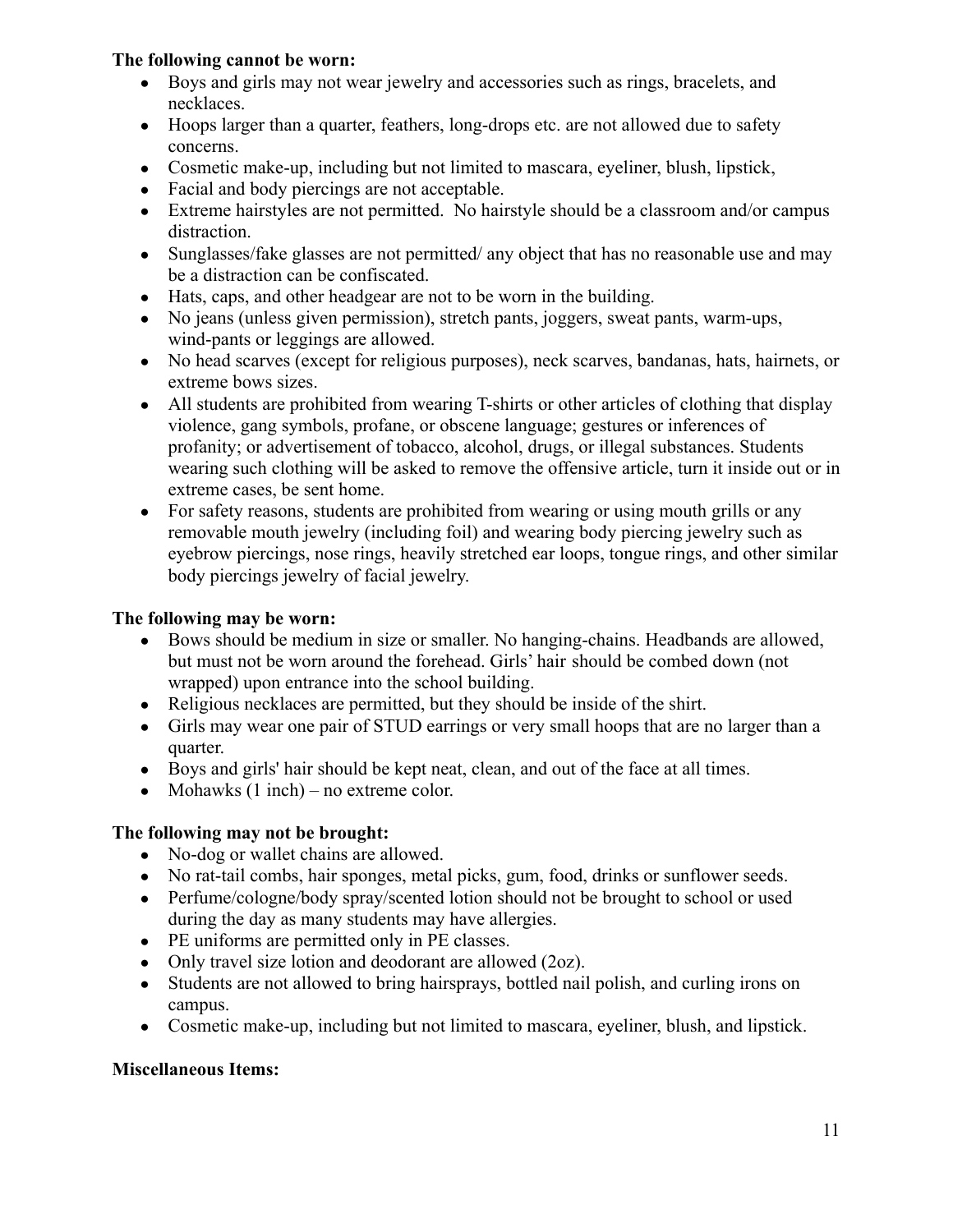**The following cannot be worn:**

- Boys and girls may not wear jewelry and accessories such as rings, bracelets, and necklaces.
- Hoops larger than a quarter, feathers, long-drops etc. are not allowed due to safety concerns.
- Cosmetic make-up, including but not limited to mascara, eyeliner, blush, lipstick,
- Facial and body piercings are not acceptable.
- Extreme hairstyles are not permitted. No hairstyle should be a classroom and/or campus distraction.
- Sunglasses/fake glasses are not permitted/ any object that has no reasonable use and may be a distraction can be confiscated.
- Hats, caps, and other headgear are not to be worn in the building.
- No jeans (unless given permission), stretch pants, joggers, sweat pants, warm-ups, wind-pants or leggings are allowed.
- No head scarves (except for religious purposes), neck scarves, bandanas, hats, hairnets, or extreme bows sizes.
- All students are prohibited from wearing T-shirts or other articles of clothing that display violence, gang symbols, profane, or obscene language; gestures or inferences of profanity; or advertisement of tobacco, alcohol, drugs, or illegal substances. Students wearing such clothing will be asked to remove the offensive article, turn it inside out or in extreme cases, be sent home.
- For safety reasons, students are prohibited from wearing or using mouth grills or any removable mouth jewelry (including foil) and wearing body piercing jewelry such as eyebrow piercings, nose rings, heavily stretched ear loops, tongue rings, and other similar body piercings jewelry of facial jewelry.

**The following may be worn:**

- Bows should be medium in size or smaller. No hanging-chains. Headbands are allowed, but must not be worn around the forehead. Girls' hair should be combed down (not wrapped) upon entrance into the school building.
- Religious necklaces are permitted, but they should be inside of the shirt.
- Girls may wear one pair of STUD earrings or very small hoops that are no larger than a quarter.
- Boys and girls' hair should be kept neat, clean, and out of the face at all times.
- Mohawks (1 inch) – no extreme color.

**The following may not be brought:**

- No-dog or wallet chains are allowed.
- No rat-tail combs, hair sponges, metal picks, gum, food, drinks or sunflower seeds.
- Perfume/cologne/body spray/scented lotion should not be brought to school or used during the day as many students may have allergies.
- PE uniforms are permitted only in PE classes.
- Only travel size lotion and deodorant are allowed (2oz).
- Students are not allowed to bring hairsprays, bottled nail polish, and curling irons on campus.
- Cosmetic make-up, including but not limited to mascara, eyeliner, blush, and lipstick.

**Miscellaneous Items:**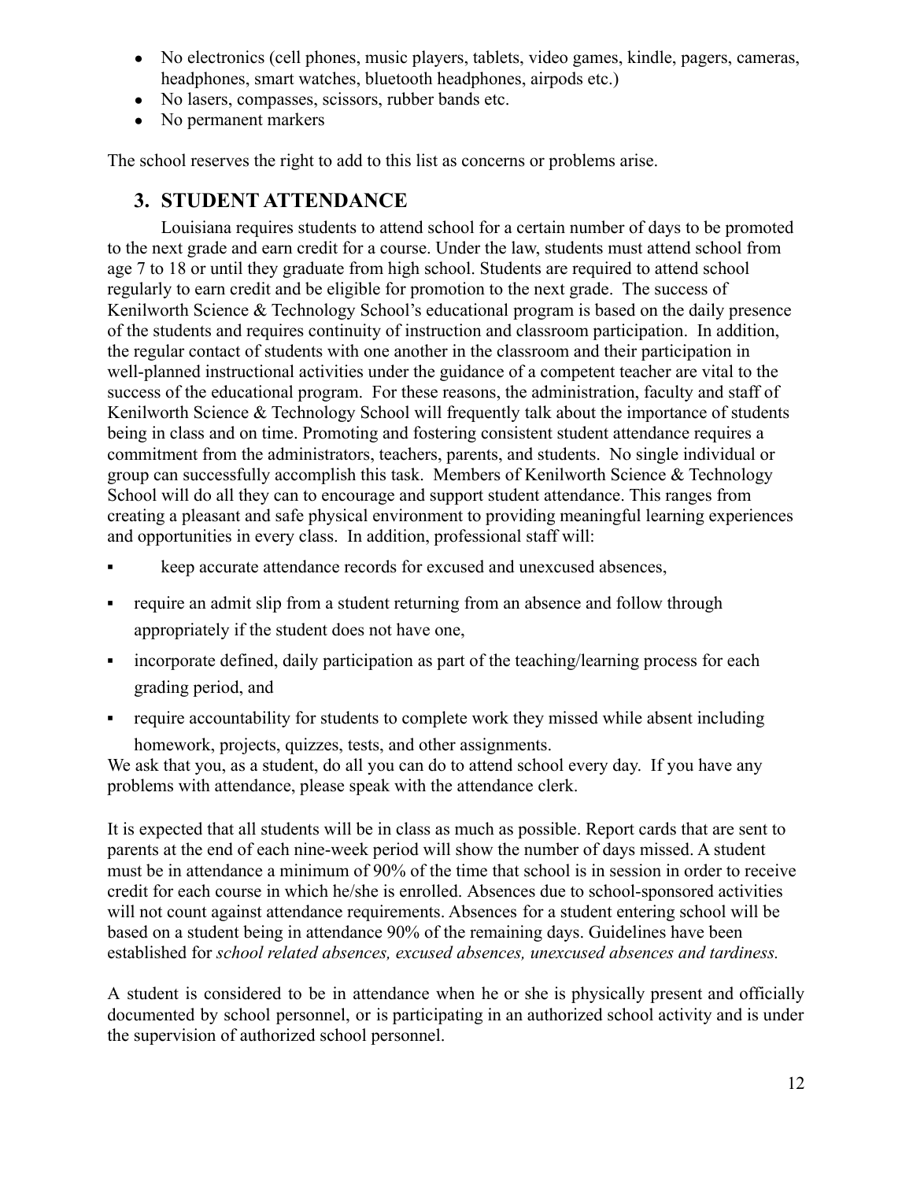- No electronics (cell phones, music players, tablets, video games, kindle, pagers, cameras, headphones, smart watches, bluetooth headphones, airpods etc.)
- No lasers, compasses, scissors, rubber bands etc.
- No permanent markers

The school reserves the right to add to this list as concerns or problems arise.

## 3. STUDENT ATTENDANCE

Louisiana requires students to attend school for a certain number of days to be promoted to the next grade and earn credit for a course. Under the law, students must attend school from age 7 to 18 or until they graduate from high school. Students are required to attend school regularly to earn credit and be eligible for promotion to the next grade. The success of Kenilworth Science & Technology School's educational program is based on the daily presence of the students and requires continuity of instruction and classroom participation. In addition, the regular contact of students with one another in the classroom and their participation in well-planned instructional activities under the guidance of a competent teacher are vital to the success of the educational program. For these reasons, the administration, faculty and staff of Kenilworth Science & Technology School will frequently talk about the importance of students being in class and on time. Promoting and fostering consistent student attendance requires a commitment from the administrators, teachers, parents, and students. No single individual or group can successfully accomplish this task. Members of Kenilworth Science & Technology School will do all they can to encourage and support student attendance. This ranges from creating a pleasant and safe physical environment to providing meaningful learning experiences and opportunities in every class. In addition, professional staff will:

- keep accurate attendance records for excused and unexcused absences,
- require an admit slip from a student returning from an absence and follow through appropriately if the student does not have one,
- incorporate defined, daily participation as part of the teaching/learning process for each grading period, and
- require accountability for students to complete work they missed while absent including homework, projects, quizzes, tests, and other assignments.

We ask that you, as a student, do all you can to attend school every day. If you have any problems with attendance, please speak with the attendance clerk.

It is expected that all students will be in class as much as possible. Report cards that are sent to parents at the end of each nine-week period will show the number of days missed. A student must be in attendance a minimum of 90% of the time that school is in session in order to receive credit for each course in which he/she is enrolled. Absences due to school-sponsored activities will not count against attendance requirements. Absences for a student entering school will be based on a student being in attendance 90% of the remaining days. Guidelines have been established for *school related absences, excused absences, unexcused absences and tardiness.*

A student is considered to be in attendance when he or she is physically present and officially documented by school personnel, or is participating in an authorized school activity and is under the supervision of authorized school personnel.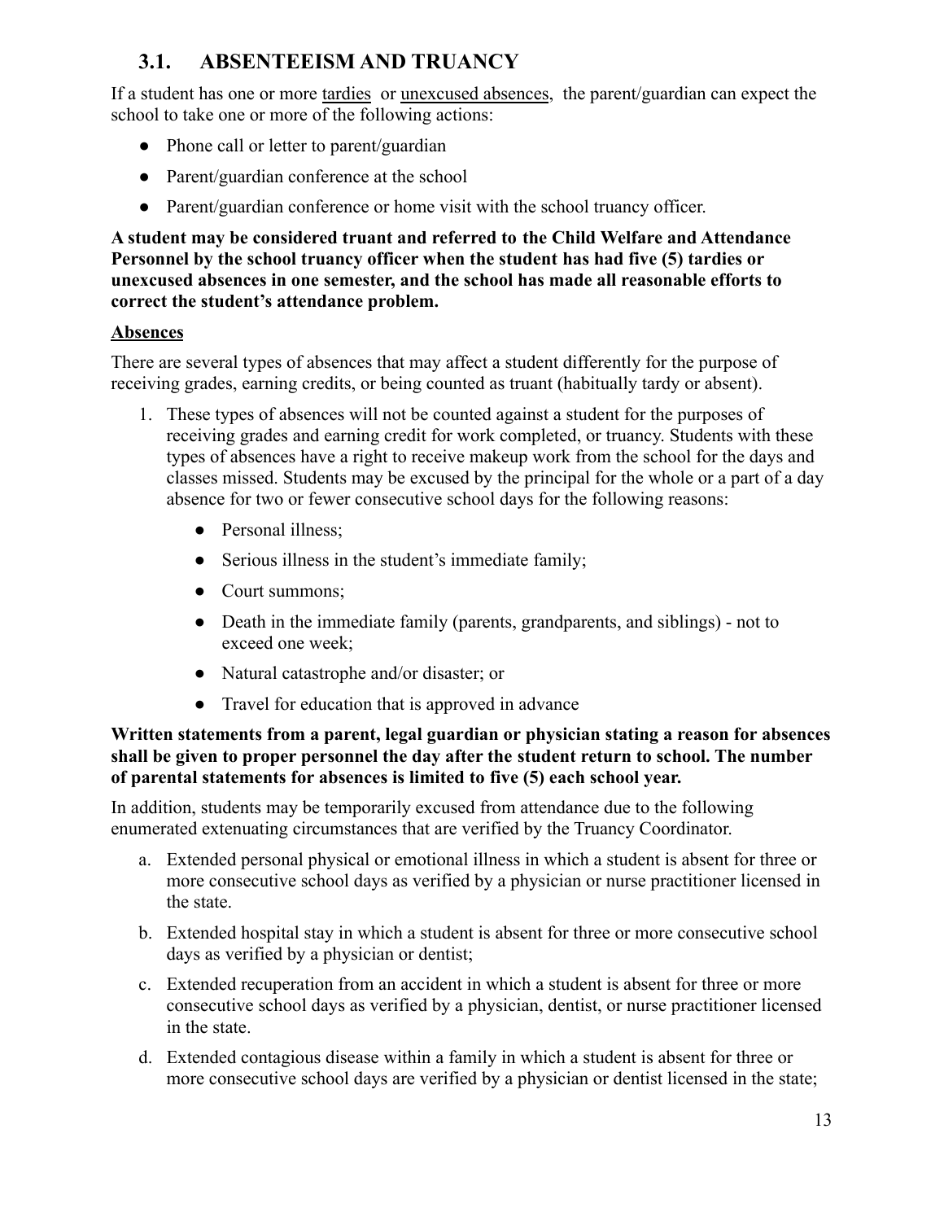## 3.1. ABSENTEEISM AND TRUANCY

If a student has one or more tardies or unexcused absences, the parent/guardian can expect the school to take one or more of the following actions:

- Phone call or letter to parent/guardian
- Parent/guardian conference at the school
- Parent/guardian conference or home visit with the school truancy officer.

**A student may be considered truant and referred to the Child Welfare and Attendance Personnel by the school truancy officer when the student has had five (5) tardies or unexcused absences in one semester, and the school has made all reasonable efforts to correct the student's attendance problem.**

**Absences**

There are several types of absences that may affect a student differently for the purpose of receiving grades, earning credits, or being counted as truant (habitually tardy or absent).

1. These types of absences will not be counted against a student for the purposes of receiving grades and earning credit for work completed, or truancy. Students with these types of absences have a right to receive makeup work from the school for the days and classes missed. Students may be excused by the principal for the whole or a part of a day absence for two or fewer consecutive school days for the following reasons:
   - Personal illness;
   - Serious illness in the student's immediate family;
   - Court summons;
   - Death in the immediate family (parents, grandparents, and siblings) - not to exceed one week;
   - Natural catastrophe and/or disaster; or
   - Travel for education that is approved in advance

**Written statements from a parent, legal guardian or physician stating a reason for absences shall be given to proper personnel the day after the student return to school. The number of parental statements for absences is limited to five (5) each school year.**

In addition, students may be temporarily excused from attendance due to the following enumerated extenuating circumstances that are verified by the Truancy Coordinator.

a. Extended personal physical or emotional illness in which a student is absent for three or more consecutive school days as verified by a physician or nurse practitioner licensed in the state.

b. Extended hospital stay in which a student is absent for three or more consecutive school days as verified by a physician or dentist;

c. Extended recuperation from an accident in which a student is absent for three or more consecutive school days as verified by a physician, dentist, or nurse practitioner licensed in the state.

d. Extended contagious disease within a family in which a student is absent for three or more consecutive school days are verified by a physician or dentist licensed in the state;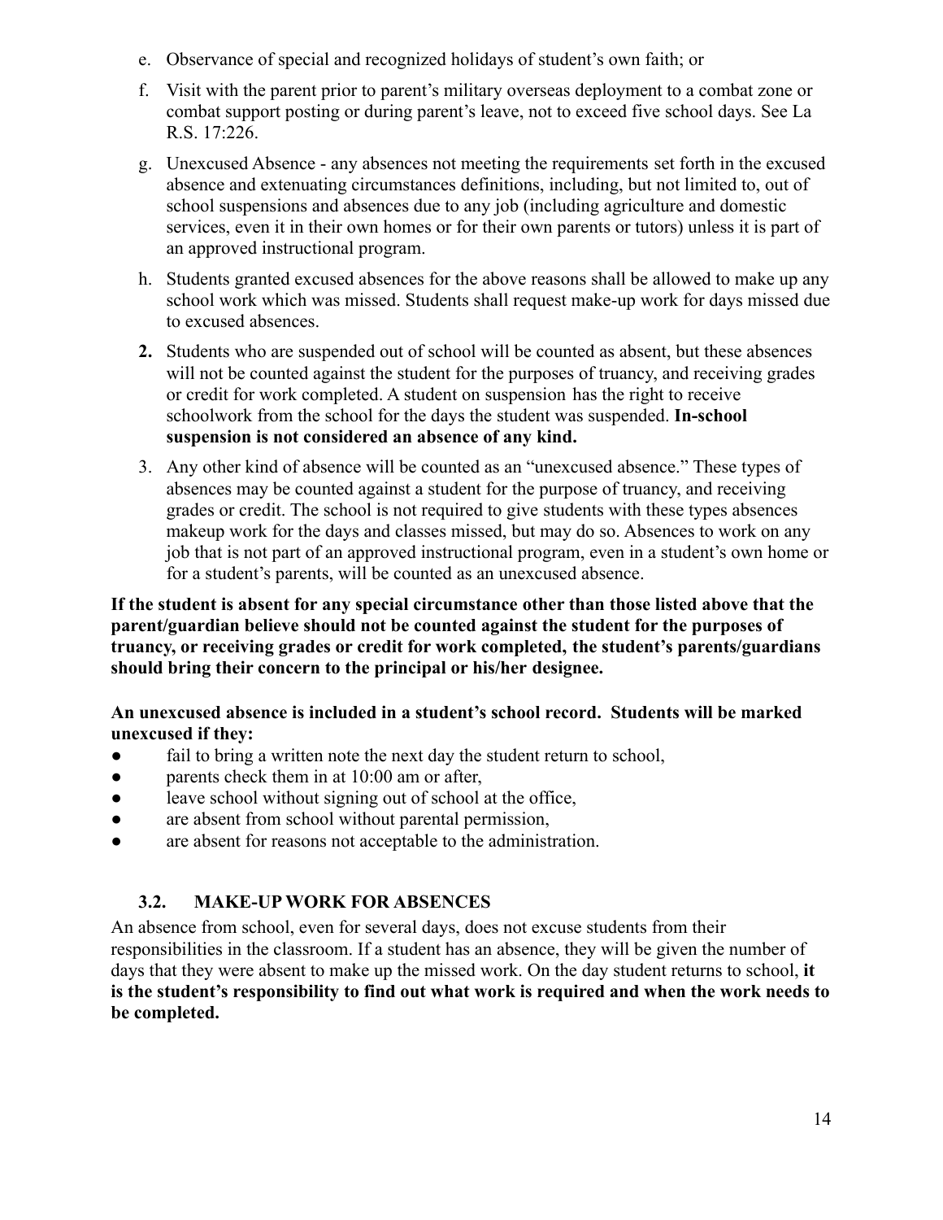e. Observance of special and recognized holidays of student's own faith; or

f. Visit with the parent prior to parent's military overseas deployment to a combat zone or combat support posting or during parent's leave, not to exceed five school days. See La R.S. 17:226.

g. Unexcused Absence - any absences not meeting the requirements set forth in the excused absence and extenuating circumstances definitions, including, but not limited to, out of school suspensions and absences due to any job (including agriculture and domestic services, even it in their own homes or for their own parents or tutors) unless it is part of an approved instructional program.

h. Students granted excused absences for the above reasons shall be allowed to make up any school work which was missed. Students shall request make-up work for days missed due to excused absences.

**2.** Students who are suspended out of school will be counted as absent, but these absences will not be counted against the student for the purposes of truancy, and receiving grades or credit for work completed. A student on suspension has the right to receive schoolwork from the school for the days the student was suspended. **In-school suspension is not considered an absence of any kind.**

3. Any other kind of absence will be counted as an "unexcused absence." These types of absences may be counted against a student for the purpose of truancy, and receiving grades or credit. The school is not required to give students with these types absences makeup work for the days and classes missed, but may do so. Absences to work on any job that is not part of an approved instructional program, even in a student's own home or for a student's parents, will be counted as an unexcused absence.

**If the student is absent for any special circumstance other than those listed above that the parent/guardian believe should not be counted against the student for the purposes of truancy, or receiving grades or credit for work completed, the student's parents/guardians should bring their concern to the principal or his/her designee.**

**An unexcused absence is included in a student's school record. Students will be marked unexcused if they:**

- fail to bring a written note the next day the student return to school,
- parents check them in at 10:00 am or after,
- leave school without signing out of school at the office,
- are absent from school without parental permission,
- are absent for reasons not acceptable to the administration.

### 3.2. MAKE-UP WORK FOR ABSENCES

An absence from school, even for several days, does not excuse students from their responsibilities in the classroom. If a student has an absence, they will be given the number of days that they were absent to make up the missed work. On the day student returns to school, **it is the student's responsibility to find out what work is required and when the work needs to be completed.**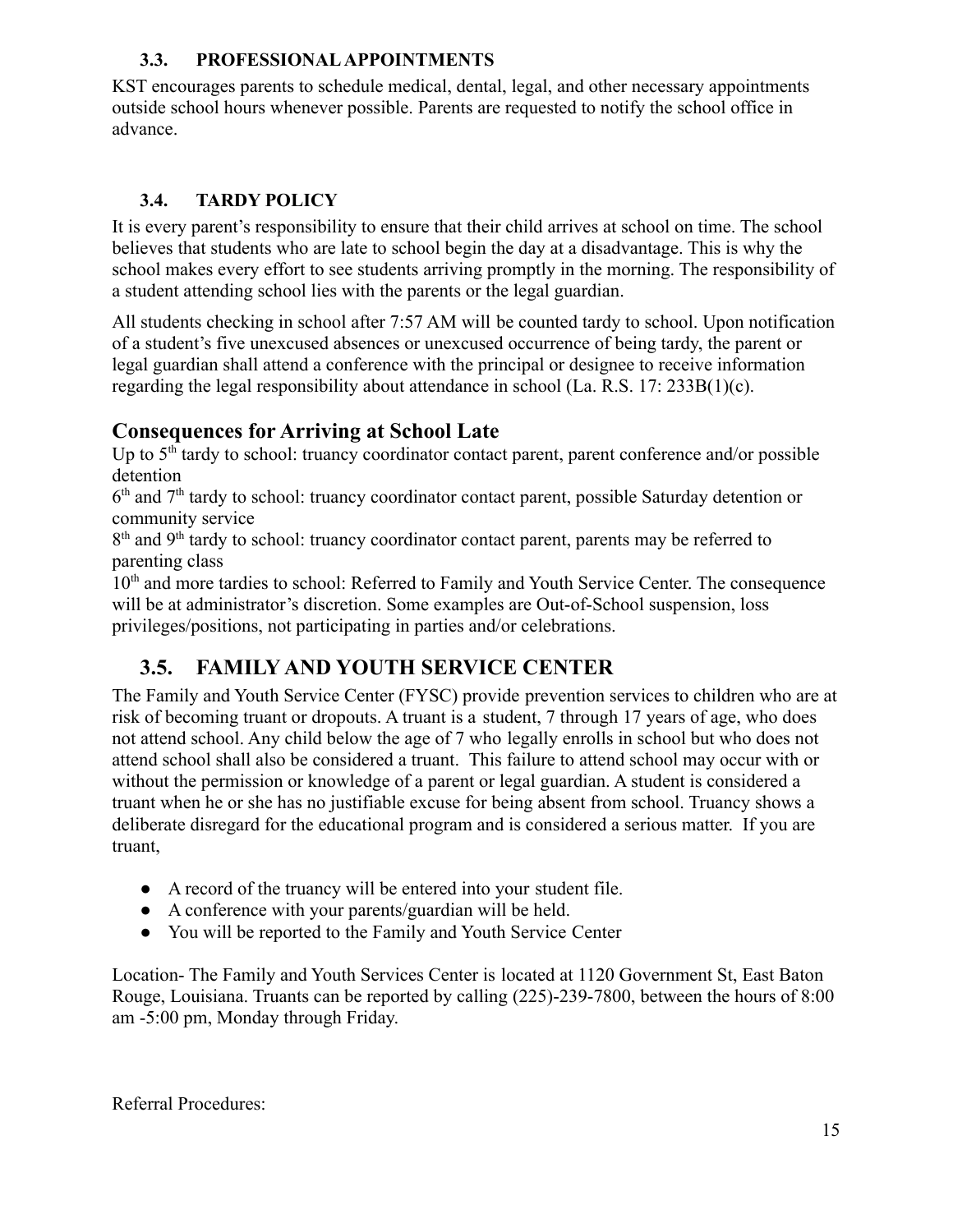### 3.3. PROFESSIONAL APPOINTMENTS

KST encourages parents to schedule medical, dental, legal, and other necessary appointments outside school hours whenever possible. Parents are requested to notify the school office in advance.

### 3.4. TARDY POLICY

It is every parent's responsibility to ensure that their child arrives at school on time. The school believes that students who are late to school begin the day at a disadvantage. This is why the school makes every effort to see students arriving promptly in the morning. The responsibility of a student attending school lies with the parents or the legal guardian.

All students checking in school after 7:57 AM will be counted tardy to school. Upon notification of a student's five unexcused absences or unexcused occurrence of being tardy, the parent or legal guardian shall attend a conference with the principal or designee to receive information regarding the legal responsibility about attendance in school (La. R.S. 17: 233B(1)(c).

## Consequences for Arriving at School Late

Up to 5th tardy to school: truancy coordinator contact parent, parent conference and/or possible detention

6th and 7th tardy to school: truancy coordinator contact parent, possible Saturday detention or community service

8th and 9th tardy to school: truancy coordinator contact parent, parents may be referred to parenting class

10th and more tardies to school: Referred to Family and Youth Service Center. The consequence will be at administrator's discretion. Some examples are Out-of-School suspension, loss privileges/positions, not participating in parties and/or celebrations.

## 3.5. FAMILY AND YOUTH SERVICE CENTER

The Family and Youth Service Center (FYSC) provide prevention services to children who are at risk of becoming truant or dropouts. A truant is a student, 7 through 17 years of age, who does not attend school. Any child below the age of 7 who legally enrolls in school but who does not attend school shall also be considered a truant. This failure to attend school may occur with or without the permission or knowledge of a parent or legal guardian. A student is considered a truant when he or she has no justifiable excuse for being absent from school. Truancy shows a deliberate disregard for the educational program and is considered a serious matter. If you are truant,

- A record of the truancy will be entered into your student file.
- A conference with your parents/guardian will be held.
- You will be reported to the Family and Youth Service Center

Location- The Family and Youth Services Center is located at 1120 Government St, East Baton Rouge, Louisiana. Truants can be reported by calling (225)-239-7800, between the hours of 8:00 am -5:00 pm, Monday through Friday.

Referral Procedures: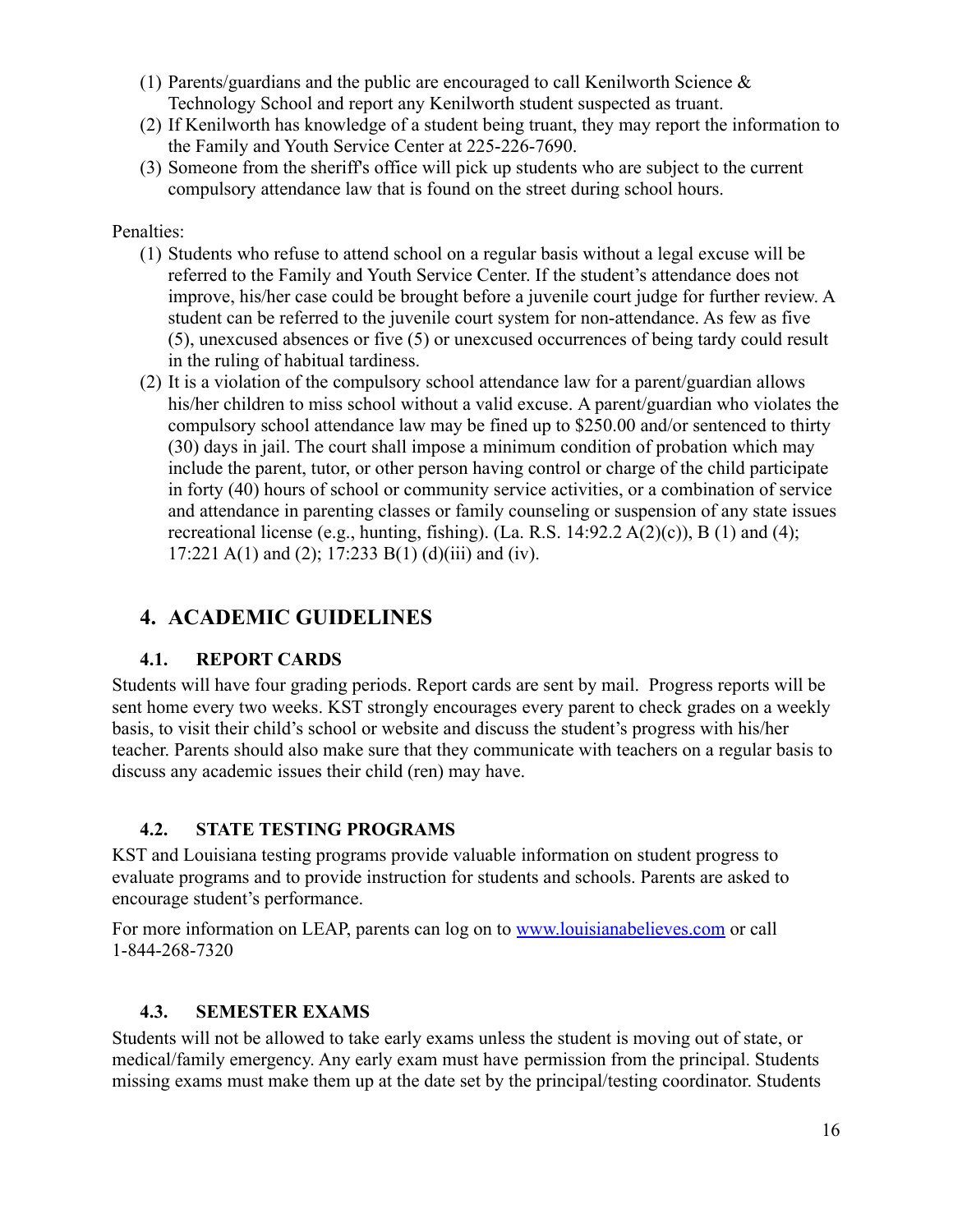(1) Parents/guardians and the public are encouraged to call Kenilworth Science & Technology School and report any Kenilworth student suspected as truant.
(2) If Kenilworth has knowledge of a student being truant, they may report the information to the Family and Youth Service Center at 225-226-7690.
(3) Someone from the sheriff's office will pick up students who are subject to the current compulsory attendance law that is found on the street during school hours.

Penalties:

(1) Students who refuse to attend school on a regular basis without a legal excuse will be referred to the Family and Youth Service Center. If the student's attendance does not improve, his/her case could be brought before a juvenile court judge for further review. A student can be referred to the juvenile court system for non-attendance. As few as five (5), unexcused absences or five (5) or unexcused occurrences of being tardy could result in the ruling of habitual tardiness.
(2) It is a violation of the compulsory school attendance law for a parent/guardian allows his/her children to miss school without a valid excuse. A parent/guardian who violates the compulsory school attendance law may be fined up to $250.00 and/or sentenced to thirty (30) days in jail. The court shall impose a minimum condition of probation which may include the parent, tutor, or other person having control or charge of the child participate in forty (40) hours of school or community service activities, or a combination of service and attendance in parenting classes or family counseling or suspension of any state issues recreational license (e.g., hunting, fishing). (La. R.S. 14:92.2 A(2)(c)), B (1) and (4); 17:221 A(1) and (2); 17:233 B(1) (d)(iii) and (iv).

## 4. ACADEMIC GUIDELINES

### 4.1. REPORT CARDS

Students will have four grading periods. Report cards are sent by mail. Progress reports will be sent home every two weeks. KST strongly encourages every parent to check grades on a weekly basis, to visit their child's school or website and discuss the student's progress with his/her teacher. Parents should also make sure that they communicate with teachers on a regular basis to discuss any academic issues their child (ren) may have.

### 4.2. STATE TESTING PROGRAMS

KST and Louisiana testing programs provide valuable information on student progress to evaluate programs and to provide instruction for students and schools. Parents are asked to encourage student's performance.

For more information on LEAP, parents can log on to [www.louisianabelieves.com](http://www.louisianabelieves.com) or call 1-844-268-7320

### 4.3. SEMESTER EXAMS

Students will not be allowed to take early exams unless the student is moving out of state, or medical/family emergency. Any early exam must have permission from the principal. Students missing exams must make them up at the date set by the principal/testing coordinator. Students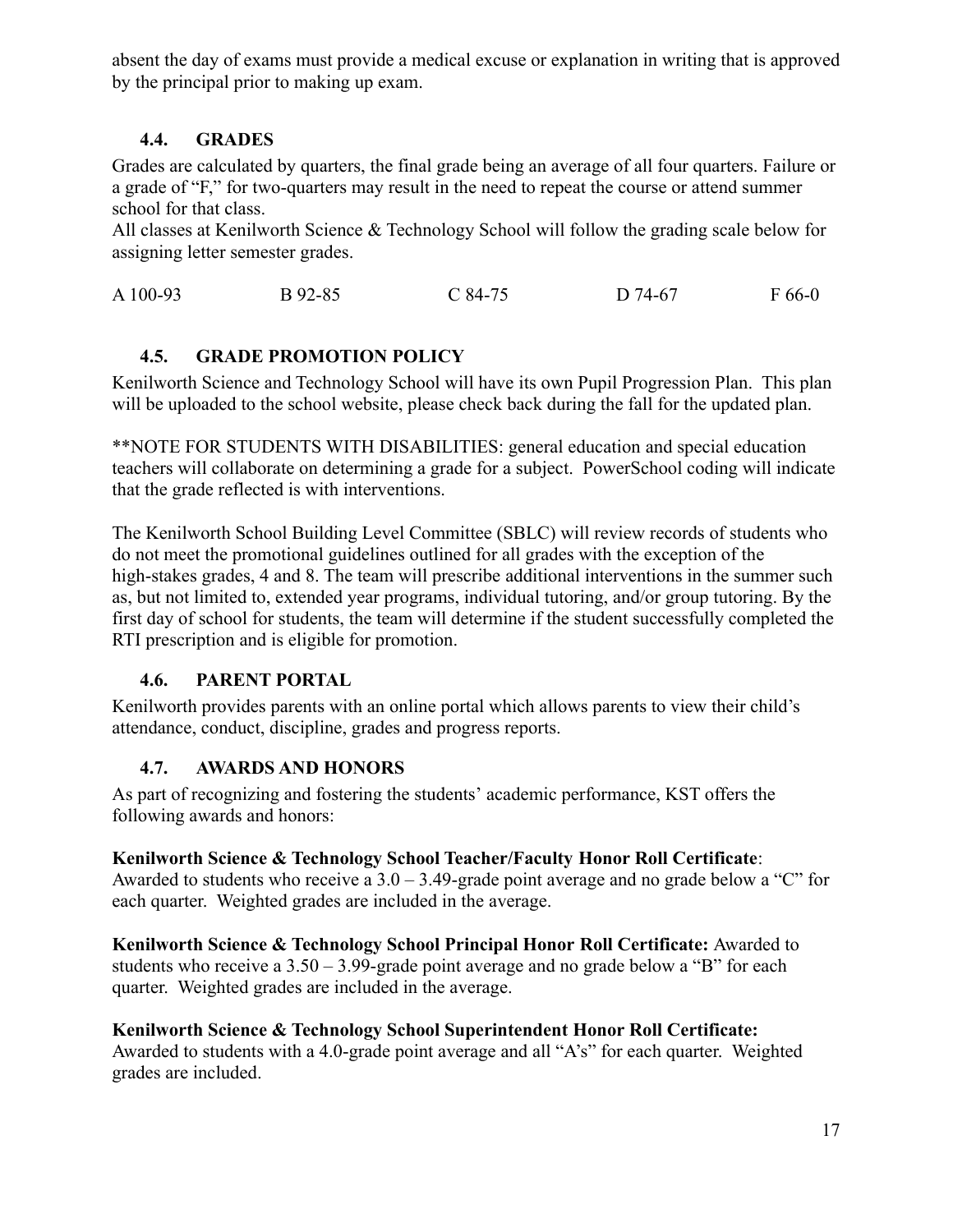absent the day of exams must provide a medical excuse or explanation in writing that is approved by the principal prior to making up exam.

### 4.4. GRADES

Grades are calculated by quarters, the final grade being an average of all four quarters. Failure or a grade of "F," for two-quarters may result in the need to repeat the course or attend summer school for that class.

All classes at Kenilworth Science & Technology School will follow the grading scale below for assigning letter semester grades.

| A 100-93 | B 92-85 | C 84-75 | D 74-67 | F 66-0 |
|---|---|---|---|---|

### 4.5. GRADE PROMOTION POLICY

Kenilworth Science and Technology School will have its own Pupil Progression Plan. This plan will be uploaded to the school website, please check back during the fall for the updated plan.

**NOTE FOR STUDENTS WITH DISABILITIES: general education and special education teachers will collaborate on determining a grade for a subject. PowerSchool coding will indicate that the grade reflected is with interventions.

The Kenilworth School Building Level Committee (SBLC) will review records of students who do not meet the promotional guidelines outlined for all grades with the exception of the high-stakes grades, 4 and 8. The team will prescribe additional interventions in the summer such as, but not limited to, extended year programs, individual tutoring, and/or group tutoring. By the first day of school for students, the team will determine if the student successfully completed the RTI prescription and is eligible for promotion.

### 4.6. PARENT PORTAL

Kenilworth provides parents with an online portal which allows parents to view their child's attendance, conduct, discipline, grades and progress reports.

### 4.7. AWARDS AND HONORS

As part of recognizing and fostering the students' academic performance, KST offers the following awards and honors:

**Kenilworth Science & Technology School Teacher/Faculty Honor Roll Certificate**: Awarded to students who receive a 3.0 – 3.49-grade point average and no grade below a "C" for each quarter. Weighted grades are included in the average.

**Kenilworth Science & Technology School Principal Honor Roll Certificate:** Awarded to students who receive a 3.50 – 3.99-grade point average and no grade below a "B" for each quarter. Weighted grades are included in the average.

**Kenilworth Science & Technology School Superintendent Honor Roll Certificate:** Awarded to students with a 4.0-grade point average and all "A's" for each quarter. Weighted grades are included.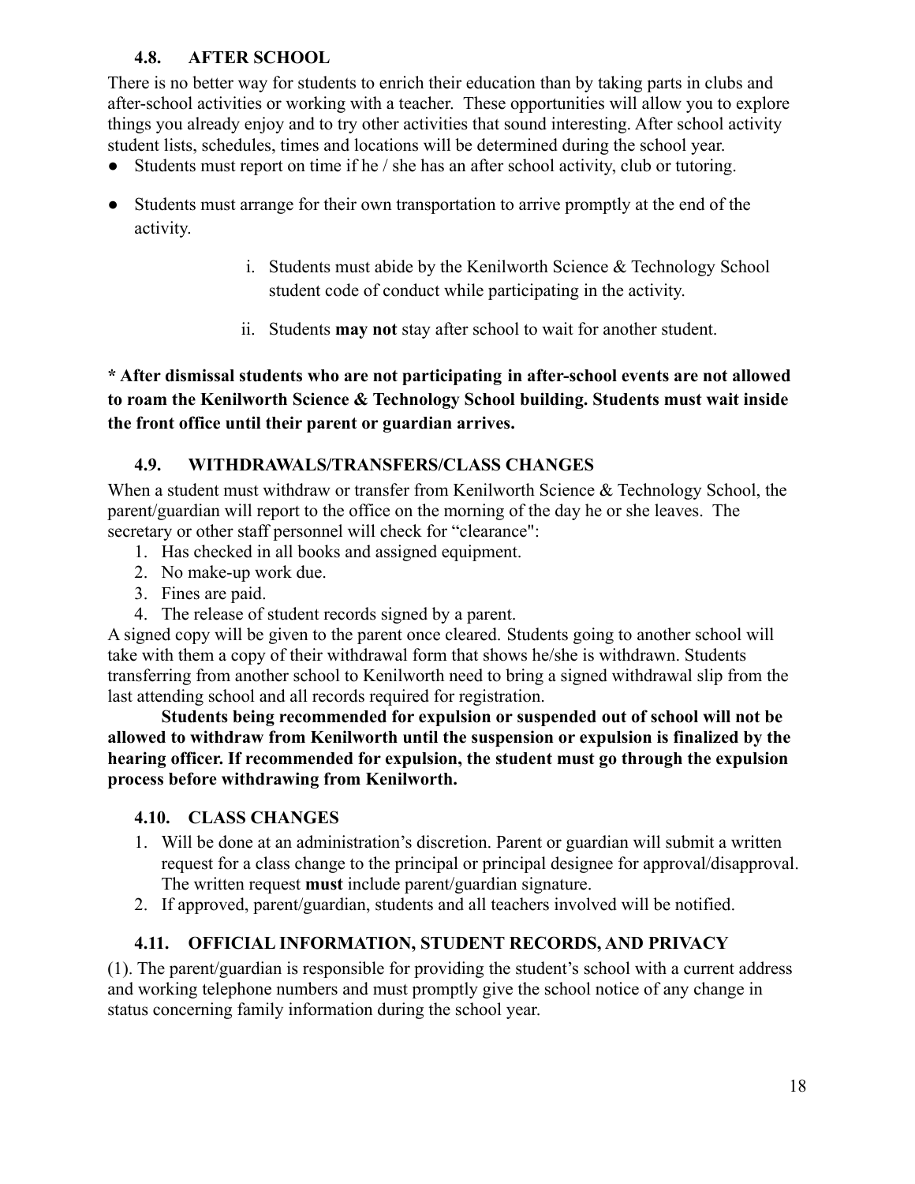### 4.8. AFTER SCHOOL

There is no better way for students to enrich their education than by taking parts in clubs and after-school activities or working with a teacher. These opportunities will allow you to explore things you already enjoy and to try other activities that sound interesting. After school activity student lists, schedules, times and locations will be determined during the school year.

- Students must report on time if he / she has an after school activity, club or tutoring.
- Students must arrange for their own transportation to arrive promptly at the end of the activity.
    - i. Students must abide by the Kenilworth Science & Technology School student code of conduct while participating in the activity.
    - ii. Students **may not** stay after school to wait for another student.

**\* After dismissal students who are not participating in after-school events are not allowed to roam the Kenilworth Science & Technology School building. Students must wait inside the front office until their parent or guardian arrives.**

### 4.9. WITHDRAWALS/TRANSFERS/CLASS CHANGES

When a student must withdraw or transfer from Kenilworth Science & Technology School, the parent/guardian will report to the office on the morning of the day he or she leaves. The secretary or other staff personnel will check for "clearance":

1. Has checked in all books and assigned equipment.
2. No make-up work due.
3. Fines are paid.
4. The release of student records signed by a parent.

A signed copy will be given to the parent once cleared. Students going to another school will take with them a copy of their withdrawal form that shows he/she is withdrawn. Students transferring from another school to Kenilworth need to bring a signed withdrawal slip from the last attending school and all records required for registration.

**Students being recommended for expulsion or suspended out of school will not be allowed to withdraw from Kenilworth until the suspension or expulsion is finalized by the hearing officer. If recommended for expulsion, the student must go through the expulsion process before withdrawing from Kenilworth.**

### 4.10. CLASS CHANGES

1. Will be done at an administration's discretion. Parent or guardian will submit a written request for a class change to the principal or principal designee for approval/disapproval. The written request **must** include parent/guardian signature.
2. If approved, parent/guardian, students and all teachers involved will be notified.

### 4.11. OFFICIAL INFORMATION, STUDENT RECORDS, AND PRIVACY

(1). The parent/guardian is responsible for providing the student's school with a current address and working telephone numbers and must promptly give the school notice of any change in status concerning family information during the school year.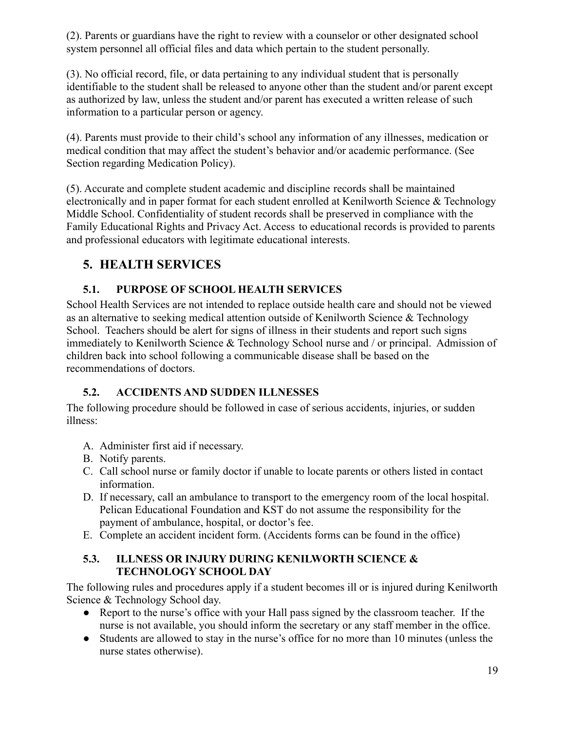(2). Parents or guardians have the right to review with a counselor or other designated school system personnel all official files and data which pertain to the student personally.

(3). No official record, file, or data pertaining to any individual student that is personally identifiable to the student shall be released to anyone other than the student and/or parent except as authorized by law, unless the student and/or parent has executed a written release of such information to a particular person or agency.

(4). Parents must provide to their child's school any information of any illnesses, medication or medical condition that may affect the student's behavior and/or academic performance. (See Section regarding Medication Policy).

(5). Accurate and complete student academic and discipline records shall be maintained electronically and in paper format for each student enrolled at Kenilworth Science & Technology Middle School. Confidentiality of student records shall be preserved in compliance with the Family Educational Rights and Privacy Act. Access to educational records is provided to parents and professional educators with legitimate educational interests.

## 5. HEALTH SERVICES

### 5.1. PURPOSE OF SCHOOL HEALTH SERVICES

School Health Services are not intended to replace outside health care and should not be viewed as an alternative to seeking medical attention outside of Kenilworth Science & Technology School. Teachers should be alert for signs of illness in their students and report such signs immediately to Kenilworth Science & Technology School nurse and / or principal. Admission of children back into school following a communicable disease shall be based on the recommendations of doctors.

### 5.2. ACCIDENTS AND SUDDEN ILLNESSES

The following procedure should be followed in case of serious accidents, injuries, or sudden illness:

A. Administer first aid if necessary.
B. Notify parents.
C. Call school nurse or family doctor if unable to locate parents or others listed in contact information.
D. If necessary, call an ambulance to transport to the emergency room of the local hospital. Pelican Educational Foundation and KST do not assume the responsibility for the payment of ambulance, hospital, or doctor's fee.
E. Complete an accident incident form. (Accidents forms can be found in the office)

### 5.3. ILLNESS OR INJURY DURING KENILWORTH SCIENCE & TECHNOLOGY SCHOOL DAY

The following rules and procedures apply if a student becomes ill or is injured during Kenilworth Science & Technology School day.

- Report to the nurse's office with your Hall pass signed by the classroom teacher. If the nurse is not available, you should inform the secretary or any staff member in the office.
- Students are allowed to stay in the nurse's office for no more than 10 minutes (unless the nurse states otherwise).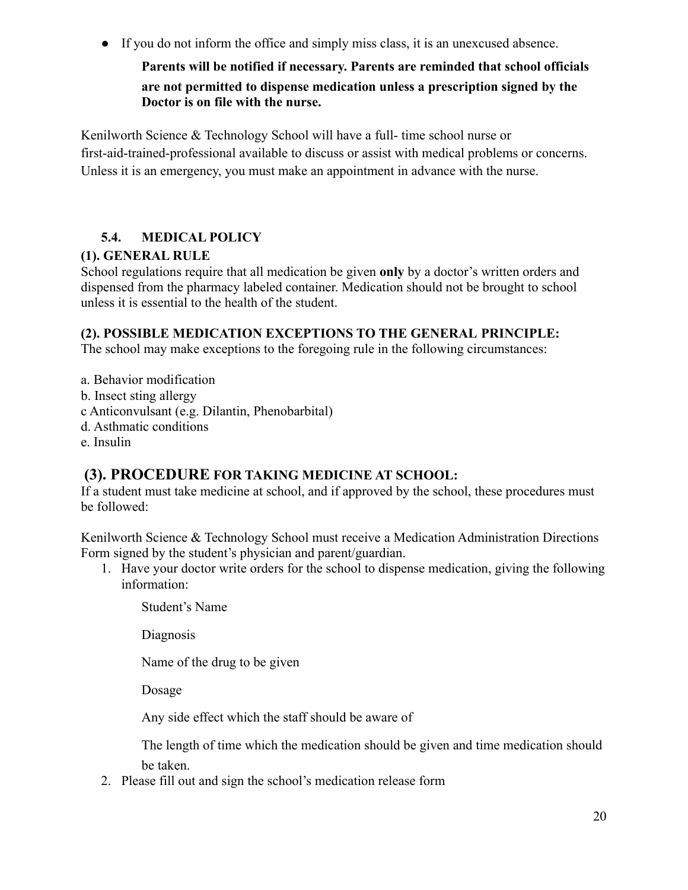- If you do not inform the office and simply miss class, it is an unexcused absence.

**Parents will be notified if necessary. Parents are reminded that school officials are not permitted to dispense medication unless a prescription signed by the Doctor is on file with the nurse.**

Kenilworth Science & Technology School will have a full- time school nurse or first-aid-trained-professional available to discuss or assist with medical problems or concerns. Unless it is an emergency, you must make an appointment in advance with the nurse.

### 5.4. MEDICAL POLICY

**(1). GENERAL RULE**

School regulations require that all medication be given **only** by a doctor's written orders and dispensed from the pharmacy labeled container. Medication should not be brought to school unless it is essential to the health of the student.

**(2). POSSIBLE MEDICATION EXCEPTIONS TO THE GENERAL PRINCIPLE:**

The school may make exceptions to the foregoing rule in the following circumstances:

a. Behavior modification
b. Insect sting allergy
c Anticonvulsant (e.g. Dilantin, Phenobarbital)
d. Asthmatic conditions
e. Insulin

**(3). PROCEDURE FOR TAKING MEDICINE AT SCHOOL:**

If a student must take medicine at school, and if approved by the school, these procedures must be followed:

Kenilworth Science & Technology School must receive a Medication Administration Directions Form signed by the student's physician and parent/guardian.

1. Have your doctor write orders for the school to dispense medication, giving the following information:

   Student's Name

   Diagnosis

   Name of the drug to be given

   Dosage

   Any side effect which the staff should be aware of

   The length of time which the medication should be given and time medication should be taken.

2. Please fill out and sign the school's medication release form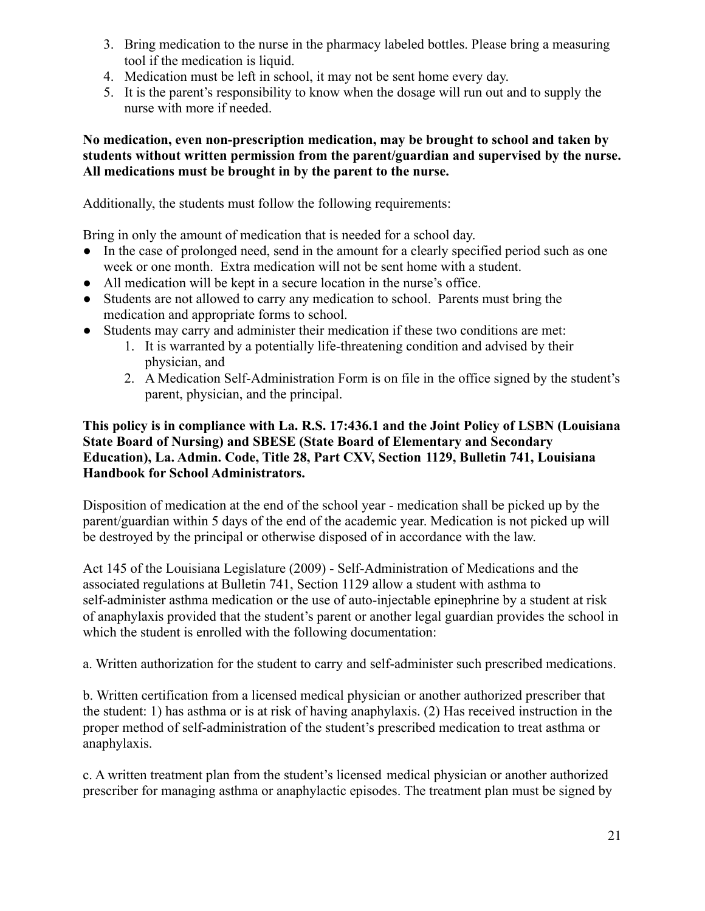3. Bring medication to the nurse in the pharmacy labeled bottles. Please bring a measuring tool if the medication is liquid.
4. Medication must be left in school, it may not be sent home every day.
5. It is the parent's responsibility to know when the dosage will run out and to supply the nurse with more if needed.

**No medication, even non-prescription medication, may be brought to school and taken by students without written permission from the parent/guardian and supervised by the nurse. All medications must be brought in by the parent to the nurse.**

Additionally, the students must follow the following requirements:

Bring in only the amount of medication that is needed for a school day.

- In the case of prolonged need, send in the amount for a clearly specified period such as one week or one month. Extra medication will not be sent home with a student.
- All medication will be kept in a secure location in the nurse's office.
- Students are not allowed to carry any medication to school. Parents must bring the medication and appropriate forms to school.
- Students may carry and administer their medication if these two conditions are met:
    1. It is warranted by a potentially life-threatening condition and advised by their physician, and
    2. A Medication Self-Administration Form is on file in the office signed by the student's parent, physician, and the principal.

**This policy is in compliance with La. R.S. 17:436.1 and the Joint Policy of LSBN (Louisiana State Board of Nursing) and SBESE (State Board of Elementary and Secondary Education), La. Admin. Code, Title 28, Part CXV, Section 1129, Bulletin 741, Louisiana Handbook for School Administrators.**

Disposition of medication at the end of the school year - medication shall be picked up by the parent/guardian within 5 days of the end of the academic year. Medication is not picked up will be destroyed by the principal or otherwise disposed of in accordance with the law.

Act 145 of the Louisiana Legislature (2009) - Self-Administration of Medications and the associated regulations at Bulletin 741, Section 1129 allow a student with asthma to self-administer asthma medication or the use of auto-injectable epinephrine by a student at risk of anaphylaxis provided that the student's parent or another legal guardian provides the school in which the student is enrolled with the following documentation:

a. Written authorization for the student to carry and self-administer such prescribed medications.

b. Written certification from a licensed medical physician or another authorized prescriber that the student: 1) has asthma or is at risk of having anaphylaxis. (2) Has received instruction in the proper method of self-administration of the student's prescribed medication to treat asthma or anaphylaxis.

c. A written treatment plan from the student's licensed medical physician or another authorized prescriber for managing asthma or anaphylactic episodes. The treatment plan must be signed by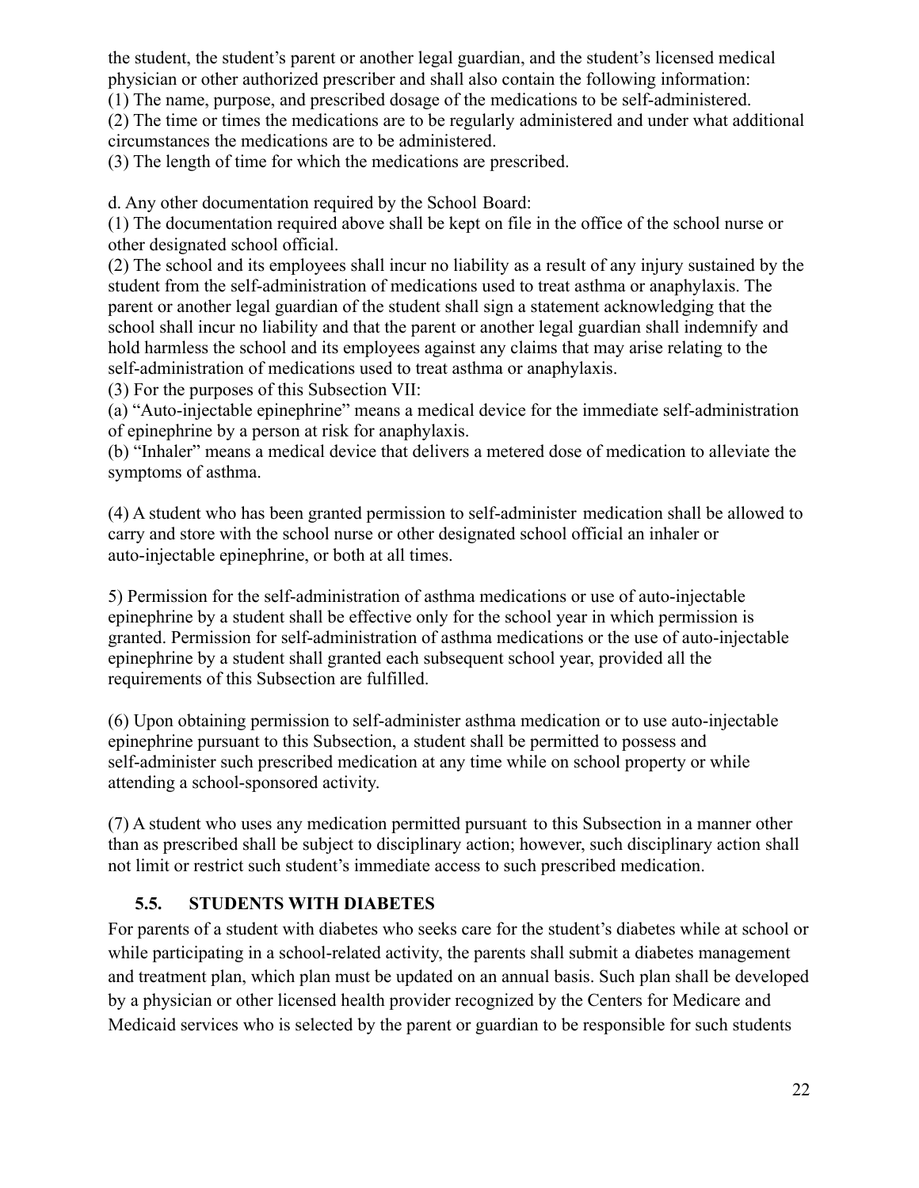the student, the student's parent or another legal guardian, and the student's licensed medical physician or other authorized prescriber and shall also contain the following information:
(1) The name, purpose, and prescribed dosage of the medications to be self-administered.
(2) The time or times the medications are to be regularly administered and under what additional circumstances the medications are to be administered.
(3) The length of time for which the medications are prescribed.

d. Any other documentation required by the School Board:
(1) The documentation required above shall be kept on file in the office of the school nurse or other designated school official.
(2) The school and its employees shall incur no liability as a result of any injury sustained by the student from the self-administration of medications used to treat asthma or anaphylaxis. The parent or another legal guardian of the student shall sign a statement acknowledging that the school shall incur no liability and that the parent or another legal guardian shall indemnify and hold harmless the school and its employees against any claims that may arise relating to the self-administration of medications used to treat asthma or anaphylaxis.
(3) For the purposes of this Subsection VII:
(a) "Auto-injectable epinephrine" means a medical device for the immediate self-administration of epinephrine by a person at risk for anaphylaxis.
(b) "Inhaler" means a medical device that delivers a metered dose of medication to alleviate the symptoms of asthma.

(4) A student who has been granted permission to self-administer medication shall be allowed to carry and store with the school nurse or other designated school official an inhaler or auto-injectable epinephrine, or both at all times.

5) Permission for the self-administration of asthma medications or use of auto-injectable epinephrine by a student shall be effective only for the school year in which permission is granted. Permission for self-administration of asthma medications or the use of auto-injectable epinephrine by a student shall granted each subsequent school year, provided all the requirements of this Subsection are fulfilled.

(6) Upon obtaining permission to self-administer asthma medication or to use auto-injectable epinephrine pursuant to this Subsection, a student shall be permitted to possess and self-administer such prescribed medication at any time while on school property or while attending a school-sponsored activity.

(7) A student who uses any medication permitted pursuant to this Subsection in a manner other than as prescribed shall be subject to disciplinary action; however, such disciplinary action shall not limit or restrict such student's immediate access to such prescribed medication.

### 5.5. STUDENTS WITH DIABETES

For parents of a student with diabetes who seeks care for the student's diabetes while at school or while participating in a school-related activity, the parents shall submit a diabetes management and treatment plan, which plan must be updated on an annual basis. Such plan shall be developed by a physician or other licensed health provider recognized by the Centers for Medicare and Medicaid services who is selected by the parent or guardian to be responsible for such students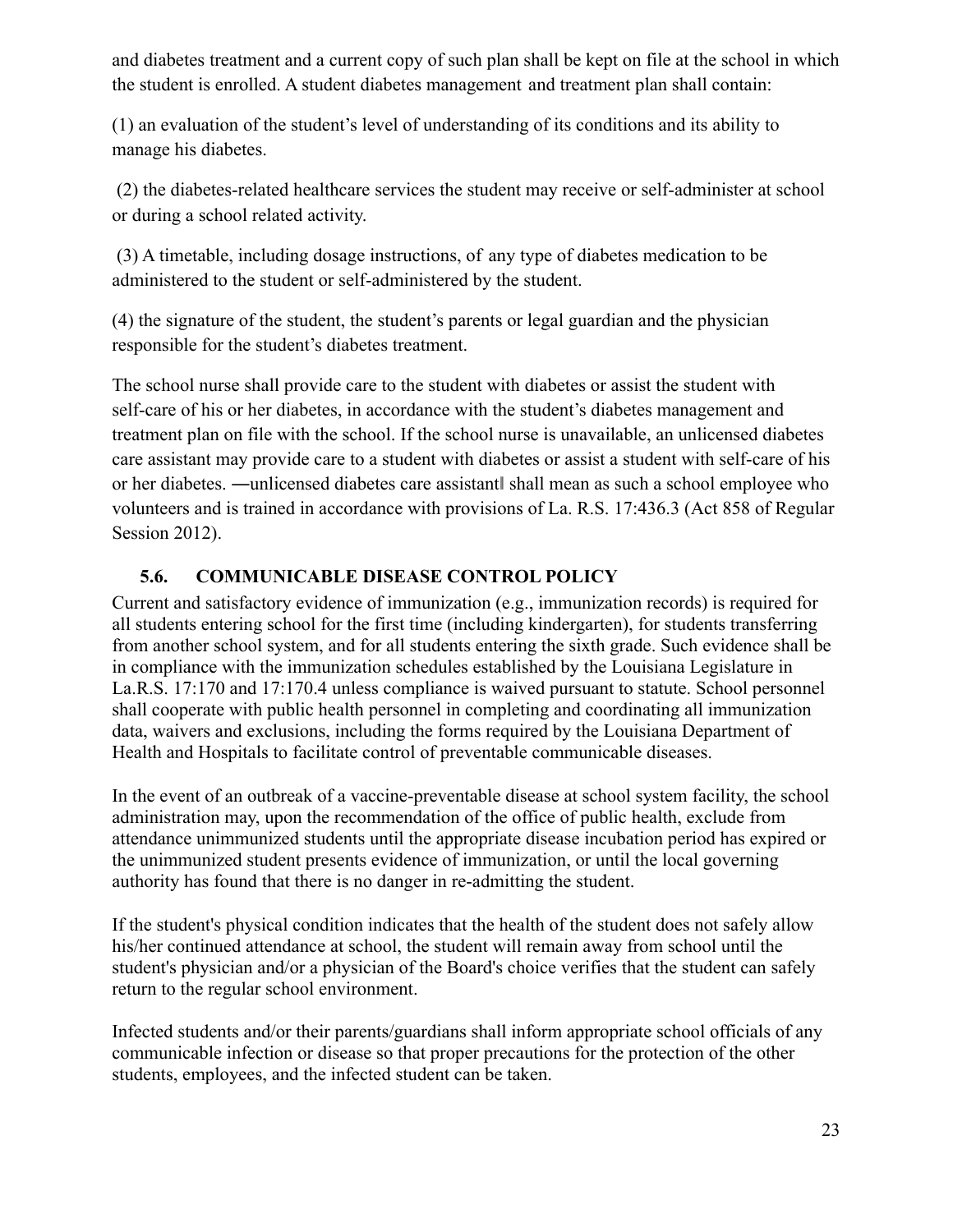and diabetes treatment and a current copy of such plan shall be kept on file at the school in which the student is enrolled. A student diabetes management and treatment plan shall contain:

(1) an evaluation of the student's level of understanding of its conditions and its ability to manage his diabetes.

(2) the diabetes-related healthcare services the student may receive or self-administer at school or during a school related activity.

(3) A timetable, including dosage instructions, of any type of diabetes medication to be administered to the student or self-administered by the student.

(4) the signature of the student, the student's parents or legal guardian and the physician responsible for the student's diabetes treatment.

The school nurse shall provide care to the student with diabetes or assist the student with self-care of his or her diabetes, in accordance with the student's diabetes management and treatment plan on file with the school. If the school nurse is unavailable, an unlicensed diabetes care assistant may provide care to a student with diabetes or assist a student with self-care of his or her diabetes. ―unlicensed diabetes care assistant‖ shall mean as such a school employee who volunteers and is trained in accordance with provisions of La. R.S. 17:436.3 (Act 858 of Regular Session 2012).

### 5.6. COMMUNICABLE DISEASE CONTROL POLICY

Current and satisfactory evidence of immunization (e.g., immunization records) is required for all students entering school for the first time (including kindergarten), for students transferring from another school system, and for all students entering the sixth grade. Such evidence shall be in compliance with the immunization schedules established by the Louisiana Legislature in La.R.S. 17:170 and 17:170.4 unless compliance is waived pursuant to statute. School personnel shall cooperate with public health personnel in completing and coordinating all immunization data, waivers and exclusions, including the forms required by the Louisiana Department of Health and Hospitals to facilitate control of preventable communicable diseases.

In the event of an outbreak of a vaccine-preventable disease at school system facility, the school administration may, upon the recommendation of the office of public health, exclude from attendance unimmunized students until the appropriate disease incubation period has expired or the unimmunized student presents evidence of immunization, or until the local governing authority has found that there is no danger in re-admitting the student.

If the student's physical condition indicates that the health of the student does not safely allow his/her continued attendance at school, the student will remain away from school until the student's physician and/or a physician of the Board's choice verifies that the student can safely return to the regular school environment.

Infected students and/or their parents/guardians shall inform appropriate school officials of any communicable infection or disease so that proper precautions for the protection of the other students, employees, and the infected student can be taken.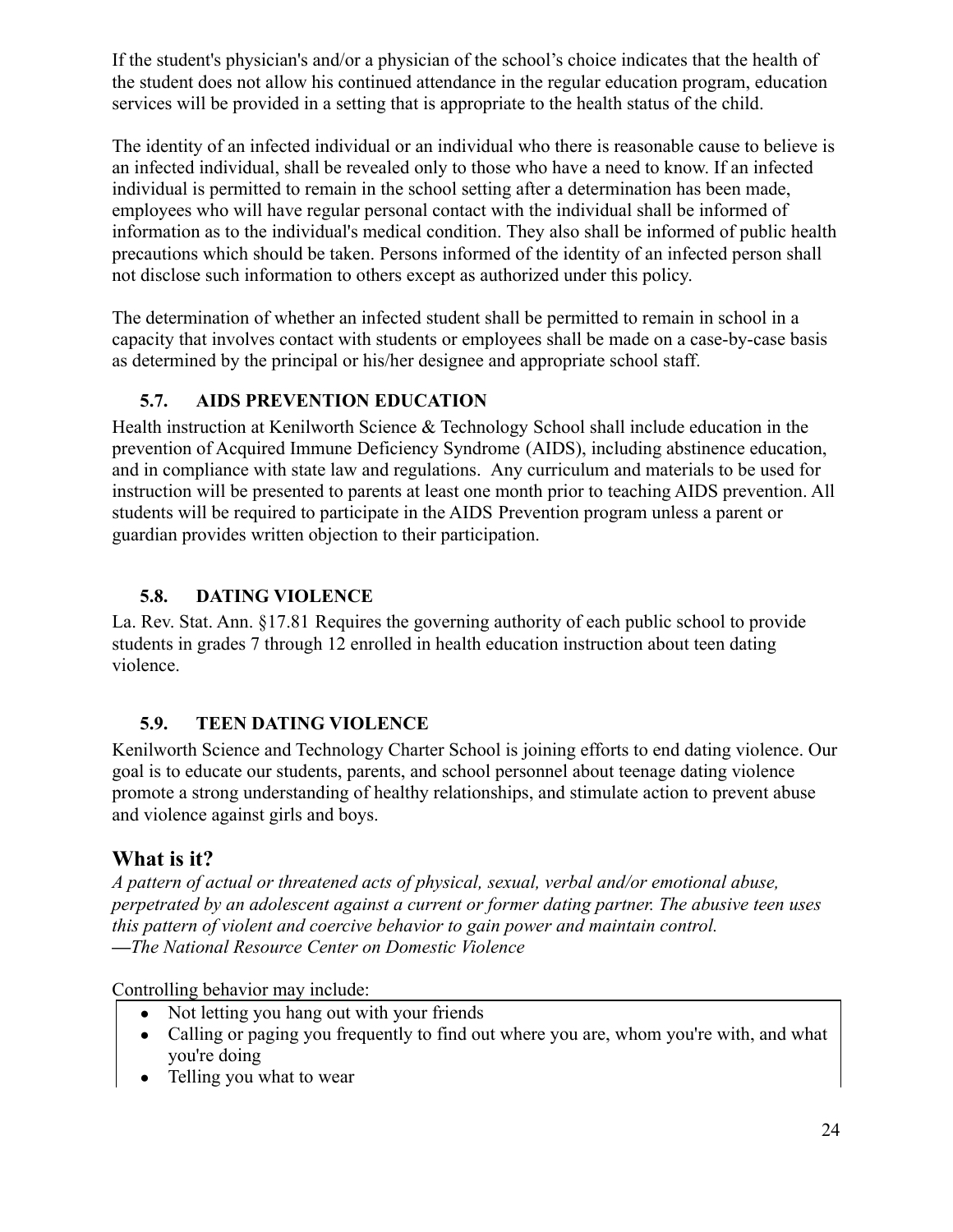If the student's physician's and/or a physician of the school's choice indicates that the health of the student does not allow his continued attendance in the regular education program, education services will be provided in a setting that is appropriate to the health status of the child.

The identity of an infected individual or an individual who there is reasonable cause to believe is an infected individual, shall be revealed only to those who have a need to know. If an infected individual is permitted to remain in the school setting after a determination has been made, employees who will have regular personal contact with the individual shall be informed of information as to the individual's medical condition. They also shall be informed of public health precautions which should be taken. Persons informed of the identity of an infected person shall not disclose such information to others except as authorized under this policy.

The determination of whether an infected student shall be permitted to remain in school in a capacity that involves contact with students or employees shall be made on a case-by-case basis as determined by the principal or his/her designee and appropriate school staff.

### 5.7. AIDS PREVENTION EDUCATION

Health instruction at Kenilworth Science & Technology School shall include education in the prevention of Acquired Immune Deficiency Syndrome (AIDS), including abstinence education, and in compliance with state law and regulations. Any curriculum and materials to be used for instruction will be presented to parents at least one month prior to teaching AIDS prevention. All students will be required to participate in the AIDS Prevention program unless a parent or guardian provides written objection to their participation.

### 5.8. DATING VIOLENCE

La. Rev. Stat. Ann. §17.81 Requires the governing authority of each public school to provide students in grades 7 through 12 enrolled in health education instruction about teen dating violence.

### 5.9. TEEN DATING VIOLENCE

Kenilworth Science and Technology Charter School is joining efforts to end dating violence. Our goal is to educate our students, parents, and school personnel about teenage dating violence promote a strong understanding of healthy relationships, and stimulate action to prevent abuse and violence against girls and boys.

## What is it?

*A pattern of actual or threatened acts of physical, sexual, verbal and/or emotional abuse, perpetrated by an adolescent against a current or former dating partner. The abusive teen uses this pattern of violent and coercive behavior to gain power and maintain control.*
*—The National Resource Center on Domestic Violence*

Controlling behavior may include:

- Not letting you hang out with your friends
- Calling or paging you frequently to find out where you are, whom you're with, and what you're doing
- Telling you what to wear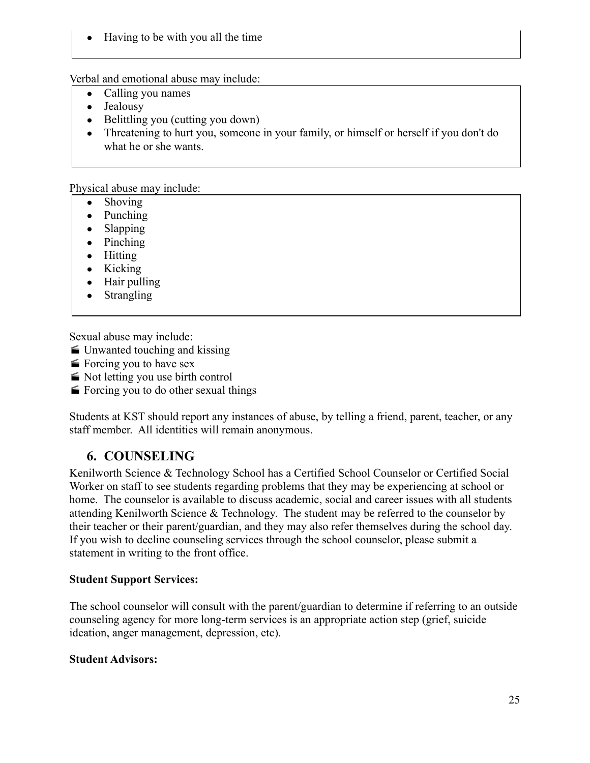- Having to be with you all the time

Verbal and emotional abuse may include:

- Calling you names
- Jealousy
- Belittling you (cutting you down)
- Threatening to hurt you, someone in your family, or himself or herself if you don't do what he or she wants.

Physical abuse may include:

- Shoving
- Punching
- Slapping
- Pinching
- Hitting
- Kicking
- Hair pulling
- Strangling

Sexual abuse may include:

- Unwanted touching and kissing
- Forcing you to have sex
- Not letting you use birth control
- Forcing you to do other sexual things

Students at KST should report any instances of abuse, by telling a friend, parent, teacher, or any staff member. All identities will remain anonymous.

## 6. COUNSELING

Kenilworth Science & Technology School has a Certified School Counselor or Certified Social Worker on staff to see students regarding problems that they may be experiencing at school or home. The counselor is available to discuss academic, social and career issues with all students attending Kenilworth Science & Technology. The student may be referred to the counselor by their teacher or their parent/guardian, and they may also refer themselves during the school day. If you wish to decline counseling services through the school counselor, please submit a statement in writing to the front office.

**Student Support Services:**

The school counselor will consult with the parent/guardian to determine if referring to an outside counseling agency for more long-term services is an appropriate action step (grief, suicide ideation, anger management, depression, etc).

**Student Advisors:**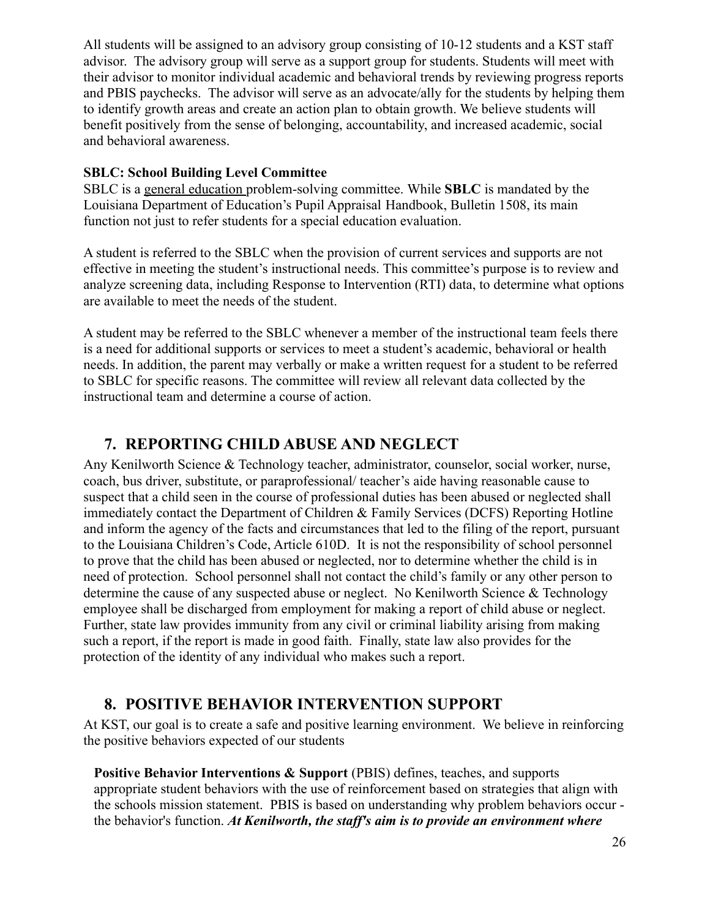All students will be assigned to an advisory group consisting of 10-12 students and a KST staff advisor. The advisory group will serve as a support group for students. Students will meet with their advisor to monitor individual academic and behavioral trends by reviewing progress reports and PBIS paychecks. The advisor will serve as an advocate/ally for the students by helping them to identify growth areas and create an action plan to obtain growth. We believe students will benefit positively from the sense of belonging, accountability, and increased academic, social and behavioral awareness.

**SBLC: School Building Level Committee**

SBLC is a general education problem-solving committee. While **SBLC** is mandated by the Louisiana Department of Education's Pupil Appraisal Handbook, Bulletin 1508, its main function not just to refer students for a special education evaluation.

A student is referred to the SBLC when the provision of current services and supports are not effective in meeting the student's instructional needs. This committee's purpose is to review and analyze screening data, including Response to Intervention (RTI) data, to determine what options are available to meet the needs of the student.

A student may be referred to the SBLC whenever a member of the instructional team feels there is a need for additional supports or services to meet a student's academic, behavioral or health needs. In addition, the parent may verbally or make a written request for a student to be referred to SBLC for specific reasons. The committee will review all relevant data collected by the instructional team and determine a course of action.

## 7. REPORTING CHILD ABUSE AND NEGLECT

Any Kenilworth Science & Technology teacher, administrator, counselor, social worker, nurse, coach, bus driver, substitute, or paraprofessional/ teacher's aide having reasonable cause to suspect that a child seen in the course of professional duties has been abused or neglected shall immediately contact the Department of Children & Family Services (DCFS) Reporting Hotline and inform the agency of the facts and circumstances that led to the filing of the report, pursuant to the Louisiana Children's Code, Article 610D. It is not the responsibility of school personnel to prove that the child has been abused or neglected, nor to determine whether the child is in need of protection. School personnel shall not contact the child's family or any other person to determine the cause of any suspected abuse or neglect. No Kenilworth Science & Technology employee shall be discharged from employment for making a report of child abuse or neglect. Further, state law provides immunity from any civil or criminal liability arising from making such a report, if the report is made in good faith. Finally, state law also provides for the protection of the identity of any individual who makes such a report.

## 8. POSITIVE BEHAVIOR INTERVENTION SUPPORT

At KST, our goal is to create a safe and positive learning environment. We believe in reinforcing the positive behaviors expected of our students

**Positive Behavior Interventions & Support** (PBIS) defines, teaches, and supports appropriate student behaviors with the use of reinforcement based on strategies that align with the schools mission statement. PBIS is based on understanding why problem behaviors occur - the behavior's function. ***At Kenilworth, the staff's aim is to provide an environment where***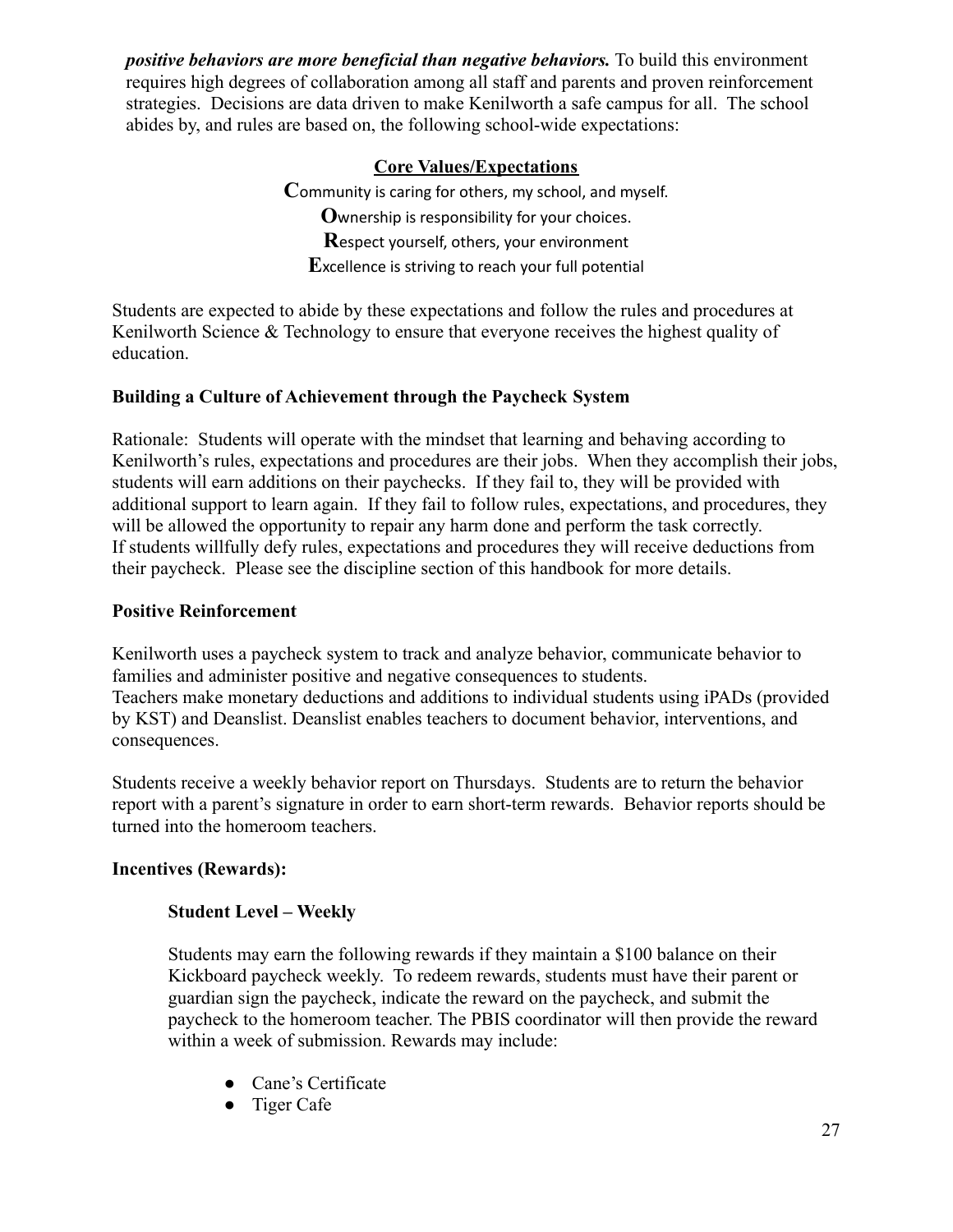***positive behaviors are more beneficial than negative behaviors.*** To build this environment requires high degrees of collaboration among all staff and parents and proven reinforcement strategies. Decisions are data driven to make Kenilworth a safe campus for all. The school abides by, and rules are based on, the following school-wide expectations:

**Core Values/Expectations**

**C**ommunity is caring for others, my school, and myself.
**O**wnership is responsibility for your choices.
**R**espect yourself, others, your environment
**E**xcellence is striving to reach your full potential

Students are expected to abide by these expectations and follow the rules and procedures at Kenilworth Science & Technology to ensure that everyone receives the highest quality of education.

**Building a Culture of Achievement through the Paycheck System**

Rationale: Students will operate with the mindset that learning and behaving according to Kenilworth's rules, expectations and procedures are their jobs. When they accomplish their jobs, students will earn additions on their paychecks. If they fail to, they will be provided with additional support to learn again. If they fail to follow rules, expectations, and procedures, they will be allowed the opportunity to repair any harm done and perform the task correctly. If students willfully defy rules, expectations and procedures they will receive deductions from their paycheck. Please see the discipline section of this handbook for more details.

**Positive Reinforcement**

Kenilworth uses a paycheck system to track and analyze behavior, communicate behavior to families and administer positive and negative consequences to students.
Teachers make monetary deductions and additions to individual students using iPADs (provided by KST) and Deanslist. Deanslist enables teachers to document behavior, interventions, and consequences.

Students receive a weekly behavior report on Thursdays. Students are to return the behavior report with a parent's signature in order to earn short-term rewards. Behavior reports should be turned into the homeroom teachers.

**Incentives (Rewards):**

**Student Level – Weekly**

Students may earn the following rewards if they maintain a $100 balance on their Kickboard paycheck weekly. To redeem rewards, students must have their parent or guardian sign the paycheck, indicate the reward on the paycheck, and submit the paycheck to the homeroom teacher. The PBIS coordinator will then provide the reward within a week of submission. Rewards may include:

- Cane's Certificate
- Tiger Cafe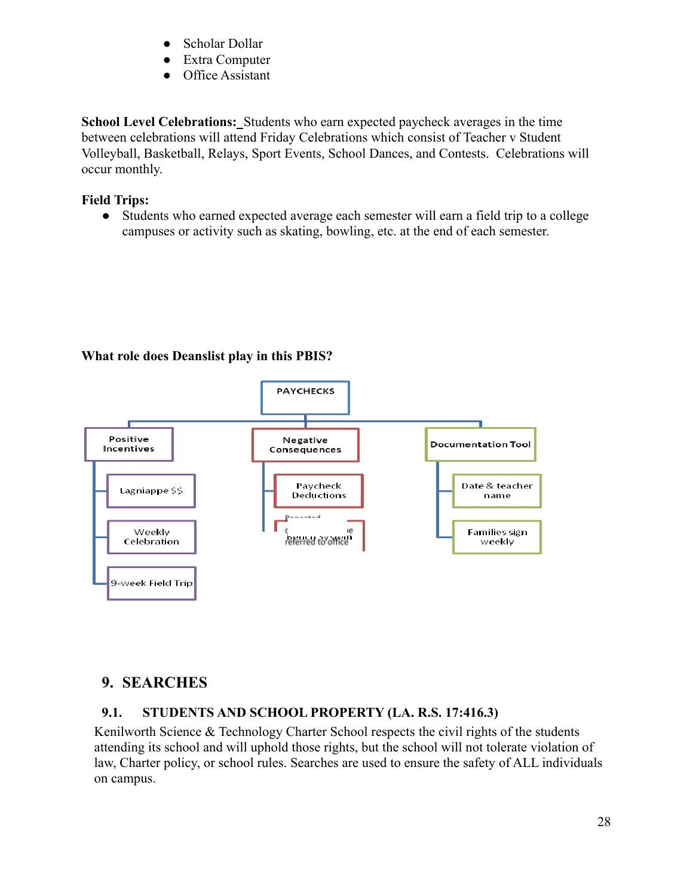- Scholar Dollar
- Extra Computer
- Office Assistant

**School Level Celebrations:** Students who earn expected paycheck averages in the time between celebrations will attend Friday Celebrations which consist of Teacher v Student Volleyball, Basketball, Relays, Sport Events, School Dances, and Contests. Celebrations will occur monthly.

**Field Trips:**

- Students who earned expected average each semester will earn a field trip to a college campuses or activity such as skating, bowling, etc. at the end of each semester.

**What role does Deanslist play in this PBIS?**

PAYCHECKS

- Positive Incentives
  - Lagniappe $$
  - Weekly Celebration
  - 9-week Field Trip
- Negative Consequences
  - Paycheck Deductions
  - Repeated ... bench system ... referred to office
- Documentation Tool
  - Date & teacher name
  - Families sign weekly

## 9. SEARCHES

### 9.1. STUDENTS AND SCHOOL PROPERTY (LA. R.S. 17:416.3)

Kenilworth Science & Technology Charter School respects the civil rights of the students attending its school and will uphold those rights, but the school will not tolerate violation of law, Charter policy, or school rules. Searches are used to ensure the safety of ALL individuals on campus.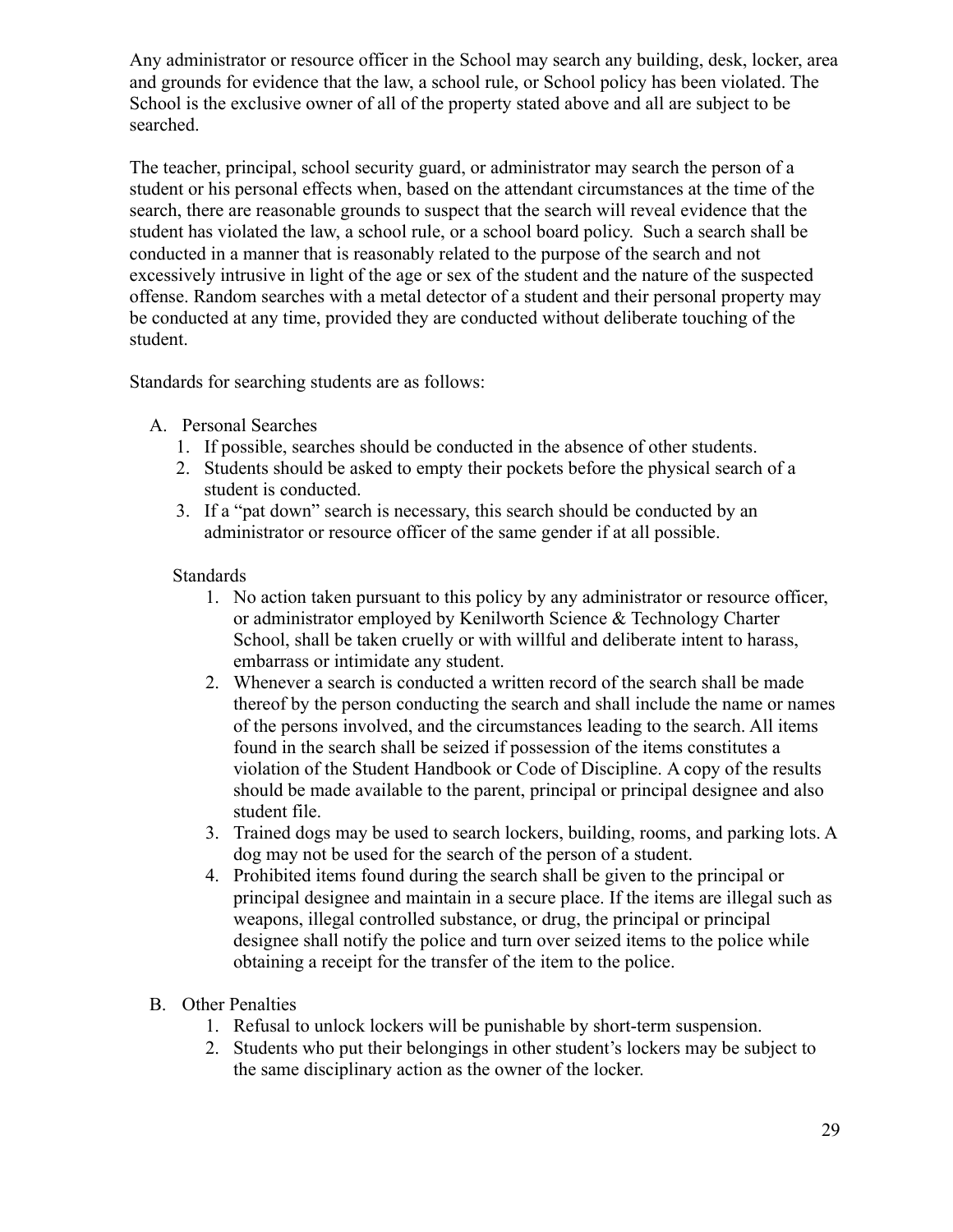Any administrator or resource officer in the School may search any building, desk, locker, area and grounds for evidence that the law, a school rule, or School policy has been violated. The School is the exclusive owner of all of the property stated above and all are subject to be searched.

The teacher, principal, school security guard, or administrator may search the person of a student or his personal effects when, based on the attendant circumstances at the time of the search, there are reasonable grounds to suspect that the search will reveal evidence that the student has violated the law, a school rule, or a school board policy. Such a search shall be conducted in a manner that is reasonably related to the purpose of the search and not excessively intrusive in light of the age or sex of the student and the nature of the suspected offense. Random searches with a metal detector of a student and their personal property may be conducted at any time, provided they are conducted without deliberate touching of the student.

Standards for searching students are as follows:

A. Personal Searches
   1. If possible, searches should be conducted in the absence of other students.
   2. Students should be asked to empty their pockets before the physical search of a student is conducted.
   3. If a "pat down" search is necessary, this search should be conducted by an administrator or resource officer of the same gender if at all possible.

   Standards
   1. No action taken pursuant to this policy by any administrator or resource officer, or administrator employed by Kenilworth Science & Technology Charter School, shall be taken cruelly or with willful and deliberate intent to harass, embarrass or intimidate any student.
   2. Whenever a search is conducted a written record of the search shall be made thereof by the person conducting the search and shall include the name or names of the persons involved, and the circumstances leading to the search. All items found in the search shall be seized if possession of the items constitutes a violation of the Student Handbook or Code of Discipline. A copy of the results should be made available to the parent, principal or principal designee and also student file.
   3. Trained dogs may be used to search lockers, building, rooms, and parking lots. A dog may not be used for the search of the person of a student.
   4. Prohibited items found during the search shall be given to the principal or principal designee and maintain in a secure place. If the items are illegal such as weapons, illegal controlled substance, or drug, the principal or principal designee shall notify the police and turn over seized items to the police while obtaining a receipt for the transfer of the item to the police.

B. Other Penalties
   1. Refusal to unlock lockers will be punishable by short-term suspension.
   2. Students who put their belongings in other student's lockers may be subject to the same disciplinary action as the owner of the locker.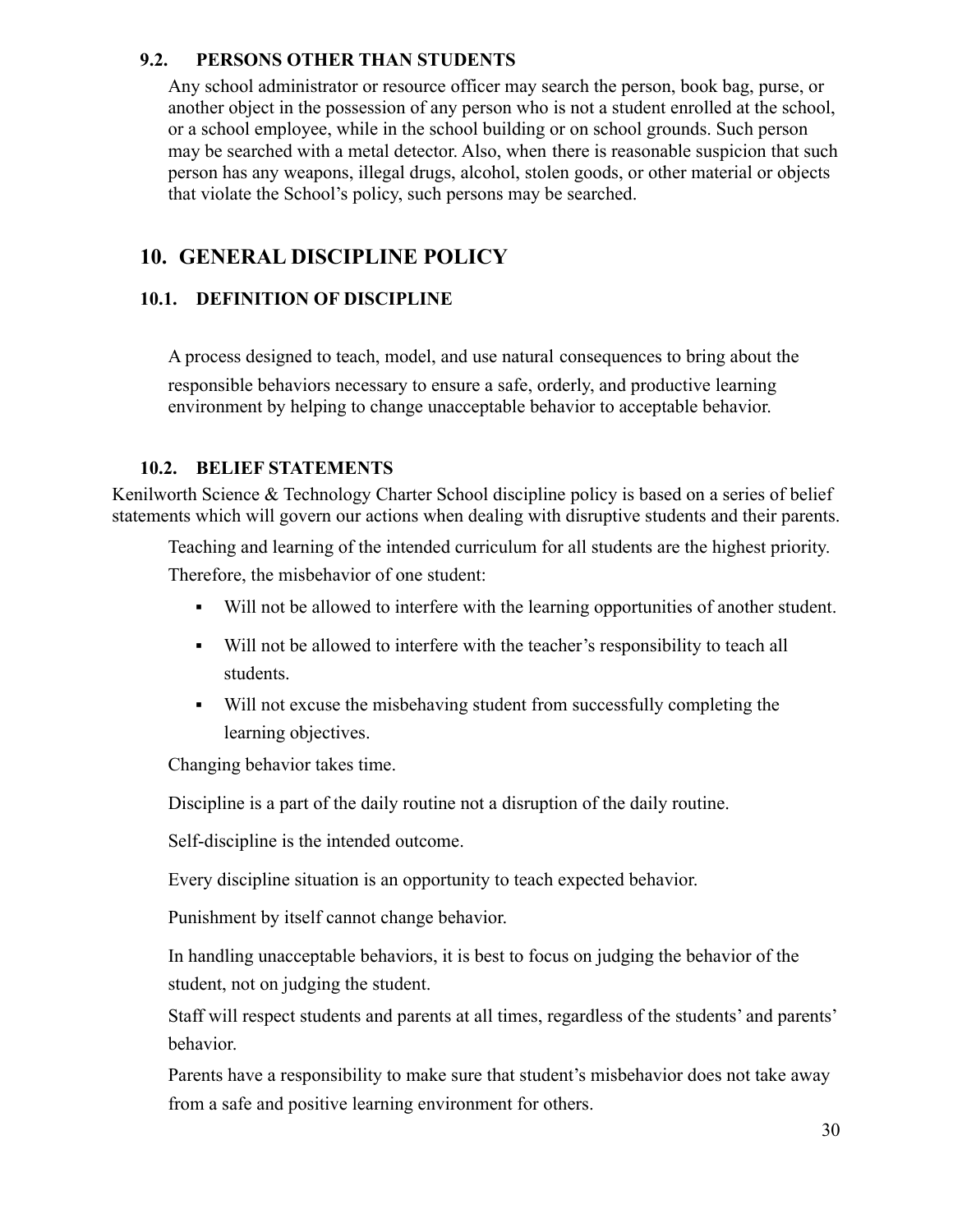### 9.2. PERSONS OTHER THAN STUDENTS

Any school administrator or resource officer may search the person, book bag, purse, or another object in the possession of any person who is not a student enrolled at the school, or a school employee, while in the school building or on school grounds. Such person may be searched with a metal detector. Also, when there is reasonable suspicion that such person has any weapons, illegal drugs, alcohol, stolen goods, or other material or objects that violate the School's policy, such persons may be searched.

## 10. GENERAL DISCIPLINE POLICY

### 10.1. DEFINITION OF DISCIPLINE

A process designed to teach, model, and use natural consequences to bring about the responsible behaviors necessary to ensure a safe, orderly, and productive learning environment by helping to change unacceptable behavior to acceptable behavior.

### 10.2. BELIEF STATEMENTS

Kenilworth Science & Technology Charter School discipline policy is based on a series of belief statements which will govern our actions when dealing with disruptive students and their parents.

Teaching and learning of the intended curriculum for all students are the highest priority. Therefore, the misbehavior of one student:

- Will not be allowed to interfere with the learning opportunities of another student.
- Will not be allowed to interfere with the teacher's responsibility to teach all students.
- Will not excuse the misbehaving student from successfully completing the learning objectives.

Changing behavior takes time.

Discipline is a part of the daily routine not a disruption of the daily routine.

Self-discipline is the intended outcome.

Every discipline situation is an opportunity to teach expected behavior.

Punishment by itself cannot change behavior.

In handling unacceptable behaviors, it is best to focus on judging the behavior of the student, not on judging the student.

Staff will respect students and parents at all times, regardless of the students' and parents' behavior.

Parents have a responsibility to make sure that student's misbehavior does not take away from a safe and positive learning environment for others.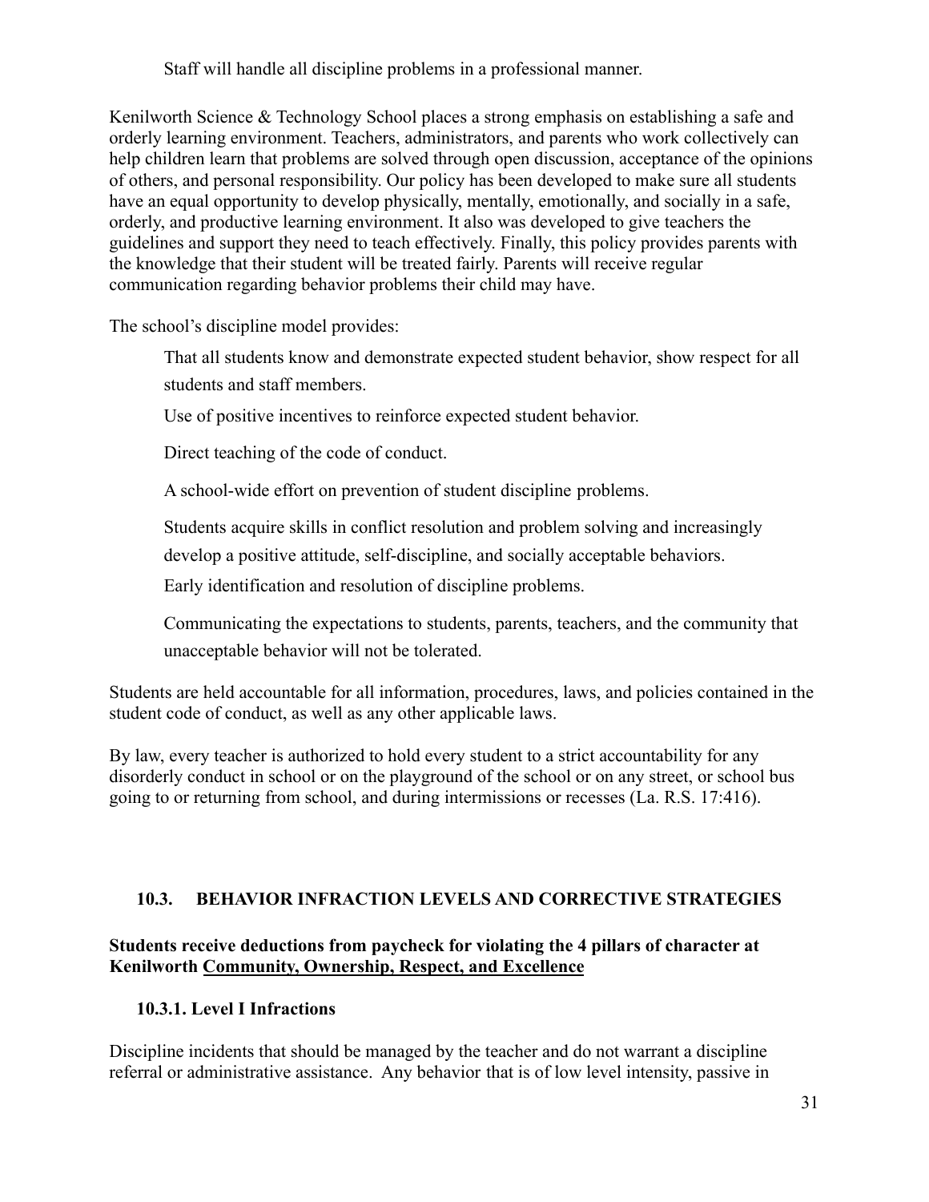Staff will handle all discipline problems in a professional manner.

Kenilworth Science & Technology School places a strong emphasis on establishing a safe and orderly learning environment. Teachers, administrators, and parents who work collectively can help children learn that problems are solved through open discussion, acceptance of the opinions of others, and personal responsibility. Our policy has been developed to make sure all students have an equal opportunity to develop physically, mentally, emotionally, and socially in a safe, orderly, and productive learning environment. It also was developed to give teachers the guidelines and support they need to teach effectively. Finally, this policy provides parents with the knowledge that their student will be treated fairly. Parents will receive regular communication regarding behavior problems their child may have.

The school's discipline model provides:

- That all students know and demonstrate expected student behavior, show respect for all students and staff members.
- Use of positive incentives to reinforce expected student behavior.
- Direct teaching of the code of conduct.
- A school-wide effort on prevention of student discipline problems.
- Students acquire skills in conflict resolution and problem solving and increasingly develop a positive attitude, self-discipline, and socially acceptable behaviors.
- Early identification and resolution of discipline problems.
- Communicating the expectations to students, parents, teachers, and the community that unacceptable behavior will not be tolerated.

Students are held accountable for all information, procedures, laws, and policies contained in the student code of conduct, as well as any other applicable laws.

By law, every teacher is authorized to hold every student to a strict accountability for any disorderly conduct in school or on the playground of the school or on any street, or school bus going to or returning from school, and during intermissions or recesses (La. R.S. 17:416).

## 10.3. BEHAVIOR INFRACTION LEVELS AND CORRECTIVE STRATEGIES

**Students receive deductions from paycheck for violating the 4 pillars of character at Kenilworth <u>Community, Ownership, Respect, and Excellence</u>**

### 10.3.1. Level I Infractions

Discipline incidents that should be managed by the teacher and do not warrant a discipline referral or administrative assistance. Any behavior that is of low level intensity, passive in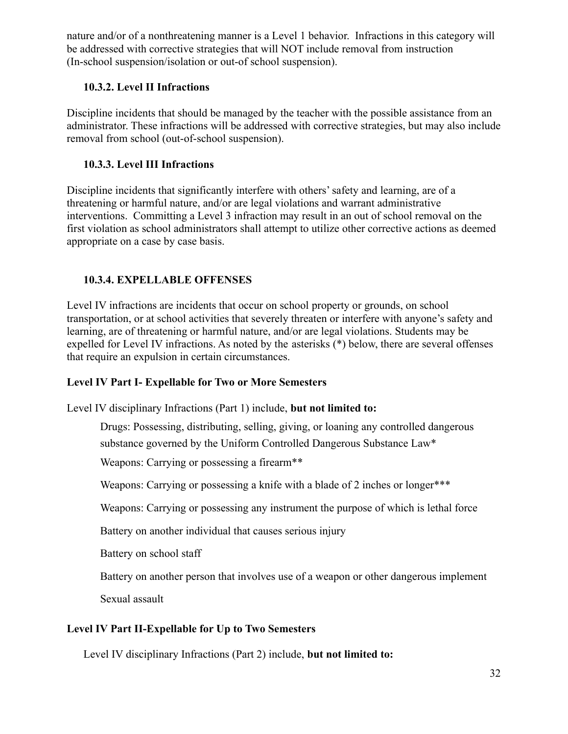nature and/or of a nonthreatening manner is a Level 1 behavior. Infractions in this category will be addressed with corrective strategies that will NOT include removal from instruction (In-school suspension/isolation or out-of school suspension).

### 10.3.2. Level II Infractions

Discipline incidents that should be managed by the teacher with the possible assistance from an administrator. These infractions will be addressed with corrective strategies, but may also include removal from school (out-of-school suspension).

### 10.3.3. Level III Infractions

Discipline incidents that significantly interfere with others' safety and learning, are of a threatening or harmful nature, and/or are legal violations and warrant administrative interventions. Committing a Level 3 infraction may result in an out of school removal on the first violation as school administrators shall attempt to utilize other corrective actions as deemed appropriate on a case by case basis.

### 10.3.4. EXPELLABLE OFFENSES

Level IV infractions are incidents that occur on school property or grounds, on school transportation, or at school activities that severely threaten or interfere with anyone's safety and learning, are of threatening or harmful nature, and/or are legal violations. Students may be expelled for Level IV infractions. As noted by the asterisks (*) below, there are several offenses that require an expulsion in certain circumstances.

**Level IV Part I- Expellable for Two or More Semesters**

Level IV disciplinary Infractions (Part 1) include, **but not limited to:**

- Drugs: Possessing, distributing, selling, giving, or loaning any controlled dangerous substance governed by the Uniform Controlled Dangerous Substance Law*
- Weapons: Carrying or possessing a firearm**
- Weapons: Carrying or possessing a knife with a blade of 2 inches or longer***
- Weapons: Carrying or possessing any instrument the purpose of which is lethal force
- Battery on another individual that causes serious injury
- Battery on school staff
- Battery on another person that involves use of a weapon or other dangerous implement
- Sexual assault

**Level IV Part II-Expellable for Up to Two Semesters**

Level IV disciplinary Infractions (Part 2) include, **but not limited to:**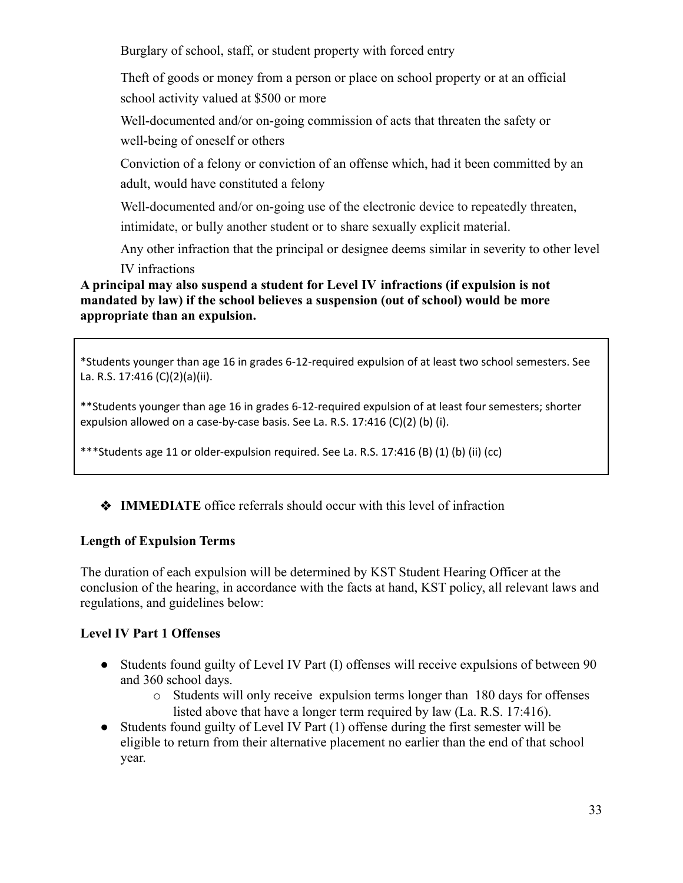Burglary of school, staff, or student property with forced entry

Theft of goods or money from a person or place on school property or at an official school activity valued at $500 or more

Well-documented and/or on-going commission of acts that threaten the safety or well-being of oneself or others

Conviction of a felony or conviction of an offense which, had it been committed by an adult, would have constituted a felony

Well-documented and/or on-going use of the electronic device to repeatedly threaten, intimidate, or bully another student or to share sexually explicit material.

Any other infraction that the principal or designee deems similar in severity to other level IV infractions

**A principal may also suspend a student for Level IV infractions (if expulsion is not mandated by law) if the school believes a suspension (out of school) would be more appropriate than an expulsion.**

*Students younger than age 16 in grades 6-12-required expulsion of at least two school semesters. See La. R.S. 17:416 (C)(2)(a)(ii).

**Students younger than age 16 in grades 6-12-required expulsion of at least four semesters; shorter expulsion allowed on a case-by-case basis. See La. R.S. 17:416 (C)(2) (b) (i).

***Students age 11 or older-expulsion required. See La. R.S. 17:416 (B) (1) (b) (ii) (cc)

- **IMMEDIATE** office referrals should occur with this level of infraction

**Length of Expulsion Terms**

The duration of each expulsion will be determined by KST Student Hearing Officer at the conclusion of the hearing, in accordance with the facts at hand, KST policy, all relevant laws and regulations, and guidelines below:

**Level IV Part 1 Offenses**

- Students found guilty of Level IV Part (I) offenses will receive expulsions of between 90 and 360 school days.
  - Students will only receive expulsion terms longer than 180 days for offenses listed above that have a longer term required by law (La. R.S. 17:416).
- Students found guilty of Level IV Part (1) offense during the first semester will be eligible to return from their alternative placement no earlier than the end of that school year.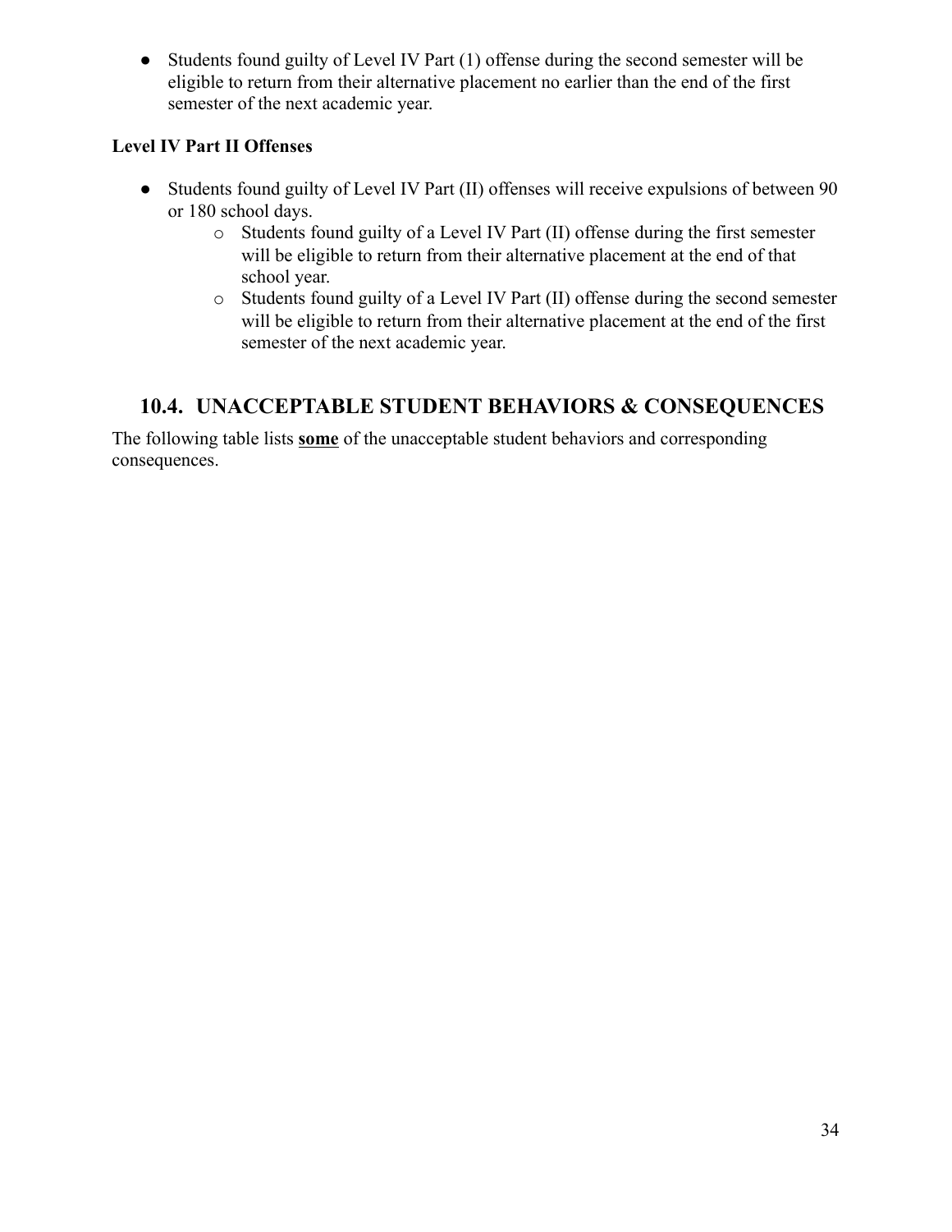- Students found guilty of Level IV Part (1) offense during the second semester will be eligible to return from their alternative placement no earlier than the end of the first semester of the next academic year.

**Level IV Part II Offenses**

- Students found guilty of Level IV Part (II) offenses will receive expulsions of between 90 or 180 school days.
  - Students found guilty of a Level IV Part (II) offense during the first semester will be eligible to return from their alternative placement at the end of that school year.
  - Students found guilty of a Level IV Part (II) offense during the second semester will be eligible to return from their alternative placement at the end of the first semester of the next academic year.

## 10.4. UNACCEPTABLE STUDENT BEHAVIORS & CONSEQUENCES

The following table lists **some** of the unacceptable student behaviors and corresponding consequences.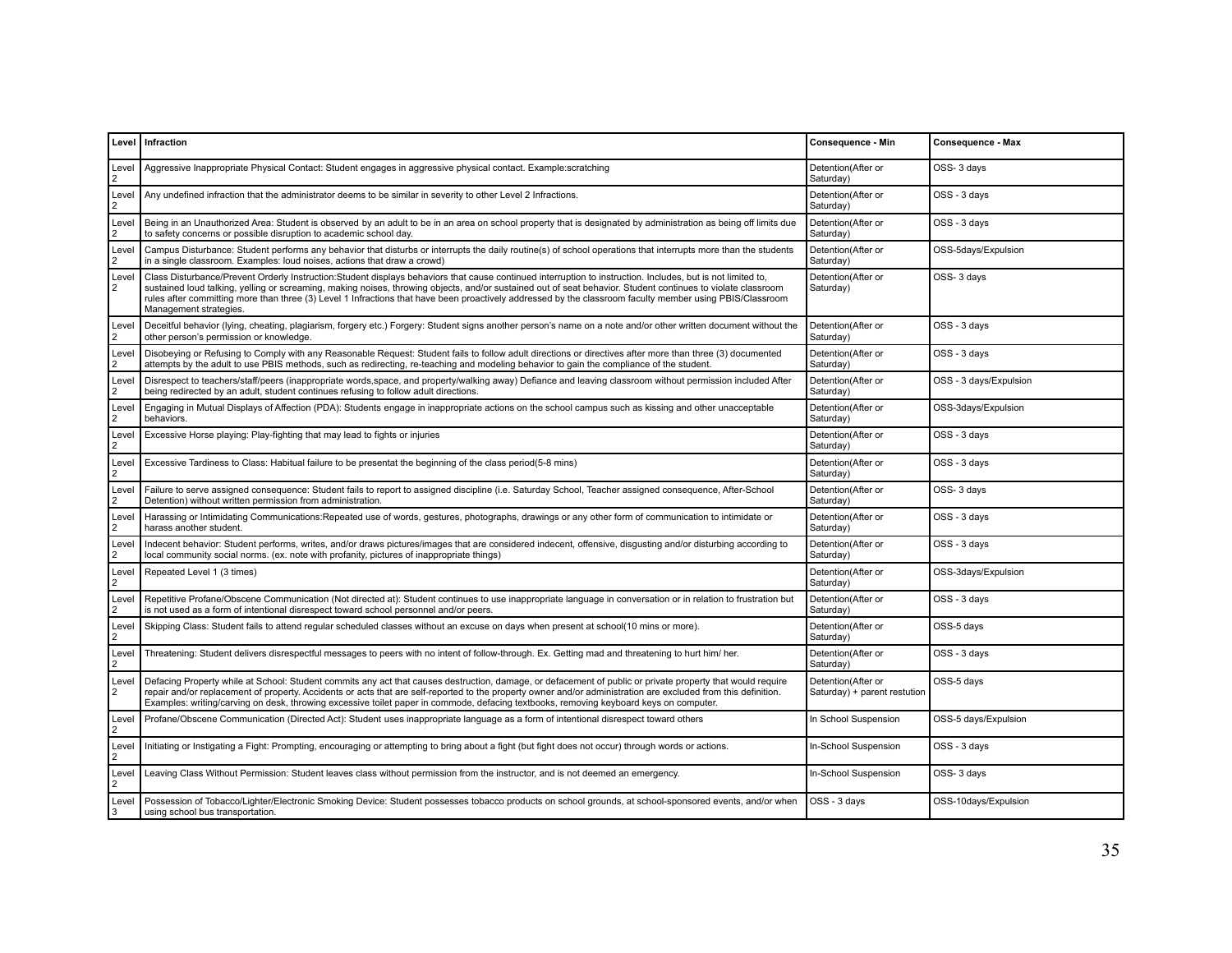| Level | Infraction | Consequence - Min | Consequence - Max |
|---|---|---|---|
| Level 2 | Aggressive Inappropriate Physical Contact: Student engages in aggressive physical contact. Example:scratching | Detention(After or Saturday) | OSS- 3 days |
| Level 2 | Any undefined infraction that the administrator deems to be similar in severity to other Level 2 Infractions. | Detention(After or Saturday) | OSS - 3 days |
| Level 2 | Being in an Unauthorized Area: Student is observed by an adult to be in an area on school property that is designated by administration as being off limits due to safety concerns or possible disruption to academic school day. | Detention(After or Saturday) | OSS - 3 days |
| Level 2 | Campus Disturbance: Student performs any behavior that disturbs or interrupts the daily routine(s) of school operations that interrupts more than the students in a single classroom. Examples: loud noises, actions that draw a crowd) | Detention(After or Saturday) | OSS-5days/Expulsion |
| Level 2 | Class Disturbance/Prevent Orderly Instruction:Student displays behaviors that cause continued interruption to instruction. Includes, but is not limited to, sustained loud talking, yelling or screaming, making noises, throwing objects, and/or sustained out of seat behavior. Student continues to violate classroom rules after committing more than three (3) Level 1 Infractions that have been proactively addressed by the classroom faculty member using PBIS/Classroom Management strategies. | Detention(After or Saturday) | OSS- 3 days |
| Level 2 | Deceitful behavior (lying, cheating, plagiarism, forgery etc.) Forgery: Student signs another person's name on a note and/or other written document without the other person's permission or knowledge. | Detention(After or Saturday) | OSS - 3 days |
| Level 2 | Disobeying or Refusing to Comply with any Reasonable Request: Student fails to follow adult directions or directives after more than three (3) documented attempts by the adult to use PBIS methods, such as redirecting, re-teaching and modeling behavior to gain the compliance of the student. | Detention(After or Saturday) | OSS - 3 days |
| Level 2 | Disrespect to teachers/staff/peers (inappropriate words,space, and property/walking away) Defiance and leaving classroom without permission included After being redirected by an adult, student continues refusing to follow adult directions. | Detention(After or Saturday) | OSS - 3 days/Expulsion |
| Level 2 | Engaging in Mutual Displays of Affection (PDA): Students engage in inappropriate actions on the school campus such as kissing and other unacceptable behaviors. | Detention(After or Saturday) | OSS-3days/Expulsion |
| Level 2 | Excessive Horse playing: Play-fighting that may lead to fights or injuries | Detention(After or Saturday) | OSS - 3 days |
| Level 2 | Excessive Tardiness to Class: Habitual failure to be presentat the beginning of the class period(5-8 mins) | Detention(After or Saturday) | OSS - 3 days |
| Level 2 | Failure to serve assigned consequence: Student fails to report to assigned discipline (i.e. Saturday School, Teacher assigned consequence, After-School Detention) without written permission from administration. | Detention(After or Saturday) | OSS- 3 days |
| Level 2 | Harassing or Intimidating Communications:Repeated use of words, gestures, photographs, drawings or any other form of communication to intimidate or harass another student. | Detention(After or Saturday) | OSS - 3 days |
| Level 2 | Indecent behavior: Student performs, writes, and/or draws pictures/images that are considered indecent, offensive, disgusting and/or disturbing according to local community social norms. (ex. note with profanity, pictures of inappropriate things) | Detention(After or Saturday) | OSS - 3 days |
| Level 2 | Repeated Level 1 (3 times) | Detention(After or Saturday) | OSS-3days/Expulsion |
| Level 2 | Repetitive Profane/Obscene Communication (Not directed at): Student continues to use inappropriate language in conversation or in relation to frustration but is not used as a form of intentional disrespect toward school personnel and/or peers. | Detention(After or Saturday) | OSS - 3 days |
| Level 2 | Skipping Class: Student fails to attend regular scheduled classes without an excuse on days when present at school(10 mins or more). | Detention(After or Saturday) | OSS-5 days |
| Level 2 | Threatening: Student delivers disrespectful messages to peers with no intent of follow-through. Ex. Getting mad and threatening to hurt him/ her. | Detention(After or Saturday) | OSS - 3 days |
| Level 2 | Defacing Property while at School: Student commits any act that causes destruction, damage, or defacement of public or private property that would require repair and/or replacement of property. Accidents or acts that are self-reported to the property owner and/or administration are excluded from this definition. Examples: writing/carving on desk, throwing excessive toilet paper in commode, defacing textbooks, removing keyboard keys on computer. | Detention(After or Saturday) + parent restution | OSS-5 days |
| Level 2 | Profane/Obscene Communication (Directed Act): Student uses inappropriate language as a form of intentional disrespect toward others | In School Suspension | OSS-5 days/Expulsion |
| Level 2 | Initiating or Instigating a Fight: Prompting, encouraging or attempting to bring about a fight (but fight does not occur) through words or actions. | In-School Suspension | OSS - 3 days |
| Level 2 | Leaving Class Without Permission: Student leaves class without permission from the instructor, and is not deemed an emergency. | In-School Suspension | OSS- 3 days |
| Level 3 | Possession of Tobacco/Lighter/Electronic Smoking Device: Student possesses tobacco products on school grounds, at school-sponsored events, and/or when using school bus transportation. | OSS - 3 days | OSS-10days/Expulsion |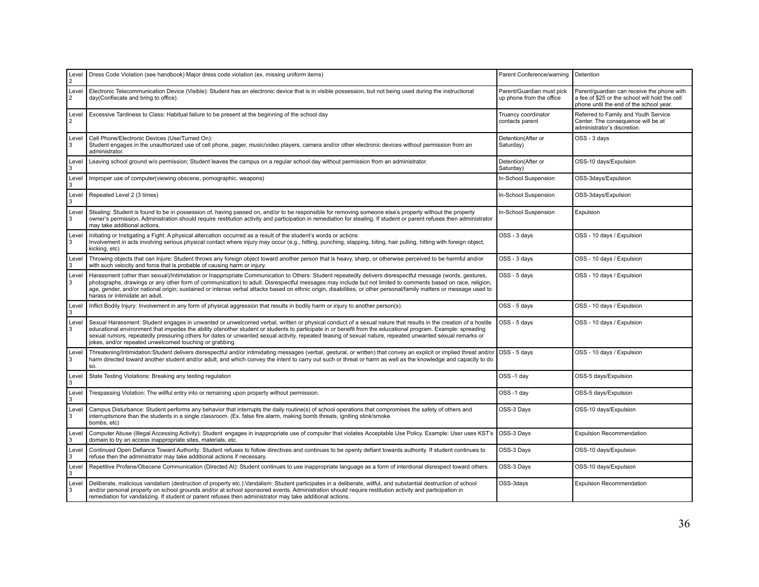| | | | |
|---|---|---|---|
| Level 2 | Dress Code Violation (see handbook) Major dress code violation (ex. missing uniform items) | Parent Conference/warning | Detention |
| Level 2 | Electronic Telecommunication Device (Visible): Student has an electronic device that is in visible possession, but not being used during the instructional day(Confiscate and bring to office). | Parent/Guardian must pick up phone from the office | Parent/guardian can receive the phone with a fee of $25 or the school will hold the cell phone until the end of the school year. |
| Level 2 | Excessive Tardiness to Class: Habitual failure to be present at the beginning of the school day | Truancy coordinator contacts parent | Referred to Family and Youth Service Center. The consequence will be at administrator's discretion. |
| Level 3 | Cell Phone/Electronic Devices (Use/Turned On): Student engages in the unauthorized use of cell phone, pager, music/video players, camera and/or other electronic devices without permission from an administrator. | Detention(After or Saturday) | OSS - 3 days |
| Level 3 | Leaving school ground w/o permission; Student leaves the campus on a regular school day without permission from an administrator. | Detention(After or Saturday) | OSS-10 days/Expulsion |
| Level 3 | Improper use of computer(viewing obscene, pornographic, weapons) | In-School Suspension | OSS-3days/Expulsion |
| Level 3 | Repeated Level 2 (3 times) | In-School Suspension | OSS-3days/Expulsion |
| Level 3 | Stealing: Student is found to be in possession of, having passed on, and/or to be responsible for removing someone else's property without the property owner's permission. Administration should require restitution activity and participation in remediation for stealing. If student or parent refuses then administrator may take additional actions. | In-School Suspension | Expulsion |
| Level 3 | Initiating or Instigating a Fight: A physical altercation occurred as a result of the student's words or actions Involvement in acts involving serious physical contact where injury may occur (e.g., hitting, punching, slapping, biting, hair pulling, hitting with foreign object, kicking, etc) | OSS - 3 days | OSS - 10 days / Expulsion |
| Level 3 | Throwing objects that can Injure: Student throws any foreign object toward another person that is heavy, sharp, or otherwise perceived to be harmful and/or with such velocity and force that is probable of causing harm or injury. | OSS - 3 days | OSS - 10 days / Expulsion |
| Level 3 | Harassment (other than sexual)/Intimidation or Inappropriate Communication to Others: Student repeatedly delivers disrespectful message (words, gestures, photographs, drawings or any other form of communication) to adult. Disrespectful messages may include but not limited to comments based on race, religion, age, gender, and/or national origin; sustained or intense verbal attacks based on ethnic origin, disabilities, or other personal/family matters or message used to harass or intimidate an adult. | OSS - 5 days | OSS - 10 days / Expulsion |
| Level 3 | Inflict Bodily Injury: Involvement in any form of physical aggression that results in bodily harm or injury to another person(s). | OSS - 5 days | OSS - 10 days / Expulsion |
| Level 3 | Sexual Harassment: Student engages in unwanted or unwelcomed verbal, written or physical conduct of a sexual nature that results in the creation of a hostile educational environment that impedes the ability ofanother student or students to participate in or benefit from the educational program. Example: spreading sexual rumors, repeatedly pressuring others for dates or unwanted sexual activity, repeated teasing of sexual nature, repeated unwanted sexual remarks or jokes, and/or repeated unwelcomed touching or grabbing. | OSS - 5 days | OSS - 10 days / Expulsion |
| Level 3 | Threatening/Intimidation:Student delivers disrespectful and/or intimidating messages (verbal, gestural, or written) that convey an explicit or implied threat and/or harm directed toward another student and/or adult, and which convey the intent to carry out such or threat or harm as well as the knowledge and capacity to do so. | OSS - 5 days | OSS - 10 days / Expulsion |
| Level 3 | State Testing Violations: Breaking any testing regulation | OSS -1 day | OSS-5 days/Expulsion |
| Level 3 | Trespassing Violation: The willful entry into or remaining upon property without permission. | OSS -1 day | OSS-5 days/Expulsion |
| Level 3 | Campus Disturbance: Student performs any behavior that interrupts the daily routine(s) of school operations that compromises the safety of others and interruptsmore than the students in a single classroom. (Ex. false fire alarm, making bomb threats, igniting stink/smoke bombs, etc) | OSS-3 Days | OSS-10 days/Expulsion |
| Level 3 | Computer Abuse (Illegal Accessing Activity): Student engages in inappropriate use of computer that violates Acceptable Use Policy. Example: User uses KST's domain to try an access inappropriate sites, materials, etc. | OSS-3 Days | Expulsion Recommendation |
| Level 3 | Continued Open Defiance Toward Authority: Student refuses to follow directives and continues to be openly defiant towards authority. If student continues to refuse then the administrator may take additional actions if necessary. | OSS-3 Days | OSS-10 days/Expulsion |
| Level 3 | Repetitive Profane/Obscene Communication (Directed At): Student continues to use inappropriate language as a form of intentional disrespect toward others. | OSS-3 Days | OSS-10 days/Expulsion |
| Level 3 | Deliberate, malicious vandalism (destruction of property etc.):Vandalism: Student participates in a deliberate, willful, and substantial destruction of school and/or personal property on school grounds and/or at school sponsored events. Administration should require restitution activity and participation in remediation for vandalizing. If student or parent refuses then administrator may take additional actions. | OSS-3days | Expulsion Recommendation |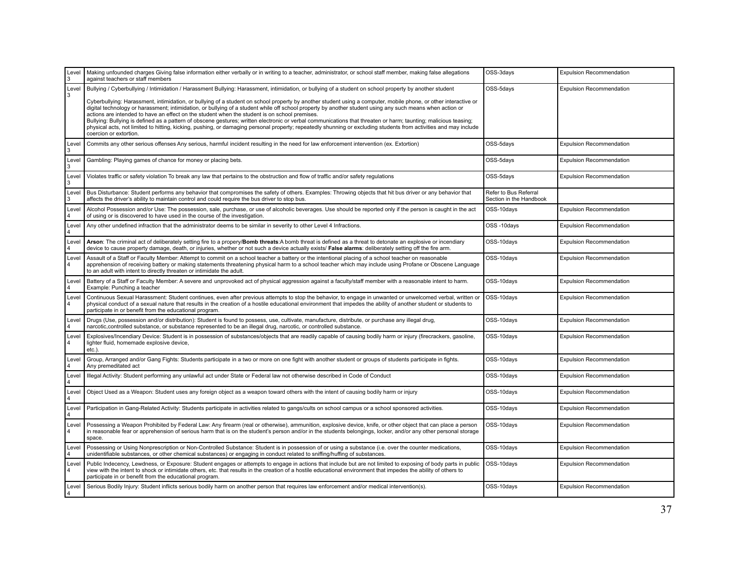| | | | |
|---|---|---|---|
| Level 3 | Making unfounded charges Giving false information either verbally or in writing to a teacher, administrator, or school staff member, making false allegations against teachers or staff members | OSS-3days | Expulsion Recommendation |
| Level 3 | Bullying / Cyberbullying / Intimidation / Harassment Bullying: Harassment, intimidation, or bullying of a student on school property by another student<br><br>Cyberbullying: Harassment, intimidation, or bullying of a student on school property by another student using a computer, mobile phone, or other interactive or digital technology or harassment; intimidation, or bullying of a student while off school property by another student using any such means when action or actions are intended to have an effect on the student when the student is on school premises.<br>Bullying: Bullying is defined as a pattern of obscene gestures; written electronic or verbal communications that threaten or harm; taunting; malicious teasing; physical acts, not limited to hitting, kicking, pushing, or damaging personal property; repeatedly shunning or excluding students from activities and may include coercion or extortion. | OSS-5days | Expulsion Recommendation |
| Level 3 | Commits any other serious offenses Any serious, harmful incident resulting in the need for law enforcement intervention (ex. Extortion) | OSS-5days | Expulsion Recommendation |
| Level 3 | Gambling: Playing games of chance for money or placing bets. | OSS-5days | Expulsion Recommendation |
| Level 3 | Violates traffic or safety violation To break any law that pertains to the obstruction and flow of traffic and/or safety regulations | OSS-5days | Expulsion Recommendation |
| Level 3 | Bus Disturbance: Student performs any behavior that compromises the safety of others. Examples: Throwing objects that hit bus driver or any behavior that affects the driver's ability to maintain control and could require the bus driver to stop bus. | Refer to Bus Referral Section in the Handbook | |
| Level 4 | Alcohol Possession and/or Use: The possession, sale, purchase, or use of alcoholic beverages. Use should be reported only if the person is caught in the act of using or is discovered to have used in the course of the investigation. | OSS-10days | Expulsion Recommendation |
| Level 4 | Any other undefined infraction that the administrator deems to be similar in severity to other Level 4 Infractions. | OSS -10days | Expulsion Recommendation |
| Level 4 | **Arson**: The criminal act of deliberately setting fire to a propery/**Bomb threats**:A bomb threat is defined as a threat to detonate an explosive or incendiary device to cause property damage, death, or injuries, whether or not such a device actually exists/ **False alarms**: deliberately setting off the fire arm. | OSS-10days | Expulsion Recommendation |
| Level 4 | Assault of a Staff or Faculty Member: Attempt to commit on a school teacher a battery or the intentional placing of a school teacher on reasonable apprehension of receiving battery or making statements threatening physical harm to a school teacher which may include using Profane or Obscene Language to an adult with intent to directly threaten or intimidate the adult. | OSS-10days | Expulsion Recommendation |
| Level 4 | Battery of a Staff or Faculty Member: A severe and unprovoked act of physical aggression against a faculty/staff member with a reasonable intent to harm. Example: Punching a teacher | OSS-10days | Expulsion Recommendation |
| Level 4 | Continuous Sexual Harassment: Student continues, even after previous attempts to stop the behavior, to engage in unwanted or unwelcomed verbal, written or physical conduct of a sexual nature that results in the creation of a hostile educational environment that impedes the ability of another student or students to participate in or benefit from the educational program. | OSS-10days | Expulsion Recommendation |
| Level 4 | Drugs (Use, possession and/or distribution): Student is found to possess, use, cultivate, manufacture, distribute, or purchase any illegal drug, narcotic,controlled substance, or substance represented to be an illegal drug, narcotic, or controlled substance. | OSS-10days | Expulsion Recommendation |
| Level 4 | Explosives/Incendiary Device: Student is in possession of substances/objects that are readily capable of causing bodily harm or injury (firecrackers, gasoline, lighter fluid, homemade explosive device, etc.). | OSS-10days | Expulsion Recommendation |
| Level 4 | Group, Arranged and/or Gang Fights: Students participate in a two or more on one fight with another student or groups of students participate in fights. Any premeditated act | OSS-10days | Expulsion Recommendation |
| Level 4 | Illegal Activity: Student performing any unlawful act under State or Federal law not otherwise described in Code of Conduct | OSS-10days | Expulsion Recommendation |
| Level 4 | Object Used as a Weapon: Student uses any foreign object as a weapon toward others with the intent of causing bodily harm or injury | OSS-10days | Expulsion Recommendation |
| Level 4 | Participation in Gang-Related Activity: Students participate in activities related to gangs/cults on school campus or a school sponsored activities. | OSS-10days | Expulsion Recommendation |
| Level 4 | Possessing a Weapon Prohibited by Federal Law: Any firearm (real or otherwise), ammunition, explosive device, knife, or other object that can place a person in reasonable fear or apprehension of serious harm that is on the student's person and/or in the students belongings, locker, and/or any other personal storage space. | OSS-10days | Expulsion Recommendation |
| Level 4 | Possessing or Using Nonprescription or Non-Controlled Substance: Student is in possession of or using a substance (i.e. over the counter medications, unidentifiable substances, or other chemical substances) or engaging in conduct related to sniffing/huffing of substances. | OSS-10days | Expulsion Recommendation |
| Level 4 | Public Indecency, Lewdness, or Exposure: Student engages or attempts to engage in actions that include but are not limited to exposing of body parts in public view with the intent to shock or intimidate others, etc. that results in the creation of a hostile educational environment that impedes the ability of others to participate in or benefit from the educational program. | OSS-10days | Expulsion Recommendation |
| Level 4 | Serious Bodily Injury: Student inflicts serious bodily harm on another person that requires law enforcement and/or medical intervention(s). | OSS-10days | Expulsion Recommendation |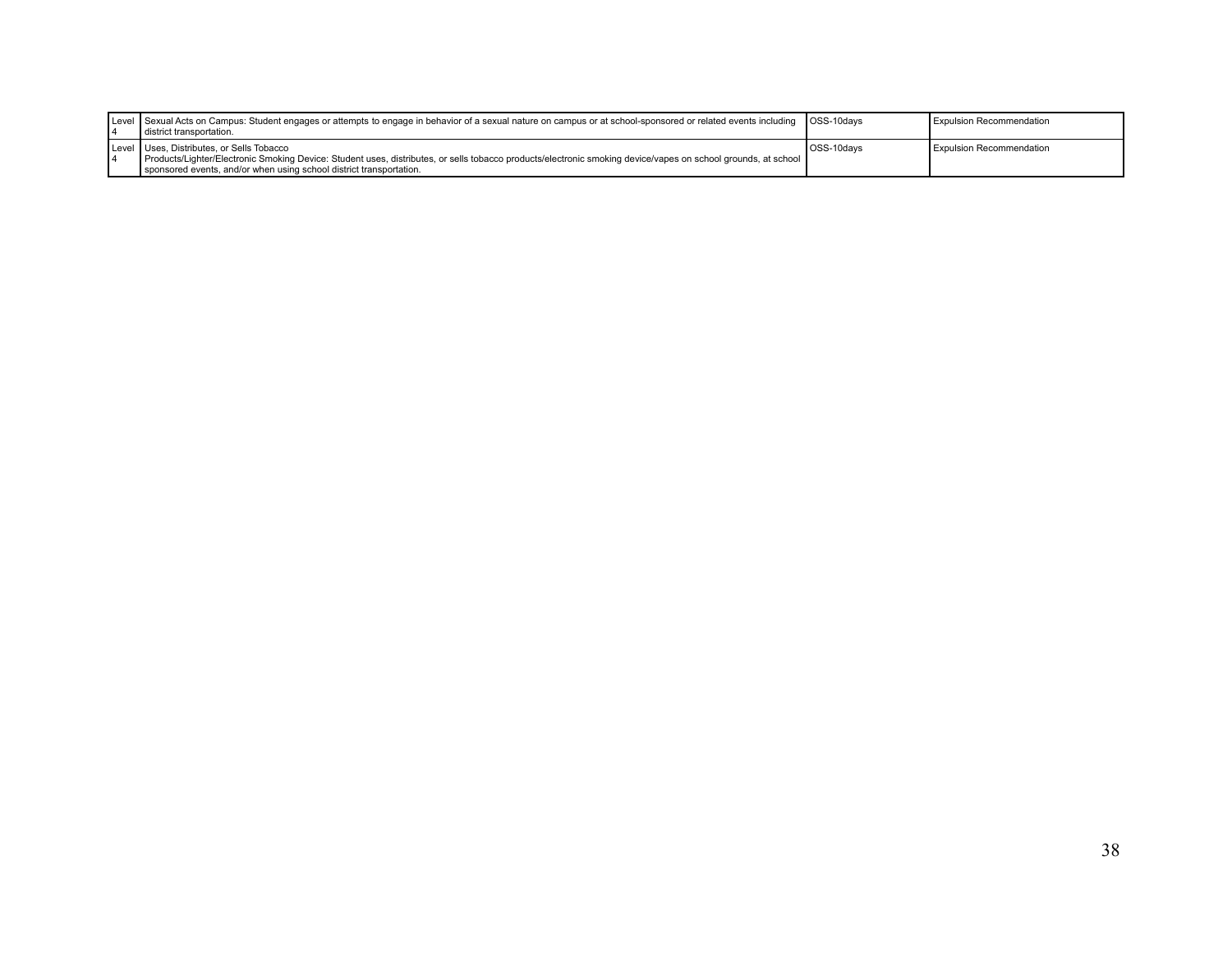| Level 4 | Sexual Acts on Campus: Student engages or attempts to engage in behavior of a sexual nature on campus or at school-sponsored or related events including district transportation. | OSS-10days | Expulsion Recommendation |
|---|---|---|---|
| Level 4 | Uses, Distributes, or Sells Tobacco Products/Lighter/Electronic Smoking Device: Student uses, distributes, or sells tobacco products/electronic smoking device/vapes on school grounds, at school sponsored events, and/or when using school district transportation. | OSS-10days | Expulsion Recommendation |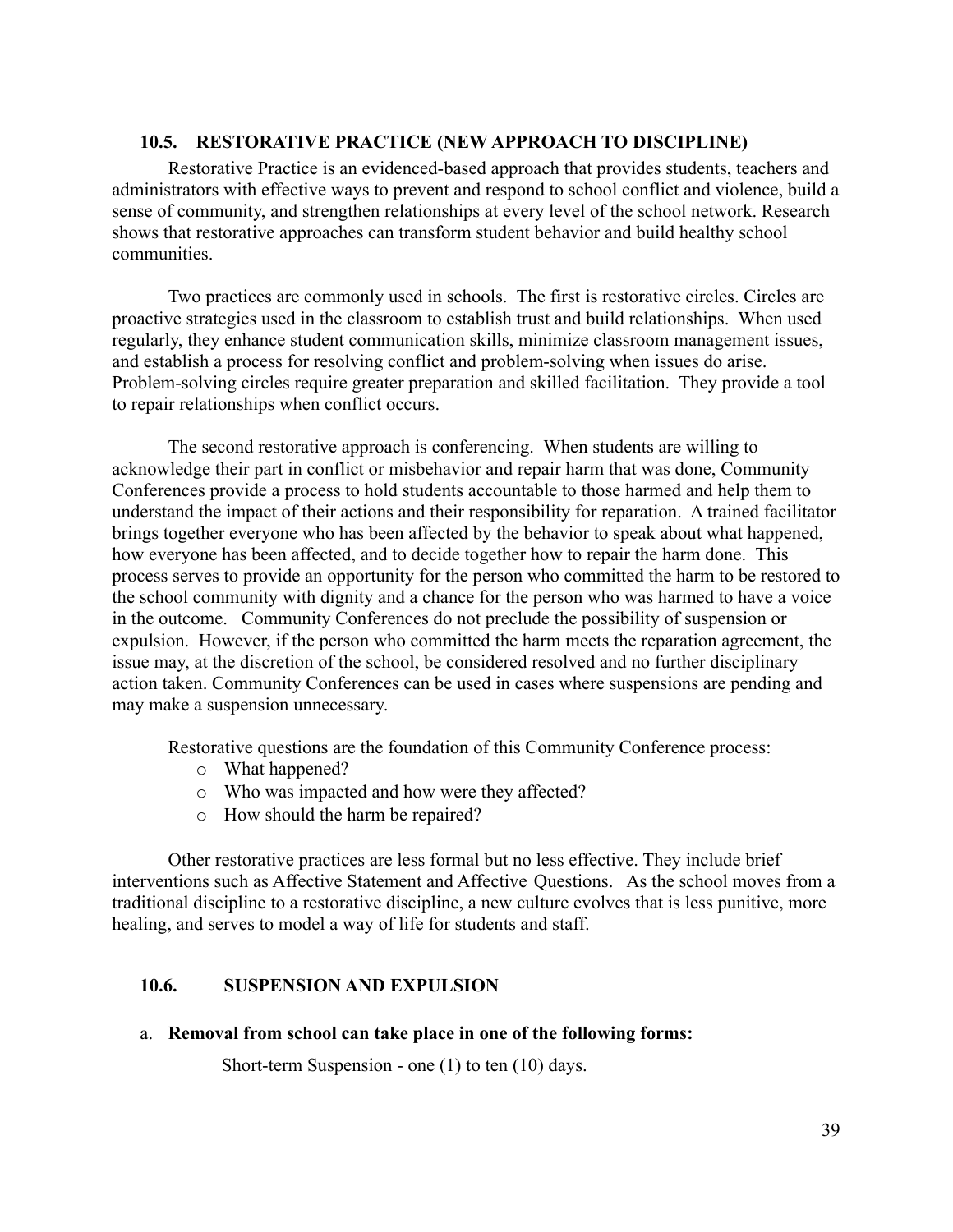### 10.5. RESTORATIVE PRACTICE (NEW APPROACH TO DISCIPLINE)

Restorative Practice is an evidenced-based approach that provides students, teachers and administrators with effective ways to prevent and respond to school conflict and violence, build a sense of community, and strengthen relationships at every level of the school network. Research shows that restorative approaches can transform student behavior and build healthy school communities.

Two practices are commonly used in schools. The first is restorative circles. Circles are proactive strategies used in the classroom to establish trust and build relationships. When used regularly, they enhance student communication skills, minimize classroom management issues, and establish a process for resolving conflict and problem-solving when issues do arise. Problem-solving circles require greater preparation and skilled facilitation. They provide a tool to repair relationships when conflict occurs.

The second restorative approach is conferencing. When students are willing to acknowledge their part in conflict or misbehavior and repair harm that was done, Community Conferences provide a process to hold students accountable to those harmed and help them to understand the impact of their actions and their responsibility for reparation. A trained facilitator brings together everyone who has been affected by the behavior to speak about what happened, how everyone has been affected, and to decide together how to repair the harm done. This process serves to provide an opportunity for the person who committed the harm to be restored to the school community with dignity and a chance for the person who was harmed to have a voice in the outcome. Community Conferences do not preclude the possibility of suspension or expulsion. However, if the person who committed the harm meets the reparation agreement, the issue may, at the discretion of the school, be considered resolved and no further disciplinary action taken. Community Conferences can be used in cases where suspensions are pending and may make a suspension unnecessary.

Restorative questions are the foundation of this Community Conference process:

- What happened?
- Who was impacted and how were they affected?
- How should the harm be repaired?

Other restorative practices are less formal but no less effective. They include brief interventions such as Affective Statement and Affective Questions. As the school moves from a traditional discipline to a restorative discipline, a new culture evolves that is less punitive, more healing, and serves to model a way of life for students and staff.

### 10.6. SUSPENSION AND EXPULSION

a. **Removal from school can take place in one of the following forms:**

Short-term Suspension - one (1) to ten (10) days.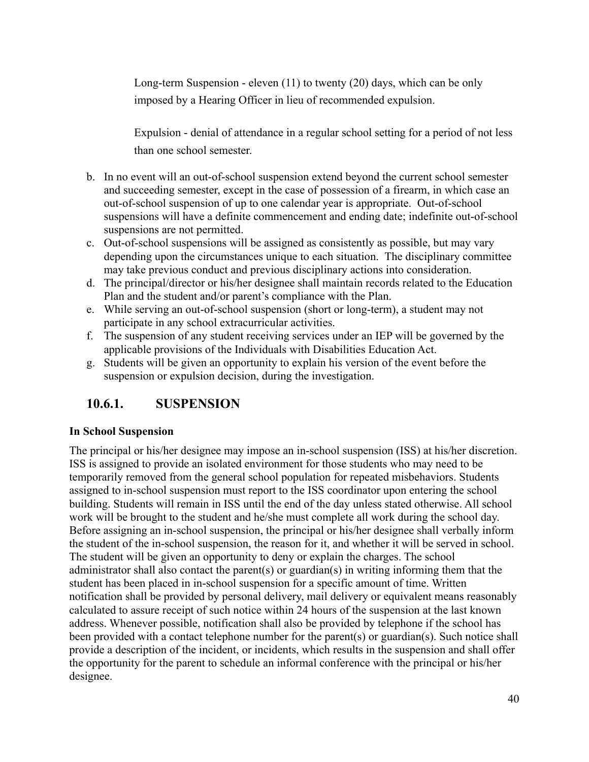Long-term Suspension - eleven (11) to twenty (20) days, which can be only imposed by a Hearing Officer in lieu of recommended expulsion.

Expulsion - denial of attendance in a regular school setting for a period of not less than one school semester.

b. In no event will an out-of-school suspension extend beyond the current school semester and succeeding semester, except in the case of possession of a firearm, in which case an out-of-school suspension of up to one calendar year is appropriate. Out-of-school suspensions will have a definite commencement and ending date; indefinite out-of-school suspensions are not permitted.
c. Out-of-school suspensions will be assigned as consistently as possible, but may vary depending upon the circumstances unique to each situation. The disciplinary committee may take previous conduct and previous disciplinary actions into consideration.
d. The principal/director or his/her designee shall maintain records related to the Education Plan and the student and/or parent's compliance with the Plan.
e. While serving an out-of-school suspension (short or long-term), a student may not participate in any school extracurricular activities.
f. The suspension of any student receiving services under an IEP will be governed by the applicable provisions of the Individuals with Disabilities Education Act.
g. Students will be given an opportunity to explain his version of the event before the suspension or expulsion decision, during the investigation.

## 10.6.1. SUSPENSION

**In School Suspension**

The principal or his/her designee may impose an in-school suspension (ISS) at his/her discretion. ISS is assigned to provide an isolated environment for those students who may need to be temporarily removed from the general school population for repeated misbehaviors. Students assigned to in-school suspension must report to the ISS coordinator upon entering the school building. Students will remain in ISS until the end of the day unless stated otherwise. All school work will be brought to the student and he/she must complete all work during the school day. Before assigning an in-school suspension, the principal or his/her designee shall verbally inform the student of the in-school suspension, the reason for it, and whether it will be served in school. The student will be given an opportunity to deny or explain the charges. The school administrator shall also contact the parent(s) or guardian(s) in writing informing them that the student has been placed in in-school suspension for a specific amount of time. Written notification shall be provided by personal delivery, mail delivery or equivalent means reasonably calculated to assure receipt of such notice within 24 hours of the suspension at the last known address. Whenever possible, notification shall also be provided by telephone if the school has been provided with a contact telephone number for the parent(s) or guardian(s). Such notice shall provide a description of the incident, or incidents, which results in the suspension and shall offer the opportunity for the parent to schedule an informal conference with the principal or his/her designee.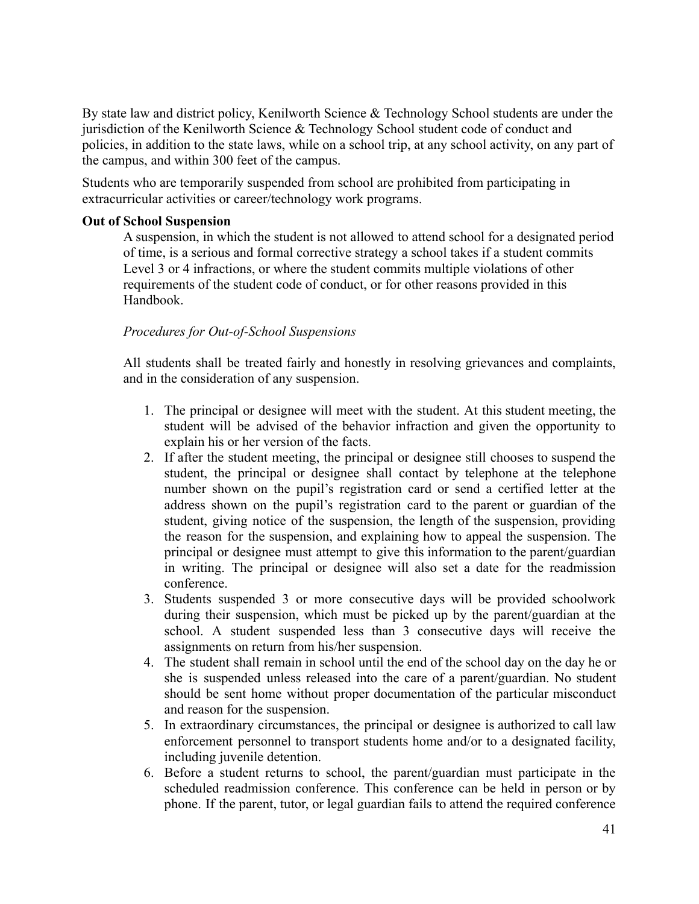By state law and district policy, Kenilworth Science & Technology School students are under the jurisdiction of the Kenilworth Science & Technology School student code of conduct and policies, in addition to the state laws, while on a school trip, at any school activity, on any part of the campus, and within 300 feet of the campus.

Students who are temporarily suspended from school are prohibited from participating in extracurricular activities or career/technology work programs.

**Out of School Suspension**

A suspension, in which the student is not allowed to attend school for a designated period of time, is a serious and formal corrective strategy a school takes if a student commits Level 3 or 4 infractions, or where the student commits multiple violations of other requirements of the student code of conduct, or for other reasons provided in this Handbook.

*Procedures for Out-of-School Suspensions*

All students shall be treated fairly and honestly in resolving grievances and complaints, and in the consideration of any suspension.

1. The principal or designee will meet with the student. At this student meeting, the student will be advised of the behavior infraction and given the opportunity to explain his or her version of the facts.
2. If after the student meeting, the principal or designee still chooses to suspend the student, the principal or designee shall contact by telephone at the telephone number shown on the pupil's registration card or send a certified letter at the address shown on the pupil's registration card to the parent or guardian of the student, giving notice of the suspension, the length of the suspension, providing the reason for the suspension, and explaining how to appeal the suspension. The principal or designee must attempt to give this information to the parent/guardian in writing. The principal or designee will also set a date for the readmission conference.
3. Students suspended 3 or more consecutive days will be provided schoolwork during their suspension, which must be picked up by the parent/guardian at the school. A student suspended less than 3 consecutive days will receive the assignments on return from his/her suspension.
4. The student shall remain in school until the end of the school day on the day he or she is suspended unless released into the care of a parent/guardian. No student should be sent home without proper documentation of the particular misconduct and reason for the suspension.
5. In extraordinary circumstances, the principal or designee is authorized to call law enforcement personnel to transport students home and/or to a designated facility, including juvenile detention.
6. Before a student returns to school, the parent/guardian must participate in the scheduled readmission conference. This conference can be held in person or by phone. If the parent, tutor, or legal guardian fails to attend the required conference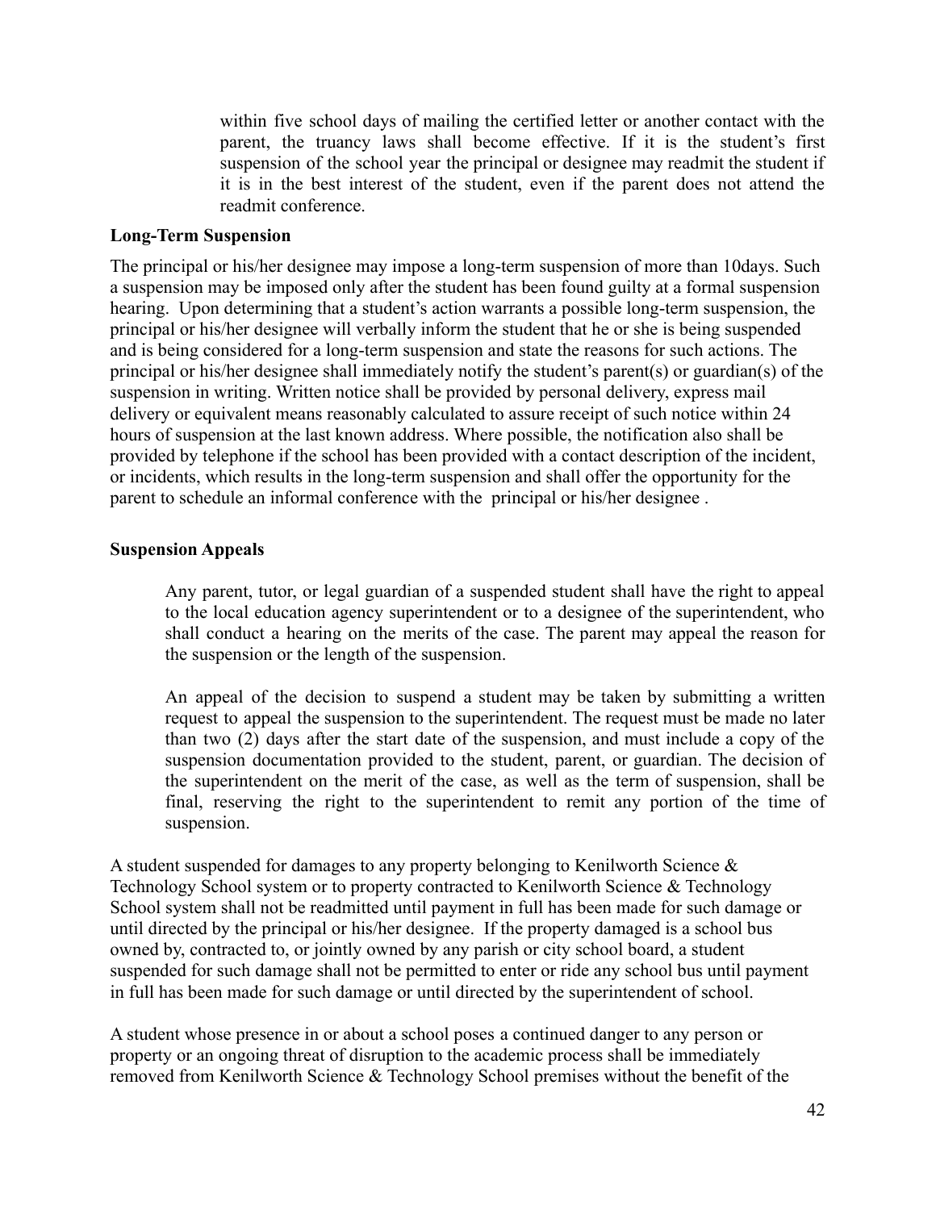within five school days of mailing the certified letter or another contact with the parent, the truancy laws shall become effective. If it is the student's first suspension of the school year the principal or designee may readmit the student if it is in the best interest of the student, even if the parent does not attend the readmit conference.

**Long-Term Suspension**

The principal or his/her designee may impose a long-term suspension of more than 10days. Such a suspension may be imposed only after the student has been found guilty at a formal suspension hearing. Upon determining that a student's action warrants a possible long-term suspension, the principal or his/her designee will verbally inform the student that he or she is being suspended and is being considered for a long-term suspension and state the reasons for such actions. The principal or his/her designee shall immediately notify the student's parent(s) or guardian(s) of the suspension in writing. Written notice shall be provided by personal delivery, express mail delivery or equivalent means reasonably calculated to assure receipt of such notice within 24 hours of suspension at the last known address. Where possible, the notification also shall be provided by telephone if the school has been provided with a contact description of the incident, or incidents, which results in the long-term suspension and shall offer the opportunity for the parent to schedule an informal conference with the principal or his/her designee .

**Suspension Appeals**

Any parent, tutor, or legal guardian of a suspended student shall have the right to appeal to the local education agency superintendent or to a designee of the superintendent, who shall conduct a hearing on the merits of the case. The parent may appeal the reason for the suspension or the length of the suspension.

An appeal of the decision to suspend a student may be taken by submitting a written request to appeal the suspension to the superintendent. The request must be made no later than two (2) days after the start date of the suspension, and must include a copy of the suspension documentation provided to the student, parent, or guardian. The decision of the superintendent on the merit of the case, as well as the term of suspension, shall be final, reserving the right to the superintendent to remit any portion of the time of suspension.

A student suspended for damages to any property belonging to Kenilworth Science & Technology School system or to property contracted to Kenilworth Science & Technology School system shall not be readmitted until payment in full has been made for such damage or until directed by the principal or his/her designee. If the property damaged is a school bus owned by, contracted to, or jointly owned by any parish or city school board, a student suspended for such damage shall not be permitted to enter or ride any school bus until payment in full has been made for such damage or until directed by the superintendent of school.

A student whose presence in or about a school poses a continued danger to any person or property or an ongoing threat of disruption to the academic process shall be immediately removed from Kenilworth Science & Technology School premises without the benefit of the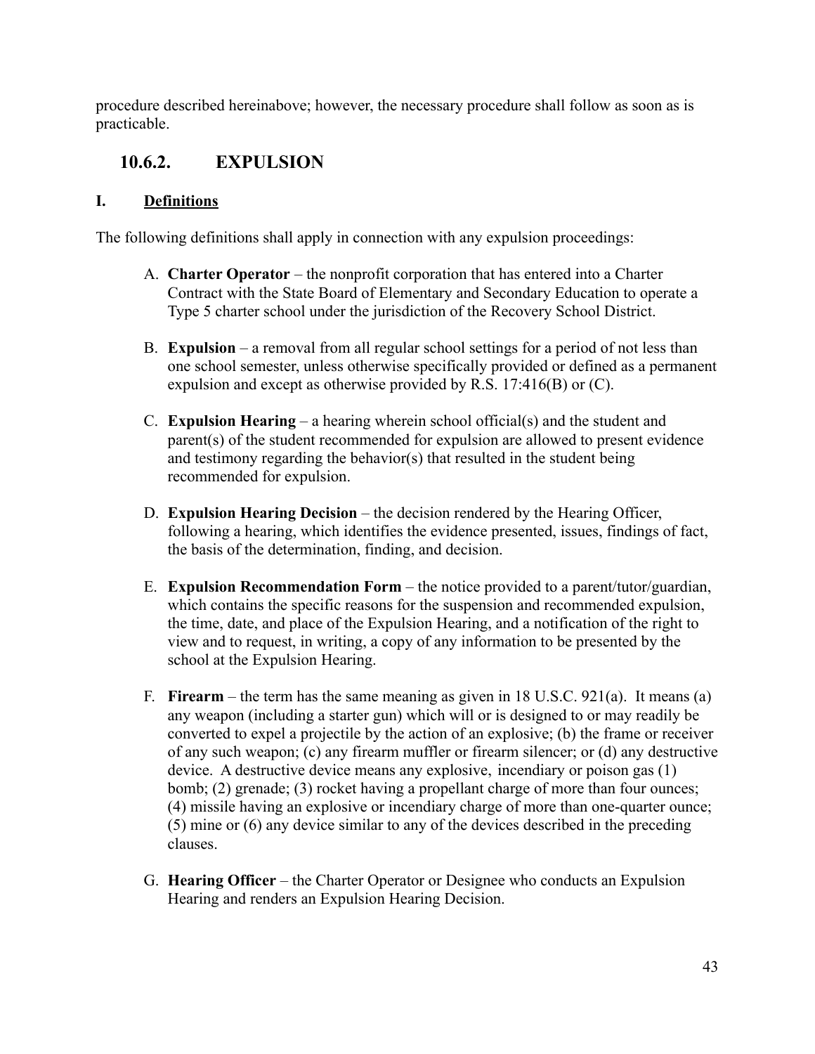procedure described hereinabove; however, the necessary procedure shall follow as soon as is practicable.

## 10.6.2. EXPULSION

### I. Definitions

The following definitions shall apply in connection with any expulsion proceedings:

A. **Charter Operator** – the nonprofit corporation that has entered into a Charter Contract with the State Board of Elementary and Secondary Education to operate a Type 5 charter school under the jurisdiction of the Recovery School District.

B. **Expulsion** – a removal from all regular school settings for a period of not less than one school semester, unless otherwise specifically provided or defined as a permanent expulsion and except as otherwise provided by R.S. 17:416(B) or (C).

C. **Expulsion Hearing** – a hearing wherein school official(s) and the student and parent(s) of the student recommended for expulsion are allowed to present evidence and testimony regarding the behavior(s) that resulted in the student being recommended for expulsion.

D. **Expulsion Hearing Decision** – the decision rendered by the Hearing Officer, following a hearing, which identifies the evidence presented, issues, findings of fact, the basis of the determination, finding, and decision.

E. **Expulsion Recommendation Form** – the notice provided to a parent/tutor/guardian, which contains the specific reasons for the suspension and recommended expulsion, the time, date, and place of the Expulsion Hearing, and a notification of the right to view and to request, in writing, a copy of any information to be presented by the school at the Expulsion Hearing.

F. **Firearm** – the term has the same meaning as given in 18 U.S.C. 921(a). It means (a) any weapon (including a starter gun) which will or is designed to or may readily be converted to expel a projectile by the action of an explosive; (b) the frame or receiver of any such weapon; (c) any firearm muffler or firearm silencer; or (d) any destructive device. A destructive device means any explosive, incendiary or poison gas (1) bomb; (2) grenade; (3) rocket having a propellant charge of more than four ounces; (4) missile having an explosive or incendiary charge of more than one-quarter ounce; (5) mine or (6) any device similar to any of the devices described in the preceding clauses.

G. **Hearing Officer** – the Charter Operator or Designee who conducts an Expulsion Hearing and renders an Expulsion Hearing Decision.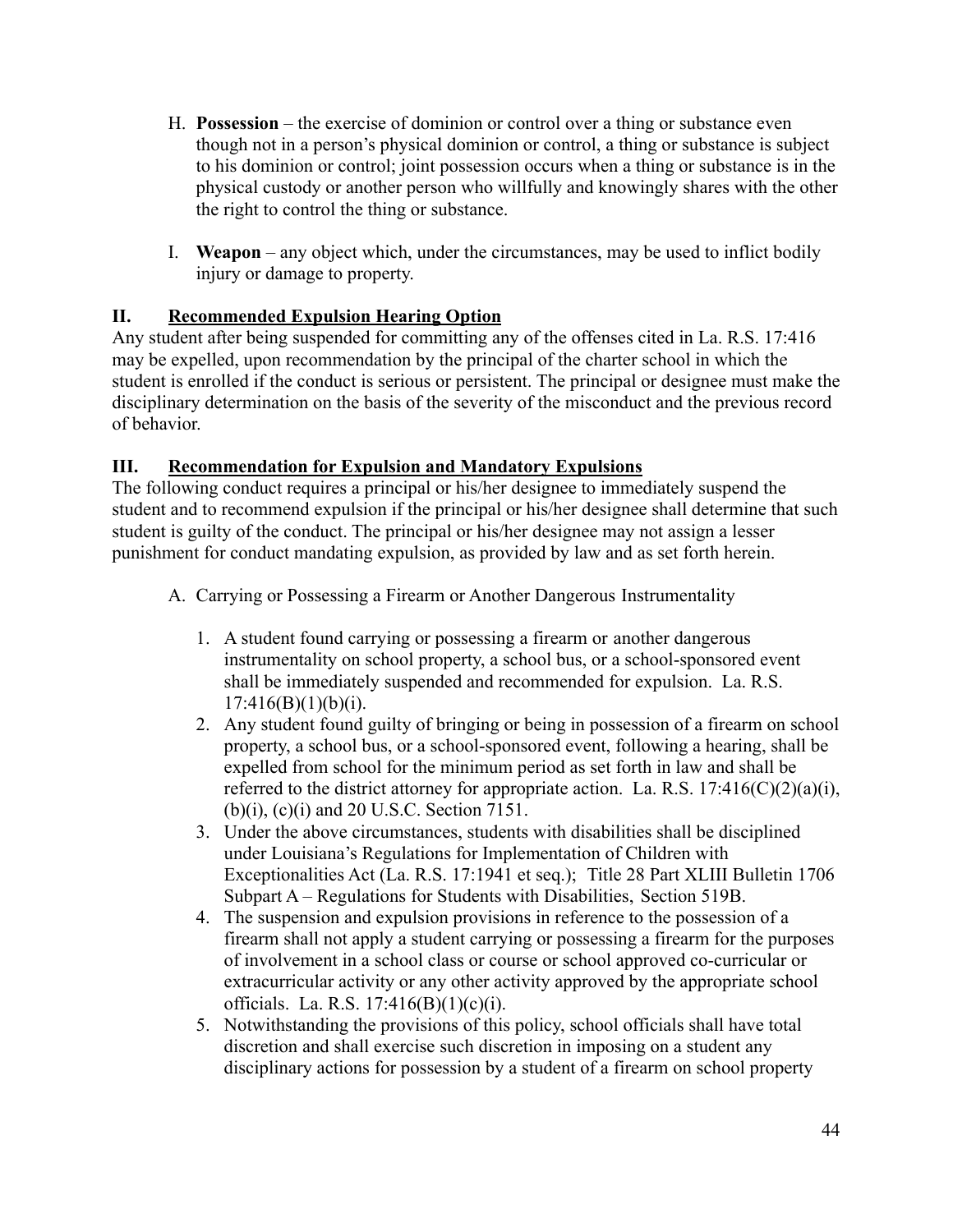H. **Possession** – the exercise of dominion or control over a thing or substance even though not in a person's physical dominion or control, a thing or substance is subject to his dominion or control; joint possession occurs when a thing or substance is in the physical custody or another person who willfully and knowingly shares with the other the right to control the thing or substance.

I. **Weapon** – any object which, under the circumstances, may be used to inflict bodily injury or damage to property.

## II. <u>Recommended Expulsion Hearing Option</u>

Any student after being suspended for committing any of the offenses cited in La. R.S. 17:416 may be expelled, upon recommendation by the principal of the charter school in which the student is enrolled if the conduct is serious or persistent. The principal or designee must make the disciplinary determination on the basis of the severity of the misconduct and the previous record of behavior.

## III. <u>Recommendation for Expulsion and Mandatory Expulsions</u>

The following conduct requires a principal or his/her designee to immediately suspend the student and to recommend expulsion if the principal or his/her designee shall determine that such student is guilty of the conduct. The principal or his/her designee may not assign a lesser punishment for conduct mandating expulsion, as provided by law and as set forth herein.

A. Carrying or Possessing a Firearm or Another Dangerous Instrumentality

1. A student found carrying or possessing a firearm or another dangerous instrumentality on school property, a school bus, or a school-sponsored event shall be immediately suspended and recommended for expulsion. La. R.S. 17:416(B)(1)(b)(i).
2. Any student found guilty of bringing or being in possession of a firearm on school property, a school bus, or a school-sponsored event, following a hearing, shall be expelled from school for the minimum period as set forth in law and shall be referred to the district attorney for appropriate action. La. R.S. 17:416(C)(2)(a)(i), (b)(i), (c)(i) and 20 U.S.C. Section 7151.
3. Under the above circumstances, students with disabilities shall be disciplined under Louisiana's Regulations for Implementation of Children with Exceptionalities Act (La. R.S. 17:1941 et seq.); Title 28 Part XLIII Bulletin 1706 Subpart A – Regulations for Students with Disabilities, Section 519B.
4. The suspension and expulsion provisions in reference to the possession of a firearm shall not apply a student carrying or possessing a firearm for the purposes of involvement in a school class or course or school approved co-curricular or extracurricular activity or any other activity approved by the appropriate school officials. La. R.S. 17:416(B)(1)(c)(i).
5. Notwithstanding the provisions of this policy, school officials shall have total discretion and shall exercise such discretion in imposing on a student any disciplinary actions for possession by a student of a firearm on school property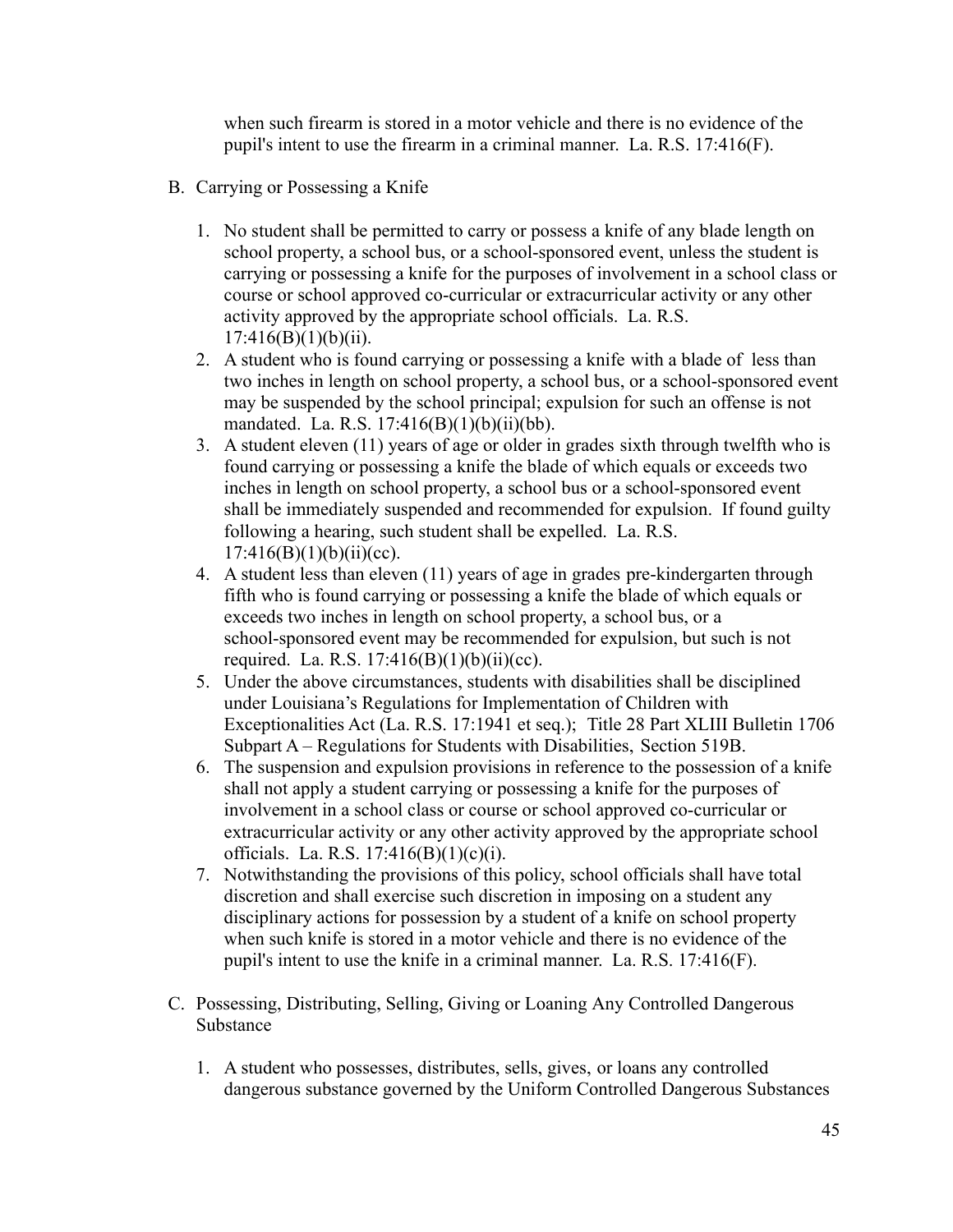when such firearm is stored in a motor vehicle and there is no evidence of the pupil's intent to use the firearm in a criminal manner. La. R.S. 17:416(F).

B. Carrying or Possessing a Knife

1. No student shall be permitted to carry or possess a knife of any blade length on school property, a school bus, or a school-sponsored event, unless the student is carrying or possessing a knife for the purposes of involvement in a school class or course or school approved co-curricular or extracurricular activity or any other activity approved by the appropriate school officials. La. R.S. 17:416(B)(1)(b)(ii).
2. A student who is found carrying or possessing a knife with a blade of less than two inches in length on school property, a school bus, or a school-sponsored event may be suspended by the school principal; expulsion for such an offense is not mandated. La. R.S. 17:416(B)(1)(b)(ii)(bb).
3. A student eleven (11) years of age or older in grades sixth through twelfth who is found carrying or possessing a knife the blade of which equals or exceeds two inches in length on school property, a school bus or a school-sponsored event shall be immediately suspended and recommended for expulsion. If found guilty following a hearing, such student shall be expelled. La. R.S. 17:416(B)(1)(b)(ii)(cc).
4. A student less than eleven (11) years of age in grades pre-kindergarten through fifth who is found carrying or possessing a knife the blade of which equals or exceeds two inches in length on school property, a school bus, or a school-sponsored event may be recommended for expulsion, but such is not required. La. R.S. 17:416(B)(1)(b)(ii)(cc).
5. Under the above circumstances, students with disabilities shall be disciplined under Louisiana's Regulations for Implementation of Children with Exceptionalities Act (La. R.S. 17:1941 et seq.); Title 28 Part XLIII Bulletin 1706 Subpart A – Regulations for Students with Disabilities, Section 519B.
6. The suspension and expulsion provisions in reference to the possession of a knife shall not apply a student carrying or possessing a knife for the purposes of involvement in a school class or course or school approved co-curricular or extracurricular activity or any other activity approved by the appropriate school officials. La. R.S. 17:416(B)(1)(c)(i).
7. Notwithstanding the provisions of this policy, school officials shall have total discretion and shall exercise such discretion in imposing on a student any disciplinary actions for possession by a student of a knife on school property when such knife is stored in a motor vehicle and there is no evidence of the pupil's intent to use the knife in a criminal manner. La. R.S. 17:416(F).

C. Possessing, Distributing, Selling, Giving or Loaning Any Controlled Dangerous Substance

1. A student who possesses, distributes, sells, gives, or loans any controlled dangerous substance governed by the Uniform Controlled Dangerous Substances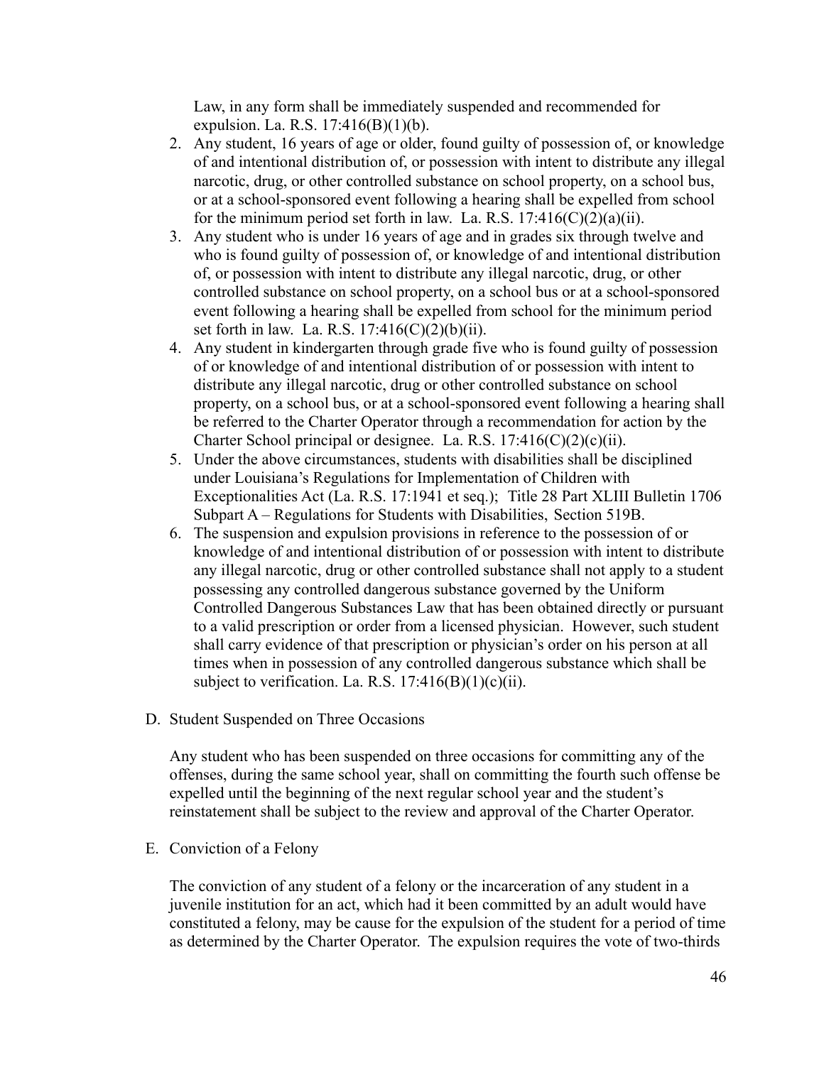Law, in any form shall be immediately suspended and recommended for expulsion. La. R.S. 17:416(B)(1)(b).

2. Any student, 16 years of age or older, found guilty of possession of, or knowledge of and intentional distribution of, or possession with intent to distribute any illegal narcotic, drug, or other controlled substance on school property, on a school bus, or at a school-sponsored event following a hearing shall be expelled from school for the minimum period set forth in law. La. R.S. 17:416(C)(2)(a)(ii).
3. Any student who is under 16 years of age and in grades six through twelve and who is found guilty of possession of, or knowledge of and intentional distribution of, or possession with intent to distribute any illegal narcotic, drug, or other controlled substance on school property, on a school bus or at a school-sponsored event following a hearing shall be expelled from school for the minimum period set forth in law. La. R.S. 17:416(C)(2)(b)(ii).
4. Any student in kindergarten through grade five who is found guilty of possession of or knowledge of and intentional distribution of or possession with intent to distribute any illegal narcotic, drug or other controlled substance on school property, on a school bus, or at a school-sponsored event following a hearing shall be referred to the Charter Operator through a recommendation for action by the Charter School principal or designee. La. R.S. 17:416(C)(2)(c)(ii).
5. Under the above circumstances, students with disabilities shall be disciplined under Louisiana's Regulations for Implementation of Children with Exceptionalities Act (La. R.S. 17:1941 et seq.); Title 28 Part XLIII Bulletin 1706 Subpart A – Regulations for Students with Disabilities, Section 519B.
6. The suspension and expulsion provisions in reference to the possession of or knowledge of and intentional distribution of or possession with intent to distribute any illegal narcotic, drug or other controlled substance shall not apply to a student possessing any controlled dangerous substance governed by the Uniform Controlled Dangerous Substances Law that has been obtained directly or pursuant to a valid prescription or order from a licensed physician. However, such student shall carry evidence of that prescription or physician's order on his person at all times when in possession of any controlled dangerous substance which shall be subject to verification. La. R.S. 17:416(B)(1)(c)(ii).

D. Student Suspended on Three Occasions

Any student who has been suspended on three occasions for committing any of the offenses, during the same school year, shall on committing the fourth such offense be expelled until the beginning of the next regular school year and the student's reinstatement shall be subject to the review and approval of the Charter Operator.

E. Conviction of a Felony

The conviction of any student of a felony or the incarceration of any student in a juvenile institution for an act, which had it been committed by an adult would have constituted a felony, may be cause for the expulsion of the student for a period of time as determined by the Charter Operator. The expulsion requires the vote of two-thirds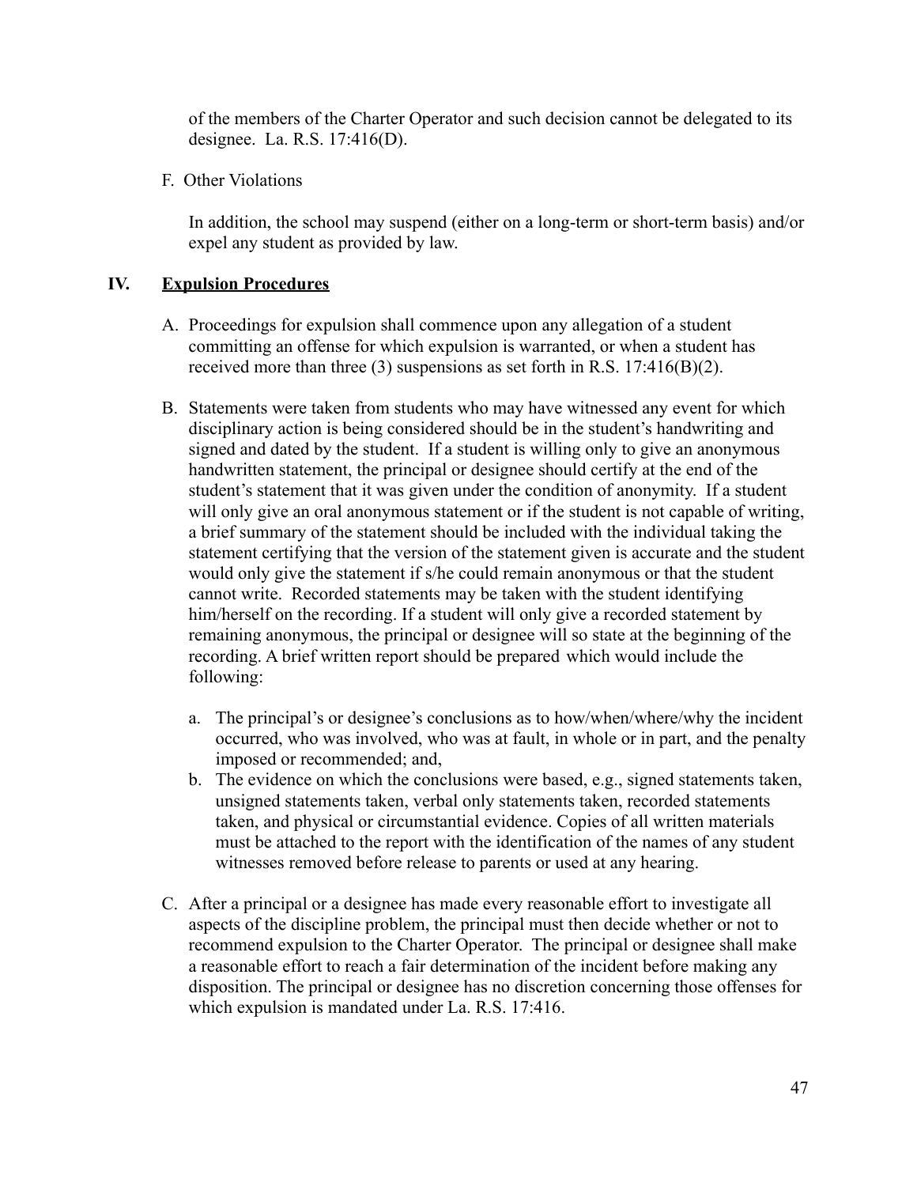of the members of the Charter Operator and such decision cannot be delegated to its designee. La. R.S. 17:416(D).

F. Other Violations

In addition, the school may suspend (either on a long-term or short-term basis) and/or expel any student as provided by law.

## IV. Expulsion Procedures

A. Proceedings for expulsion shall commence upon any allegation of a student committing an offense for which expulsion is warranted, or when a student has received more than three (3) suspensions as set forth in R.S. 17:416(B)(2).

B. Statements were taken from students who may have witnessed any event for which disciplinary action is being considered should be in the student's handwriting and signed and dated by the student. If a student is willing only to give an anonymous handwritten statement, the principal or designee should certify at the end of the student's statement that it was given under the condition of anonymity. If a student will only give an oral anonymous statement or if the student is not capable of writing, a brief summary of the statement should be included with the individual taking the statement certifying that the version of the statement given is accurate and the student would only give the statement if s/he could remain anonymous or that the student cannot write. Recorded statements may be taken with the student identifying him/herself on the recording. If a student will only give a recorded statement by remaining anonymous, the principal or designee will so state at the beginning of the recording. A brief written report should be prepared which would include the following:

   a. The principal's or designee's conclusions as to how/when/where/why the incident occurred, who was involved, who was at fault, in whole or in part, and the penalty imposed or recommended; and,
   b. The evidence on which the conclusions were based, e.g., signed statements taken, unsigned statements taken, verbal only statements taken, recorded statements taken, and physical or circumstantial evidence. Copies of all written materials must be attached to the report with the identification of the names of any student witnesses removed before release to parents or used at any hearing.

C. After a principal or a designee has made every reasonable effort to investigate all aspects of the discipline problem, the principal must then decide whether or not to recommend expulsion to the Charter Operator. The principal or designee shall make a reasonable effort to reach a fair determination of the incident before making any disposition. The principal or designee has no discretion concerning those offenses for which expulsion is mandated under La. R.S. 17:416.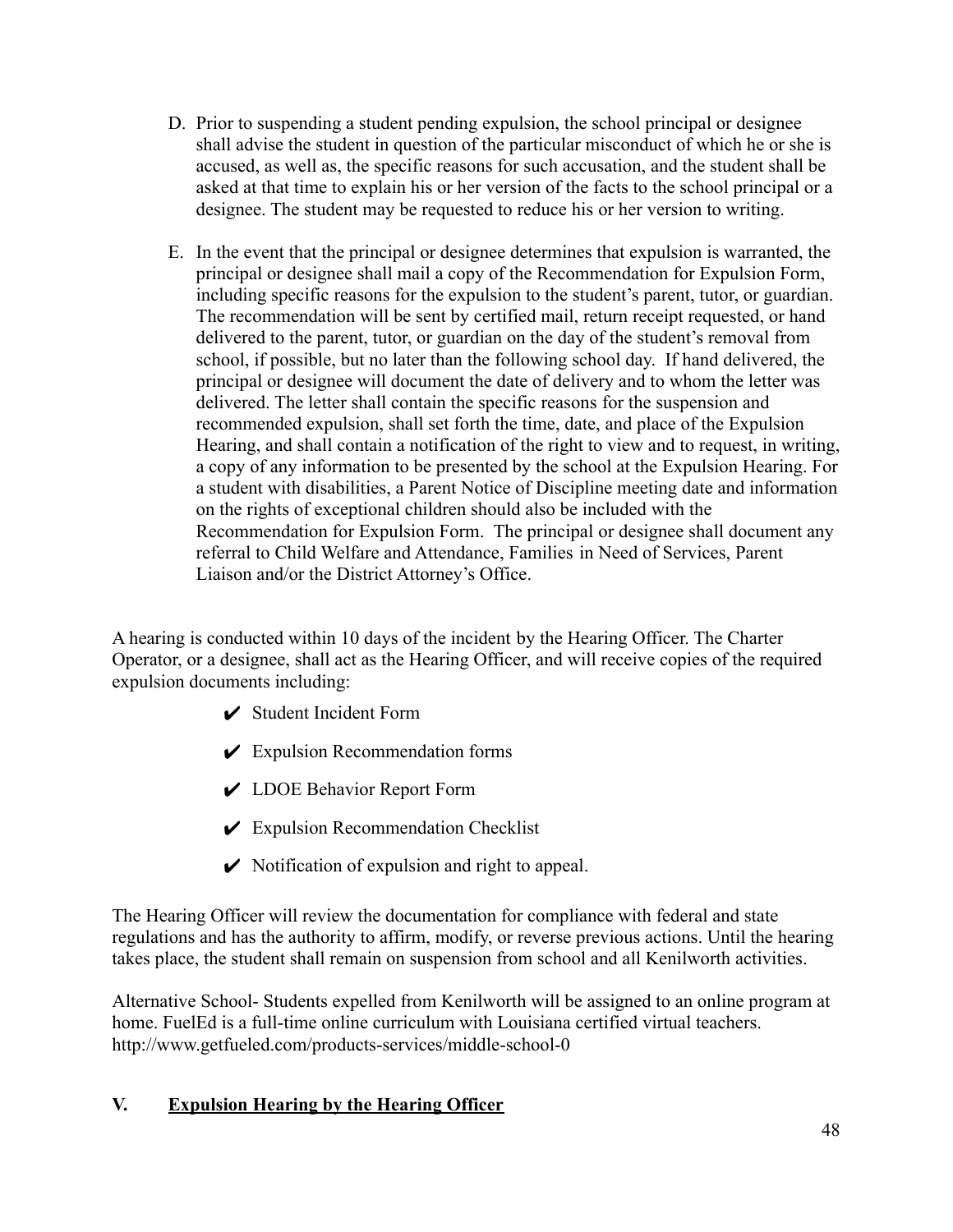D. Prior to suspending a student pending expulsion, the school principal or designee shall advise the student in question of the particular misconduct of which he or she is accused, as well as, the specific reasons for such accusation, and the student shall be asked at that time to explain his or her version of the facts to the school principal or a designee. The student may be requested to reduce his or her version to writing.

E. In the event that the principal or designee determines that expulsion is warranted, the principal or designee shall mail a copy of the Recommendation for Expulsion Form, including specific reasons for the expulsion to the student's parent, tutor, or guardian. The recommendation will be sent by certified mail, return receipt requested, or hand delivered to the parent, tutor, or guardian on the day of the student's removal from school, if possible, but no later than the following school day. If hand delivered, the principal or designee will document the date of delivery and to whom the letter was delivered. The letter shall contain the specific reasons for the suspension and recommended expulsion, shall set forth the time, date, and place of the Expulsion Hearing, and shall contain a notification of the right to view and to request, in writing, a copy of any information to be presented by the school at the Expulsion Hearing. For a student with disabilities, a Parent Notice of Discipline meeting date and information on the rights of exceptional children should also be included with the Recommendation for Expulsion Form. The principal or designee shall document any referral to Child Welfare and Attendance, Families in Need of Services, Parent Liaison and/or the District Attorney's Office.

A hearing is conducted within 10 days of the incident by the Hearing Officer. The Charter Operator, or a designee, shall act as the Hearing Officer, and will receive copies of the required expulsion documents including:

- ✔ Student Incident Form
- ✔ Expulsion Recommendation forms
- ✔ LDOE Behavior Report Form
- ✔ Expulsion Recommendation Checklist
- ✔ Notification of expulsion and right to appeal.

The Hearing Officer will review the documentation for compliance with federal and state regulations and has the authority to affirm, modify, or reverse previous actions. Until the hearing takes place, the student shall remain on suspension from school and all Kenilworth activities.

Alternative School- Students expelled from Kenilworth will be assigned to an online program at home. FuelEd is a full-time online curriculum with Louisiana certified virtual teachers. http://www.getfueled.com/products-services/middle-school-0

## V. Expulsion Hearing by the Hearing Officer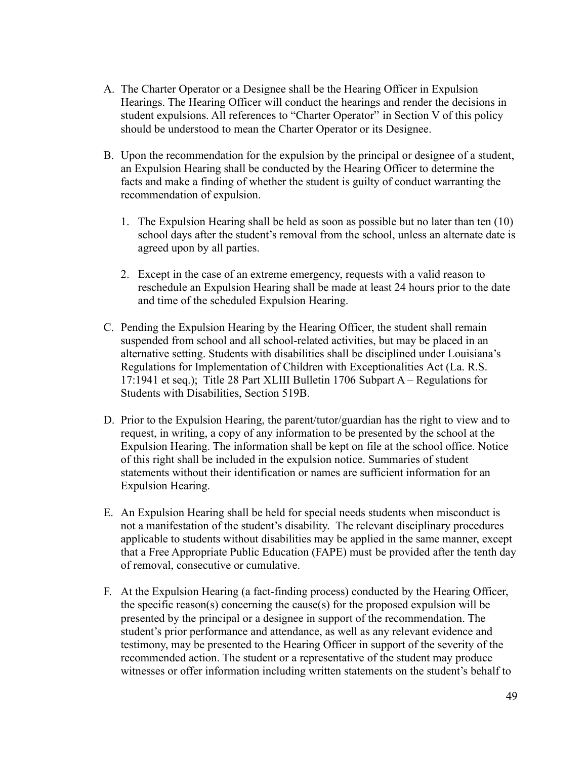A. The Charter Operator or a Designee shall be the Hearing Officer in Expulsion Hearings. The Hearing Officer will conduct the hearings and render the decisions in student expulsions. All references to "Charter Operator" in Section V of this policy should be understood to mean the Charter Operator or its Designee.

B. Upon the recommendation for the expulsion by the principal or designee of a student, an Expulsion Hearing shall be conducted by the Hearing Officer to determine the facts and make a finding of whether the student is guilty of conduct warranting the recommendation of expulsion.

   1. The Expulsion Hearing shall be held as soon as possible but no later than ten (10) school days after the student's removal from the school, unless an alternate date is agreed upon by all parties.

   2. Except in the case of an extreme emergency, requests with a valid reason to reschedule an Expulsion Hearing shall be made at least 24 hours prior to the date and time of the scheduled Expulsion Hearing.

C. Pending the Expulsion Hearing by the Hearing Officer, the student shall remain suspended from school and all school-related activities, but may be placed in an alternative setting. Students with disabilities shall be disciplined under Louisiana's Regulations for Implementation of Children with Exceptionalities Act (La. R.S. 17:1941 et seq.); Title 28 Part XLIII Bulletin 1706 Subpart A – Regulations for Students with Disabilities, Section 519B.

D. Prior to the Expulsion Hearing, the parent/tutor/guardian has the right to view and to request, in writing, a copy of any information to be presented by the school at the Expulsion Hearing. The information shall be kept on file at the school office. Notice of this right shall be included in the expulsion notice. Summaries of student statements without their identification or names are sufficient information for an Expulsion Hearing.

E. An Expulsion Hearing shall be held for special needs students when misconduct is not a manifestation of the student's disability. The relevant disciplinary procedures applicable to students without disabilities may be applied in the same manner, except that a Free Appropriate Public Education (FAPE) must be provided after the tenth day of removal, consecutive or cumulative.

F. At the Expulsion Hearing (a fact-finding process) conducted by the Hearing Officer, the specific reason(s) concerning the cause(s) for the proposed expulsion will be presented by the principal or a designee in support of the recommendation. The student's prior performance and attendance, as well as any relevant evidence and testimony, may be presented to the Hearing Officer in support of the severity of the recommended action. The student or a representative of the student may produce witnesses or offer information including written statements on the student's behalf to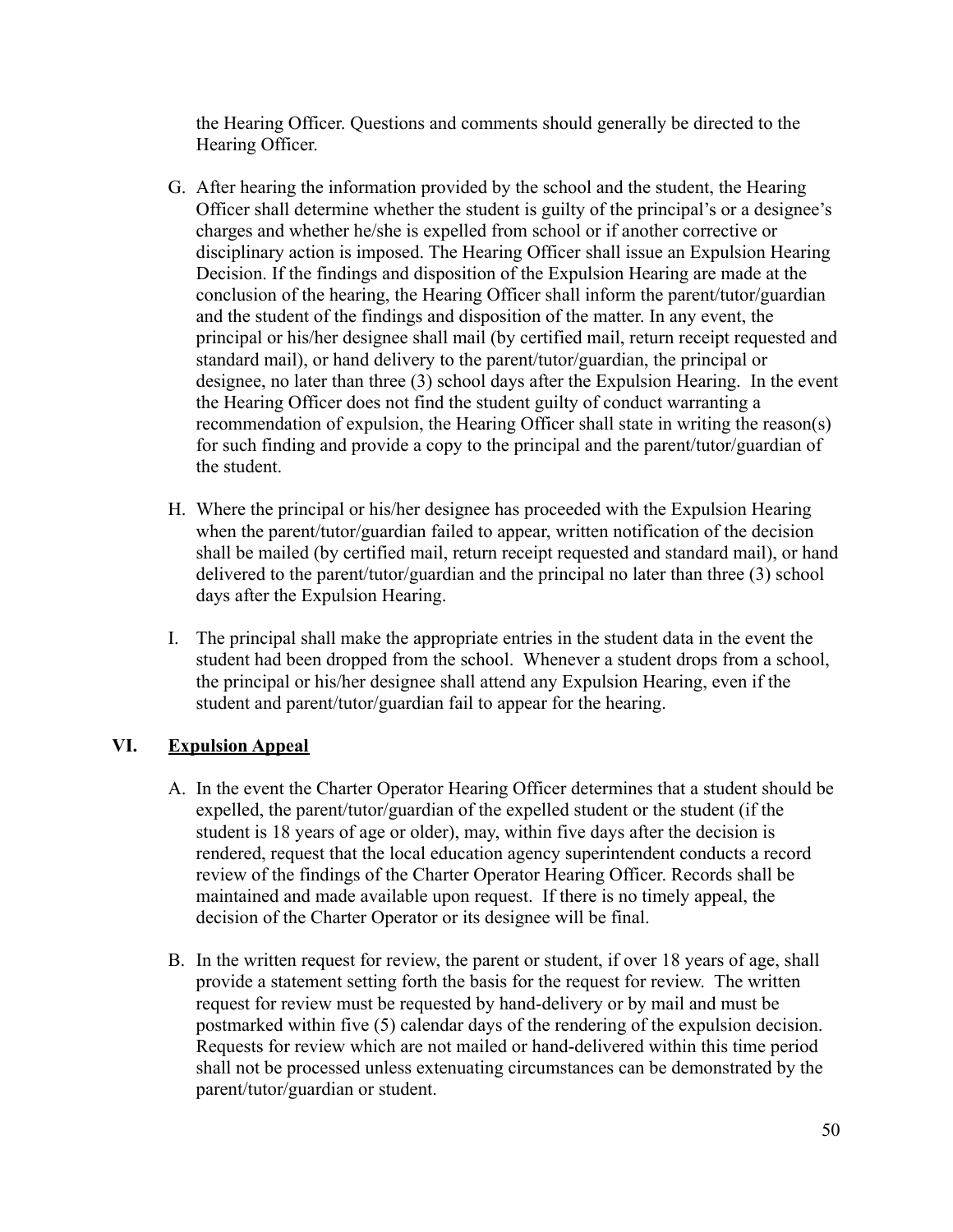the Hearing Officer. Questions and comments should generally be directed to the Hearing Officer.

G. After hearing the information provided by the school and the student, the Hearing Officer shall determine whether the student is guilty of the principal's or a designee's charges and whether he/she is expelled from school or if another corrective or disciplinary action is imposed. The Hearing Officer shall issue an Expulsion Hearing Decision. If the findings and disposition of the Expulsion Hearing are made at the conclusion of the hearing, the Hearing Officer shall inform the parent/tutor/guardian and the student of the findings and disposition of the matter. In any event, the principal or his/her designee shall mail (by certified mail, return receipt requested and standard mail), or hand delivery to the parent/tutor/guardian, the principal or designee, no later than three (3) school days after the Expulsion Hearing. In the event the Hearing Officer does not find the student guilty of conduct warranting a recommendation of expulsion, the Hearing Officer shall state in writing the reason(s) for such finding and provide a copy to the principal and the parent/tutor/guardian of the student.

H. Where the principal or his/her designee has proceeded with the Expulsion Hearing when the parent/tutor/guardian failed to appear, written notification of the decision shall be mailed (by certified mail, return receipt requested and standard mail), or hand delivered to the parent/tutor/guardian and the principal no later than three (3) school days after the Expulsion Hearing.

I. The principal shall make the appropriate entries in the student data in the event the student had been dropped from the school. Whenever a student drops from a school, the principal or his/her designee shall attend any Expulsion Hearing, even if the student and parent/tutor/guardian fail to appear for the hearing.

## VI. <u>Expulsion Appeal</u>

A. In the event the Charter Operator Hearing Officer determines that a student should be expelled, the parent/tutor/guardian of the expelled student or the student (if the student is 18 years of age or older), may, within five days after the decision is rendered, request that the local education agency superintendent conducts a record review of the findings of the Charter Operator Hearing Officer. Records shall be maintained and made available upon request. If there is no timely appeal, the decision of the Charter Operator or its designee will be final.

B. In the written request for review, the parent or student, if over 18 years of age, shall provide a statement setting forth the basis for the request for review. The written request for review must be requested by hand-delivery or by mail and must be postmarked within five (5) calendar days of the rendering of the expulsion decision. Requests for review which are not mailed or hand-delivered within this time period shall not be processed unless extenuating circumstances can be demonstrated by the parent/tutor/guardian or student.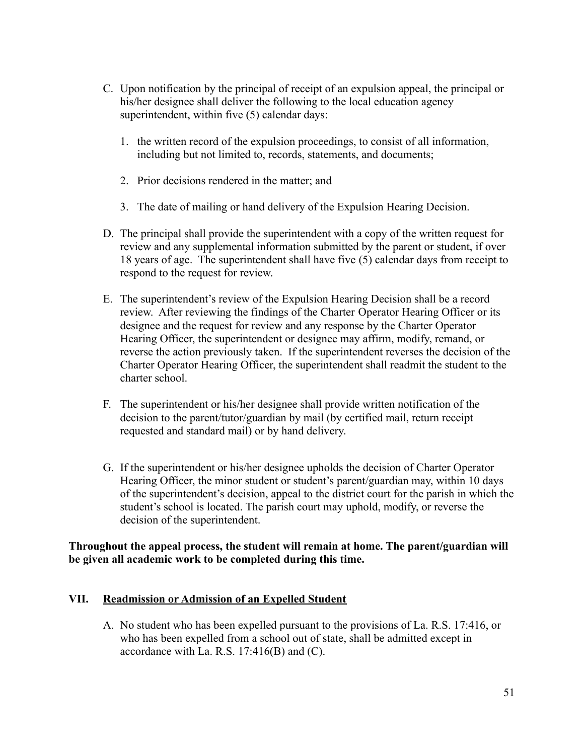C. Upon notification by the principal of receipt of an expulsion appeal, the principal or his/her designee shall deliver the following to the local education agency superintendent, within five (5) calendar days:

   1. the written record of the expulsion proceedings, to consist of all information, including but not limited to, records, statements, and documents;

   2. Prior decisions rendered in the matter; and

   3. The date of mailing or hand delivery of the Expulsion Hearing Decision.

D. The principal shall provide the superintendent with a copy of the written request for review and any supplemental information submitted by the parent or student, if over 18 years of age. The superintendent shall have five (5) calendar days from receipt to respond to the request for review.

E. The superintendent's review of the Expulsion Hearing Decision shall be a record review. After reviewing the findings of the Charter Operator Hearing Officer or its designee and the request for review and any response by the Charter Operator Hearing Officer, the superintendent or designee may affirm, modify, remand, or reverse the action previously taken. If the superintendent reverses the decision of the Charter Operator Hearing Officer, the superintendent shall readmit the student to the charter school.

F. The superintendent or his/her designee shall provide written notification of the decision to the parent/tutor/guardian by mail (by certified mail, return receipt requested and standard mail) or by hand delivery.

G. If the superintendent or his/her designee upholds the decision of Charter Operator Hearing Officer, the minor student or student's parent/guardian may, within 10 days of the superintendent's decision, appeal to the district court for the parish in which the student's school is located. The parish court may uphold, modify, or reverse the decision of the superintendent.

**Throughout the appeal process, the student will remain at home. The parent/guardian will be given all academic work to be completed during this time.**

## VII. <u>Readmission or Admission of an Expelled Student</u>

A. No student who has been expelled pursuant to the provisions of La. R.S. 17:416, or who has been expelled from a school out of state, shall be admitted except in accordance with La. R.S. 17:416(B) and (C).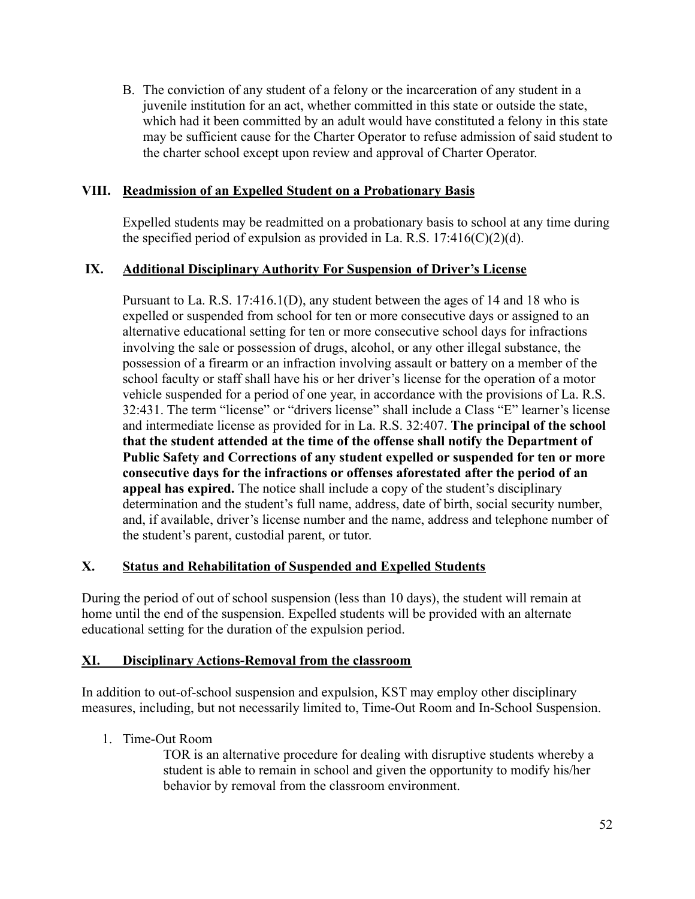B. The conviction of any student of a felony or the incarceration of any student in a juvenile institution for an act, whether committed in this state or outside the state, which had it been committed by an adult would have constituted a felony in this state may be sufficient cause for the Charter Operator to refuse admission of said student to the charter school except upon review and approval of Charter Operator.

## VIII. Readmission of an Expelled Student on a Probationary Basis

Expelled students may be readmitted on a probationary basis to school at any time during the specified period of expulsion as provided in La. R.S. 17:416(C)(2)(d).

## IX. Additional Disciplinary Authority For Suspension of Driver's License

Pursuant to La. R.S. 17:416.1(D), any student between the ages of 14 and 18 who is expelled or suspended from school for ten or more consecutive days or assigned to an alternative educational setting for ten or more consecutive school days for infractions involving the sale or possession of drugs, alcohol, or any other illegal substance, the possession of a firearm or an infraction involving assault or battery on a member of the school faculty or staff shall have his or her driver's license for the operation of a motor vehicle suspended for a period of one year, in accordance with the provisions of La. R.S. 32:431. The term "license" or "drivers license" shall include a Class "E" learner's license and intermediate license as provided for in La. R.S. 32:407. **The principal of the school that the student attended at the time of the offense shall notify the Department of Public Safety and Corrections of any student expelled or suspended for ten or more consecutive days for the infractions or offenses aforestated after the period of an appeal has expired.** The notice shall include a copy of the student's disciplinary determination and the student's full name, address, date of birth, social security number, and, if available, driver's license number and the name, address and telephone number of the student's parent, custodial parent, or tutor.

## X. Status and Rehabilitation of Suspended and Expelled Students

During the period of out of school suspension (less than 10 days), the student will remain at home until the end of the suspension. Expelled students will be provided with an alternate educational setting for the duration of the expulsion period.

## XI. Disciplinary Actions-Removal from the classroom

In addition to out-of-school suspension and expulsion, KST may employ other disciplinary measures, including, but not necessarily limited to, Time-Out Room and In-School Suspension.

1. Time-Out Room

   TOR is an alternative procedure for dealing with disruptive students whereby a student is able to remain in school and given the opportunity to modify his/her behavior by removal from the classroom environment.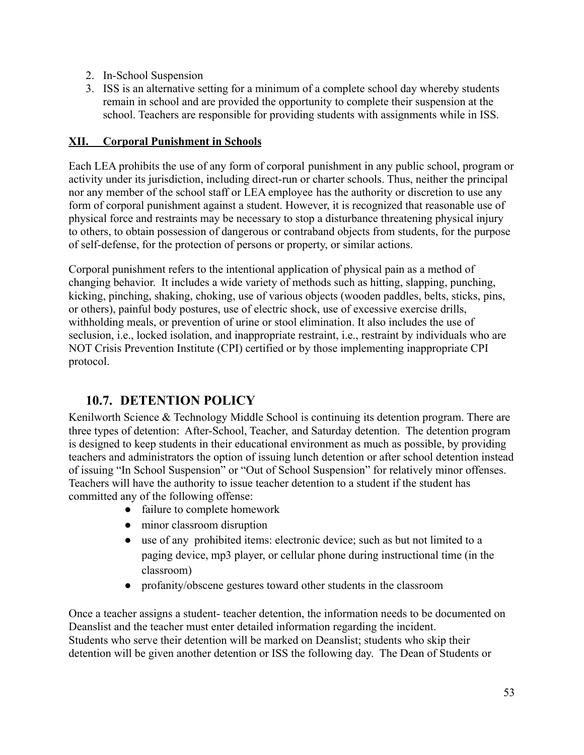2. In-School Suspension
3. ISS is an alternative setting for a minimum of a complete school day whereby students remain in school and are provided the opportunity to complete their suspension at the school. Teachers are responsible for providing students with assignments while in ISS.

**XII. Corporal Punishment in Schools**

Each LEA prohibits the use of any form of corporal punishment in any public school, program or activity under its jurisdiction, including direct-run or charter schools. Thus, neither the principal nor any member of the school staff or LEA employee has the authority or discretion to use any form of corporal punishment against a student. However, it is recognized that reasonable use of physical force and restraints may be necessary to stop a disturbance threatening physical injury to others, to obtain possession of dangerous or contraband objects from students, for the purpose of self-defense, for the protection of persons or property, or similar actions.

Corporal punishment refers to the intentional application of physical pain as a method of changing behavior. It includes a wide variety of methods such as hitting, slapping, punching, kicking, pinching, shaking, choking, use of various objects (wooden paddles, belts, sticks, pins, or others), painful body postures, use of electric shock, use of excessive exercise drills, withholding meals, or prevention of urine or stool elimination. It also includes the use of seclusion, i.e., locked isolation, and inappropriate restraint, i.e., restraint by individuals who are NOT Crisis Prevention Institute (CPI) certified or by those implementing inappropriate CPI protocol.

## 10.7. DETENTION POLICY

Kenilworth Science & Technology Middle School is continuing its detention program. There are three types of detention: After-School, Teacher, and Saturday detention. The detention program is designed to keep students in their educational environment as much as possible, by providing teachers and administrators the option of issuing lunch detention or after school detention instead of issuing "In School Suspension" or "Out of School Suspension" for relatively minor offenses. Teachers will have the authority to issue teacher detention to a student if the student has committed any of the following offense:

- failure to complete homework
- minor classroom disruption
- use of any prohibited items: electronic device; such as but not limited to a paging device, mp3 player, or cellular phone during instructional time (in the classroom)
- profanity/obscene gestures toward other students in the classroom

Once a teacher assigns a student- teacher detention, the information needs to be documented on Deanslist and the teacher must enter detailed information regarding the incident.
Students who serve their detention will be marked on Deanslist; students who skip their detention will be given another detention or ISS the following day. The Dean of Students or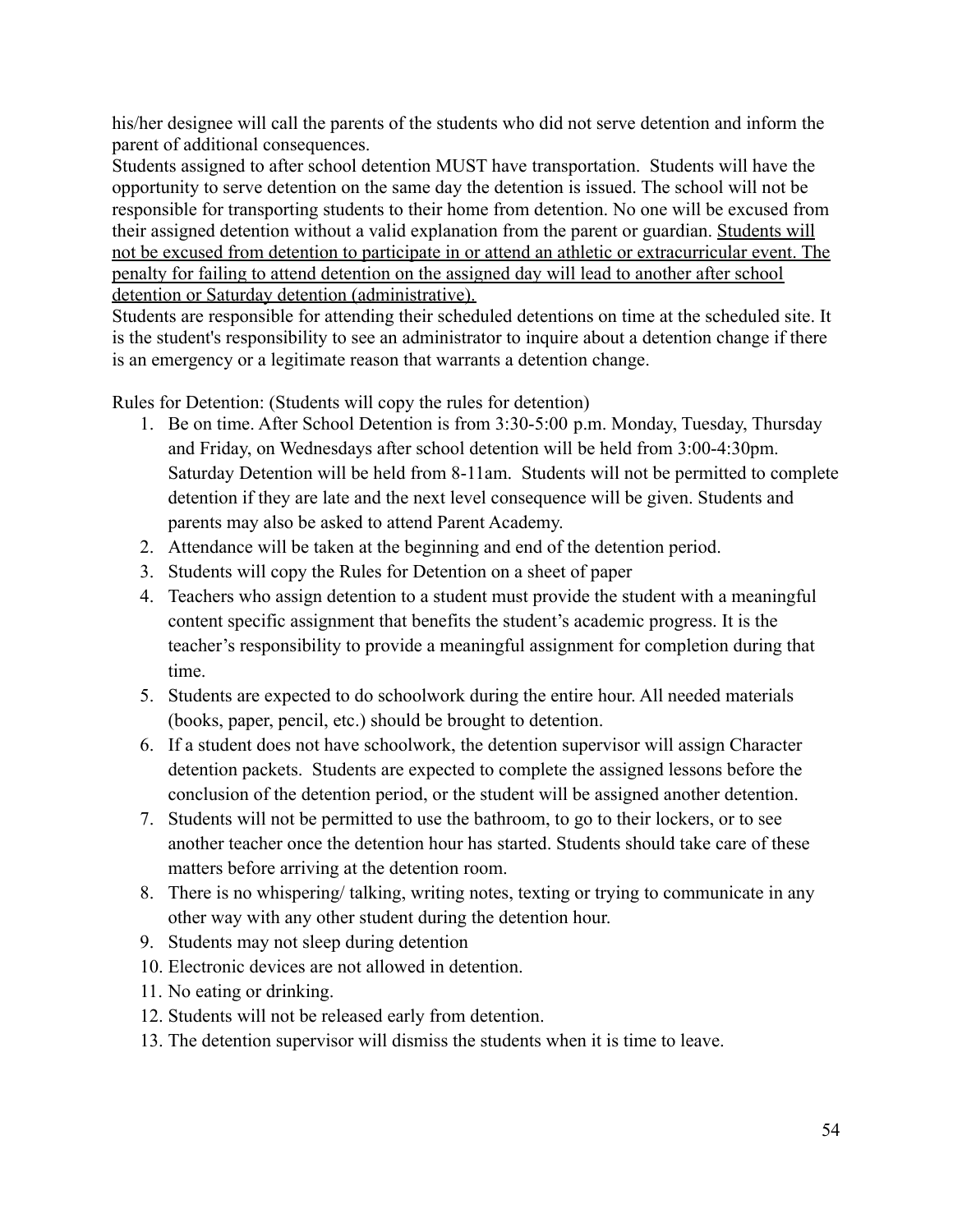his/her designee will call the parents of the students who did not serve detention and inform the parent of additional consequences.

Students assigned to after school detention MUST have transportation. Students will have the opportunity to serve detention on the same day the detention is issued. The school will not be responsible for transporting students to their home from detention. No one will be excused from their assigned detention without a valid explanation from the parent or guardian. <u>Students will not be excused from detention to participate in or attend an athletic or extracurricular event. The penalty for failing to attend detention on the assigned day will lead to another after school detention or Saturday detention (administrative).</u>

Students are responsible for attending their scheduled detentions on time at the scheduled site. It is the student's responsibility to see an administrator to inquire about a detention change if there is an emergency or a legitimate reason that warrants a detention change.

Rules for Detention: (Students will copy the rules for detention)

1. Be on time. After School Detention is from 3:30-5:00 p.m. Monday, Tuesday, Thursday and Friday, on Wednesdays after school detention will be held from 3:00-4:30pm. Saturday Detention will be held from 8-11am. Students will not be permitted to complete detention if they are late and the next level consequence will be given. Students and parents may also be asked to attend Parent Academy.
2. Attendance will be taken at the beginning and end of the detention period.
3. Students will copy the Rules for Detention on a sheet of paper
4. Teachers who assign detention to a student must provide the student with a meaningful content specific assignment that benefits the student's academic progress. It is the teacher's responsibility to provide a meaningful assignment for completion during that time.
5. Students are expected to do schoolwork during the entire hour. All needed materials (books, paper, pencil, etc.) should be brought to detention.
6. If a student does not have schoolwork, the detention supervisor will assign Character detention packets. Students are expected to complete the assigned lessons before the conclusion of the detention period, or the student will be assigned another detention.
7. Students will not be permitted to use the bathroom, to go to their lockers, or to see another teacher once the detention hour has started. Students should take care of these matters before arriving at the detention room.
8. There is no whispering/ talking, writing notes, texting or trying to communicate in any other way with any other student during the detention hour.
9. Students may not sleep during detention
10. Electronic devices are not allowed in detention.
11. No eating or drinking.
12. Students will not be released early from detention.
13. The detention supervisor will dismiss the students when it is time to leave.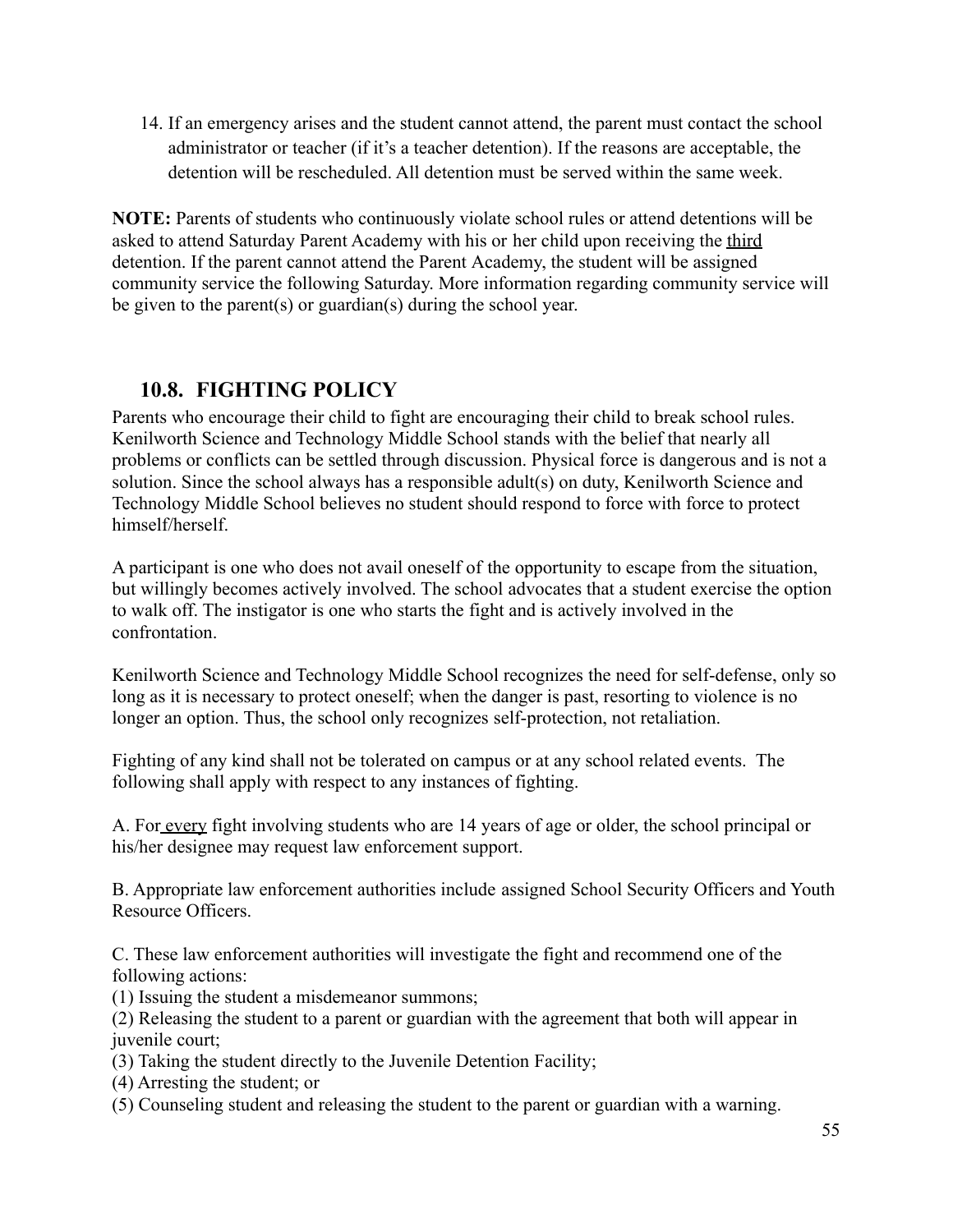14. If an emergency arises and the student cannot attend, the parent must contact the school administrator or teacher (if it's a teacher detention). If the reasons are acceptable, the detention will be rescheduled. All detention must be served within the same week.

**NOTE:** Parents of students who continuously violate school rules or attend detentions will be asked to attend Saturday Parent Academy with his or her child upon receiving the <u>third</u> detention. If the parent cannot attend the Parent Academy, the student will be assigned community service the following Saturday. More information regarding community service will be given to the parent(s) or guardian(s) during the school year.

## 10.8. FIGHTING POLICY

Parents who encourage their child to fight are encouraging their child to break school rules. Kenilworth Science and Technology Middle School stands with the belief that nearly all problems or conflicts can be settled through discussion. Physical force is dangerous and is not a solution. Since the school always has a responsible adult(s) on duty, Kenilworth Science and Technology Middle School believes no student should respond to force with force to protect himself/herself.

A participant is one who does not avail oneself of the opportunity to escape from the situation, but willingly becomes actively involved. The school advocates that a student exercise the option to walk off. The instigator is one who starts the fight and is actively involved in the confrontation.

Kenilworth Science and Technology Middle School recognizes the need for self-defense, only so long as it is necessary to protect oneself; when the danger is past, resorting to violence is no longer an option. Thus, the school only recognizes self-protection, not retaliation.

Fighting of any kind shall not be tolerated on campus or at any school related events. The following shall apply with respect to any instances of fighting.

A. For <u>every</u> fight involving students who are 14 years of age or older, the school principal or his/her designee may request law enforcement support.

B. Appropriate law enforcement authorities include assigned School Security Officers and Youth Resource Officers.

C. These law enforcement authorities will investigate the fight and recommend one of the following actions:
(1) Issuing the student a misdemeanor summons;
(2) Releasing the student to a parent or guardian with the agreement that both will appear in juvenile court;
(3) Taking the student directly to the Juvenile Detention Facility;
(4) Arresting the student; or
(5) Counseling student and releasing the student to the parent or guardian with a warning.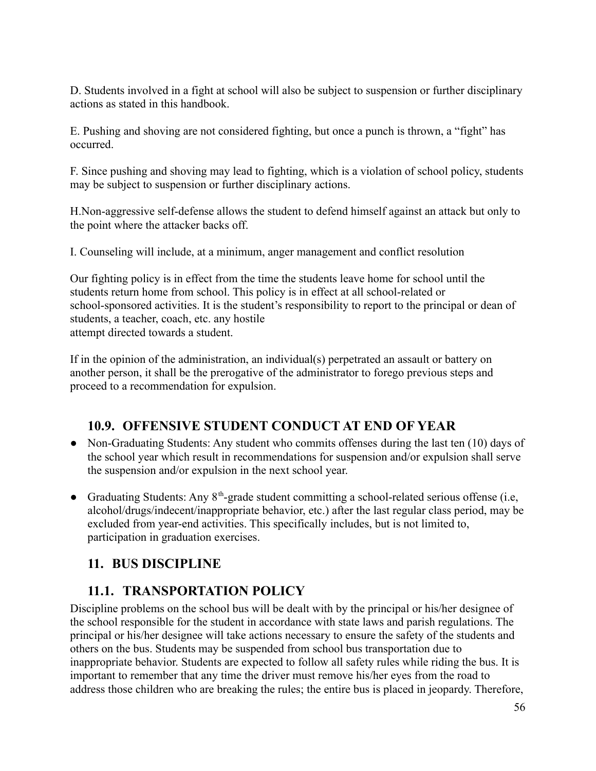D. Students involved in a fight at school will also be subject to suspension or further disciplinary actions as stated in this handbook.

E. Pushing and shoving are not considered fighting, but once a punch is thrown, a "fight" has occurred.

F. Since pushing and shoving may lead to fighting, which is a violation of school policy, students may be subject to suspension or further disciplinary actions.

H.Non-aggressive self-defense allows the student to defend himself against an attack but only to the point where the attacker backs off.

I. Counseling will include, at a minimum, anger management and conflict resolution

Our fighting policy is in effect from the time the students leave home for school until the students return home from school. This policy is in effect at all school-related or school-sponsored activities. It is the student's responsibility to report to the principal or dean of students, a teacher, coach, etc. any hostile
attempt directed towards a student.

If in the opinion of the administration, an individual(s) perpetrated an assault or battery on another person, it shall be the prerogative of the administrator to forego previous steps and proceed to a recommendation for expulsion.

### 10.9. OFFENSIVE STUDENT CONDUCT AT END OF YEAR

- Non-Graduating Students: Any student who commits offenses during the last ten (10) days of the school year which result in recommendations for suspension and/or expulsion shall serve the suspension and/or expulsion in the next school year.

- Graduating Students: Any 8th-grade student committing a school-related serious offense (i.e, alcohol/drugs/indecent/inappropriate behavior, etc.) after the last regular class period, may be excluded from year-end activities. This specifically includes, but is not limited to, participation in graduation exercises.

## 11. BUS DISCIPLINE

### 11.1. TRANSPORTATION POLICY

Discipline problems on the school bus will be dealt with by the principal or his/her designee of the school responsible for the student in accordance with state laws and parish regulations. The principal or his/her designee will take actions necessary to ensure the safety of the students and others on the bus. Students may be suspended from school bus transportation due to inappropriate behavior. Students are expected to follow all safety rules while riding the bus. It is important to remember that any time the driver must remove his/her eyes from the road to address those children who are breaking the rules; the entire bus is placed in jeopardy. Therefore,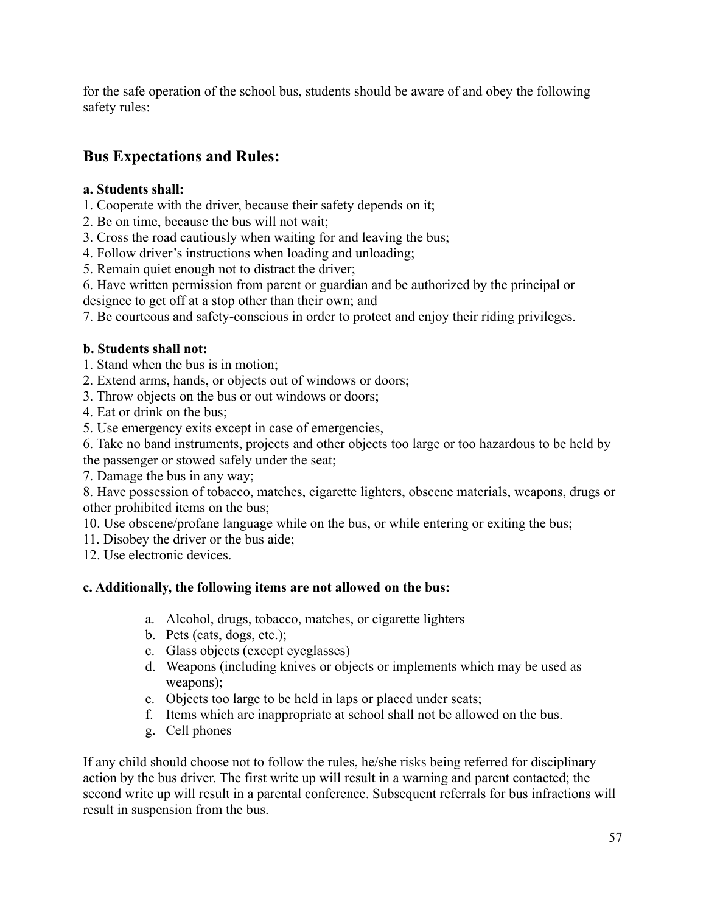for the safe operation of the school bus, students should be aware of and obey the following safety rules:

## Bus Expectations and Rules:

**a. Students shall:**

1. Cooperate with the driver, because their safety depends on it;
2. Be on time, because the bus will not wait;
3. Cross the road cautiously when waiting for and leaving the bus;
4. Follow driver's instructions when loading and unloading;
5. Remain quiet enough not to distract the driver;
6. Have written permission from parent or guardian and be authorized by the principal or designee to get off at a stop other than their own; and
7. Be courteous and safety-conscious in order to protect and enjoy their riding privileges.

**b. Students shall not:**

1. Stand when the bus is in motion;
2. Extend arms, hands, or objects out of windows or doors;
3. Throw objects on the bus or out windows or doors;
4. Eat or drink on the bus;
5. Use emergency exits except in case of emergencies,
6. Take no band instruments, projects and other objects too large or too hazardous to be held by the passenger or stowed safely under the seat;
7. Damage the bus in any way;
8. Have possession of tobacco, matches, cigarette lighters, obscene materials, weapons, drugs or other prohibited items on the bus;

10. Use obscene/profane language while on the bus, or while entering or exiting the bus;
11. Disobey the driver or the bus aide;
12. Use electronic devices.

**c. Additionally, the following items are not allowed on the bus:**

a. Alcohol, drugs, tobacco, matches, or cigarette lighters
b. Pets (cats, dogs, etc.);
c. Glass objects (except eyeglasses)
d. Weapons (including knives or objects or implements which may be used as weapons);
e. Objects too large to be held in laps or placed under seats;
f. Items which are inappropriate at school shall not be allowed on the bus.
g. Cell phones

If any child should choose not to follow the rules, he/she risks being referred for disciplinary action by the bus driver. The first write up will result in a warning and parent contacted; the second write up will result in a parental conference. Subsequent referrals for bus infractions will result in suspension from the bus.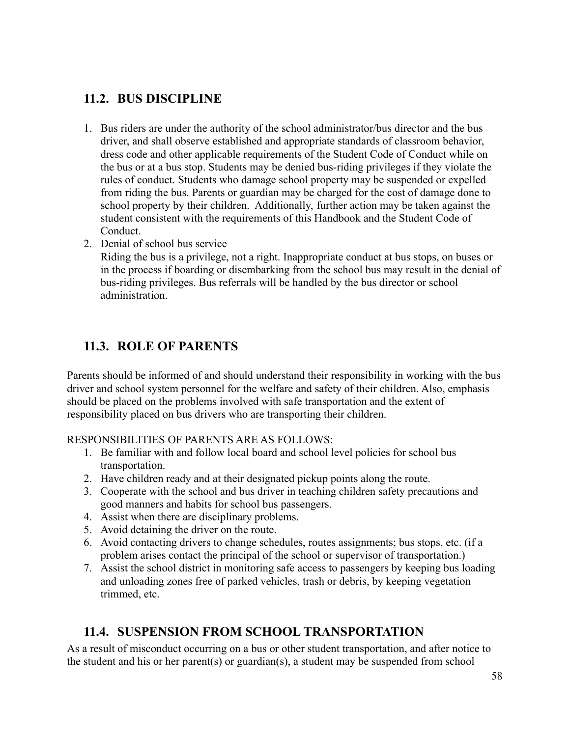## 11.2. BUS DISCIPLINE

1. Bus riders are under the authority of the school administrator/bus director and the bus driver, and shall observe established and appropriate standards of classroom behavior, dress code and other applicable requirements of the Student Code of Conduct while on the bus or at a bus stop. Students may be denied bus-riding privileges if they violate the rules of conduct. Students who damage school property may be suspended or expelled from riding the bus. Parents or guardian may be charged for the cost of damage done to school property by their children. Additionally, further action may be taken against the student consistent with the requirements of this Handbook and the Student Code of Conduct.
2. Denial of school bus service
   Riding the bus is a privilege, not a right. Inappropriate conduct at bus stops, on buses or in the process if boarding or disembarking from the school bus may result in the denial of bus-riding privileges. Bus referrals will be handled by the bus director or school administration.

## 11.3. ROLE OF PARENTS

Parents should be informed of and should understand their responsibility in working with the bus driver and school system personnel for the welfare and safety of their children. Also, emphasis should be placed on the problems involved with safe transportation and the extent of responsibility placed on bus drivers who are transporting their children.

RESPONSIBILITIES OF PARENTS ARE AS FOLLOWS:

1. Be familiar with and follow local board and school level policies for school bus transportation.
2. Have children ready and at their designated pickup points along the route.
3. Cooperate with the school and bus driver in teaching children safety precautions and good manners and habits for school bus passengers.
4. Assist when there are disciplinary problems.
5. Avoid detaining the driver on the route.
6. Avoid contacting drivers to change schedules, routes assignments; bus stops, etc. (if a problem arises contact the principal of the school or supervisor of transportation.)
7. Assist the school district in monitoring safe access to passengers by keeping bus loading and unloading zones free of parked vehicles, trash or debris, by keeping vegetation trimmed, etc.

## 11.4. SUSPENSION FROM SCHOOL TRANSPORTATION

As a result of misconduct occurring on a bus or other student transportation, and after notice to the student and his or her parent(s) or guardian(s), a student may be suspended from school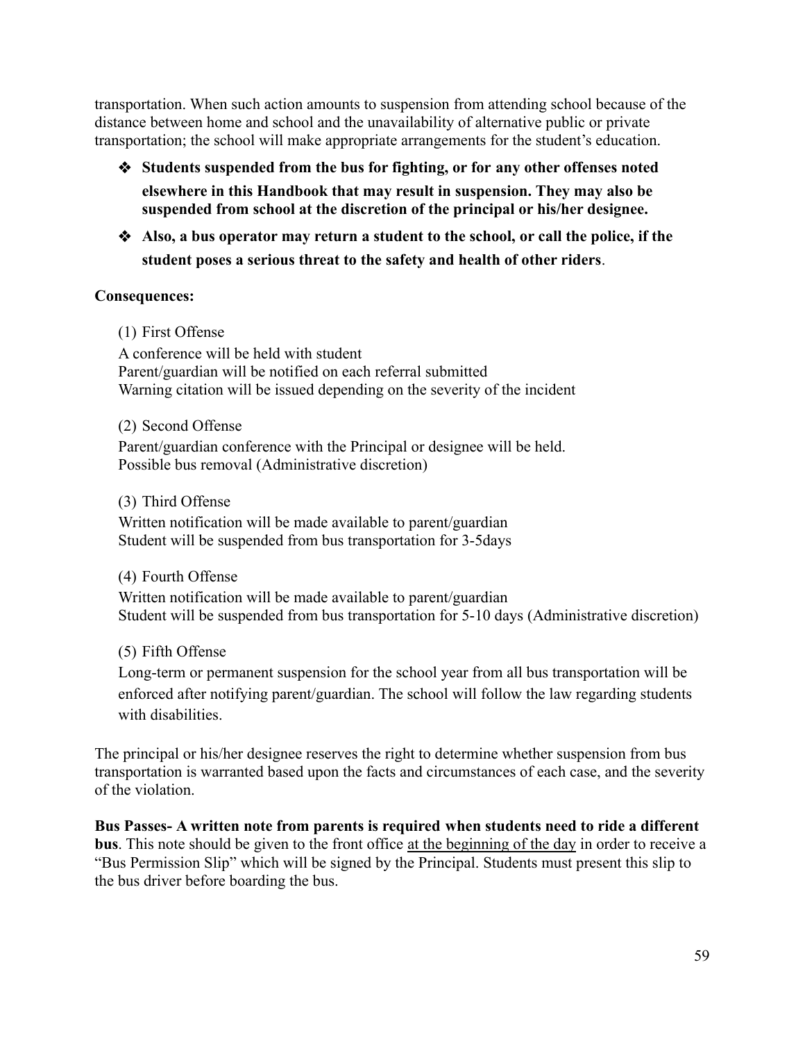transportation. When such action amounts to suspension from attending school because of the distance between home and school and the unavailability of alternative public or private transportation; the school will make appropriate arrangements for the student's education.

- **Students suspended from the bus for fighting, or for any other offenses noted elsewhere in this Handbook that may result in suspension. They may also be suspended from school at the discretion of the principal or his/her designee.**
- **Also, a bus operator may return a student to the school, or call the police, if the student poses a serious threat to the safety and health of other riders**.

**Consequences:**

(1) First Offense

A conference will be held with student
Parent/guardian will be notified on each referral submitted
Warning citation will be issued depending on the severity of the incident

(2) Second Offense

Parent/guardian conference with the Principal or designee will be held.
Possible bus removal (Administrative discretion)

(3) Third Offense

Written notification will be made available to parent/guardian
Student will be suspended from bus transportation for 3-5days

(4) Fourth Offense

Written notification will be made available to parent/guardian
Student will be suspended from bus transportation for 5-10 days (Administrative discretion)

(5) Fifth Offense

Long-term or permanent suspension for the school year from all bus transportation will be enforced after notifying parent/guardian. The school will follow the law regarding students with disabilities.

The principal or his/her designee reserves the right to determine whether suspension from bus transportation is warranted based upon the facts and circumstances of each case, and the severity of the violation.

**Bus Passes- A written note from parents is required when students need to ride a different bus**. This note should be given to the front office at the beginning of the day in order to receive a "Bus Permission Slip" which will be signed by the Principal. Students must present this slip to the bus driver before boarding the bus.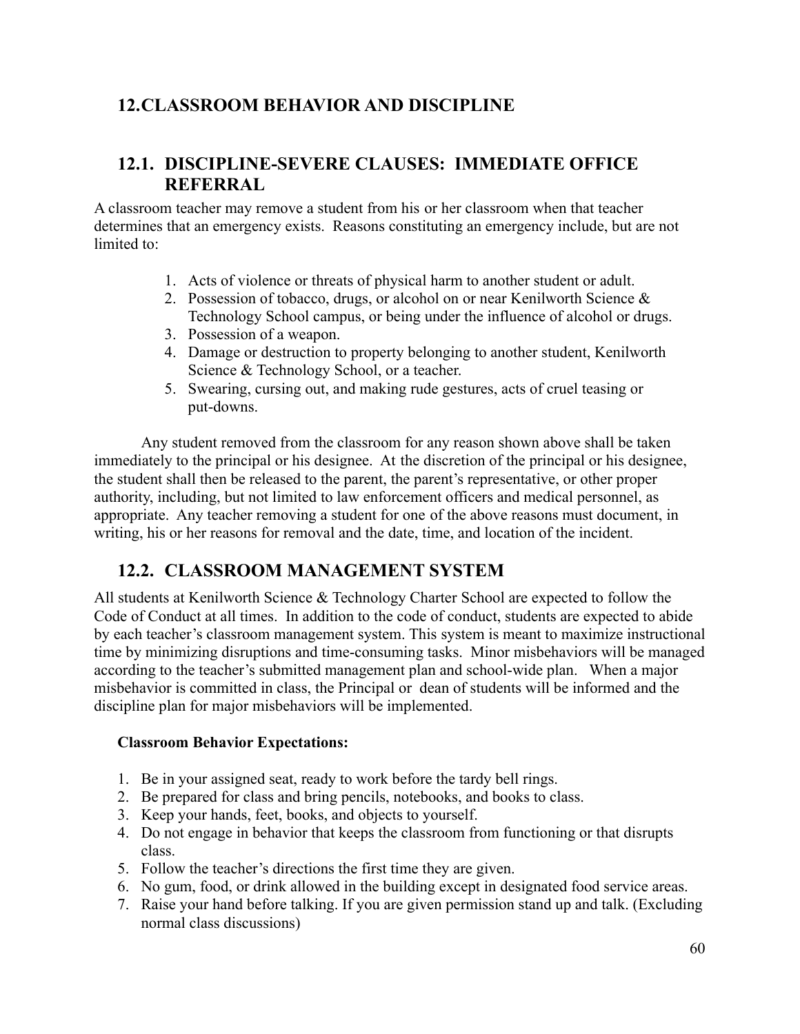## 12.CLASSROOM BEHAVIOR AND DISCIPLINE

### 12.1. DISCIPLINE-SEVERE CLAUSES: IMMEDIATE OFFICE REFERRAL

A classroom teacher may remove a student from his or her classroom when that teacher determines that an emergency exists. Reasons constituting an emergency include, but are not limited to:

1. Acts of violence or threats of physical harm to another student or adult.
2. Possession of tobacco, drugs, or alcohol on or near Kenilworth Science & Technology School campus, or being under the influence of alcohol or drugs.
3. Possession of a weapon.
4. Damage or destruction to property belonging to another student, Kenilworth Science & Technology School, or a teacher.
5. Swearing, cursing out, and making rude gestures, acts of cruel teasing or put-downs.

Any student removed from the classroom for any reason shown above shall be taken immediately to the principal or his designee. At the discretion of the principal or his designee, the student shall then be released to the parent, the parent's representative, or other proper authority, including, but not limited to law enforcement officers and medical personnel, as appropriate. Any teacher removing a student for one of the above reasons must document, in writing, his or her reasons for removal and the date, time, and location of the incident.

### 12.2. CLASSROOM MANAGEMENT SYSTEM

All students at Kenilworth Science & Technology Charter School are expected to follow the Code of Conduct at all times. In addition to the code of conduct, students are expected to abide by each teacher's classroom management system. This system is meant to maximize instructional time by minimizing disruptions and time-consuming tasks. Minor misbehaviors will be managed according to the teacher's submitted management plan and school-wide plan. When a major misbehavior is committed in class, the Principal or dean of students will be informed and the discipline plan for major misbehaviors will be implemented.

**Classroom Behavior Expectations:**

1. Be in your assigned seat, ready to work before the tardy bell rings.
2. Be prepared for class and bring pencils, notebooks, and books to class.
3. Keep your hands, feet, books, and objects to yourself.
4. Do not engage in behavior that keeps the classroom from functioning or that disrupts class.
5. Follow the teacher's directions the first time they are given.
6. No gum, food, or drink allowed in the building except in designated food service areas.
7. Raise your hand before talking. If you are given permission stand up and talk. (Excluding normal class discussions)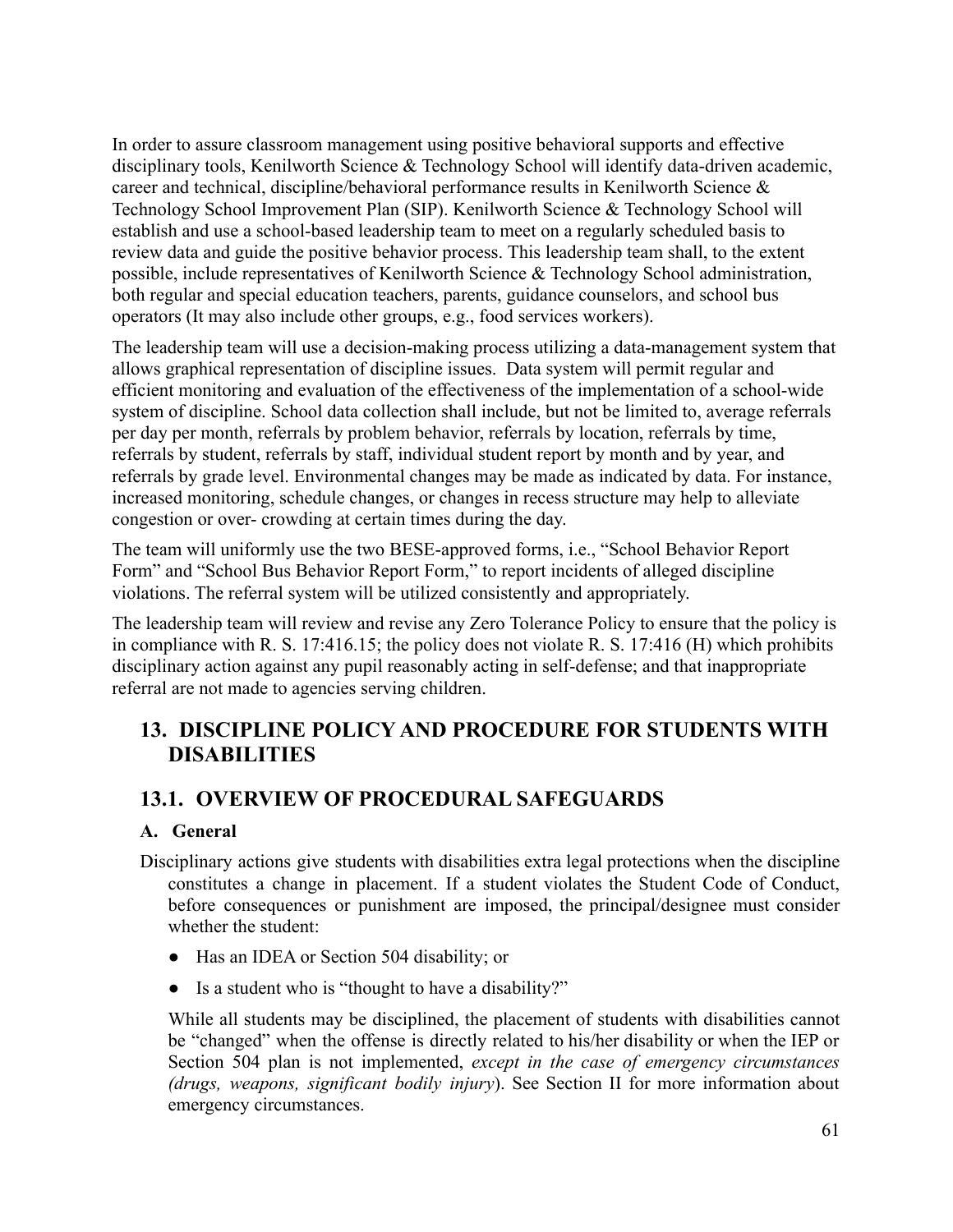In order to assure classroom management using positive behavioral supports and effective disciplinary tools, Kenilworth Science & Technology School will identify data-driven academic, career and technical, discipline/behavioral performance results in Kenilworth Science & Technology School Improvement Plan (SIP). Kenilworth Science & Technology School will establish and use a school-based leadership team to meet on a regularly scheduled basis to review data and guide the positive behavior process. This leadership team shall, to the extent possible, include representatives of Kenilworth Science & Technology School administration, both regular and special education teachers, parents, guidance counselors, and school bus operators (It may also include other groups, e.g., food services workers).

The leadership team will use a decision-making process utilizing a data-management system that allows graphical representation of discipline issues. Data system will permit regular and efficient monitoring and evaluation of the effectiveness of the implementation of a school-wide system of discipline. School data collection shall include, but not be limited to, average referrals per day per month, referrals by problem behavior, referrals by location, referrals by time, referrals by student, referrals by staff, individual student report by month and by year, and referrals by grade level. Environmental changes may be made as indicated by data. For instance, increased monitoring, schedule changes, or changes in recess structure may help to alleviate congestion or over- crowding at certain times during the day.

The team will uniformly use the two BESE-approved forms, i.e., "School Behavior Report Form" and "School Bus Behavior Report Form," to report incidents of alleged discipline violations. The referral system will be utilized consistently and appropriately.

The leadership team will review and revise any Zero Tolerance Policy to ensure that the policy is in compliance with R. S. 17:416.15; the policy does not violate R. S. 17:416 (H) which prohibits disciplinary action against any pupil reasonably acting in self-defense; and that inappropriate referral are not made to agencies serving children.

## 13. DISCIPLINE POLICY AND PROCEDURE FOR STUDENTS WITH DISABILITIES

## 13.1. OVERVIEW OF PROCEDURAL SAFEGUARDS

### A. General

Disciplinary actions give students with disabilities extra legal protections when the discipline constitutes a change in placement. If a student violates the Student Code of Conduct, before consequences or punishment are imposed, the principal/designee must consider whether the student:

- Has an IDEA or Section 504 disability; or
- Is a student who is "thought to have a disability?"

While all students may be disciplined, the placement of students with disabilities cannot be "changed" when the offense is directly related to his/her disability or when the IEP or Section 504 plan is not implemented, *except in the case of emergency circumstances (drugs, weapons, significant bodily injury)*. See Section II for more information about emergency circumstances.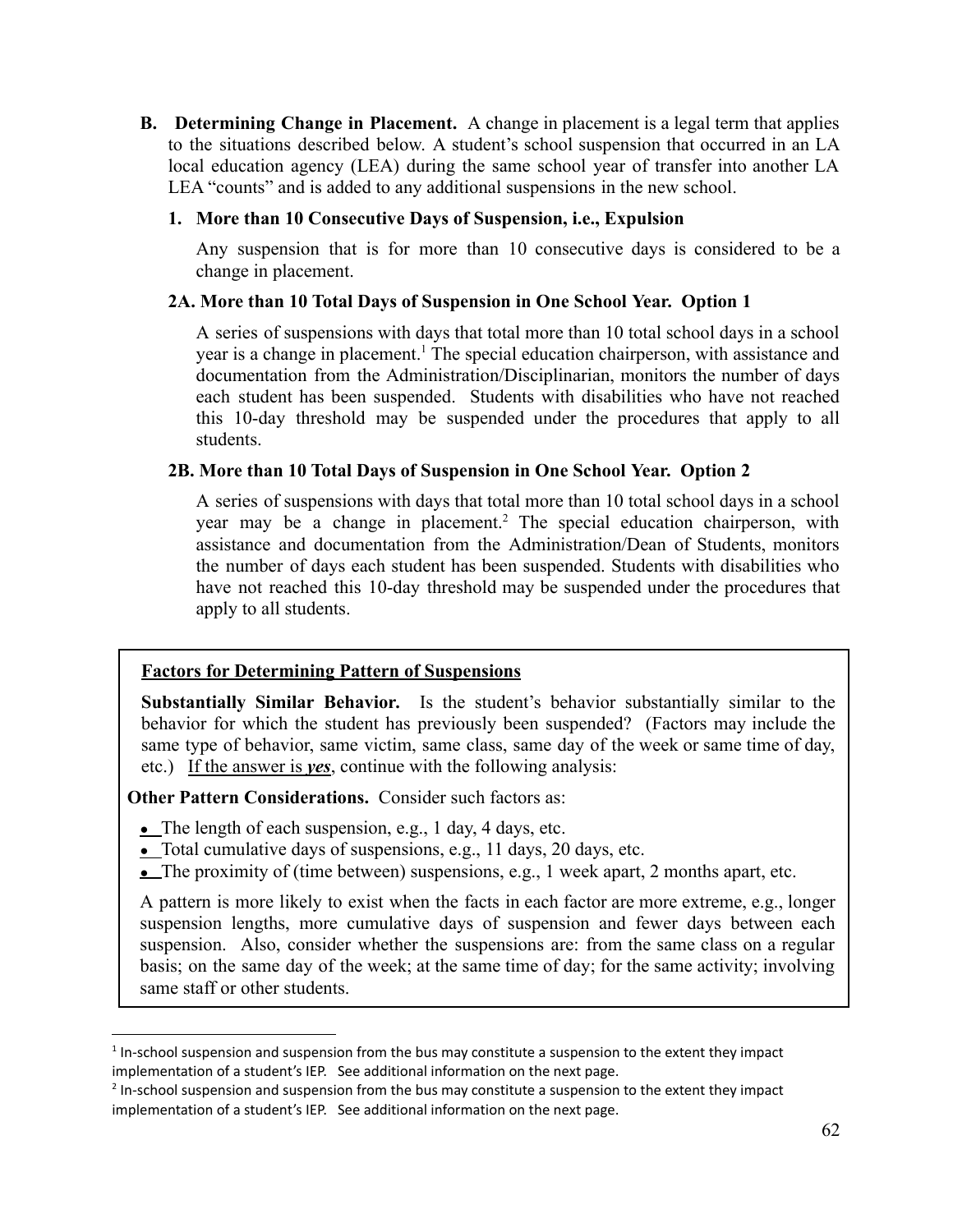**B. Determining Change in Placement.** A change in placement is a legal term that applies to the situations described below. A student's school suspension that occurred in an LA local education agency (LEA) during the same school year of transfer into another LA LEA "counts" and is added to any additional suspensions in the new school.

**1. More than 10 Consecutive Days of Suspension, i.e., Expulsion**

Any suspension that is for more than 10 consecutive days is considered to be a change in placement.

**2A. More than 10 Total Days of Suspension in One School Year. Option 1**

A series of suspensions with days that total more than 10 total school days in a school year is a change in placement.[1] The special education chairperson, with assistance and documentation from the Administration/Disciplinarian, monitors the number of days each student has been suspended. Students with disabilities who have not reached this 10-day threshold may be suspended under the procedures that apply to all students.

**2B. More than 10 Total Days of Suspension in One School Year. Option 2**

A series of suspensions with days that total more than 10 total school days in a school year may be a change in placement.[2] The special education chairperson, with assistance and documentation from the Administration/Dean of Students, monitors the number of days each student has been suspended. Students with disabilities who have not reached this 10-day threshold may be suspended under the procedures that apply to all students.

<u>**Factors for Determining Pattern of Suspensions**</u>

**Substantially Similar Behavior.** Is the student's behavior substantially similar to the behavior for which the student has previously been suspended? (Factors may include the same type of behavior, same victim, same class, same day of the week or same time of day, etc.) <u>If the answer is ***yes***, continue with the following analysis:</u>

**Other Pattern Considerations.** Consider such factors as:

- The length of each suspension, e.g., 1 day, 4 days, etc.
- Total cumulative days of suspensions, e.g., 11 days, 20 days, etc.
- The proximity of (time between) suspensions, e.g., 1 week apart, 2 months apart, etc.

A pattern is more likely to exist when the facts in each factor are more extreme, e.g., longer suspension lengths, more cumulative days of suspension and fewer days between each suspension. Also, consider whether the suspensions are: from the same class on a regular basis; on the same day of the week; at the same time of day; for the same activity; involving same staff or other students.

---

[1] In-school suspension and suspension from the bus may constitute a suspension to the extent they impact implementation of a student's IEP. See additional information on the next page.

[2] In-school suspension and suspension from the bus may constitute a suspension to the extent they impact implementation of a student's IEP. See additional information on the next page.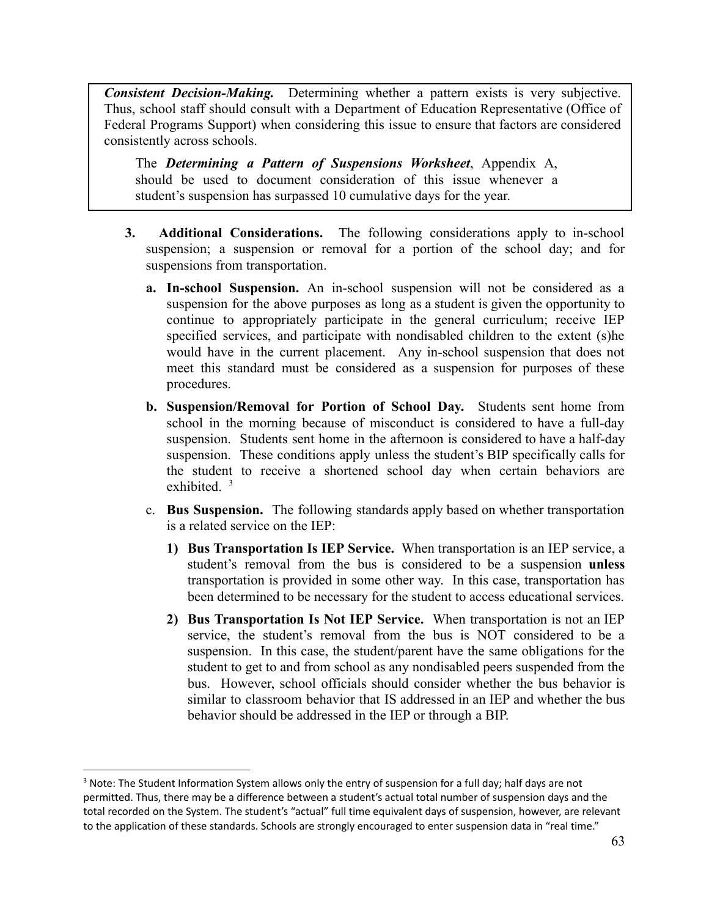***Consistent Decision-Making.*** Determining whether a pattern exists is very subjective. Thus, school staff should consult with a Department of Education Representative (Office of Federal Programs Support) when considering this issue to ensure that factors are considered consistently across schools.

The ***Determining a Pattern of Suspensions Worksheet***, Appendix A, should be used to document consideration of this issue whenever a student's suspension has surpassed 10 cumulative days for the year.

3. **Additional Considerations.** The following considerations apply to in-school suspension; a suspension or removal for a portion of the school day; and for suspensions from transportation.

   a. **In-school Suspension.** An in-school suspension will not be considered as a suspension for the above purposes as long as a student is given the opportunity to continue to appropriately participate in the general curriculum; receive IEP specified services, and participate with nondisabled children to the extent (s)he would have in the current placement. Any in-school suspension that does not meet this standard must be considered as a suspension for purposes of these procedures.

   b. **Suspension/Removal for Portion of School Day.** Students sent home from school in the morning because of misconduct is considered to have a full-day suspension. Students sent home in the afternoon is considered to have a half-day suspension. These conditions apply unless the student's BIP specifically calls for the student to receive a shortened school day when certain behaviors are exhibited. [3]

   c. **Bus Suspension.** The following standards apply based on whether transportation is a related service on the IEP:

      1) **Bus Transportation Is IEP Service.** When transportation is an IEP service, a student's removal from the bus is considered to be a suspension **unless** transportation is provided in some other way. In this case, transportation has been determined to be necessary for the student to access educational services.

      2) **Bus Transportation Is Not IEP Service.** When transportation is not an IEP service, the student's removal from the bus is NOT considered to be a suspension. In this case, the student/parent have the same obligations for the student to get to and from school as any nondisabled peers suspended from the bus. However, school officials should consider whether the bus behavior is similar to classroom behavior that IS addressed in an IEP and whether the bus behavior should be addressed in the IEP or through a BIP.

[3] Note: The Student Information System allows only the entry of suspension for a full day; half days are not permitted. Thus, there may be a difference between a student's actual total number of suspension days and the total recorded on the System. The student's "actual" full time equivalent days of suspension, however, are relevant to the application of these standards. Schools are strongly encouraged to enter suspension data in "real time."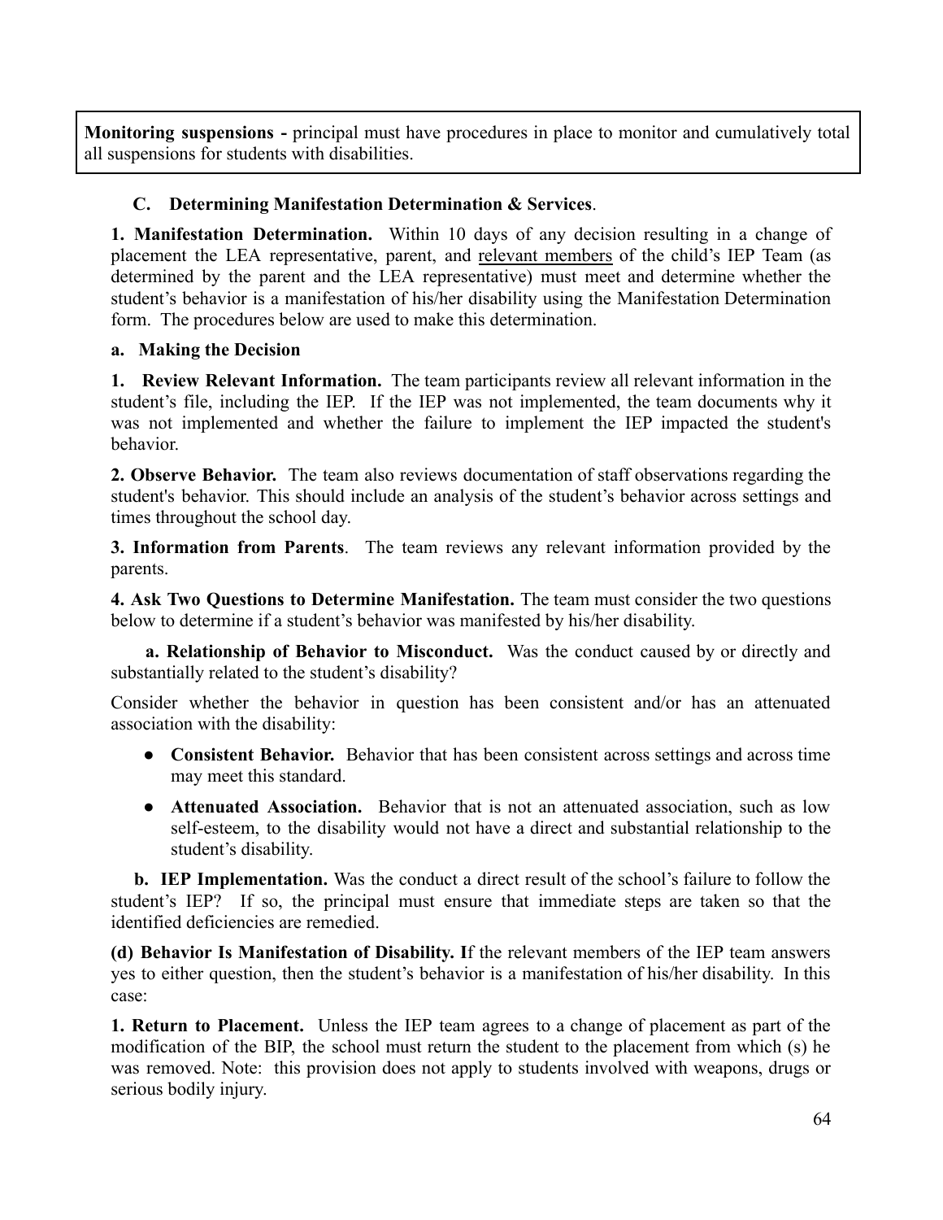**Monitoring suspensions -** principal must have procedures in place to monitor and cumulatively total all suspensions for students with disabilities.

### C. Determining Manifestation Determination & Services.

**1. Manifestation Determination.** Within 10 days of any decision resulting in a change of placement the LEA representative, parent, and relevant members of the child's IEP Team (as determined by the parent and the LEA representative) must meet and determine whether the student's behavior is a manifestation of his/her disability using the Manifestation Determination form. The procedures below are used to make this determination.

**a. Making the Decision**

**1. Review Relevant Information.** The team participants review all relevant information in the student's file, including the IEP. If the IEP was not implemented, the team documents why it was not implemented and whether the failure to implement the IEP impacted the student's behavior.

**2. Observe Behavior.** The team also reviews documentation of staff observations regarding the student's behavior. This should include an analysis of the student's behavior across settings and times throughout the school day.

**3. Information from Parents**. The team reviews any relevant information provided by the parents.

**4. Ask Two Questions to Determine Manifestation.** The team must consider the two questions below to determine if a student's behavior was manifested by his/her disability.

**a. Relationship of Behavior to Misconduct.** Was the conduct caused by or directly and substantially related to the student's disability?

Consider whether the behavior in question has been consistent and/or has an attenuated association with the disability:

- **Consistent Behavior.** Behavior that has been consistent across settings and across time may meet this standard.
- **Attenuated Association.** Behavior that is not an attenuated association, such as low self-esteem, to the disability would not have a direct and substantial relationship to the student's disability.

**b. IEP Implementation.** Was the conduct a direct result of the school's failure to follow the student's IEP? If so, the principal must ensure that immediate steps are taken so that the identified deficiencies are remedied.

**(d) Behavior Is Manifestation of Disability. I**f the relevant members of the IEP team answers yes to either question, then the student's behavior is a manifestation of his/her disability. In this case:

**1. Return to Placement.** Unless the IEP team agrees to a change of placement as part of the modification of the BIP, the school must return the student to the placement from which (s) he was removed. Note: this provision does not apply to students involved with weapons, drugs or serious bodily injury.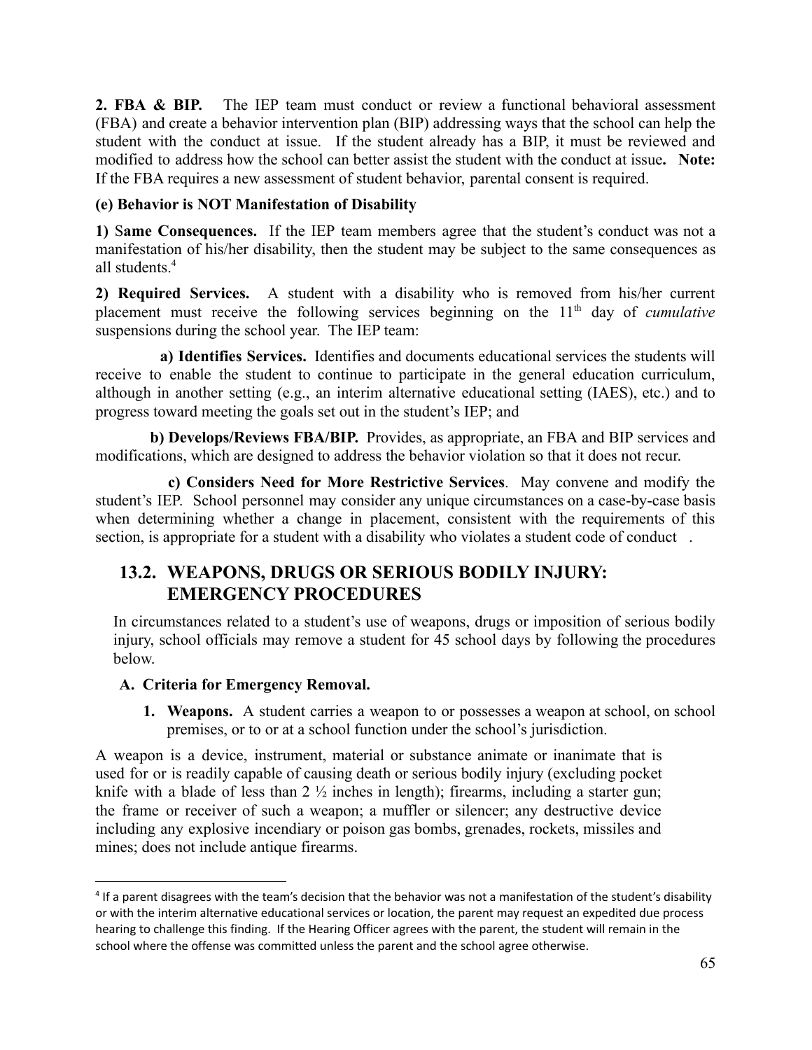**2. FBA & BIP.** The IEP team must conduct or review a functional behavioral assessment (FBA) and create a behavior intervention plan (BIP) addressing ways that the school can help the student with the conduct at issue. If the student already has a BIP, it must be reviewed and modified to address how the school can better assist the student with the conduct at issue**. Note:** If the FBA requires a new assessment of student behavior, parental consent is required.

**(e) Behavior is NOT Manifestation of Disability**

**1) Same Consequences.** If the IEP team members agree that the student's conduct was not a manifestation of his/her disability, then the student may be subject to the same consequences as all students.[4]

**2) Required Services.** A student with a disability who is removed from his/her current placement must receive the following services beginning on the 11th day of *cumulative* suspensions during the school year. The IEP team:

**a) Identifies Services.** Identifies and documents educational services the students will receive to enable the student to continue to participate in the general education curriculum, although in another setting (e.g., an interim alternative educational setting (IAES), etc.) and to progress toward meeting the goals set out in the student's IEP; and

**b) Develops/Reviews FBA/BIP.** Provides, as appropriate, an FBA and BIP services and modifications, which are designed to address the behavior violation so that it does not recur.

**c) Considers Need for More Restrictive Services**. May convene and modify the student's IEP. School personnel may consider any unique circumstances on a case-by-case basis when determining whether a change in placement, consistent with the requirements of this section, is appropriate for a student with a disability who violates a student code of conduct .

## 13.2. WEAPONS, DRUGS OR SERIOUS BODILY INJURY: EMERGENCY PROCEDURES

In circumstances related to a student's use of weapons, drugs or imposition of serious bodily injury, school officials may remove a student for 45 school days by following the procedures below.

### A. Criteria for Emergency Removal.

1. **Weapons.** A student carries a weapon to or possesses a weapon at school, on school premises, or to or at a school function under the school's jurisdiction.

A weapon is a device, instrument, material or substance animate or inanimate that is used for or is readily capable of causing death or serious bodily injury (excluding pocket knife with a blade of less than 2 ½ inches in length); firearms, including a starter gun; the frame or receiver of such a weapon; a muffler or silencer; any destructive device including any explosive incendiary or poison gas bombs, grenades, rockets, missiles and mines; does not include antique firearms.

---

[4] If a parent disagrees with the team's decision that the behavior was not a manifestation of the student's disability or with the interim alternative educational services or location, the parent may request an expedited due process hearing to challenge this finding. If the Hearing Officer agrees with the parent, the student will remain in the school where the offense was committed unless the parent and the school agree otherwise.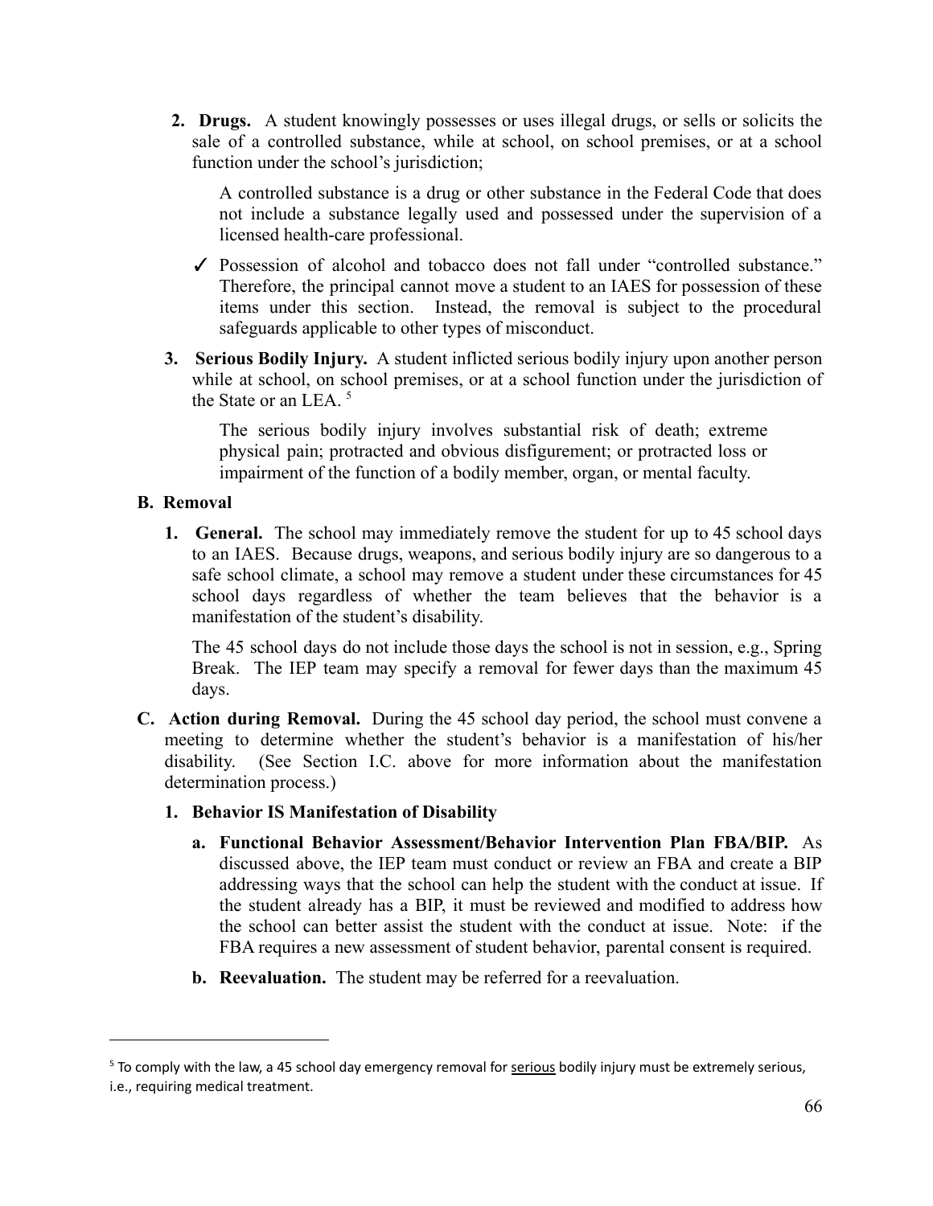2. **Drugs.** A student knowingly possesses or uses illegal drugs, or sells or solicits the sale of a controlled substance, while at school, on school premises, or at a school function under the school's jurisdiction;

   A controlled substance is a drug or other substance in the Federal Code that does not include a substance legally used and possessed under the supervision of a licensed health-care professional.

   ✓ Possession of alcohol and tobacco does not fall under "controlled substance." Therefore, the principal cannot move a student to an IAES for possession of these items under this section. Instead, the removal is subject to the procedural safeguards applicable to other types of misconduct.

3. **Serious Bodily Injury.** A student inflicted serious bodily injury upon another person while at school, on school premises, or at a school function under the jurisdiction of the State or an LEA. [5]

   The serious bodily injury involves substantial risk of death; extreme physical pain; protracted and obvious disfigurement; or protracted loss or impairment of the function of a bodily member, organ, or mental faculty.

**B. Removal**

1. **General.** The school may immediately remove the student for up to 45 school days to an IAES. Because drugs, weapons, and serious bodily injury are so dangerous to a safe school climate, a school may remove a student under these circumstances for 45 school days regardless of whether the team believes that the behavior is a manifestation of the student's disability.

   The 45 school days do not include those days the school is not in session, e.g., Spring Break. The IEP team may specify a removal for fewer days than the maximum 45 days.

**C. Action during Removal.** During the 45 school day period, the school must convene a meeting to determine whether the student's behavior is a manifestation of his/her disability. (See Section I.C. above for more information about the manifestation determination process.)

1. **Behavior IS Manifestation of Disability**

   a. **Functional Behavior Assessment/Behavior Intervention Plan FBA/BIP.** As discussed above, the IEP team must conduct or review an FBA and create a BIP addressing ways that the school can help the student with the conduct at issue. If the student already has a BIP, it must be reviewed and modified to address how the school can better assist the student with the conduct at issue. Note: if the FBA requires a new assessment of student behavior, parental consent is required.

   b. **Reevaluation.** The student may be referred for a reevaluation.

---

[5] To comply with the law, a 45 school day emergency removal for <u>serious</u> bodily injury must be extremely serious, i.e., requiring medical treatment.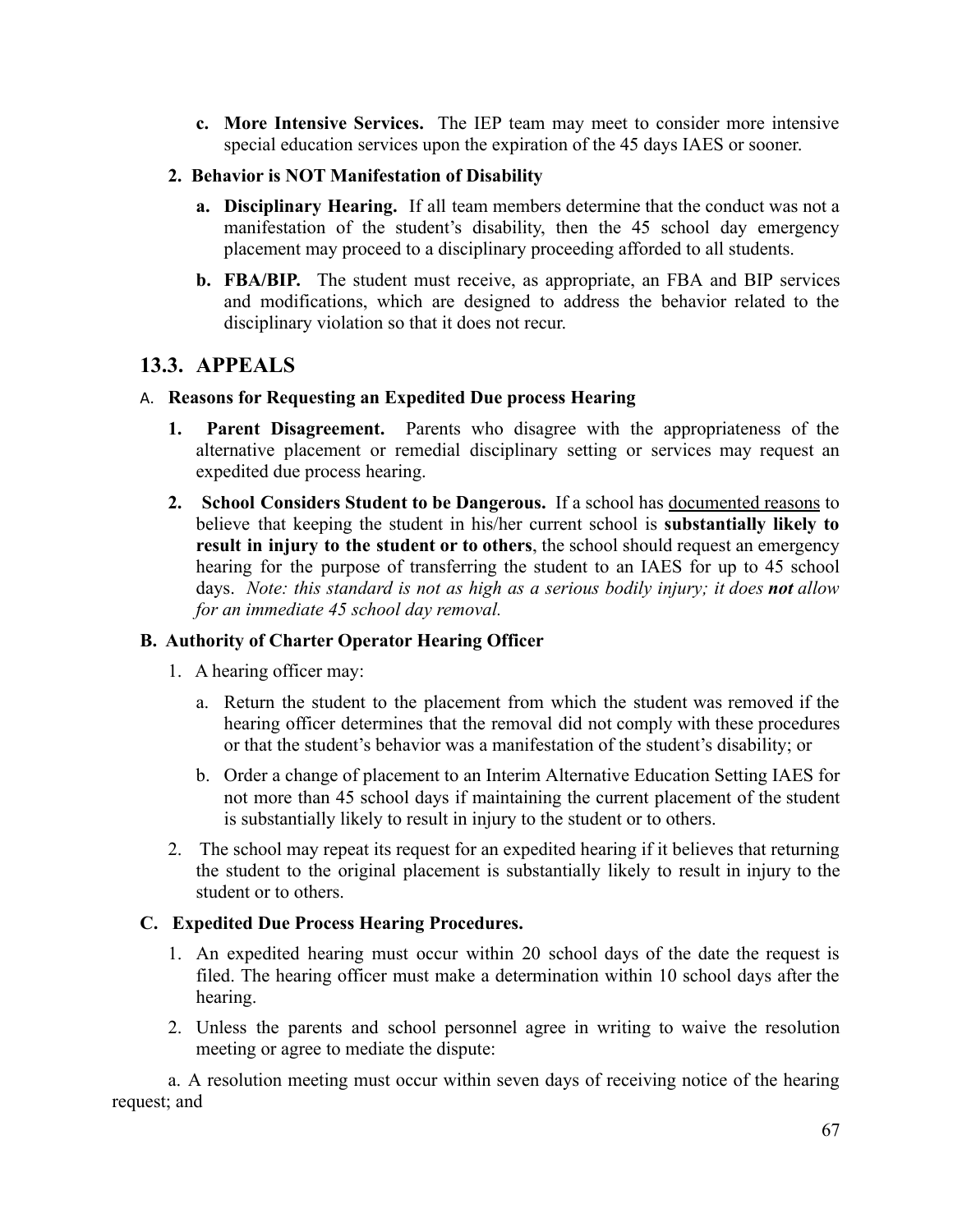c. **More Intensive Services.** The IEP team may meet to consider more intensive special education services upon the expiration of the 45 days IAES or sooner.

**2. Behavior is NOT Manifestation of Disability**

a. **Disciplinary Hearing.** If all team members determine that the conduct was not a manifestation of the student's disability, then the 45 school day emergency placement may proceed to a disciplinary proceeding afforded to all students.

b. **FBA/BIP.** The student must receive, as appropriate, an FBA and BIP services and modifications, which are designed to address the behavior related to the disciplinary violation so that it does not recur.

## 13.3. APPEALS

**A. Reasons for Requesting an Expedited Due process Hearing**

1. **Parent Disagreement.** Parents who disagree with the appropriateness of the alternative placement or remedial disciplinary setting or services may request an expedited due process hearing.
2. **School Considers Student to be Dangerous.** If a school has <u>documented reasons</u> to believe that keeping the student in his/her current school is **substantially likely to result in injury to the student or to others**, the school should request an emergency hearing for the purpose of transferring the student to an IAES for up to 45 school days. *Note: this standard is not as high as a serious bodily injury; it does **not** allow for an immediate 45 school day removal.*

**B. Authority of Charter Operator Hearing Officer**

1. A hearing officer may:
   a. Return the student to the placement from which the student was removed if the hearing officer determines that the removal did not comply with these procedures or that the student's behavior was a manifestation of the student's disability; or
   b. Order a change of placement to an Interim Alternative Education Setting IAES for not more than 45 school days if maintaining the current placement of the student is substantially likely to result in injury to the student or to others.
2. The school may repeat its request for an expedited hearing if it believes that returning the student to the original placement is substantially likely to result in injury to the student or to others.

**C. Expedited Due Process Hearing Procedures.**

1. An expedited hearing must occur within 20 school days of the date the request is filed. The hearing officer must make a determination within 10 school days after the hearing.
2. Unless the parents and school personnel agree in writing to waive the resolution meeting or agree to mediate the dispute:

a. A resolution meeting must occur within seven days of receiving notice of the hearing request; and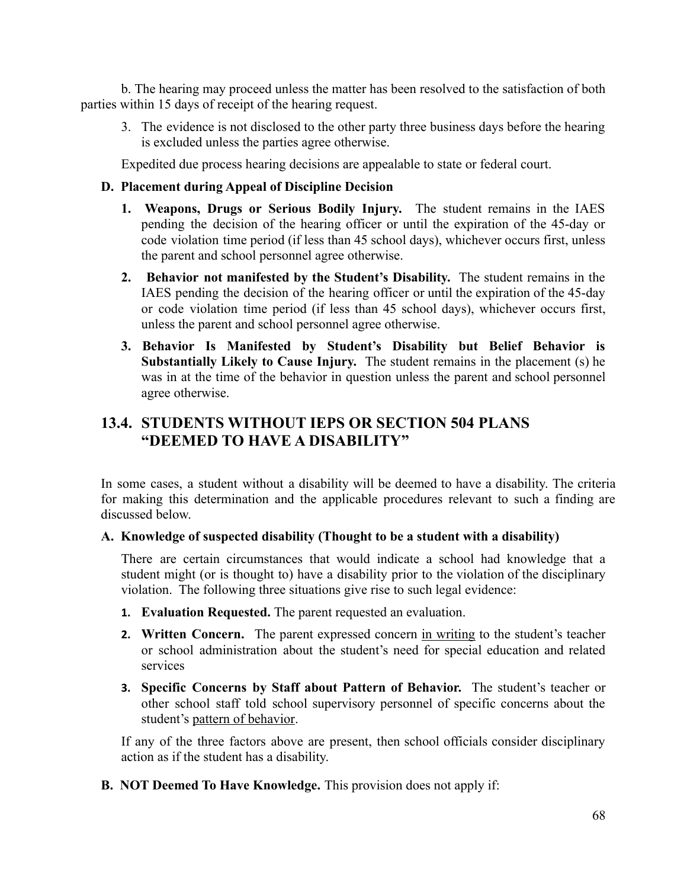b. The hearing may proceed unless the matter has been resolved to the satisfaction of both parties within 15 days of receipt of the hearing request.

3. The evidence is not disclosed to the other party three business days before the hearing is excluded unless the parties agree otherwise.

Expedited due process hearing decisions are appealable to state or federal court.

### D. Placement during Appeal of Discipline Decision

1. **Weapons, Drugs or Serious Bodily Injury.** The student remains in the IAES pending the decision of the hearing officer or until the expiration of the 45-day or code violation time period (if less than 45 school days), whichever occurs first, unless the parent and school personnel agree otherwise.
2. **Behavior not manifested by the Student's Disability.** The student remains in the IAES pending the decision of the hearing officer or until the expiration of the 45-day or code violation time period (if less than 45 school days), whichever occurs first, unless the parent and school personnel agree otherwise.
3. **Behavior Is Manifested by Student's Disability but Belief Behavior is Substantially Likely to Cause Injury.** The student remains in the placement (s) he was in at the time of the behavior in question unless the parent and school personnel agree otherwise.

## 13.4. STUDENTS WITHOUT IEPS OR SECTION 504 PLANS "DEEMED TO HAVE A DISABILITY"

In some cases, a student without a disability will be deemed to have a disability. The criteria for making this determination and the applicable procedures relevant to such a finding are discussed below.

### A. Knowledge of suspected disability (Thought to be a student with a disability)

There are certain circumstances that would indicate a school had knowledge that a student might (or is thought to) have a disability prior to the violation of the disciplinary violation. The following three situations give rise to such legal evidence:

1. **Evaluation Requested.** The parent requested an evaluation.
2. **Written Concern.** The parent expressed concern <u>in writing</u> to the student's teacher or school administration about the student's need for special education and related services
3. **Specific Concerns by Staff about Pattern of Behavior.** The student's teacher or other school staff told school supervisory personnel of specific concerns about the student's <u>pattern of behavior</u>.

If any of the three factors above are present, then school officials consider disciplinary action as if the student has a disability.

**B. NOT Deemed To Have Knowledge.** This provision does not apply if: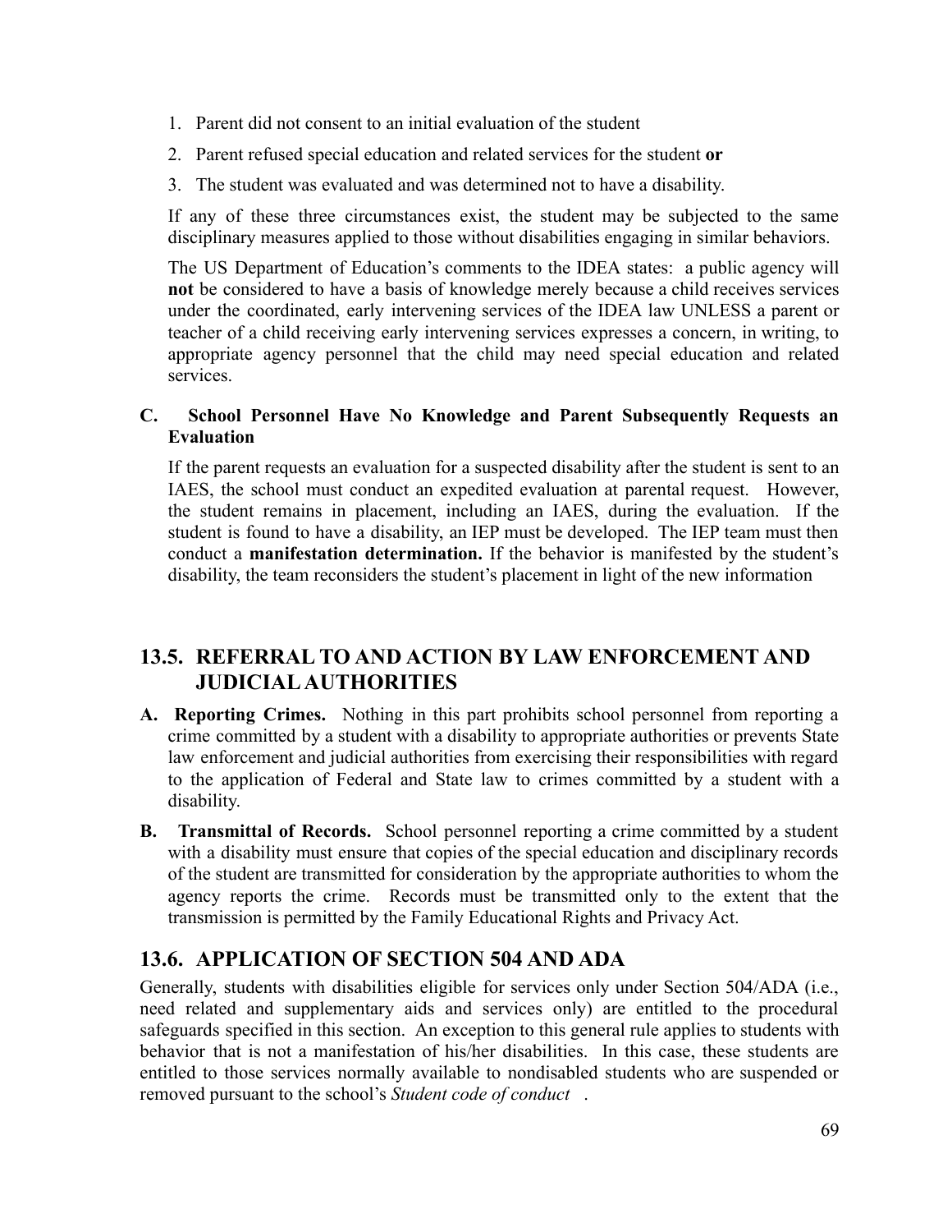1. Parent did not consent to an initial evaluation of the student
2. Parent refused special education and related services for the student **or**
3. The student was evaluated and was determined not to have a disability.

If any of these three circumstances exist, the student may be subjected to the same disciplinary measures applied to those without disabilities engaging in similar behaviors.

The US Department of Education's comments to the IDEA states: a public agency will **not** be considered to have a basis of knowledge merely because a child receives services under the coordinated, early intervening services of the IDEA law UNLESS a parent or teacher of a child receiving early intervening services expresses a concern, in writing, to appropriate agency personnel that the child may need special education and related services.

**C. School Personnel Have No Knowledge and Parent Subsequently Requests an Evaluation**

If the parent requests an evaluation for a suspected disability after the student is sent to an IAES, the school must conduct an expedited evaluation at parental request. However, the student remains in placement, including an IAES, during the evaluation. If the student is found to have a disability, an IEP must be developed. The IEP team must then conduct a **manifestation determination.** If the behavior is manifested by the student's disability, the team reconsiders the student's placement in light of the new information

## 13.5. REFERRAL TO AND ACTION BY LAW ENFORCEMENT AND JUDICIAL AUTHORITIES

**A. Reporting Crimes.** Nothing in this part prohibits school personnel from reporting a crime committed by a student with a disability to appropriate authorities or prevents State law enforcement and judicial authorities from exercising their responsibilities with regard to the application of Federal and State law to crimes committed by a student with a disability.

**B. Transmittal of Records.** School personnel reporting a crime committed by a student with a disability must ensure that copies of the special education and disciplinary records of the student are transmitted for consideration by the appropriate authorities to whom the agency reports the crime. Records must be transmitted only to the extent that the transmission is permitted by the Family Educational Rights and Privacy Act.

## 13.6. APPLICATION OF SECTION 504 AND ADA

Generally, students with disabilities eligible for services only under Section 504/ADA (i.e., need related and supplementary aids and services only) are entitled to the procedural safeguards specified in this section. An exception to this general rule applies to students with behavior that is not a manifestation of his/her disabilities. In this case, these students are entitled to those services normally available to nondisabled students who are suspended or removed pursuant to the school's *Student code of conduct* .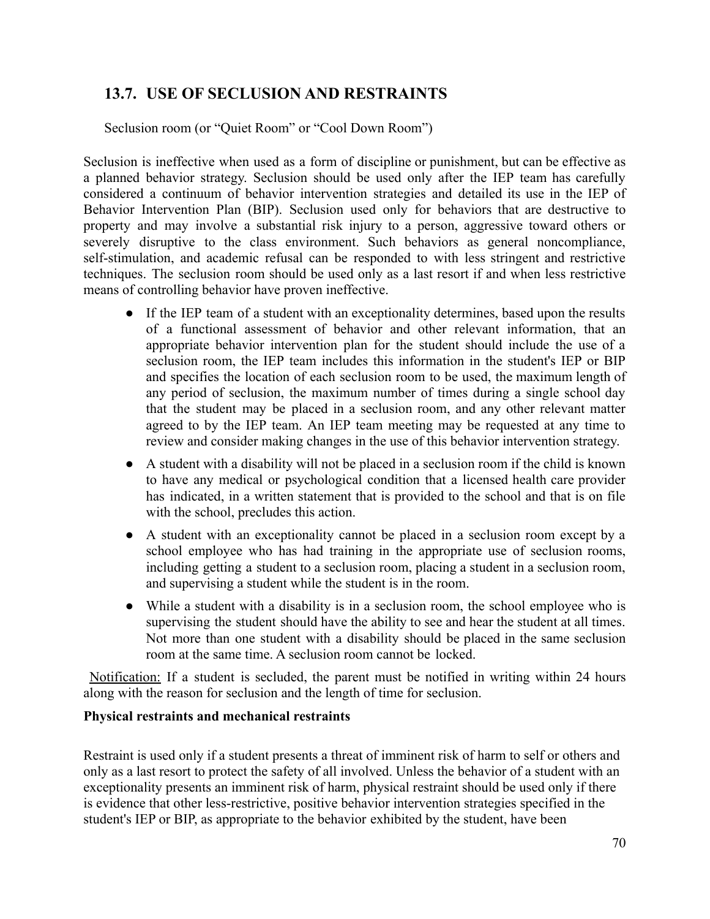## 13.7. USE OF SECLUSION AND RESTRAINTS

Seclusion room (or "Quiet Room" or "Cool Down Room")

Seclusion is ineffective when used as a form of discipline or punishment, but can be effective as a planned behavior strategy. Seclusion should be used only after the IEP team has carefully considered a continuum of behavior intervention strategies and detailed its use in the IEP of Behavior Intervention Plan (BIP). Seclusion used only for behaviors that are destructive to property and may involve a substantial risk injury to a person, aggressive toward others or severely disruptive to the class environment. Such behaviors as general noncompliance, self-stimulation, and academic refusal can be responded to with less stringent and restrictive techniques. The seclusion room should be used only as a last resort if and when less restrictive means of controlling behavior have proven ineffective.

- If the IEP team of a student with an exceptionality determines, based upon the results of a functional assessment of behavior and other relevant information, that an appropriate behavior intervention plan for the student should include the use of a seclusion room, the IEP team includes this information in the student's IEP or BIP and specifies the location of each seclusion room to be used, the maximum length of any period of seclusion, the maximum number of times during a single school day that the student may be placed in a seclusion room, and any other relevant matter agreed to by the IEP team. An IEP team meeting may be requested at any time to review and consider making changes in the use of this behavior intervention strategy.
- A student with a disability will not be placed in a seclusion room if the child is known to have any medical or psychological condition that a licensed health care provider has indicated, in a written statement that is provided to the school and that is on file with the school, precludes this action.
- A student with an exceptionality cannot be placed in a seclusion room except by a school employee who has had training in the appropriate use of seclusion rooms, including getting a student to a seclusion room, placing a student in a seclusion room, and supervising a student while the student is in the room.
- While a student with a disability is in a seclusion room, the school employee who is supervising the student should have the ability to see and hear the student at all times. Not more than one student with a disability should be placed in the same seclusion room at the same time. A seclusion room cannot be locked.

Notification: If a student is secluded, the parent must be notified in writing within 24 hours along with the reason for seclusion and the length of time for seclusion.

**Physical restraints and mechanical restraints**

Restraint is used only if a student presents a threat of imminent risk of harm to self or others and only as a last resort to protect the safety of all involved. Unless the behavior of a student with an exceptionality presents an imminent risk of harm, physical restraint should be used only if there is evidence that other less-restrictive, positive behavior intervention strategies specified in the student's IEP or BIP, as appropriate to the behavior exhibited by the student, have been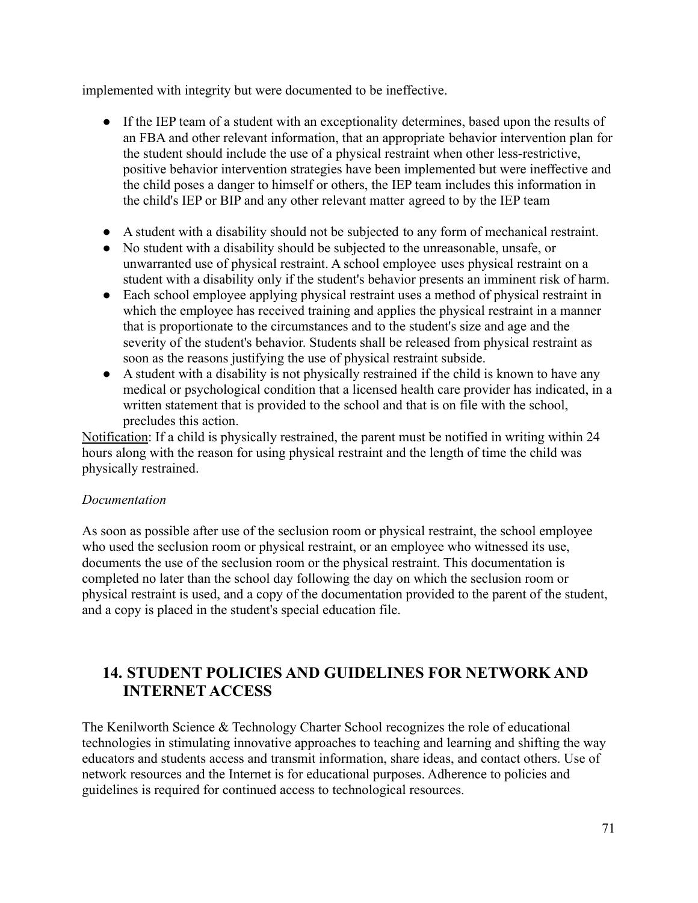implemented with integrity but were documented to be ineffective.

- If the IEP team of a student with an exceptionality determines, based upon the results of an FBA and other relevant information, that an appropriate behavior intervention plan for the student should include the use of a physical restraint when other less-restrictive, positive behavior intervention strategies have been implemented but were ineffective and the child poses a danger to himself or others, the IEP team includes this information in the child's IEP or BIP and any other relevant matter agreed to by the IEP team

- A student with a disability should not be subjected to any form of mechanical restraint.
- No student with a disability should be subjected to the unreasonable, unsafe, or unwarranted use of physical restraint. A school employee uses physical restraint on a student with a disability only if the student's behavior presents an imminent risk of harm.
- Each school employee applying physical restraint uses a method of physical restraint in which the employee has received training and applies the physical restraint in a manner that is proportionate to the circumstances and to the student's size and age and the severity of the student's behavior. Students shall be released from physical restraint as soon as the reasons justifying the use of physical restraint subside.
- A student with a disability is not physically restrained if the child is known to have any medical or psychological condition that a licensed health care provider has indicated, in a written statement that is provided to the school and that is on file with the school, precludes this action.

<u>Notification</u>: If a child is physically restrained, the parent must be notified in writing within 24 hours along with the reason for using physical restraint and the length of time the child was physically restrained.

*Documentation*

As soon as possible after use of the seclusion room or physical restraint, the school employee who used the seclusion room or physical restraint, or an employee who witnessed its use, documents the use of the seclusion room or the physical restraint. This documentation is completed no later than the school day following the day on which the seclusion room or physical restraint is used, and a copy of the documentation provided to the parent of the student, and a copy is placed in the student's special education file.

## 14. STUDENT POLICIES AND GUIDELINES FOR NETWORK AND INTERNET ACCESS

The Kenilworth Science & Technology Charter School recognizes the role of educational technologies in stimulating innovative approaches to teaching and learning and shifting the way educators and students access and transmit information, share ideas, and contact others. Use of network resources and the Internet is for educational purposes. Adherence to policies and guidelines is required for continued access to technological resources.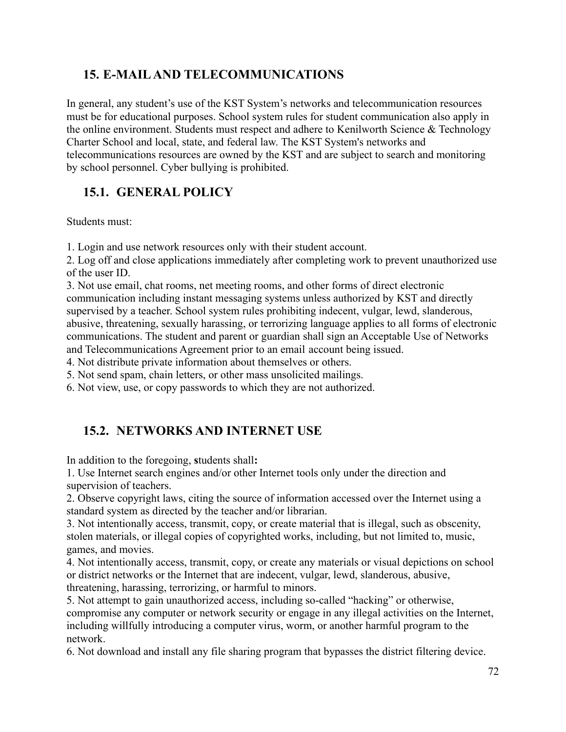## 15. E-MAIL AND TELECOMMUNICATIONS

In general, any student's use of the KST System's networks and telecommunication resources must be for educational purposes. School system rules for student communication also apply in the online environment. Students must respect and adhere to Kenilworth Science & Technology Charter School and local, state, and federal law. The KST System's networks and telecommunications resources are owned by the KST and are subject to search and monitoring by school personnel. Cyber bullying is prohibited.

### 15.1. GENERAL POLICY

Students must:

1. Login and use network resources only with their student account.
2. Log off and close applications immediately after completing work to prevent unauthorized use of the user ID.
3. Not use email, chat rooms, net meeting rooms, and other forms of direct electronic communication including instant messaging systems unless authorized by KST and directly supervised by a teacher. School system rules prohibiting indecent, vulgar, lewd, slanderous, abusive, threatening, sexually harassing, or terrorizing language applies to all forms of electronic communications. The student and parent or guardian shall sign an Acceptable Use of Networks and Telecommunications Agreement prior to an email account being issued.
4. Not distribute private information about themselves or others.
5. Not send spam, chain letters, or other mass unsolicited mailings.
6. Not view, use, or copy passwords to which they are not authorized.

### 15.2. NETWORKS AND INTERNET USE

In addition to the foregoing, **s**tudents shall**:**

1. Use Internet search engines and/or other Internet tools only under the direction and supervision of teachers.
2. Observe copyright laws, citing the source of information accessed over the Internet using a standard system as directed by the teacher and/or librarian.
3. Not intentionally access, transmit, copy, or create material that is illegal, such as obscenity, stolen materials, or illegal copies of copyrighted works, including, but not limited to, music, games, and movies.
4. Not intentionally access, transmit, copy, or create any materials or visual depictions on school or district networks or the Internet that are indecent, vulgar, lewd, slanderous, abusive, threatening, harassing, terrorizing, or harmful to minors.
5. Not attempt to gain unauthorized access, including so-called "hacking" or otherwise, compromise any computer or network security or engage in any illegal activities on the Internet, including willfully introducing a computer virus, worm, or another harmful program to the network.
6. Not download and install any file sharing program that bypasses the district filtering device.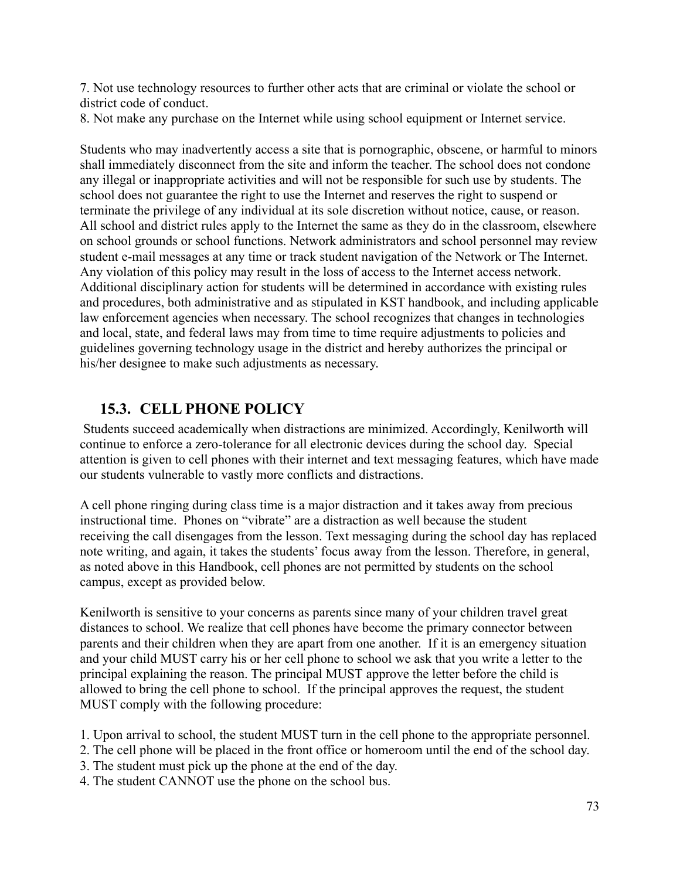7. Not use technology resources to further other acts that are criminal or violate the school or district code of conduct.
8. Not make any purchase on the Internet while using school equipment or Internet service.

Students who may inadvertently access a site that is pornographic, obscene, or harmful to minors shall immediately disconnect from the site and inform the teacher. The school does not condone any illegal or inappropriate activities and will not be responsible for such use by students. The school does not guarantee the right to use the Internet and reserves the right to suspend or terminate the privilege of any individual at its sole discretion without notice, cause, or reason. All school and district rules apply to the Internet the same as they do in the classroom, elsewhere on school grounds or school functions. Network administrators and school personnel may review student e-mail messages at any time or track student navigation of the Network or The Internet. Any violation of this policy may result in the loss of access to the Internet access network. Additional disciplinary action for students will be determined in accordance with existing rules and procedures, both administrative and as stipulated in KST handbook, and including applicable law enforcement agencies when necessary. The school recognizes that changes in technologies and local, state, and federal laws may from time to time require adjustments to policies and guidelines governing technology usage in the district and hereby authorizes the principal or his/her designee to make such adjustments as necessary.

## 15.3. CELL PHONE POLICY

Students succeed academically when distractions are minimized. Accordingly, Kenilworth will continue to enforce a zero-tolerance for all electronic devices during the school day. Special attention is given to cell phones with their internet and text messaging features, which have made our students vulnerable to vastly more conflicts and distractions.

A cell phone ringing during class time is a major distraction and it takes away from precious instructional time. Phones on "vibrate" are a distraction as well because the student receiving the call disengages from the lesson. Text messaging during the school day has replaced note writing, and again, it takes the students' focus away from the lesson. Therefore, in general, as noted above in this Handbook, cell phones are not permitted by students on the school campus, except as provided below.

Kenilworth is sensitive to your concerns as parents since many of your children travel great distances to school. We realize that cell phones have become the primary connector between parents and their children when they are apart from one another. If it is an emergency situation and your child MUST carry his or her cell phone to school we ask that you write a letter to the principal explaining the reason. The principal MUST approve the letter before the child is allowed to bring the cell phone to school. If the principal approves the request, the student MUST comply with the following procedure:

1. Upon arrival to school, the student MUST turn in the cell phone to the appropriate personnel.
2. The cell phone will be placed in the front office or homeroom until the end of the school day.
3. The student must pick up the phone at the end of the day.
4. The student CANNOT use the phone on the school bus.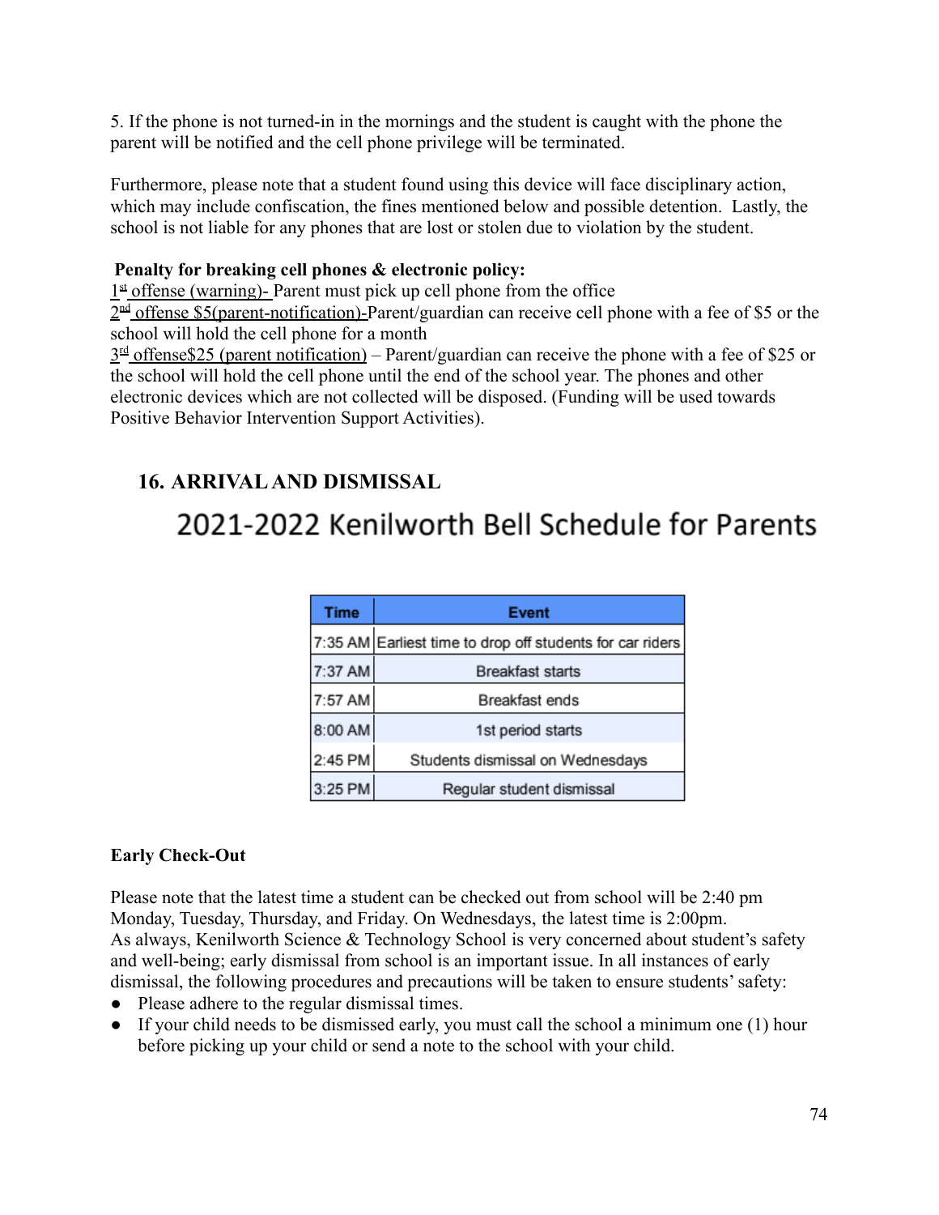5. If the phone is not turned-in in the mornings and the student is caught with the phone the parent will be notified and the cell phone privilege will be terminated.

Furthermore, please note that a student found using this device will face disciplinary action, which may include confiscation, the fines mentioned below and possible detention. Lastly, the school is not liable for any phones that are lost or stolen due to violation by the student.

**Penalty for breaking cell phones & electronic policy:**

1st offense (warning)- Parent must pick up cell phone from the office

2nd offense $5(parent-notification)-Parent/guardian can receive cell phone with a fee of $5 or the school will hold the cell phone for a month

3rd offense$25 (parent notification) – Parent/guardian can receive the phone with a fee of $25 or the school will hold the cell phone until the end of the school year. The phones and other electronic devices which are not collected will be disposed. (Funding will be used towards Positive Behavior Intervention Support Activities).

## 16. ARRIVAL AND DISMISSAL

### 2021-2022 Kenilworth Bell Schedule for Parents

| Time | Event |
|---|---|
| 7:35 AM | Earliest time to drop off students for car riders |
| 7:37 AM | Breakfast starts |
| 7:57 AM | Breakfast ends |
| 8:00 AM | 1st period starts |
| 2:45 PM | Students dismissal on Wednesdays |
| 3:25 PM | Regular student dismissal |

**Early Check-Out**

Please note that the latest time a student can be checked out from school will be 2:40 pm Monday, Tuesday, Thursday, and Friday. On Wednesdays, the latest time is 2:00pm.
As always, Kenilworth Science & Technology School is very concerned about student's safety and well-being; early dismissal from school is an important issue. In all instances of early dismissal, the following procedures and precautions will be taken to ensure students' safety:

- Please adhere to the regular dismissal times.
- If your child needs to be dismissed early, you must call the school a minimum one (1) hour before picking up your child or send a note to the school with your child.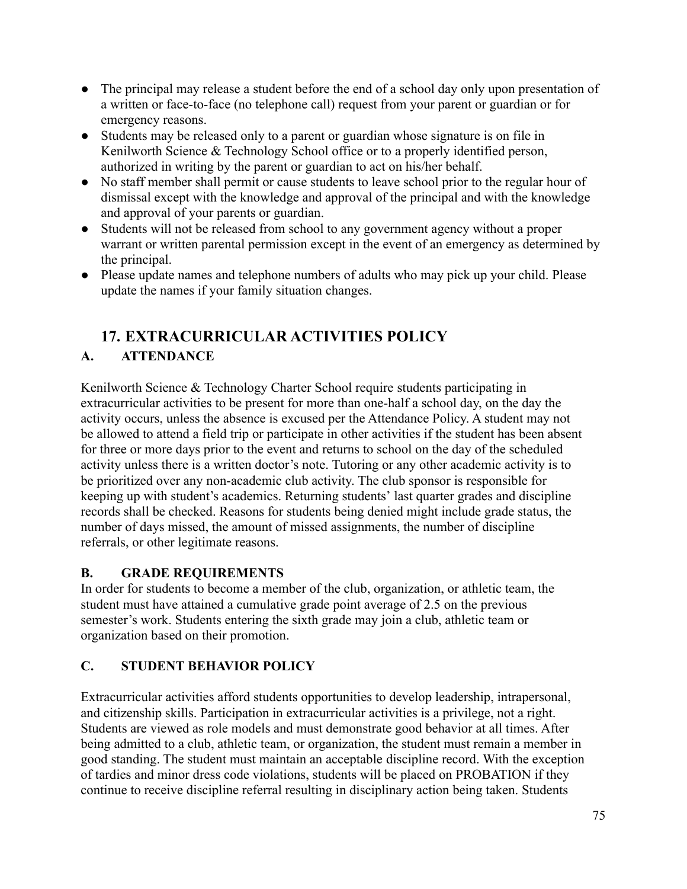- The principal may release a student before the end of a school day only upon presentation of a written or face-to-face (no telephone call) request from your parent or guardian or for emergency reasons.
- Students may be released only to a parent or guardian whose signature is on file in Kenilworth Science & Technology School office or to a properly identified person, authorized in writing by the parent or guardian to act on his/her behalf.
- No staff member shall permit or cause students to leave school prior to the regular hour of dismissal except with the knowledge and approval of the principal and with the knowledge and approval of your parents or guardian.
- Students will not be released from school to any government agency without a proper warrant or written parental permission except in the event of an emergency as determined by the principal.
- Please update names and telephone numbers of adults who may pick up your child. Please update the names if your family situation changes.

## 17. EXTRACURRICULAR ACTIVITIES POLICY

### A. ATTENDANCE

Kenilworth Science & Technology Charter School require students participating in extracurricular activities to be present for more than one-half a school day, on the day the activity occurs, unless the absence is excused per the Attendance Policy. A student may not be allowed to attend a field trip or participate in other activities if the student has been absent for three or more days prior to the event and returns to school on the day of the scheduled activity unless there is a written doctor's note. Tutoring or any other academic activity is to be prioritized over any non-academic club activity. The club sponsor is responsible for keeping up with student's academics. Returning students' last quarter grades and discipline records shall be checked. Reasons for students being denied might include grade status, the number of days missed, the amount of missed assignments, the number of discipline referrals, or other legitimate reasons.

### B. GRADE REQUIREMENTS

In order for students to become a member of the club, organization, or athletic team, the student must have attained a cumulative grade point average of 2.5 on the previous semester's work. Students entering the sixth grade may join a club, athletic team or organization based on their promotion.

### C. STUDENT BEHAVIOR POLICY

Extracurricular activities afford students opportunities to develop leadership, intrapersonal, and citizenship skills. Participation in extracurricular activities is a privilege, not a right. Students are viewed as role models and must demonstrate good behavior at all times. After being admitted to a club, athletic team, or organization, the student must remain a member in good standing. The student must maintain an acceptable discipline record. With the exception of tardies and minor dress code violations, students will be placed on PROBATION if they continue to receive discipline referral resulting in disciplinary action being taken. Students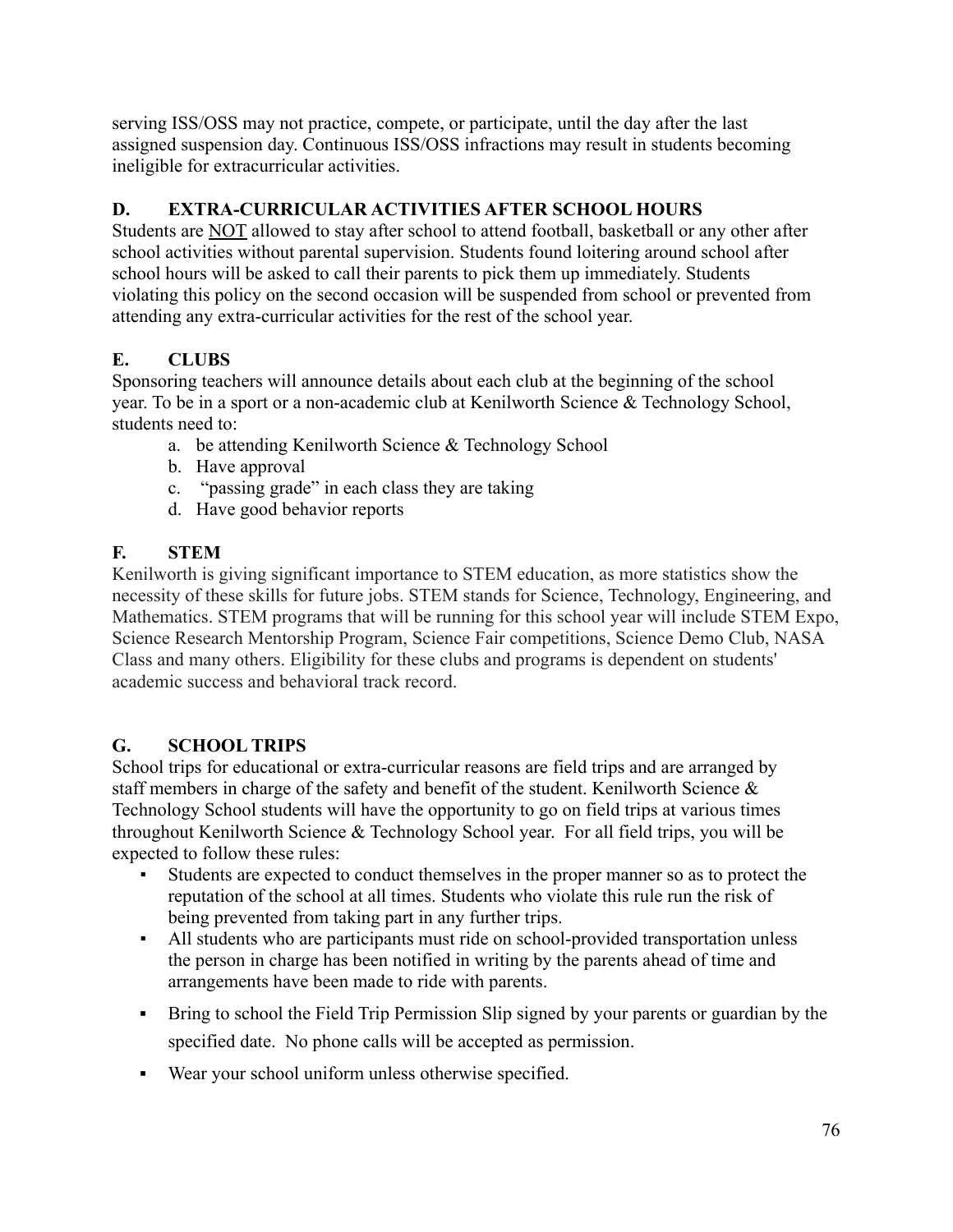serving ISS/OSS may not practice, compete, or participate, until the day after the last assigned suspension day. Continuous ISS/OSS infractions may result in students becoming ineligible for extracurricular activities.

### D. EXTRA-CURRICULAR ACTIVITIES AFTER SCHOOL HOURS

Students are NOT allowed to stay after school to attend football, basketball or any other after school activities without parental supervision. Students found loitering around school after school hours will be asked to call their parents to pick them up immediately. Students violating this policy on the second occasion will be suspended from school or prevented from attending any extra-curricular activities for the rest of the school year.

### E. CLUBS

Sponsoring teachers will announce details about each club at the beginning of the school year. To be in a sport or a non-academic club at Kenilworth Science & Technology School, students need to:

a. be attending Kenilworth Science & Technology School
b. Have approval
c. "passing grade" in each class they are taking
d. Have good behavior reports

### F. STEM

Kenilworth is giving significant importance to STEM education, as more statistics show the necessity of these skills for future jobs. STEM stands for Science, Technology, Engineering, and Mathematics. STEM programs that will be running for this school year will include STEM Expo, Science Research Mentorship Program, Science Fair competitions, Science Demo Club, NASA Class and many others. Eligibility for these clubs and programs is dependent on students' academic success and behavioral track record.

### G. SCHOOL TRIPS

School trips for educational or extra-curricular reasons are field trips and are arranged by staff members in charge of the safety and benefit of the student. Kenilworth Science & Technology School students will have the opportunity to go on field trips at various times throughout Kenilworth Science & Technology School year. For all field trips, you will be expected to follow these rules:

- Students are expected to conduct themselves in the proper manner so as to protect the reputation of the school at all times. Students who violate this rule run the risk of being prevented from taking part in any further trips.
- All students who are participants must ride on school-provided transportation unless the person in charge has been notified in writing by the parents ahead of time and arrangements have been made to ride with parents.
- Bring to school the Field Trip Permission Slip signed by your parents or guardian by the specified date. No phone calls will be accepted as permission.
- Wear your school uniform unless otherwise specified.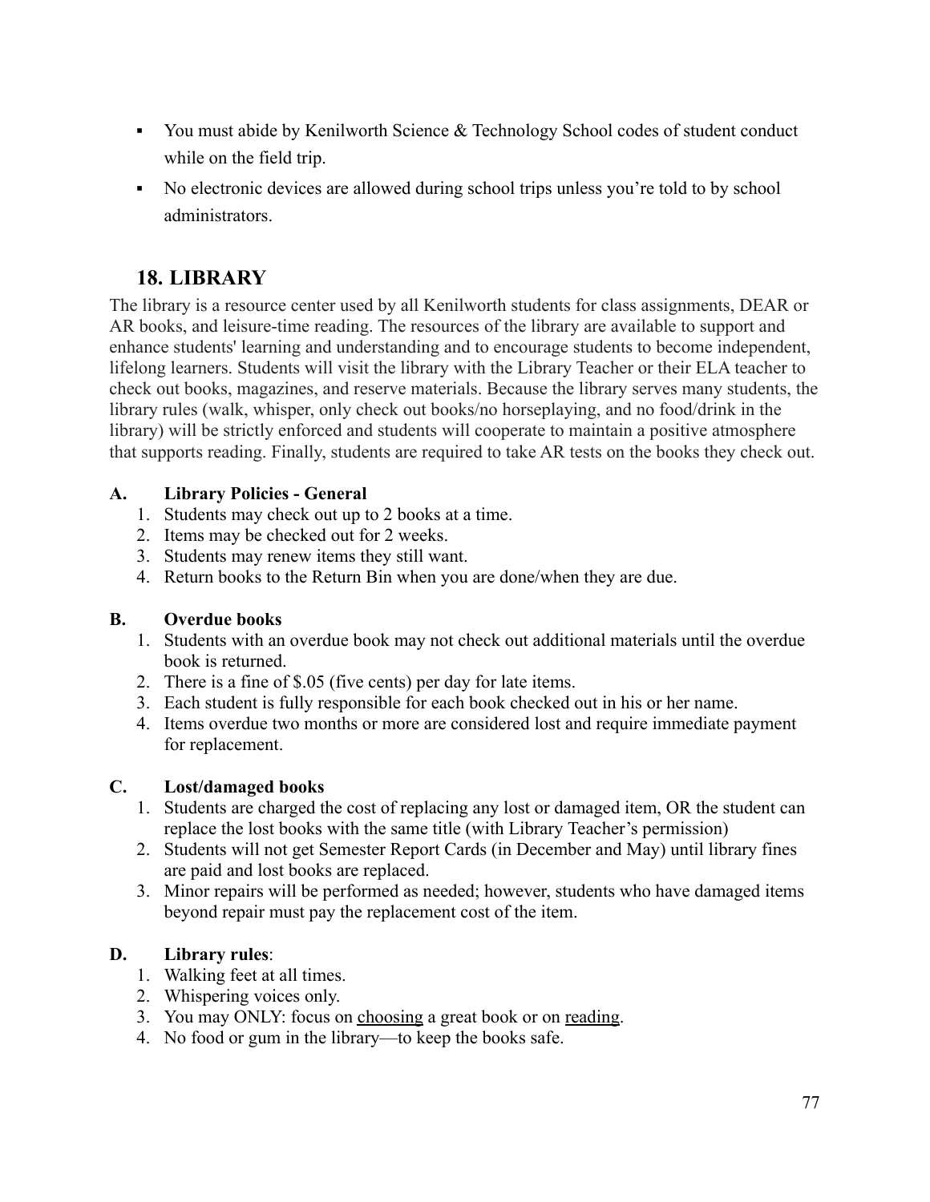- You must abide by Kenilworth Science & Technology School codes of student conduct while on the field trip.
- No electronic devices are allowed during school trips unless you're told to by school administrators.

## 18. LIBRARY

The library is a resource center used by all Kenilworth students for class assignments, DEAR or AR books, and leisure-time reading. The resources of the library are available to support and enhance students' learning and understanding and to encourage students to become independent, lifelong learners. Students will visit the library with the Library Teacher or their ELA teacher to check out books, magazines, and reserve materials. Because the library serves many students, the library rules (walk, whisper, only check out books/no horseplaying, and no food/drink in the library) will be strictly enforced and students will cooperate to maintain a positive atmosphere that supports reading. Finally, students are required to take AR tests on the books they check out.

**A. Library Policies - General**

1. Students may check out up to 2 books at a time.
2. Items may be checked out for 2 weeks.
3. Students may renew items they still want.
4. Return books to the Return Bin when you are done/when they are due.

**B. Overdue books**

1. Students with an overdue book may not check out additional materials until the overdue book is returned.
2. There is a fine of $.05 (five cents) per day for late items.
3. Each student is fully responsible for each book checked out in his or her name.
4. Items overdue two months or more are considered lost and require immediate payment for replacement.

**C. Lost/damaged books**

1. Students are charged the cost of replacing any lost or damaged item, OR the student can replace the lost books with the same title (with Library Teacher's permission)
2. Students will not get Semester Report Cards (in December and May) until library fines are paid and lost books are replaced.
3. Minor repairs will be performed as needed; however, students who have damaged items beyond repair must pay the replacement cost of the item.

**D. Library rules**:

1. Walking feet at all times.
2. Whispering voices only.
3. You may ONLY: focus on <u>choosing</u> a great book or on <u>reading</u>.
4. No food or gum in the library—to keep the books safe.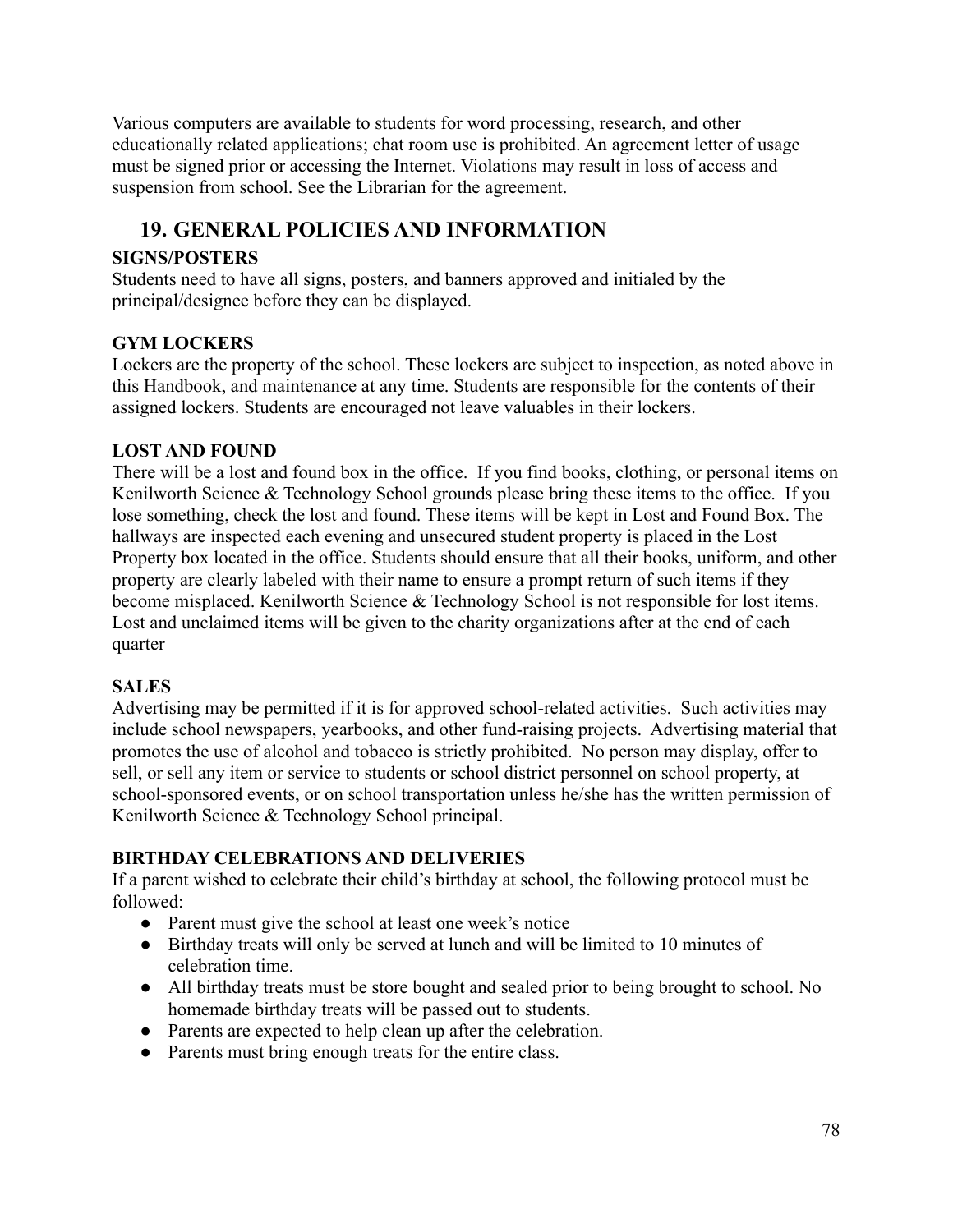Various computers are available to students for word processing, research, and other educationally related applications; chat room use is prohibited. An agreement letter of usage must be signed prior or accessing the Internet. Violations may result in loss of access and suspension from school. See the Librarian for the agreement.

## 19. GENERAL POLICIES AND INFORMATION

**SIGNS/POSTERS**

Students need to have all signs, posters, and banners approved and initialed by the principal/designee before they can be displayed.

**GYM LOCKERS**

Lockers are the property of the school. These lockers are subject to inspection, as noted above in this Handbook, and maintenance at any time. Students are responsible for the contents of their assigned lockers. Students are encouraged not leave valuables in their lockers.

**LOST AND FOUND**

There will be a lost and found box in the office. If you find books, clothing, or personal items on Kenilworth Science & Technology School grounds please bring these items to the office. If you lose something, check the lost and found. These items will be kept in Lost and Found Box. The hallways are inspected each evening and unsecured student property is placed in the Lost Property box located in the office. Students should ensure that all their books, uniform, and other property are clearly labeled with their name to ensure a prompt return of such items if they become misplaced. Kenilworth Science & Technology School is not responsible for lost items. Lost and unclaimed items will be given to the charity organizations after at the end of each quarter

**SALES**

Advertising may be permitted if it is for approved school-related activities. Such activities may include school newspapers, yearbooks, and other fund-raising projects. Advertising material that promotes the use of alcohol and tobacco is strictly prohibited. No person may display, offer to sell, or sell any item or service to students or school district personnel on school property, at school-sponsored events, or on school transportation unless he/she has the written permission of Kenilworth Science & Technology School principal.

**BIRTHDAY CELEBRATIONS AND DELIVERIES**

If a parent wished to celebrate their child's birthday at school, the following protocol must be followed:

- Parent must give the school at least one week's notice
- Birthday treats will only be served at lunch and will be limited to 10 minutes of celebration time.
- All birthday treats must be store bought and sealed prior to being brought to school. No homemade birthday treats will be passed out to students.
- Parents are expected to help clean up after the celebration.
- Parents must bring enough treats for the entire class.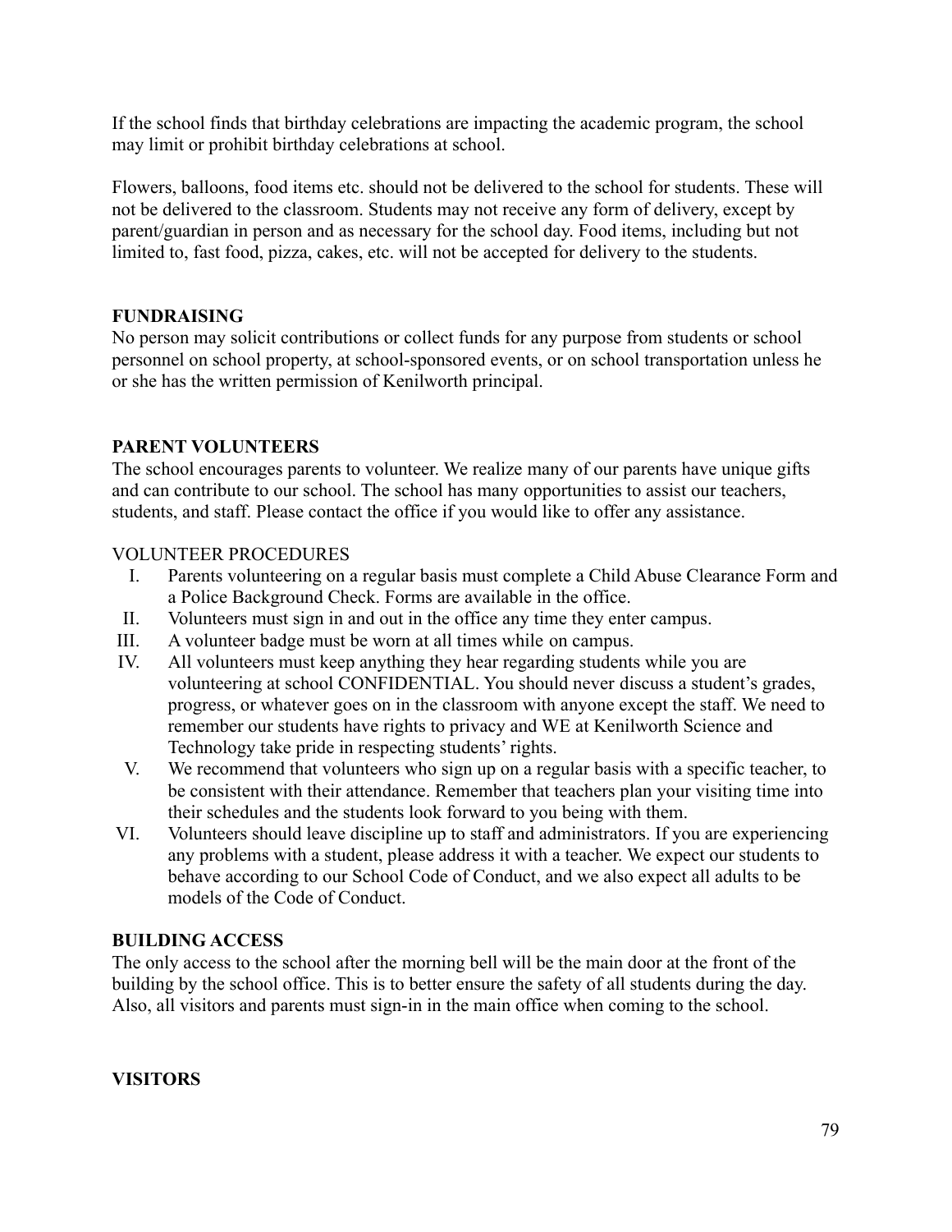If the school finds that birthday celebrations are impacting the academic program, the school may limit or prohibit birthday celebrations at school.

Flowers, balloons, food items etc. should not be delivered to the school for students. These will not be delivered to the classroom. Students may not receive any form of delivery, except by parent/guardian in person and as necessary for the school day. Food items, including but not limited to, fast food, pizza, cakes, etc. will not be accepted for delivery to the students.

## FUNDRAISING

No person may solicit contributions or collect funds for any purpose from students or school personnel on school property, at school-sponsored events, or on school transportation unless he or she has the written permission of Kenilworth principal.

## PARENT VOLUNTEERS

The school encourages parents to volunteer. We realize many of our parents have unique gifts and can contribute to our school. The school has many opportunities to assist our teachers, students, and staff. Please contact the office if you would like to offer any assistance.

VOLUNTEER PROCEDURES

I. Parents volunteering on a regular basis must complete a Child Abuse Clearance Form and a Police Background Check. Forms are available in the office.

II. Volunteers must sign in and out in the office any time they enter campus.

III. A volunteer badge must be worn at all times while on campus.

IV. All volunteers must keep anything they hear regarding students while you are volunteering at school CONFIDENTIAL. You should never discuss a student's grades, progress, or whatever goes on in the classroom with anyone except the staff. We need to remember our students have rights to privacy and WE at Kenilworth Science and Technology take pride in respecting students' rights.

V. We recommend that volunteers who sign up on a regular basis with a specific teacher, to be consistent with their attendance. Remember that teachers plan your visiting time into their schedules and the students look forward to you being with them.

VI. Volunteers should leave discipline up to staff and administrators. If you are experiencing any problems with a student, please address it with a teacher. We expect our students to behave according to our School Code of Conduct, and we also expect all adults to be models of the Code of Conduct.

## BUILDING ACCESS

The only access to the school after the morning bell will be the main door at the front of the building by the school office. This is to better ensure the safety of all students during the day. Also, all visitors and parents must sign-in in the main office when coming to the school.

## VISITORS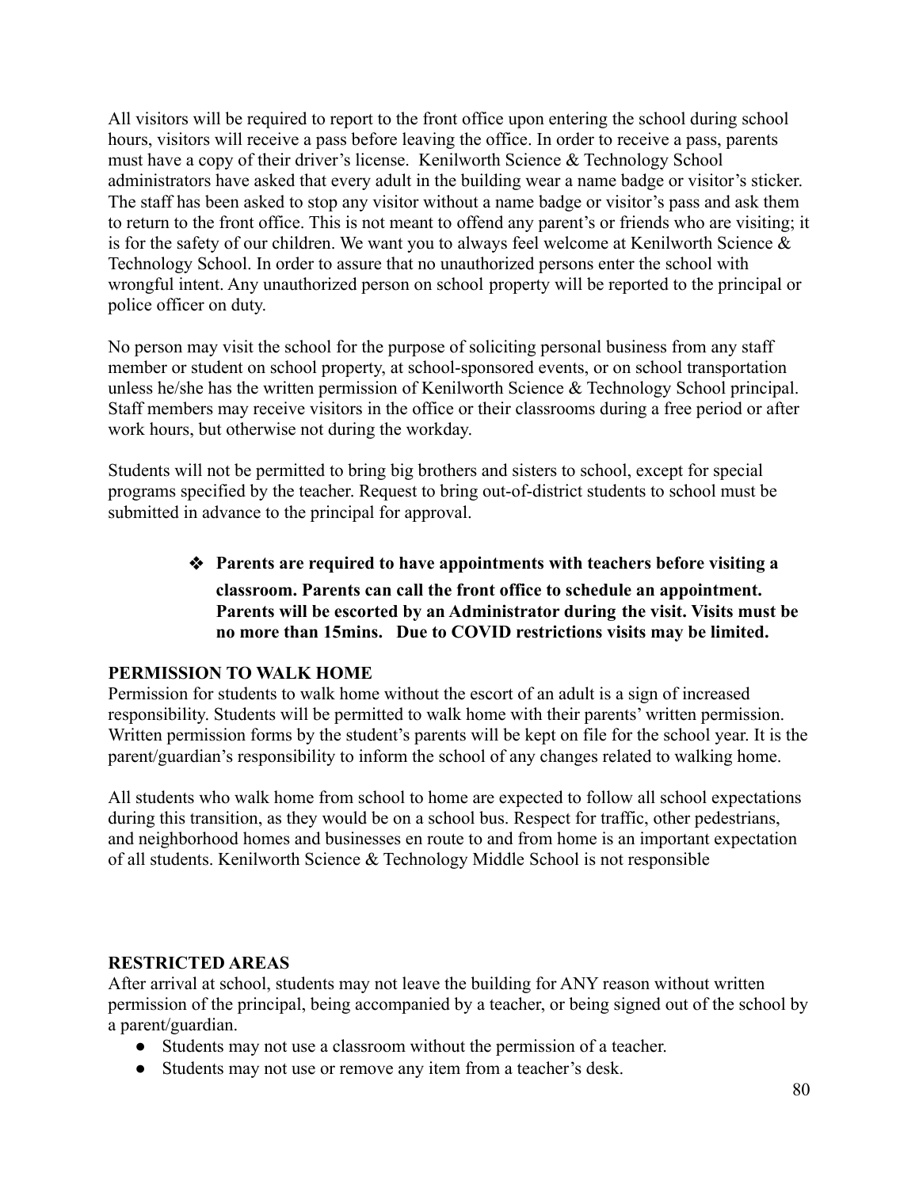All visitors will be required to report to the front office upon entering the school during school hours, visitors will receive a pass before leaving the office. In order to receive a pass, parents must have a copy of their driver's license. Kenilworth Science & Technology School administrators have asked that every adult in the building wear a name badge or visitor's sticker. The staff has been asked to stop any visitor without a name badge or visitor's pass and ask them to return to the front office. This is not meant to offend any parent's or friends who are visiting; it is for the safety of our children. We want you to always feel welcome at Kenilworth Science & Technology School. In order to assure that no unauthorized persons enter the school with wrongful intent. Any unauthorized person on school property will be reported to the principal or police officer on duty.

No person may visit the school for the purpose of soliciting personal business from any staff member or student on school property, at school-sponsored events, or on school transportation unless he/she has the written permission of Kenilworth Science & Technology School principal. Staff members may receive visitors in the office or their classrooms during a free period or after work hours, but otherwise not during the workday.

Students will not be permitted to bring big brothers and sisters to school, except for special programs specified by the teacher. Request to bring out-of-district students to school must be submitted in advance to the principal for approval.

- **Parents are required to have appointments with teachers before visiting a classroom. Parents can call the front office to schedule an appointment. Parents will be escorted by an Administrator during the visit. Visits must be no more than 15mins. Due to COVID restrictions visits may be limited.**

**PERMISSION TO WALK HOME**

Permission for students to walk home without the escort of an adult is a sign of increased responsibility. Students will be permitted to walk home with their parents' written permission. Written permission forms by the student's parents will be kept on file for the school year. It is the parent/guardian's responsibility to inform the school of any changes related to walking home.

All students who walk home from school to home are expected to follow all school expectations during this transition, as they would be on a school bus. Respect for traffic, other pedestrians, and neighborhood homes and businesses en route to and from home is an important expectation of all students. Kenilworth Science & Technology Middle School is not responsible

**RESTRICTED AREAS**

After arrival at school, students may not leave the building for ANY reason without written permission of the principal, being accompanied by a teacher, or being signed out of the school by a parent/guardian.

- Students may not use a classroom without the permission of a teacher.
- Students may not use or remove any item from a teacher's desk.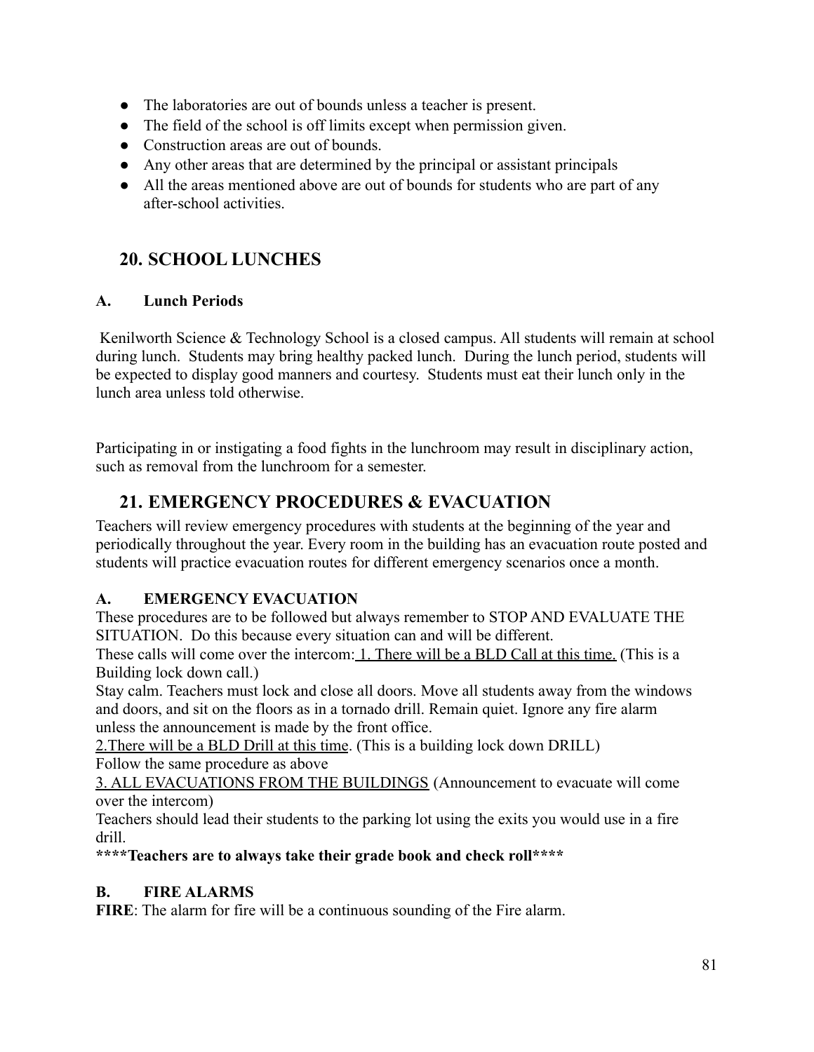- The laboratories are out of bounds unless a teacher is present.
- The field of the school is off limits except when permission given.
- Construction areas are out of bounds.
- Any other areas that are determined by the principal or assistant principals
- All the areas mentioned above are out of bounds for students who are part of any after-school activities.

## 20. SCHOOL LUNCHES

### A. Lunch Periods

Kenilworth Science & Technology School is a closed campus. All students will remain at school during lunch. Students may bring healthy packed lunch. During the lunch period, students will be expected to display good manners and courtesy. Students must eat their lunch only in the lunch area unless told otherwise.

Participating in or instigating a food fights in the lunchroom may result in disciplinary action, such as removal from the lunchroom for a semester.

## 21. EMERGENCY PROCEDURES & EVACUATION

Teachers will review emergency procedures with students at the beginning of the year and periodically throughout the year. Every room in the building has an evacuation route posted and students will practice evacuation routes for different emergency scenarios once a month.

### A. EMERGENCY EVACUATION

These procedures are to be followed but always remember to STOP AND EVALUATE THE SITUATION. Do this because every situation can and will be different.

These calls will come over the intercom: <u>1. There will be a BLD Call at this time.</u> (This is a Building lock down call.)

Stay calm. Teachers must lock and close all doors. Move all students away from the windows and doors, and sit on the floors as in a tornado drill. Remain quiet. Ignore any fire alarm unless the announcement is made by the front office.

<u>2.There will be a BLD Drill at this time</u>. (This is a building lock down DRILL)

Follow the same procedure as above

<u>3. ALL EVACUATIONS FROM THE BUILDINGS</u> (Announcement to evacuate will come over the intercom)

Teachers should lead their students to the parking lot using the exits you would use in a fire drill.

**\*\*\*\*Teachers are to always take their grade book and check roll\*\*\*\***

### B. FIRE ALARMS

**FIRE**: The alarm for fire will be a continuous sounding of the Fire alarm.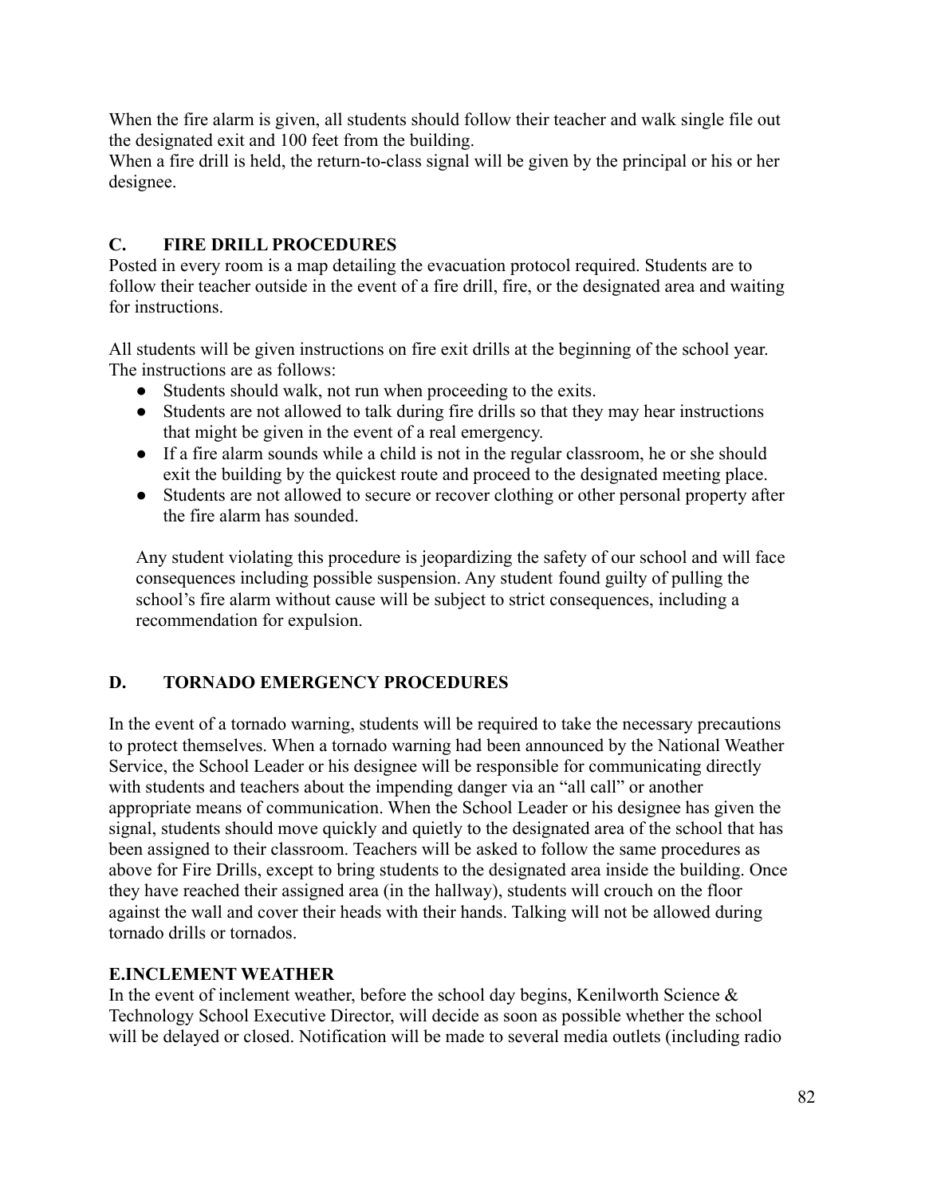When the fire alarm is given, all students should follow their teacher and walk single file out the designated exit and 100 feet from the building.
When a fire drill is held, the return-to-class signal will be given by the principal or his or her designee.

## C. FIRE DRILL PROCEDURES

Posted in every room is a map detailing the evacuation protocol required. Students are to follow their teacher outside in the event of a fire drill, fire, or the designated area and waiting for instructions.

All students will be given instructions on fire exit drills at the beginning of the school year. The instructions are as follows:

- Students should walk, not run when proceeding to the exits.
- Students are not allowed to talk during fire drills so that they may hear instructions that might be given in the event of a real emergency.
- If a fire alarm sounds while a child is not in the regular classroom, he or she should exit the building by the quickest route and proceed to the designated meeting place.
- Students are not allowed to secure or recover clothing or other personal property after the fire alarm has sounded.

Any student violating this procedure is jeopardizing the safety of our school and will face consequences including possible suspension. Any student found guilty of pulling the school's fire alarm without cause will be subject to strict consequences, including a recommendation for expulsion.

## D. TORNADO EMERGENCY PROCEDURES

In the event of a tornado warning, students will be required to take the necessary precautions to protect themselves. When a tornado warning had been announced by the National Weather Service, the School Leader or his designee will be responsible for communicating directly with students and teachers about the impending danger via an "all call" or another appropriate means of communication. When the School Leader or his designee has given the signal, students should move quickly and quietly to the designated area of the school that has been assigned to their classroom. Teachers will be asked to follow the same procedures as above for Fire Drills, except to bring students to the designated area inside the building. Once they have reached their assigned area (in the hallway), students will crouch on the floor against the wall and cover their heads with their hands. Talking will not be allowed during tornado drills or tornados.

## E.INCLEMENT WEATHER

In the event of inclement weather, before the school day begins, Kenilworth Science & Technology School Executive Director, will decide as soon as possible whether the school will be delayed or closed. Notification will be made to several media outlets (including radio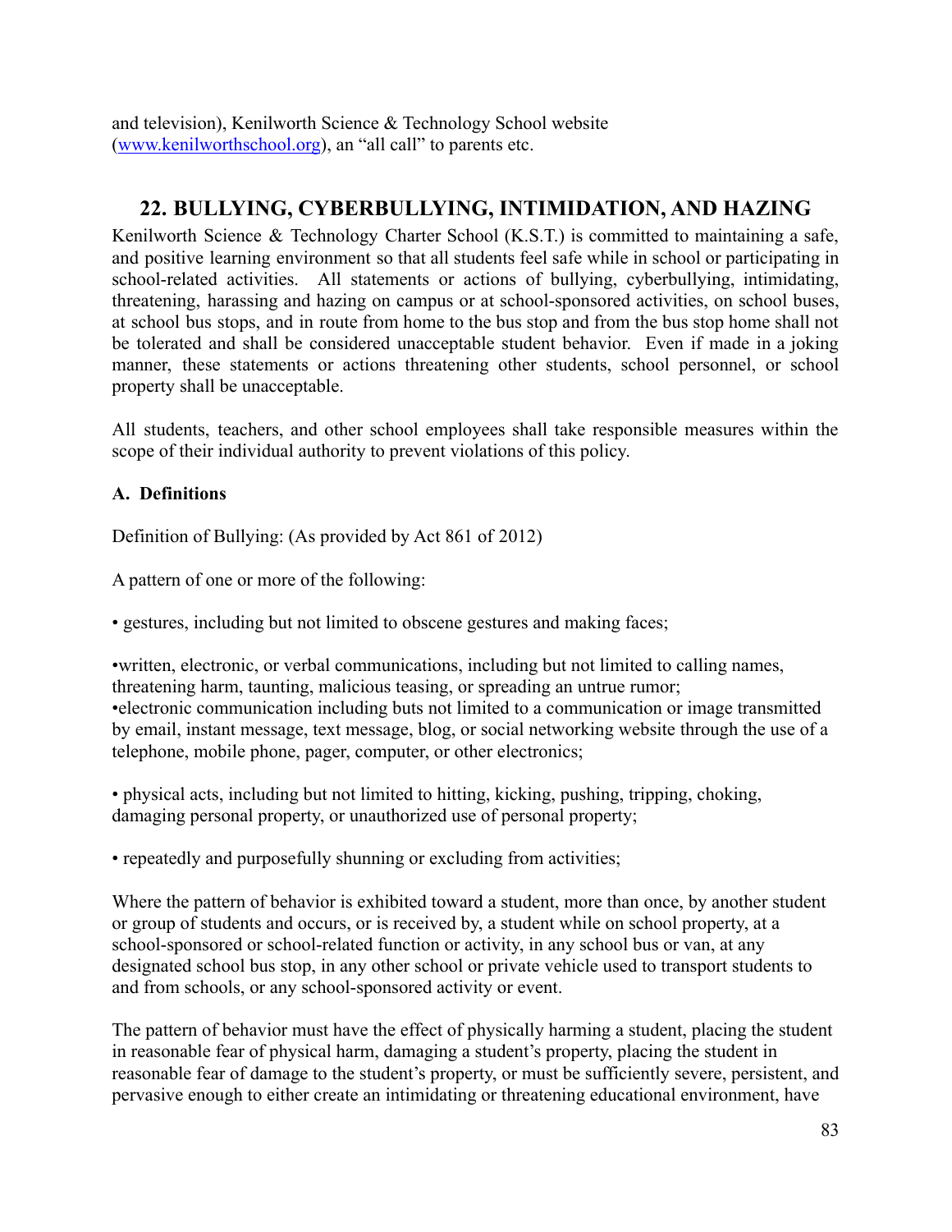and television), Kenilworth Science & Technology School website ([www.kenilworthschool.org](http://www.kenilworthschool.org)), an "all call" to parents etc.

## 22. BULLYING, CYBERBULLYING, INTIMIDATION, AND HAZING

Kenilworth Science & Technology Charter School (K.S.T.) is committed to maintaining a safe, and positive learning environment so that all students feel safe while in school or participating in school-related activities. All statements or actions of bullying, cyberbullying, intimidating, threatening, harassing and hazing on campus or at school-sponsored activities, on school buses, at school bus stops, and in route from home to the bus stop and from the bus stop home shall not be tolerated and shall be considered unacceptable student behavior. Even if made in a joking manner, these statements or actions threatening other students, school personnel, or school property shall be unacceptable.

All students, teachers, and other school employees shall take responsible measures within the scope of their individual authority to prevent violations of this policy.

**A. Definitions**

Definition of Bullying: (As provided by Act 861 of 2012)

A pattern of one or more of the following:

• gestures, including but not limited to obscene gestures and making faces;

•written, electronic, or verbal communications, including but not limited to calling names, threatening harm, taunting, malicious teasing, or spreading an untrue rumor;
•electronic communication including buts not limited to a communication or image transmitted by email, instant message, text message, blog, or social networking website through the use of a telephone, mobile phone, pager, computer, or other electronics;

• physical acts, including but not limited to hitting, kicking, pushing, tripping, choking, damaging personal property, or unauthorized use of personal property;

• repeatedly and purposefully shunning or excluding from activities;

Where the pattern of behavior is exhibited toward a student, more than once, by another student or group of students and occurs, or is received by, a student while on school property, at a school-sponsored or school-related function or activity, in any school bus or van, at any designated school bus stop, in any other school or private vehicle used to transport students to and from schools, or any school-sponsored activity or event.

The pattern of behavior must have the effect of physically harming a student, placing the student in reasonable fear of physical harm, damaging a student's property, placing the student in reasonable fear of damage to the student's property, or must be sufficiently severe, persistent, and pervasive enough to either create an intimidating or threatening educational environment, have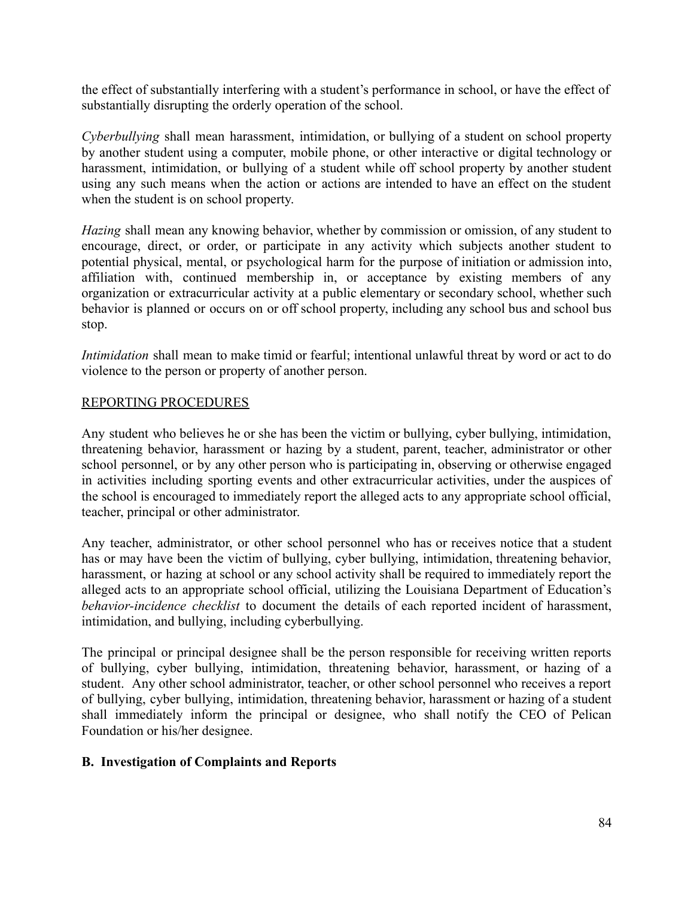the effect of substantially interfering with a student's performance in school, or have the effect of substantially disrupting the orderly operation of the school.

*Cyberbullying* shall mean harassment, intimidation, or bullying of a student on school property by another student using a computer, mobile phone, or other interactive or digital technology or harassment, intimidation, or bullying of a student while off school property by another student using any such means when the action or actions are intended to have an effect on the student when the student is on school property.

*Hazing* shall mean any knowing behavior, whether by commission or omission, of any student to encourage, direct, or order, or participate in any activity which subjects another student to potential physical, mental, or psychological harm for the purpose of initiation or admission into, affiliation with, continued membership in, or acceptance by existing members of any organization or extracurricular activity at a public elementary or secondary school, whether such behavior is planned or occurs on or off school property, including any school bus and school bus stop.

*Intimidation* shall mean to make timid or fearful; intentional unlawful threat by word or act to do violence to the person or property of another person.

<u>REPORTING PROCEDURES</u>

Any student who believes he or she has been the victim or bullying, cyber bullying, intimidation, threatening behavior, harassment or hazing by a student, parent, teacher, administrator or other school personnel, or by any other person who is participating in, observing or otherwise engaged in activities including sporting events and other extracurricular activities, under the auspices of the school is encouraged to immediately report the alleged acts to any appropriate school official, teacher, principal or other administrator.

Any teacher, administrator, or other school personnel who has or receives notice that a student has or may have been the victim of bullying, cyber bullying, intimidation, threatening behavior, harassment, or hazing at school or any school activity shall be required to immediately report the alleged acts to an appropriate school official, utilizing the Louisiana Department of Education's *behavior-incidence checklist* to document the details of each reported incident of harassment, intimidation, and bullying, including cyberbullying.

The principal or principal designee shall be the person responsible for receiving written reports of bullying, cyber bullying, intimidation, threatening behavior, harassment, or hazing of a student. Any other school administrator, teacher, or other school personnel who receives a report of bullying, cyber bullying, intimidation, threatening behavior, harassment or hazing of a student shall immediately inform the principal or designee, who shall notify the CEO of Pelican Foundation or his/her designee.

**B. Investigation of Complaints and Reports**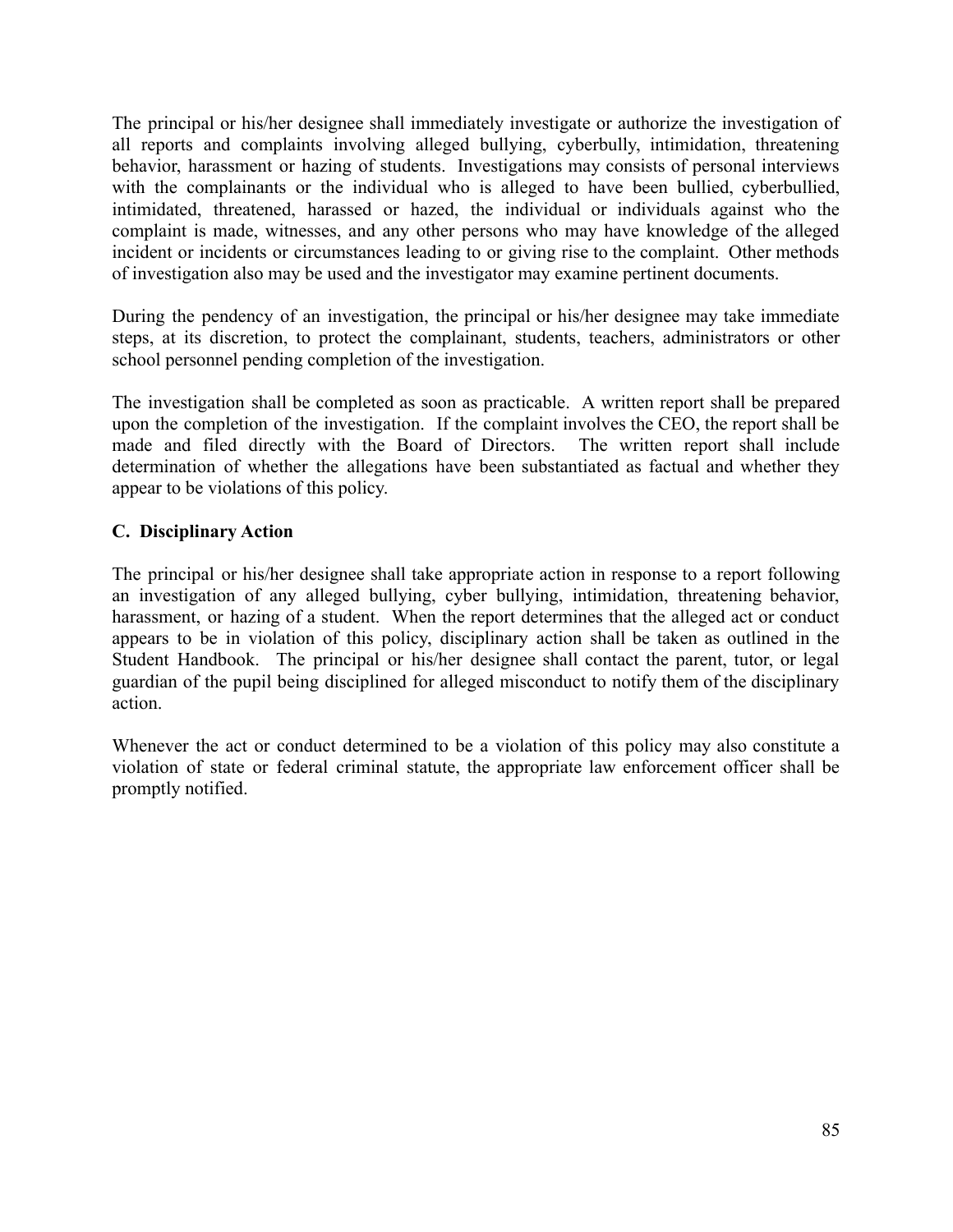The principal or his/her designee shall immediately investigate or authorize the investigation of all reports and complaints involving alleged bullying, cyberbully, intimidation, threatening behavior, harassment or hazing of students. Investigations may consists of personal interviews with the complainants or the individual who is alleged to have been bullied, cyberbullied, intimidated, threatened, harassed or hazed, the individual or individuals against who the complaint is made, witnesses, and any other persons who may have knowledge of the alleged incident or incidents or circumstances leading to or giving rise to the complaint. Other methods of investigation also may be used and the investigator may examine pertinent documents.

During the pendency of an investigation, the principal or his/her designee may take immediate steps, at its discretion, to protect the complainant, students, teachers, administrators or other school personnel pending completion of the investigation.

The investigation shall be completed as soon as practicable. A written report shall be prepared upon the completion of the investigation. If the complaint involves the CEO, the report shall be made and filed directly with the Board of Directors. The written report shall include determination of whether the allegations have been substantiated as factual and whether they appear to be violations of this policy.

**C. Disciplinary Action**

The principal or his/her designee shall take appropriate action in response to a report following an investigation of any alleged bullying, cyber bullying, intimidation, threatening behavior, harassment, or hazing of a student. When the report determines that the alleged act or conduct appears to be in violation of this policy, disciplinary action shall be taken as outlined in the Student Handbook. The principal or his/her designee shall contact the parent, tutor, or legal guardian of the pupil being disciplined for alleged misconduct to notify them of the disciplinary action.

Whenever the act or conduct determined to be a violation of this policy may also constitute a violation of state or federal criminal statute, the appropriate law enforcement officer shall be promptly notified.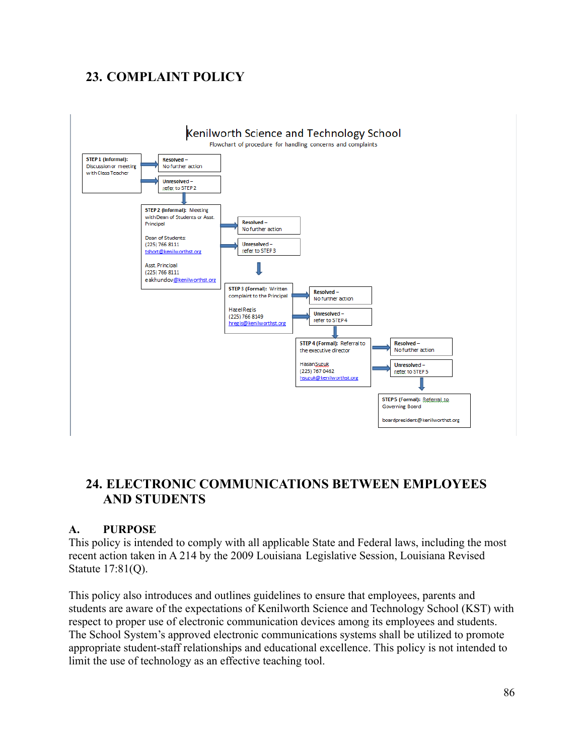## 23. COMPLAINT POLICY

**Kenilworth Science and Technology School**

Flowchart of procedure for handling concerns and complaints

**STEP 1 (Informal):** Discussion or meeting with Class Teacher

- **Resolved** – No further action
- **Unresolved** – refer to STEP 2

**STEP 2 (Informal):** Meeting with Dean of Students or Asst. Principal

Dean of Students
(225) 766 8111
tshort@kenilworthst.org

Asst. Principal
(225) 766 8111
eakhundov@kenilworthst.org

- **Resolved** – No further action
- **Unresolved** – refer to STEP 3

**STEP 3 (Formal):** Written complaint to the Principal

Hazel Regis
(225) 766 8149
hregis@kenilworthst.org

- **Resolved** – No further action
- **Unresolved** – refer to STEP 4

**STEP 4 (Formal):** Referral to the executive director

Hasan Suzuk
(225) 767 0462
hsuzuk@kenilworthst.org

- **Resolved** – No further action
- **Unresolved** – refer to STEP 5

**STEP 5 (Formal):** Referral to Governing Board

boardpresident@kenilworthst.org

## 24. ELECTRONIC COMMUNICATIONS BETWEEN EMPLOYEES AND STUDENTS

### A. PURPOSE

This policy is intended to comply with all applicable State and Federal laws, including the most recent action taken in A 214 by the 2009 Louisiana Legislative Session, Louisiana Revised Statute 17:81(Q).

This policy also introduces and outlines guidelines to ensure that employees, parents and students are aware of the expectations of Kenilworth Science and Technology School (KST) with respect to proper use of electronic communication devices among its employees and students. The School System's approved electronic communications systems shall be utilized to promote appropriate student-staff relationships and educational excellence. This policy is not intended to limit the use of technology as an effective teaching tool.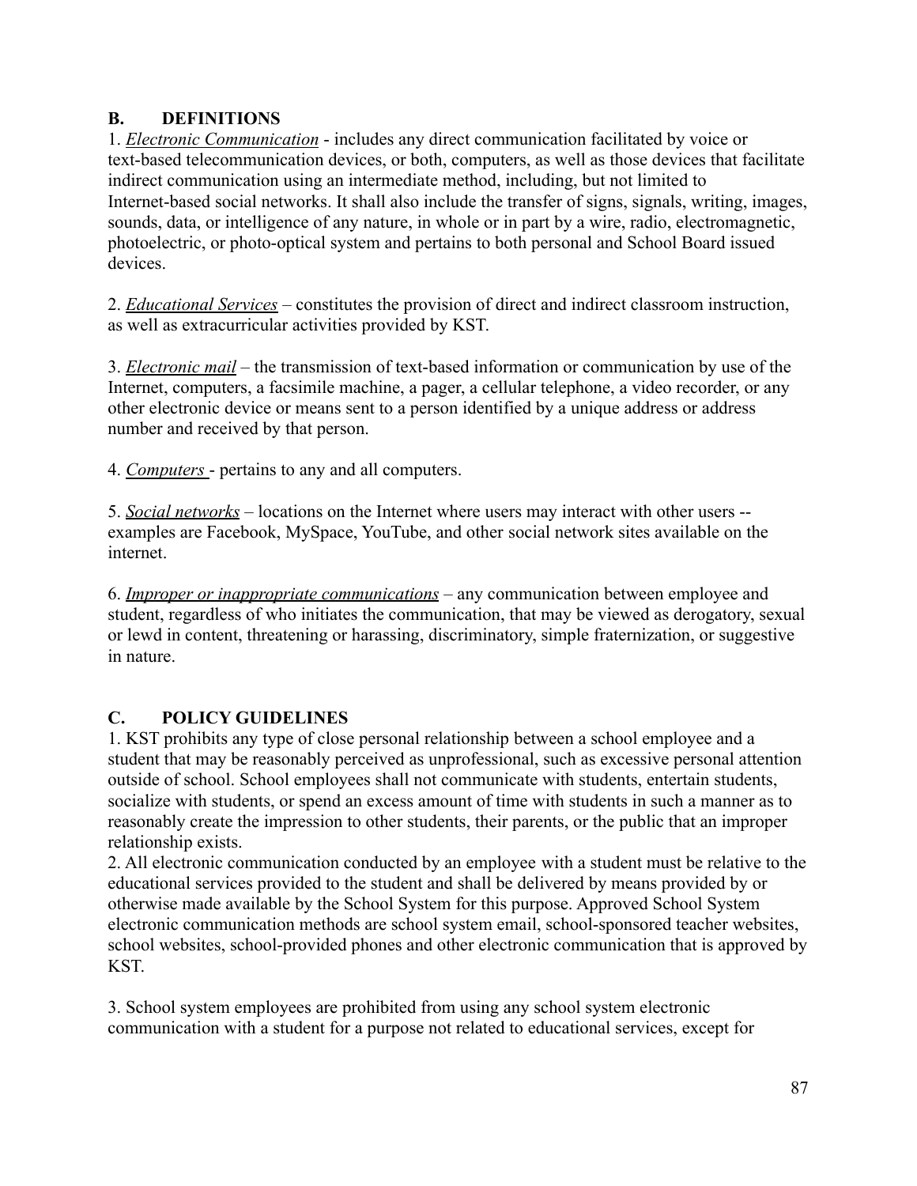## B. DEFINITIONS

1. *Electronic Communication* - includes any direct communication facilitated by voice or text-based telecommunication devices, or both, computers, as well as those devices that facilitate indirect communication using an intermediate method, including, but not limited to Internet-based social networks. It shall also include the transfer of signs, signals, writing, images, sounds, data, or intelligence of any nature, in whole or in part by a wire, radio, electromagnetic, photoelectric, or photo-optical system and pertains to both personal and School Board issued devices.

2. *Educational Services* – constitutes the provision of direct and indirect classroom instruction, as well as extracurricular activities provided by KST.

3. *Electronic mail* – the transmission of text-based information or communication by use of the Internet, computers, a facsimile machine, a pager, a cellular telephone, a video recorder, or any other electronic device or means sent to a person identified by a unique address or address number and received by that person.

4. *Computers* - pertains to any and all computers.

5. *Social networks* – locations on the Internet where users may interact with other users -- examples are Facebook, MySpace, YouTube, and other social network sites available on the internet.

6. *Improper or inappropriate communications* – any communication between employee and student, regardless of who initiates the communication, that may be viewed as derogatory, sexual or lewd in content, threatening or harassing, discriminatory, simple fraternization, or suggestive in nature.

## C. POLICY GUIDELINES

1. KST prohibits any type of close personal relationship between a school employee and a student that may be reasonably perceived as unprofessional, such as excessive personal attention outside of school. School employees shall not communicate with students, entertain students, socialize with students, or spend an excess amount of time with students in such a manner as to reasonably create the impression to other students, their parents, or the public that an improper relationship exists.
2. All electronic communication conducted by an employee with a student must be relative to the educational services provided to the student and shall be delivered by means provided by or otherwise made available by the School System for this purpose. Approved School System electronic communication methods are school system email, school-sponsored teacher websites, school websites, school-provided phones and other electronic communication that is approved by KST.

3. School system employees are prohibited from using any school system electronic communication with a student for a purpose not related to educational services, except for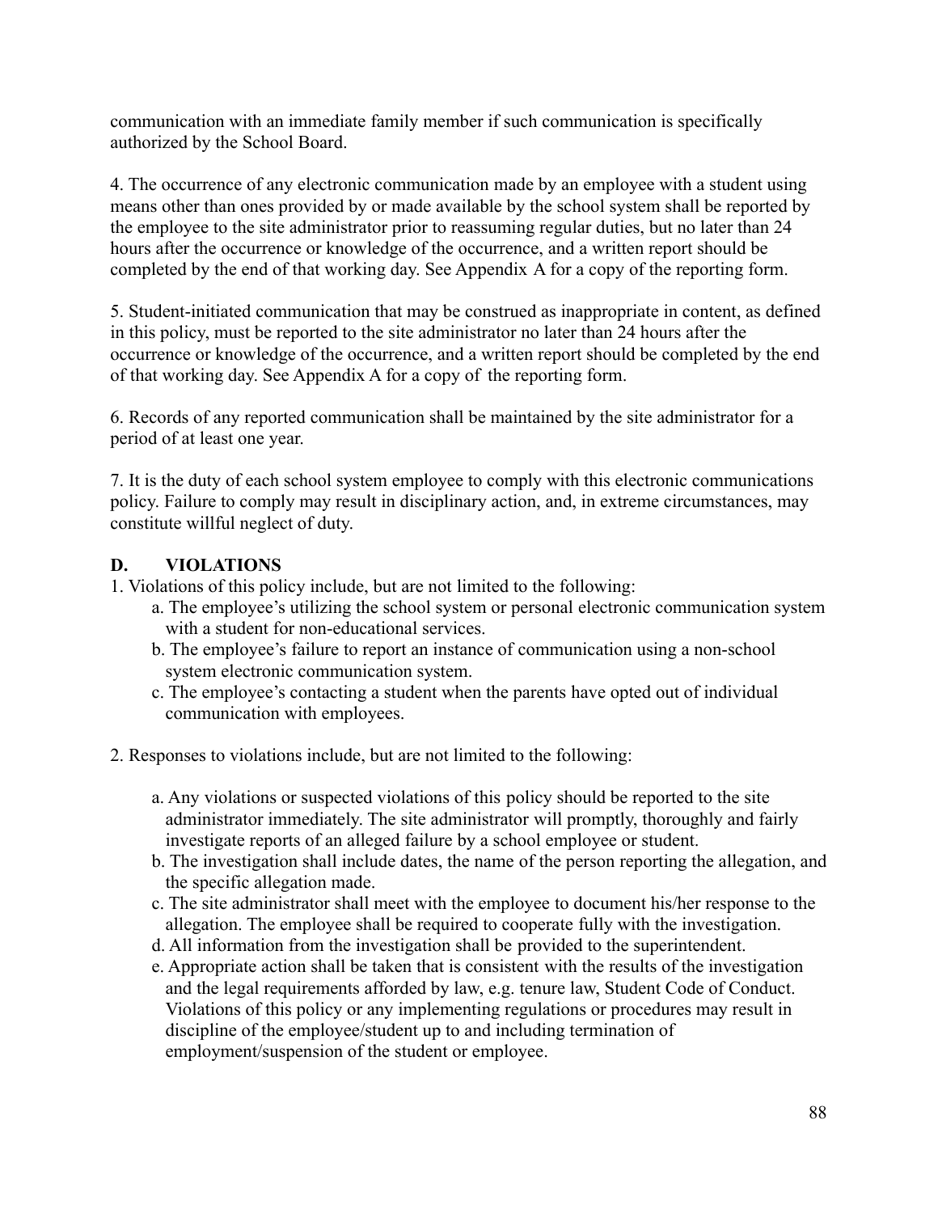communication with an immediate family member if such communication is specifically authorized by the School Board.

4. The occurrence of any electronic communication made by an employee with a student using means other than ones provided by or made available by the school system shall be reported by the employee to the site administrator prior to reassuming regular duties, but no later than 24 hours after the occurrence or knowledge of the occurrence, and a written report should be completed by the end of that working day. See Appendix A for a copy of the reporting form.

5. Student-initiated communication that may be construed as inappropriate in content, as defined in this policy, must be reported to the site administrator no later than 24 hours after the occurrence or knowledge of the occurrence, and a written report should be completed by the end of that working day. See Appendix A for a copy of the reporting form.

6. Records of any reported communication shall be maintained by the site administrator for a period of at least one year.

7. It is the duty of each school system employee to comply with this electronic communications policy. Failure to comply may result in disciplinary action, and, in extreme circumstances, may constitute willful neglect of duty.

## D. VIOLATIONS

1. Violations of this policy include, but are not limited to the following:
   - a. The employee's utilizing the school system or personal electronic communication system with a student for non-educational services.
   - b. The employee's failure to report an instance of communication using a non-school system electronic communication system.
   - c. The employee's contacting a student when the parents have opted out of individual communication with employees.

2. Responses to violations include, but are not limited to the following:
   - a. Any violations or suspected violations of this policy should be reported to the site administrator immediately. The site administrator will promptly, thoroughly and fairly investigate reports of an alleged failure by a school employee or student.
   - b. The investigation shall include dates, the name of the person reporting the allegation, and the specific allegation made.
   - c. The site administrator shall meet with the employee to document his/her response to the allegation. The employee shall be required to cooperate fully with the investigation.
   - d. All information from the investigation shall be provided to the superintendent.
   - e. Appropriate action shall be taken that is consistent with the results of the investigation and the legal requirements afforded by law, e.g. tenure law, Student Code of Conduct. Violations of this policy or any implementing regulations or procedures may result in discipline of the employee/student up to and including termination of employment/suspension of the student or employee.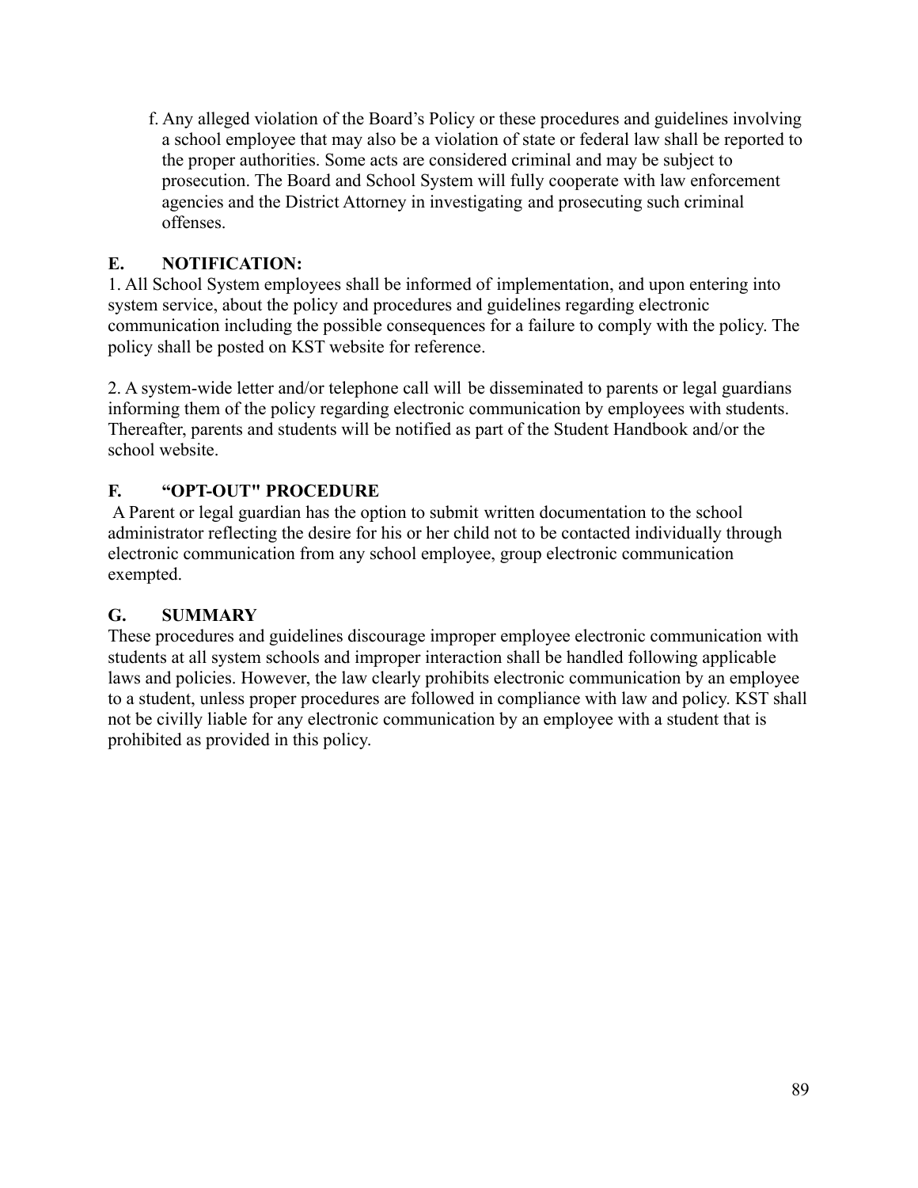f. Any alleged violation of the Board's Policy or these procedures and guidelines involving a school employee that may also be a violation of state or federal law shall be reported to the proper authorities. Some acts are considered criminal and may be subject to prosecution. The Board and School System will fully cooperate with law enforcement agencies and the District Attorney in investigating and prosecuting such criminal offenses.

### E. NOTIFICATION:

1. All School System employees shall be informed of implementation, and upon entering into system service, about the policy and procedures and guidelines regarding electronic communication including the possible consequences for a failure to comply with the policy. The policy shall be posted on KST website for reference.

2. A system-wide letter and/or telephone call will be disseminated to parents or legal guardians informing them of the policy regarding electronic communication by employees with students. Thereafter, parents and students will be notified as part of the Student Handbook and/or the school website.

### F. "OPT-OUT" PROCEDURE

A Parent or legal guardian has the option to submit written documentation to the school administrator reflecting the desire for his or her child not to be contacted individually through electronic communication from any school employee, group electronic communication exempted.

### G. SUMMARY

These procedures and guidelines discourage improper employee electronic communication with students at all system schools and improper interaction shall be handled following applicable laws and policies. However, the law clearly prohibits electronic communication by an employee to a student, unless proper procedures are followed in compliance with law and policy. KST shall not be civilly liable for any electronic communication by an employee with a student that is prohibited as provided in this policy.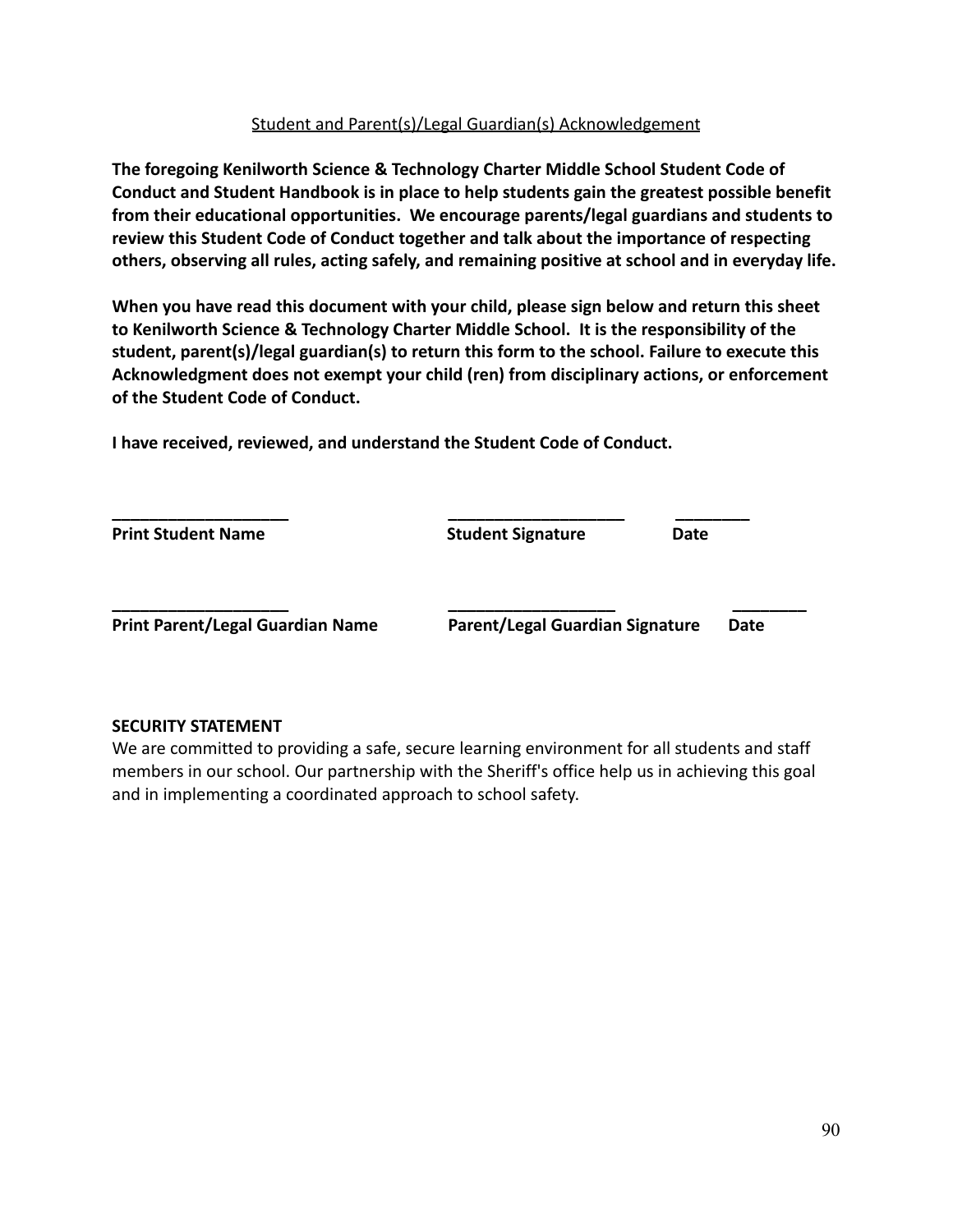Student and Parent(s)/Legal Guardian(s) Acknowledgement

**The foregoing Kenilworth Science & Technology Charter Middle School Student Code of Conduct and Student Handbook is in place to help students gain the greatest possible benefit from their educational opportunities. We encourage parents/legal guardians and students to review this Student Code of Conduct together and talk about the importance of respecting others, observing all rules, acting safely, and remaining positive at school and in everyday life.**

**When you have read this document with your child, please sign below and return this sheet to Kenilworth Science & Technology Charter Middle School. It is the responsibility of the student, parent(s)/legal guardian(s) to return this form to the school. Failure to execute this Acknowledgment does not exempt your child (ren) from disciplinary actions, or enforcement of the Student Code of Conduct.**

**I have received, reviewed, and understand the Student Code of Conduct.**

| | | |
|---|---|---|
| ___________________ | ___________________ | ________ |
| **Print Student Name** | **Student Signature** | **Date** |
| ___________________ | __________________ | ________ |
| **Print Parent/Legal Guardian Name** | **Parent/Legal Guardian Signature** | **Date** |

**SECURITY STATEMENT**

We are committed to providing a safe, secure learning environment for all students and staff members in our school. Our partnership with the Sheriff's office help us in achieving this goal and in implementing a coordinated approach to school safety.